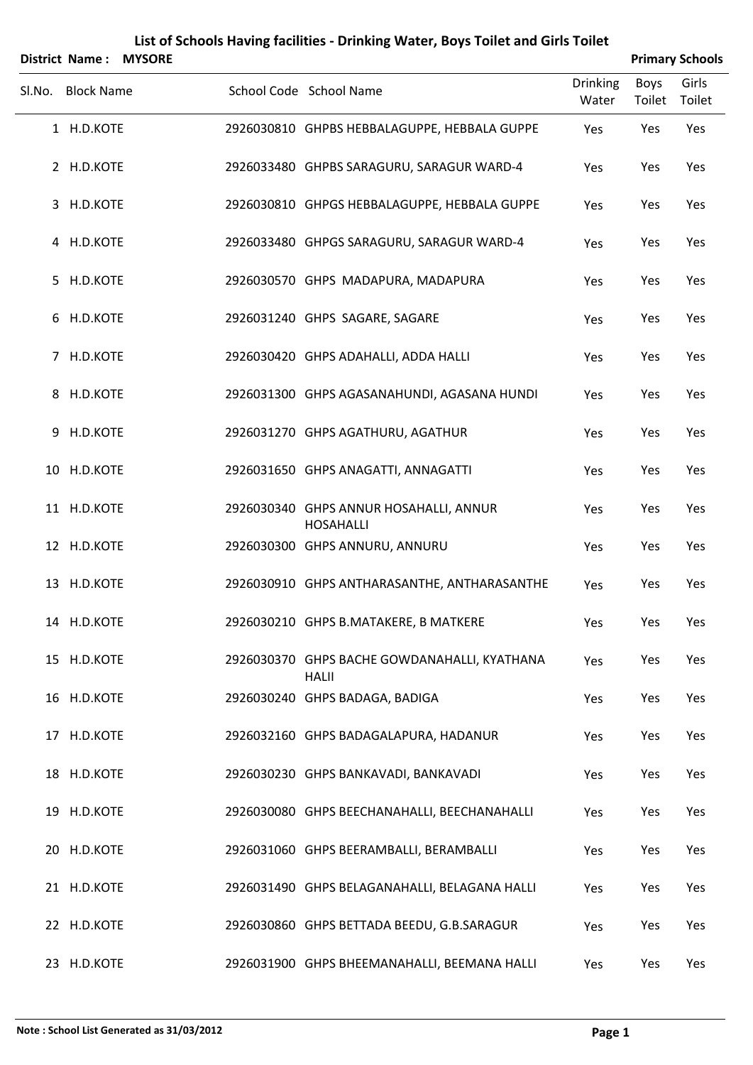# List of Schools Having facilities - Drinking Water, Boys Toilet and Girls Toilet

**District Name : MYSORE** **Primary Schools**

| Sl.No. | Block Name | School Code | School Name | Drinking Water | Boys Toilet | Girls Toilet |
|---|---|---|---|---|---|---|
| 1 | H.D.KOTE | 2926030810 | GHPBS HEBBALAGUPPE, HEBBALA GUPPE | Yes | Yes | Yes |
| 2 | H.D.KOTE | 2926033480 | GHPBS SARAGURU, SARAGUR WARD-4 | Yes | Yes | Yes |
| 3 | H.D.KOTE | 2926030810 | GHPGS HEBBALAGUPPE, HEBBALA GUPPE | Yes | Yes | Yes |
| 4 | H.D.KOTE | 2926033480 | GHPGS SARAGURU, SARAGUR WARD-4 | Yes | Yes | Yes |
| 5 | H.D.KOTE | 2926030570 | GHPS MADAPURA, MADAPURA | Yes | Yes | Yes |
| 6 | H.D.KOTE | 2926031240 | GHPS SAGARE, SAGARE | Yes | Yes | Yes |
| 7 | H.D.KOTE | 2926030420 | GHPS ADAHALLI, ADDA HALLI | Yes | Yes | Yes |
| 8 | H.D.KOTE | 2926031300 | GHPS AGASANAHUNDI, AGASANA HUNDI | Yes | Yes | Yes |
| 9 | H.D.KOTE | 2926031270 | GHPS AGATHURU, AGATHUR | Yes | Yes | Yes |
| 10 | H.D.KOTE | 2926031650 | GHPS ANAGATTI, ANNAGATTI | Yes | Yes | Yes |
| 11 | H.D.KOTE | 2926030340 | GHPS ANNUR HOSAHALLI, ANNUR HOSAHALLI | Yes | Yes | Yes |
| 12 | H.D.KOTE | 2926030300 | GHPS ANNURU, ANNURU | Yes | Yes | Yes |
| 13 | H.D.KOTE | 2926030910 | GHPS ANTHARASANTHE, ANTHARASANTHE | Yes | Yes | Yes |
| 14 | H.D.KOTE | 2926030210 | GHPS B.MATAKERE, B MATKERE | Yes | Yes | Yes |
| 15 | H.D.KOTE | 2926030370 | GHPS BACHE GOWDANAHALLI, KYATHANA HALII | Yes | Yes | Yes |
| 16 | H.D.KOTE | 2926030240 | GHPS BADAGA, BADIGA | Yes | Yes | Yes |
| 17 | H.D.KOTE | 2926032160 | GHPS BADAGALAPURA, HADANUR | Yes | Yes | Yes |
| 18 | H.D.KOTE | 2926030230 | GHPS BANKAVADI, BANKAVADI | Yes | Yes | Yes |
| 19 | H.D.KOTE | 2926030080 | GHPS BEECHANAHALLI, BEECHANAHALLI | Yes | Yes | Yes |
| 20 | H.D.KOTE | 2926031060 | GHPS BEERAMBALLI, BERAMBALLI | Yes | Yes | Yes |
| 21 | H.D.KOTE | 2926031490 | GHPS BELAGANAHALLI, BELAGANA HALLI | Yes | Yes | Yes |
| 22 | H.D.KOTE | 2926030860 | GHPS BETTADA BEEDU, G.B.SARAGUR | Yes | Yes | Yes |
| 23 | H.D.KOTE | 2926031900 | GHPS BHEEMANAHALLI, BEEMANA HALLI | Yes | Yes | Yes |

**Note : School List Generated as 31/03/2012**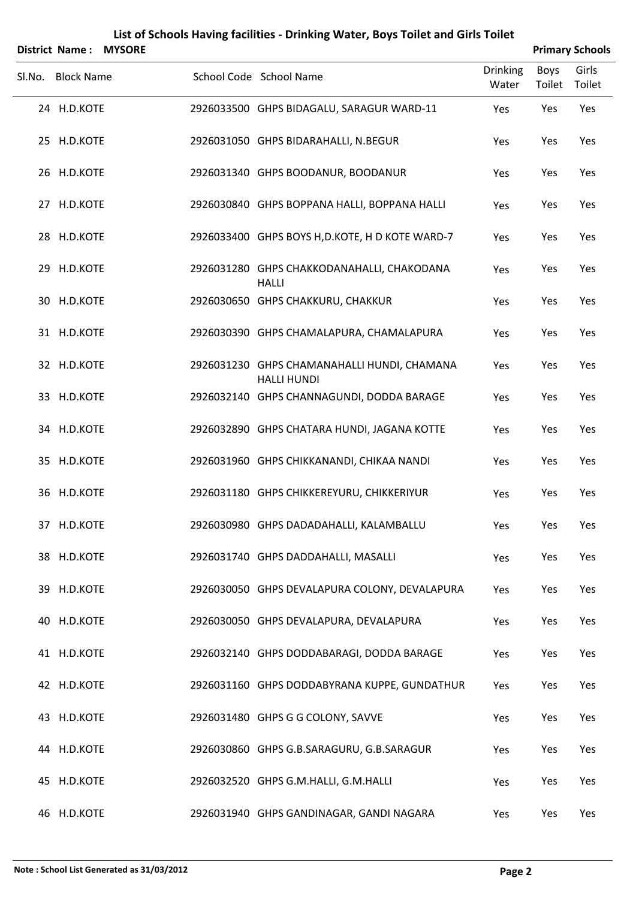## List of Schools Having facilities - Drinking Water, Boys Toilet and Girls Toilet

**District Name : MYSORE** **Primary Schools**

| Sl.No. | Block Name | School Code | School Name | Drinking Water | Boys Toilet | Girls Toilet |
|---|---|---|---|---|---|---|
| 24 | H.D.KOTE | 2926033500 | GHPS BIDAGALU, SARAGUR WARD-11 | Yes | Yes | Yes |
| 25 | H.D.KOTE | 2926031050 | GHPS BIDARAHALLI, N.BEGUR | Yes | Yes | Yes |
| 26 | H.D.KOTE | 2926031340 | GHPS BOODANUR, BOODANUR | Yes | Yes | Yes |
| 27 | H.D.KOTE | 2926030840 | GHPS BOPPANA HALLI, BOPPANA HALLI | Yes | Yes | Yes |
| 28 | H.D.KOTE | 2926033400 | GHPS BOYS H,D.KOTE, H D KOTE WARD-7 | Yes | Yes | Yes |
| 29 | H.D.KOTE | 2926031280 | GHPS CHAKKODANAHALLI, CHAKODANA HALLI | Yes | Yes | Yes |
| 30 | H.D.KOTE | 2926030650 | GHPS CHAKKURU, CHAKKUR | Yes | Yes | Yes |
| 31 | H.D.KOTE | 2926030390 | GHPS CHAMALAPURA, CHAMALAPURA | Yes | Yes | Yes |
| 32 | H.D.KOTE | 2926031230 | GHPS CHAMANAHALLI HUNDI, CHAMANA HALLI HUNDI | Yes | Yes | Yes |
| 33 | H.D.KOTE | 2926032140 | GHPS CHANNAGUNDI, DODDA BARAGE | Yes | Yes | Yes |
| 34 | H.D.KOTE | 2926032890 | GHPS CHATARA HUNDI, JAGANA KOTTE | Yes | Yes | Yes |
| 35 | H.D.KOTE | 2926031960 | GHPS CHIKKANANDI, CHIKAA NANDI | Yes | Yes | Yes |
| 36 | H.D.KOTE | 2926031180 | GHPS CHIKKEREYURU, CHIKKERIYUR | Yes | Yes | Yes |
| 37 | H.D.KOTE | 2926030980 | GHPS DADADAHALLI, KALAMBALLU | Yes | Yes | Yes |
| 38 | H.D.KOTE | 2926031740 | GHPS DADDAHALLI, MASALLI | Yes | Yes | Yes |
| 39 | H.D.KOTE | 2926030050 | GHPS DEVALAPURA COLONY, DEVALAPURA | Yes | Yes | Yes |
| 40 | H.D.KOTE | 2926030050 | GHPS DEVALAPURA, DEVALAPURA | Yes | Yes | Yes |
| 41 | H.D.KOTE | 2926032140 | GHPS DODDABARAGI, DODDA BARAGE | Yes | Yes | Yes |
| 42 | H.D.KOTE | 2926031160 | GHPS DODDABYRANA KUPPE, GUNDATHUR | Yes | Yes | Yes |
| 43 | H.D.KOTE | 2926031480 | GHPS G G COLONY, SAVVE | Yes | Yes | Yes |
| 44 | H.D.KOTE | 2926030860 | GHPS G.B.SARAGURU, G.B.SARAGUR | Yes | Yes | Yes |
| 45 | H.D.KOTE | 2926032520 | GHPS G.M.HALLI, G.M.HALLI | Yes | Yes | Yes |
| 46 | H.D.KOTE | 2926031940 | GHPS GANDINAGAR, GANDI NAGARA | Yes | Yes | Yes |

**Note : School List Generated as 31/03/2012**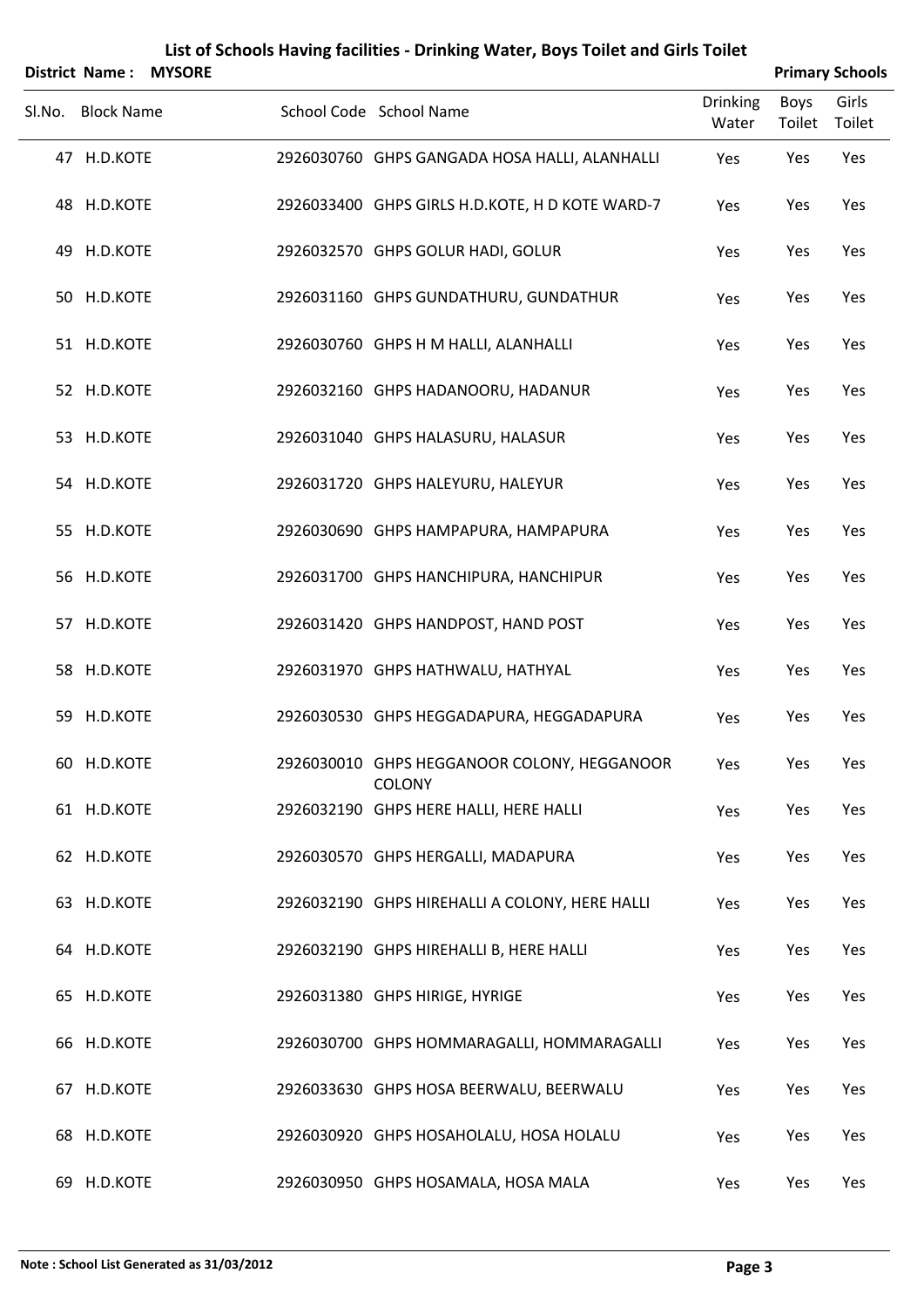# List of Schools Having facilities - Drinking Water, Boys Toilet and Girls Toilet

**District Name : MYSORE** **Primary Schools**

| Sl.No. | Block Name | School Code | School Name | Drinking Water | Boys Toilet | Girls Toilet |
|---|---|---|---|---|---|---|
| 47 | H.D.KOTE | 2926030760 | GHPS GANGADA HOSA HALLI, ALANHALLI | Yes | Yes | Yes |
| 48 | H.D.KOTE | 2926033400 | GHPS GIRLS H.D.KOTE, H D KOTE WARD-7 | Yes | Yes | Yes |
| 49 | H.D.KOTE | 2926032570 | GHPS GOLUR HADI, GOLUR | Yes | Yes | Yes |
| 50 | H.D.KOTE | 2926031160 | GHPS GUNDATHURU, GUNDATHUR | Yes | Yes | Yes |
| 51 | H.D.KOTE | 2926030760 | GHPS H M HALLI, ALANHALLI | Yes | Yes | Yes |
| 52 | H.D.KOTE | 2926032160 | GHPS HADANOORU, HADANUR | Yes | Yes | Yes |
| 53 | H.D.KOTE | 2926031040 | GHPS HALASURU, HALASUR | Yes | Yes | Yes |
| 54 | H.D.KOTE | 2926031720 | GHPS HALEYURU, HALEYUR | Yes | Yes | Yes |
| 55 | H.D.KOTE | 2926030690 | GHPS HAMPAPURA, HAMPAPURA | Yes | Yes | Yes |
| 56 | H.D.KOTE | 2926031700 | GHPS HANCHIPURA, HANCHIPUR | Yes | Yes | Yes |
| 57 | H.D.KOTE | 2926031420 | GHPS HANDPOST, HAND POST | Yes | Yes | Yes |
| 58 | H.D.KOTE | 2926031970 | GHPS HATHWALU, HATHYAL | Yes | Yes | Yes |
| 59 | H.D.KOTE | 2926030530 | GHPS HEGGADAPURA, HEGGADAPURA | Yes | Yes | Yes |
| 60 | H.D.KOTE | 2926030010 | GHPS HEGGANOOR COLONY, HEGGANOOR COLONY | Yes | Yes | Yes |
| 61 | H.D.KOTE | 2926032190 | GHPS HERE HALLI, HERE HALLI | Yes | Yes | Yes |
| 62 | H.D.KOTE | 2926030570 | GHPS HERGALLI, MADAPURA | Yes | Yes | Yes |
| 63 | H.D.KOTE | 2926032190 | GHPS HIREHALLI A COLONY, HERE HALLI | Yes | Yes | Yes |
| 64 | H.D.KOTE | 2926032190 | GHPS HIREHALLI B, HERE HALLI | Yes | Yes | Yes |
| 65 | H.D.KOTE | 2926031380 | GHPS HIRIGE, HYRIGE | Yes | Yes | Yes |
| 66 | H.D.KOTE | 2926030700 | GHPS HOMMARAGALLI, HOMMARAGALLI | Yes | Yes | Yes |
| 67 | H.D.KOTE | 2926033630 | GHPS HOSA BEERWALU, BEERWALU | Yes | Yes | Yes |
| 68 | H.D.KOTE | 2926030920 | GHPS HOSAHOLALU, HOSA HOLALU | Yes | Yes | Yes |
| 69 | H.D.KOTE | 2926030950 | GHPS HOSAMALA, HOSA MALA | Yes | Yes | Yes |

**Note : School List Generated as 31/03/2012**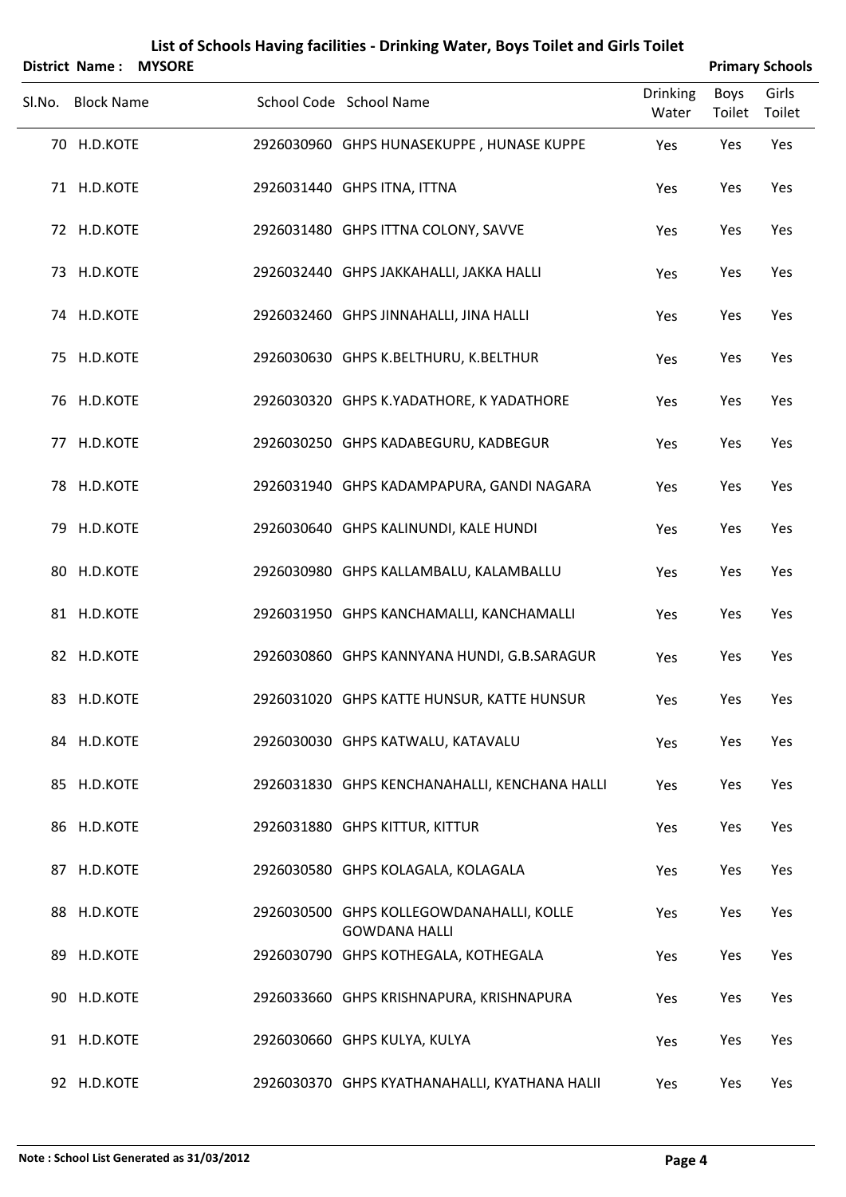## List of Schools Having facilities - Drinking Water, Boys Toilet and Girls Toilet

**District Name : MYSORE** **Primary Schools**

| Sl.No. | Block Name | School Code | School Name | Drinking Water | Boys Toilet | Girls Toilet |
|---|---|---|---|---|---|---|
| 70 | H.D.KOTE | 2926030960 | GHPS HUNASEKUPPE , HUNASE KUPPE | Yes | Yes | Yes |
| 71 | H.D.KOTE | 2926031440 | GHPS ITNA, ITTNA | Yes | Yes | Yes |
| 72 | H.D.KOTE | 2926031480 | GHPS ITTNA COLONY, SAVVE | Yes | Yes | Yes |
| 73 | H.D.KOTE | 2926032440 | GHPS JAKKAHALLI, JAKKA HALLI | Yes | Yes | Yes |
| 74 | H.D.KOTE | 2926032460 | GHPS JINNAHALLI, JINA HALLI | Yes | Yes | Yes |
| 75 | H.D.KOTE | 2926030630 | GHPS K.BELTHURU, K.BELTHUR | Yes | Yes | Yes |
| 76 | H.D.KOTE | 2926030320 | GHPS K.YADATHORE, K YADATHORE | Yes | Yes | Yes |
| 77 | H.D.KOTE | 2926030250 | GHPS KADABEGURU, KADBEGUR | Yes | Yes | Yes |
| 78 | H.D.KOTE | 2926031940 | GHPS KADAMPAPURA, GANDI NAGARA | Yes | Yes | Yes |
| 79 | H.D.KOTE | 2926030640 | GHPS KALINUNDI, KALE HUNDI | Yes | Yes | Yes |
| 80 | H.D.KOTE | 2926030980 | GHPS KALLAMBALU, KALAMBALLU | Yes | Yes | Yes |
| 81 | H.D.KOTE | 2926031950 | GHPS KANCHAMALLI, KANCHAMALLI | Yes | Yes | Yes |
| 82 | H.D.KOTE | 2926030860 | GHPS KANNYANA HUNDI, G.B.SARAGUR | Yes | Yes | Yes |
| 83 | H.D.KOTE | 2926031020 | GHPS KATTE HUNSUR, KATTE HUNSUR | Yes | Yes | Yes |
| 84 | H.D.KOTE | 2926030030 | GHPS KATWALU, KATAVALU | Yes | Yes | Yes |
| 85 | H.D.KOTE | 2926031830 | GHPS KENCHANAHALLI, KENCHANA HALLI | Yes | Yes | Yes |
| 86 | H.D.KOTE | 2926031880 | GHPS KITTUR, KITTUR | Yes | Yes | Yes |
| 87 | H.D.KOTE | 2926030580 | GHPS KOLAGALA, KOLAGALA | Yes | Yes | Yes |
| 88 | H.D.KOTE | 2926030500 | GHPS KOLLEGOWDANAHALLI, KOLLE GOWDANA HALLI | Yes | Yes | Yes |
| 89 | H.D.KOTE | 2926030790 | GHPS KOTHEGALA, KOTHEGALA | Yes | Yes | Yes |
| 90 | H.D.KOTE | 2926033660 | GHPS KRISHNAPURA, KRISHNAPURA | Yes | Yes | Yes |
| 91 | H.D.KOTE | 2926030660 | GHPS KULYA, KULYA | Yes | Yes | Yes |
| 92 | H.D.KOTE | 2926030370 | GHPS KYATHANAHALLI, KYATHANA HALII | Yes | Yes | Yes |

**Note : School List Generated as 31/03/2012**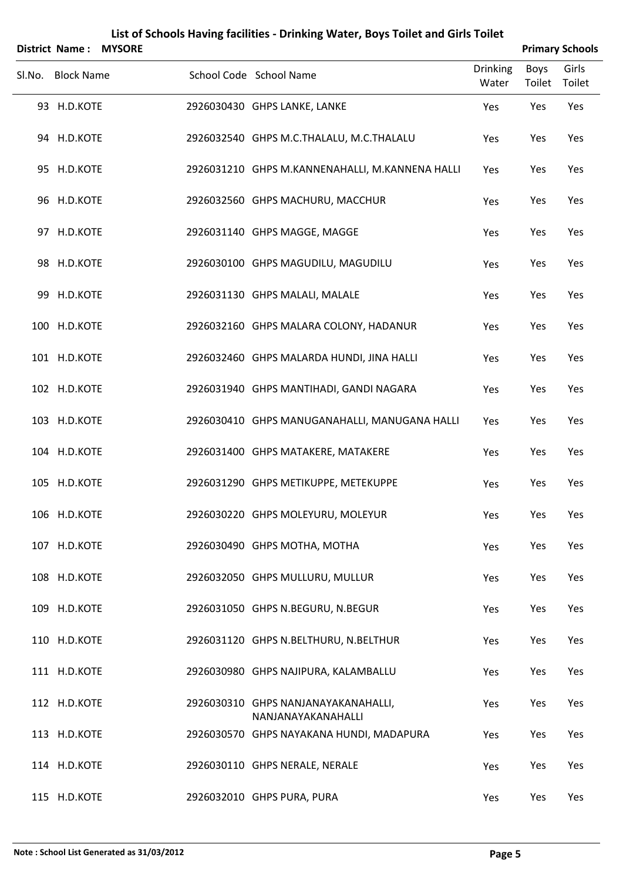# List of Schools Having facilities - Drinking Water, Boys Toilet and Girls Toilet

**District Name : MYSORE** | **Primary Schools**

| Sl.No. | Block Name | School Code | School Name | Drinking Water | Boys Toilet | Girls Toilet |
|---|---|---|---|---|---|---|
| 93 | H.D.KOTE | 2926030430 | GHPS LANKE, LANKE | Yes | Yes | Yes |
| 94 | H.D.KOTE | 2926032540 | GHPS M.C.THALALU, M.C.THALALU | Yes | Yes | Yes |
| 95 | H.D.KOTE | 2926031210 | GHPS M.KANNENAHALLI, M.KANNENA HALLI | Yes | Yes | Yes |
| 96 | H.D.KOTE | 2926032560 | GHPS MACHURU, MACCHUR | Yes | Yes | Yes |
| 97 | H.D.KOTE | 2926031140 | GHPS MAGGE, MAGGE | Yes | Yes | Yes |
| 98 | H.D.KOTE | 2926030100 | GHPS MAGUDILU, MAGUDILU | Yes | Yes | Yes |
| 99 | H.D.KOTE | 2926031130 | GHPS MALALI, MALALE | Yes | Yes | Yes |
| 100 | H.D.KOTE | 2926032160 | GHPS MALARA COLONY, HADANUR | Yes | Yes | Yes |
| 101 | H.D.KOTE | 2926032460 | GHPS MALARDA HUNDI, JINA HALLI | Yes | Yes | Yes |
| 102 | H.D.KOTE | 2926031940 | GHPS MANTIHADI, GANDI NAGARA | Yes | Yes | Yes |
| 103 | H.D.KOTE | 2926030410 | GHPS MANUGANAHALLI, MANUGANA HALLI | Yes | Yes | Yes |
| 104 | H.D.KOTE | 2926031400 | GHPS MATAKERE, MATAKERE | Yes | Yes | Yes |
| 105 | H.D.KOTE | 2926031290 | GHPS METIKUPPE, METEKUPPE | Yes | Yes | Yes |
| 106 | H.D.KOTE | 2926030220 | GHPS MOLEYURU, MOLEYUR | Yes | Yes | Yes |
| 107 | H.D.KOTE | 2926030490 | GHPS MOTHA, MOTHA | Yes | Yes | Yes |
| 108 | H.D.KOTE | 2926032050 | GHPS MULLURU, MULLUR | Yes | Yes | Yes |
| 109 | H.D.KOTE | 2926031050 | GHPS N.BEGURU, N.BEGUR | Yes | Yes | Yes |
| 110 | H.D.KOTE | 2926031120 | GHPS N.BELTHURU, N.BELTHUR | Yes | Yes | Yes |
| 111 | H.D.KOTE | 2926030980 | GHPS NAJIPURA, KALAMBALLU | Yes | Yes | Yes |
| 112 | H.D.KOTE | 2926030310 | GHPS NANJANAYAKANAHALLI, NANJANAYAKANAHALLI | Yes | Yes | Yes |
| 113 | H.D.KOTE | 2926030570 | GHPS NAYAKANA HUNDI, MADAPURA | Yes | Yes | Yes |
| 114 | H.D.KOTE | 2926030110 | GHPS NERALE, NERALE | Yes | Yes | Yes |
| 115 | H.D.KOTE | 2926032010 | GHPS PURA, PURA | Yes | Yes | Yes |

**Note : School List Generated as 31/03/2012**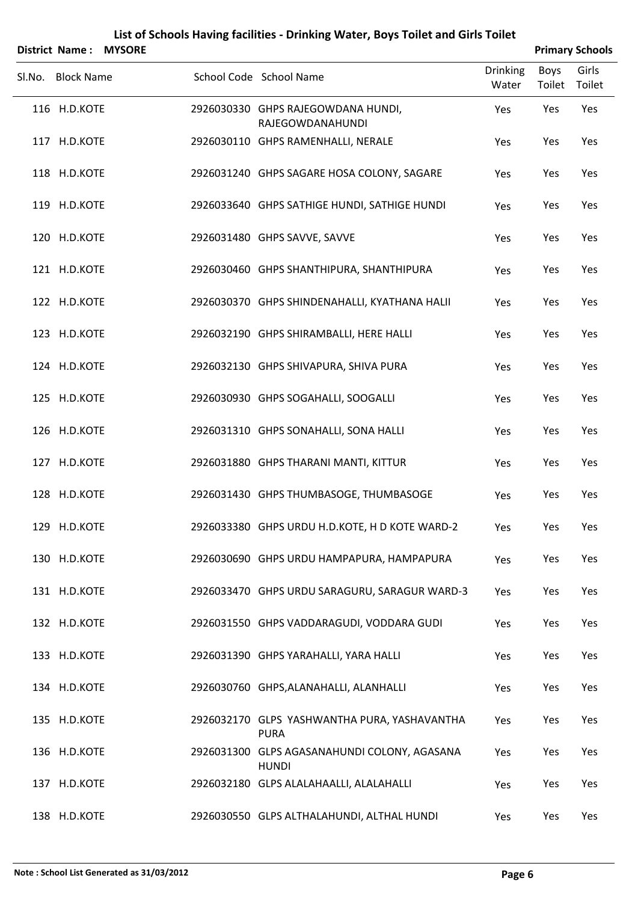# List of Schools Having facilities - Drinking Water, Boys Toilet and Girls Toilet

**District Name : MYSORE** | **Primary Schools**

| Sl.No. | Block Name | School Code | School Name | Drinking Water | Boys Toilet | Girls Toilet |
|---|---|---|---|---|---|---|
| 116 | H.D.KOTE | 2926030330 | GHPS RAJEGOWDANA HUNDI, RAJEGOWDANAHUNDI | Yes | Yes | Yes |
| 117 | H.D.KOTE | 2926030110 | GHPS RAMENHALLI, NERALE | Yes | Yes | Yes |
| 118 | H.D.KOTE | 2926031240 | GHPS SAGARE HOSA COLONY, SAGARE | Yes | Yes | Yes |
| 119 | H.D.KOTE | 2926033640 | GHPS SATHIGE HUNDI, SATHIGE HUNDI | Yes | Yes | Yes |
| 120 | H.D.KOTE | 2926031480 | GHPS SAVVE, SAVVE | Yes | Yes | Yes |
| 121 | H.D.KOTE | 2926030460 | GHPS SHANTHIPURA, SHANTHIPURA | Yes | Yes | Yes |
| 122 | H.D.KOTE | 2926030370 | GHPS SHINDENAHALLI, KYATHANA HALII | Yes | Yes | Yes |
| 123 | H.D.KOTE | 2926032190 | GHPS SHIRAMBALLI, HERE HALLI | Yes | Yes | Yes |
| 124 | H.D.KOTE | 2926032130 | GHPS SHIVAPURA, SHIVA PURA | Yes | Yes | Yes |
| 125 | H.D.KOTE | 2926030930 | GHPS SOGAHALLI, SOOGALLI | Yes | Yes | Yes |
| 126 | H.D.KOTE | 2926031310 | GHPS SONAHALLI, SONA HALLI | Yes | Yes | Yes |
| 127 | H.D.KOTE | 2926031880 | GHPS THARANI MANTI, KITTUR | Yes | Yes | Yes |
| 128 | H.D.KOTE | 2926031430 | GHPS THUMBASOGE, THUMBASOGE | Yes | Yes | Yes |
| 129 | H.D.KOTE | 2926033380 | GHPS URDU H.D.KOTE, H D KOTE WARD-2 | Yes | Yes | Yes |
| 130 | H.D.KOTE | 2926030690 | GHPS URDU HAMPAPURA, HAMPAPURA | Yes | Yes | Yes |
| 131 | H.D.KOTE | 2926033470 | GHPS URDU SARAGURU, SARAGUR WARD-3 | Yes | Yes | Yes |
| 132 | H.D.KOTE | 2926031550 | GHPS VADDARAGUDI, VODDARA GUDI | Yes | Yes | Yes |
| 133 | H.D.KOTE | 2926031390 | GHPS YARAHALLI, YARA HALLI | Yes | Yes | Yes |
| 134 | H.D.KOTE | 2926030760 | GHPS,ALANAHALLI, ALANHALLI | Yes | Yes | Yes |
| 135 | H.D.KOTE | 2926032170 | GLPS YASHWANTHA PURA, YASHAVANTHA PURA | Yes | Yes | Yes |
| 136 | H.D.KOTE | 2926031300 | GLPS AGASANAHUNDI COLONY, AGASANA HUNDI | Yes | Yes | Yes |
| 137 | H.D.KOTE | 2926032180 | GLPS ALALAHAALLI, ALALAHALLI | Yes | Yes | Yes |
| 138 | H.D.KOTE | 2926030550 | GLPS ALTHALAHUNDI, ALTHAL HUNDI | Yes | Yes | Yes |

**Note : School List Generated as 31/03/2012**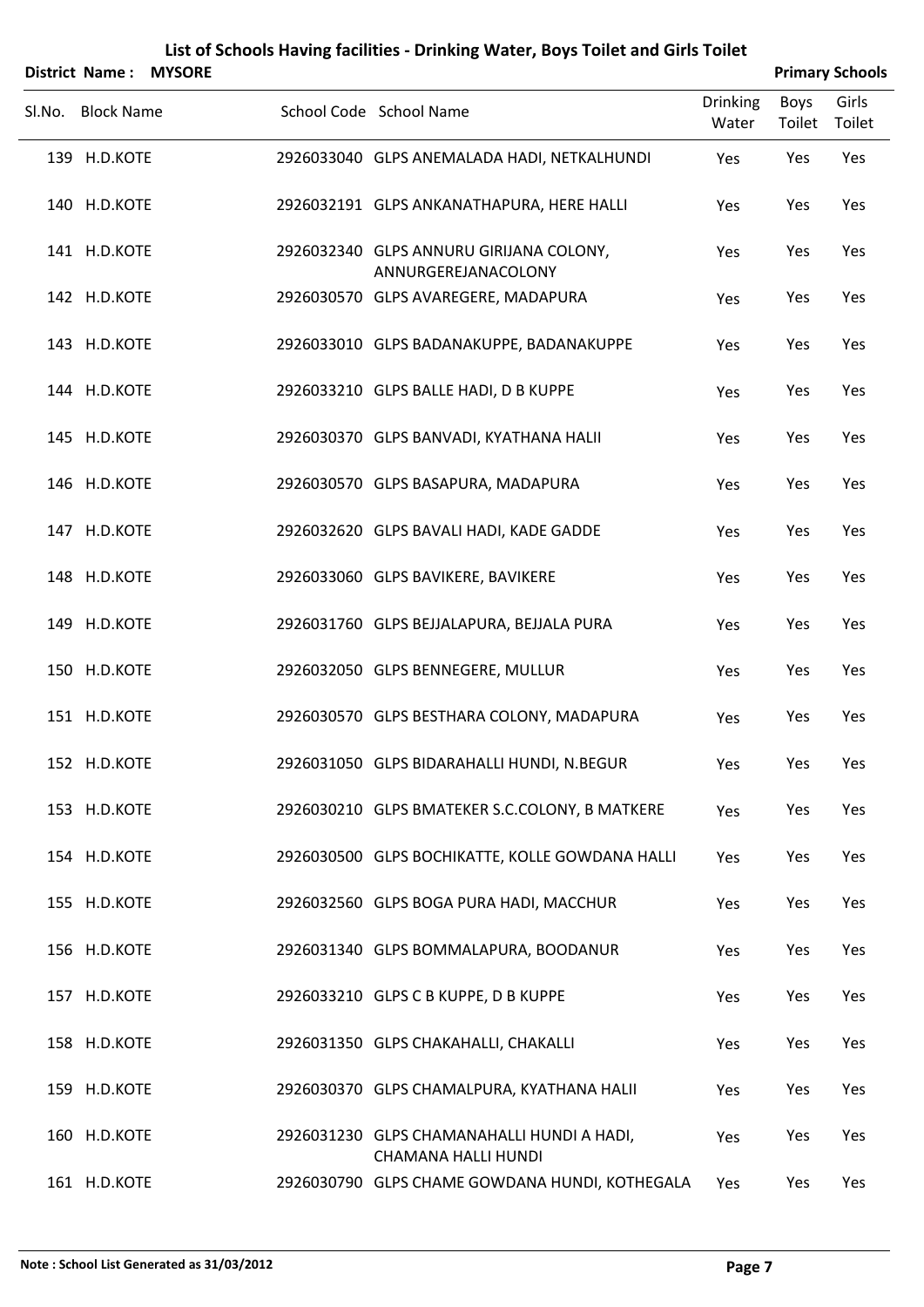# List of Schools Having facilities - Drinking Water, Boys Toilet and Girls Toilet

**District Name : MYSORE** **Primary Schools**

| Sl.No. | Block Name | School Code | School Name | Drinking Water | Boys Toilet | Girls Toilet |
|---|---|---|---|---|---|---|
| 139 | H.D.KOTE | 2926033040 | GLPS ANEMALADA HADI, NETKALHUNDI | Yes | Yes | Yes |
| 140 | H.D.KOTE | 2926032191 | GLPS ANKANATHAPURA, HERE HALLI | Yes | Yes | Yes |
| 141 | H.D.KOTE | 2926032340 | GLPS ANNURU GIRIJANA COLONY, ANNURGEREJANACOLONY | Yes | Yes | Yes |
| 142 | H.D.KOTE | 2926030570 | GLPS AVAREGERE, MADAPURA | Yes | Yes | Yes |
| 143 | H.D.KOTE | 2926033010 | GLPS BADANAKUPPE, BADANAKUPPE | Yes | Yes | Yes |
| 144 | H.D.KOTE | 2926033210 | GLPS BALLE HADI, D B KUPPE | Yes | Yes | Yes |
| 145 | H.D.KOTE | 2926030370 | GLPS BANVADI, KYATHANA HALII | Yes | Yes | Yes |
| 146 | H.D.KOTE | 2926030570 | GLPS BASAPURA, MADAPURA | Yes | Yes | Yes |
| 147 | H.D.KOTE | 2926032620 | GLPS BAVALI HADI, KADE GADDE | Yes | Yes | Yes |
| 148 | H.D.KOTE | 2926033060 | GLPS BAVIKERE, BAVIKERE | Yes | Yes | Yes |
| 149 | H.D.KOTE | 2926031760 | GLPS BEJJALAPURA, BEJJALA PURA | Yes | Yes | Yes |
| 150 | H.D.KOTE | 2926032050 | GLPS BENNEGERE, MULLUR | Yes | Yes | Yes |
| 151 | H.D.KOTE | 2926030570 | GLPS BESTHARA COLONY, MADAPURA | Yes | Yes | Yes |
| 152 | H.D.KOTE | 2926031050 | GLPS BIDARAHALLI HUNDI, N.BEGUR | Yes | Yes | Yes |
| 153 | H.D.KOTE | 2926030210 | GLPS BMATEKER S.C.COLONY, B MATKERE | Yes | Yes | Yes |
| 154 | H.D.KOTE | 2926030500 | GLPS BOCHIKATTE, KOLLE GOWDANA HALLI | Yes | Yes | Yes |
| 155 | H.D.KOTE | 2926032560 | GLPS BOGA PURA HADI, MACCHUR | Yes | Yes | Yes |
| 156 | H.D.KOTE | 2926031340 | GLPS BOMMALAPURA, BOODANUR | Yes | Yes | Yes |
| 157 | H.D.KOTE | 2926033210 | GLPS C B KUPPE, D B KUPPE | Yes | Yes | Yes |
| 158 | H.D.KOTE | 2926031350 | GLPS CHAKAHALLI, CHAKALLI | Yes | Yes | Yes |
| 159 | H.D.KOTE | 2926030370 | GLPS CHAMALPURA, KYATHANA HALII | Yes | Yes | Yes |
| 160 | H.D.KOTE | 2926031230 | GLPS CHAMANAHALLI HUNDI A HADI, CHAMANA HALLI HUNDI | Yes | Yes | Yes |
| 161 | H.D.KOTE | 2926030790 | GLPS CHAME GOWDANA HUNDI, KOTHEGALA | Yes | Yes | Yes |

**Note : School List Generated as 31/03/2012**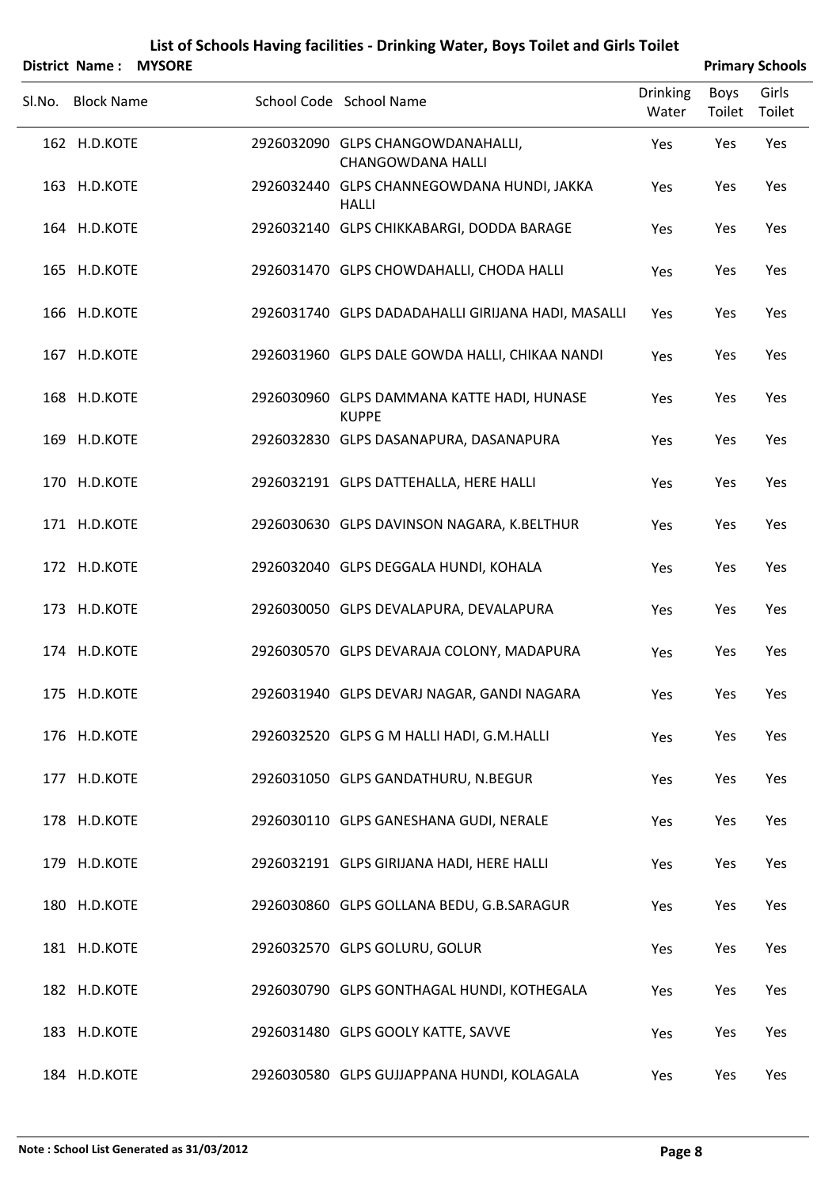# List of Schools Having facilities - Drinking Water, Boys Toilet and Girls Toilet

**District Name : MYSORE** | **Primary Schools**

| Sl.No. | Block Name | School Code | School Name | Drinking Water | Boys Toilet | Girls Toilet |
|---|---|---|---|---|---|---|
| 162 | H.D.KOTE | 2926032090 | GLPS CHANGOWDANAHALLI, CHANGOWDANA HALLI | Yes | Yes | Yes |
| 163 | H.D.KOTE | 2926032440 | GLPS CHANNEGOWDANA HUNDI, JAKKA HALLI | Yes | Yes | Yes |
| 164 | H.D.KOTE | 2926032140 | GLPS CHIKKABARGI, DODDA BARAGE | Yes | Yes | Yes |
| 165 | H.D.KOTE | 2926031470 | GLPS CHOWDAHALLI, CHODA HALLI | Yes | Yes | Yes |
| 166 | H.D.KOTE | 2926031740 | GLPS DADADAHALLI GIRIJANA HADI, MASALLI | Yes | Yes | Yes |
| 167 | H.D.KOTE | 2926031960 | GLPS DALE GOWDA HALLI, CHIKAA NANDI | Yes | Yes | Yes |
| 168 | H.D.KOTE | 2926030960 | GLPS DAMMANA KATTE HADI, HUNASE KUPPE | Yes | Yes | Yes |
| 169 | H.D.KOTE | 2926032830 | GLPS DASANAPURA, DASANAPURA | Yes | Yes | Yes |
| 170 | H.D.KOTE | 2926032191 | GLPS DATTEHALLA, HERE HALLI | Yes | Yes | Yes |
| 171 | H.D.KOTE | 2926030630 | GLPS DAVINSON NAGARA, K.BELTHUR | Yes | Yes | Yes |
| 172 | H.D.KOTE | 2926032040 | GLPS DEGGALA HUNDI, KOHALA | Yes | Yes | Yes |
| 173 | H.D.KOTE | 2926030050 | GLPS DEVALAPURA, DEVALAPURA | Yes | Yes | Yes |
| 174 | H.D.KOTE | 2926030570 | GLPS DEVARAJA COLONY, MADAPURA | Yes | Yes | Yes |
| 175 | H.D.KOTE | 2926031940 | GLPS DEVARJ NAGAR, GANDI NAGARA | Yes | Yes | Yes |
| 176 | H.D.KOTE | 2926032520 | GLPS G M HALLI HADI, G.M.HALLI | Yes | Yes | Yes |
| 177 | H.D.KOTE | 2926031050 | GLPS GANDATHURU, N.BEGUR | Yes | Yes | Yes |
| 178 | H.D.KOTE | 2926030110 | GLPS GANESHANA GUDI, NERALE | Yes | Yes | Yes |
| 179 | H.D.KOTE | 2926032191 | GLPS GIRIJANA HADI, HERE HALLI | Yes | Yes | Yes |
| 180 | H.D.KOTE | 2926030860 | GLPS GOLLANA BEDU, G.B.SARAGUR | Yes | Yes | Yes |
| 181 | H.D.KOTE | 2926032570 | GLPS GOLURU, GOLUR | Yes | Yes | Yes |
| 182 | H.D.KOTE | 2926030790 | GLPS GONTHAGAL HUNDI, KOTHEGALA | Yes | Yes | Yes |
| 183 | H.D.KOTE | 2926031480 | GLPS GOOLY KATTE, SAVVE | Yes | Yes | Yes |
| 184 | H.D.KOTE | 2926030580 | GLPS GUJJAPPANA HUNDI, KOLAGALA | Yes | Yes | Yes |

**Note : School List Generated as 31/03/2012**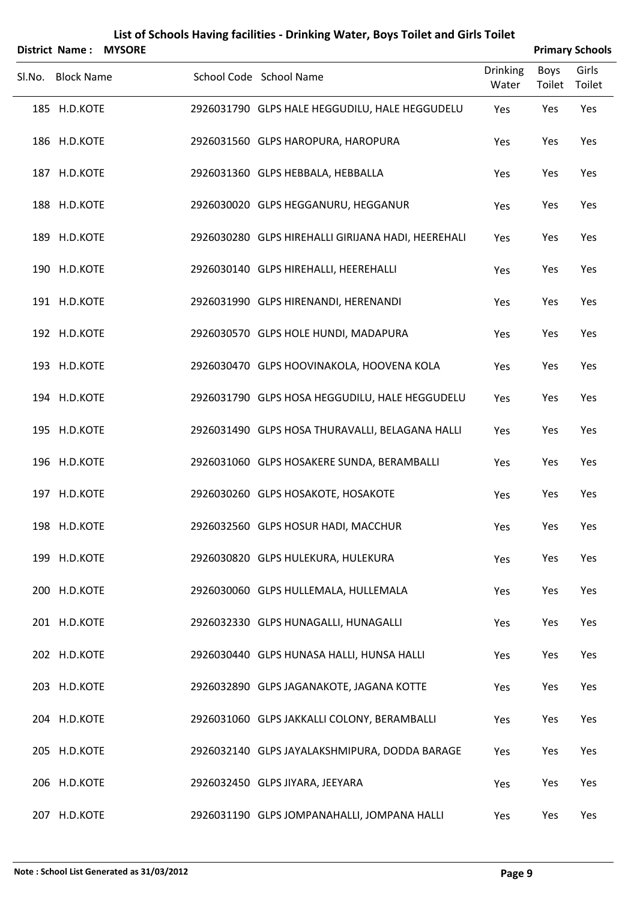# List of Schools Having facilities - Drinking Water, Boys Toilet and Girls Toilet

**District Name : MYSORE** **Primary Schools**

| Sl.No. | Block Name | School Code | School Name | Drinking Water | Boys Toilet | Girls Toilet |
|---|---|---|---|---|---|---|
| 185 | H.D.KOTE | 2926031790 | GLPS HALE HEGGUDILU, HALE HEGGUDELU | Yes | Yes | Yes |
| 186 | H.D.KOTE | 2926031560 | GLPS HAROPURA, HAROPURA | Yes | Yes | Yes |
| 187 | H.D.KOTE | 2926031360 | GLPS HEBBALA, HEBBALLA | Yes | Yes | Yes |
| 188 | H.D.KOTE | 2926030020 | GLPS HEGGANURU, HEGGANUR | Yes | Yes | Yes |
| 189 | H.D.KOTE | 2926030280 | GLPS HIREHALLI GIRIJANA HADI, HEEREHALI | Yes | Yes | Yes |
| 190 | H.D.KOTE | 2926030140 | GLPS HIREHALLI, HEEREHALLI | Yes | Yes | Yes |
| 191 | H.D.KOTE | 2926031990 | GLPS HIRENANDI, HERENANDI | Yes | Yes | Yes |
| 192 | H.D.KOTE | 2926030570 | GLPS HOLE HUNDI, MADAPURA | Yes | Yes | Yes |
| 193 | H.D.KOTE | 2926030470 | GLPS HOOVINAKOLA, HOOVENA KOLA | Yes | Yes | Yes |
| 194 | H.D.KOTE | 2926031790 | GLPS HOSA HEGGUDILU, HALE HEGGUDELU | Yes | Yes | Yes |
| 195 | H.D.KOTE | 2926031490 | GLPS HOSA THURAVALLI, BELAGANA HALLI | Yes | Yes | Yes |
| 196 | H.D.KOTE | 2926031060 | GLPS HOSAKERE SUNDA, BERAMBALLI | Yes | Yes | Yes |
| 197 | H.D.KOTE | 2926030260 | GLPS HOSAKOTE, HOSAKOTE | Yes | Yes | Yes |
| 198 | H.D.KOTE | 2926032560 | GLPS HOSUR HADI, MACCHUR | Yes | Yes | Yes |
| 199 | H.D.KOTE | 2926030820 | GLPS HULEKURA, HULEKURA | Yes | Yes | Yes |
| 200 | H.D.KOTE | 2926030060 | GLPS HULLEMALA, HULLEMALA | Yes | Yes | Yes |
| 201 | H.D.KOTE | 2926032330 | GLPS HUNAGALLI, HUNAGALLI | Yes | Yes | Yes |
| 202 | H.D.KOTE | 2926030440 | GLPS HUNASA HALLI, HUNSA HALLI | Yes | Yes | Yes |
| 203 | H.D.KOTE | 2926032890 | GLPS JAGANAKOTE, JAGANA KOTTE | Yes | Yes | Yes |
| 204 | H.D.KOTE | 2926031060 | GLPS JAKKALLI COLONY, BERAMBALLI | Yes | Yes | Yes |
| 205 | H.D.KOTE | 2926032140 | GLPS JAYALAKSHMIPURA, DODDA BARAGE | Yes | Yes | Yes |
| 206 | H.D.KOTE | 2926032450 | GLPS JIYARA, JEEYARA | Yes | Yes | Yes |
| 207 | H.D.KOTE | 2926031190 | GLPS JOMPANAHALLI, JOMPANA HALLI | Yes | Yes | Yes |

**Note : School List Generated as 31/03/2012**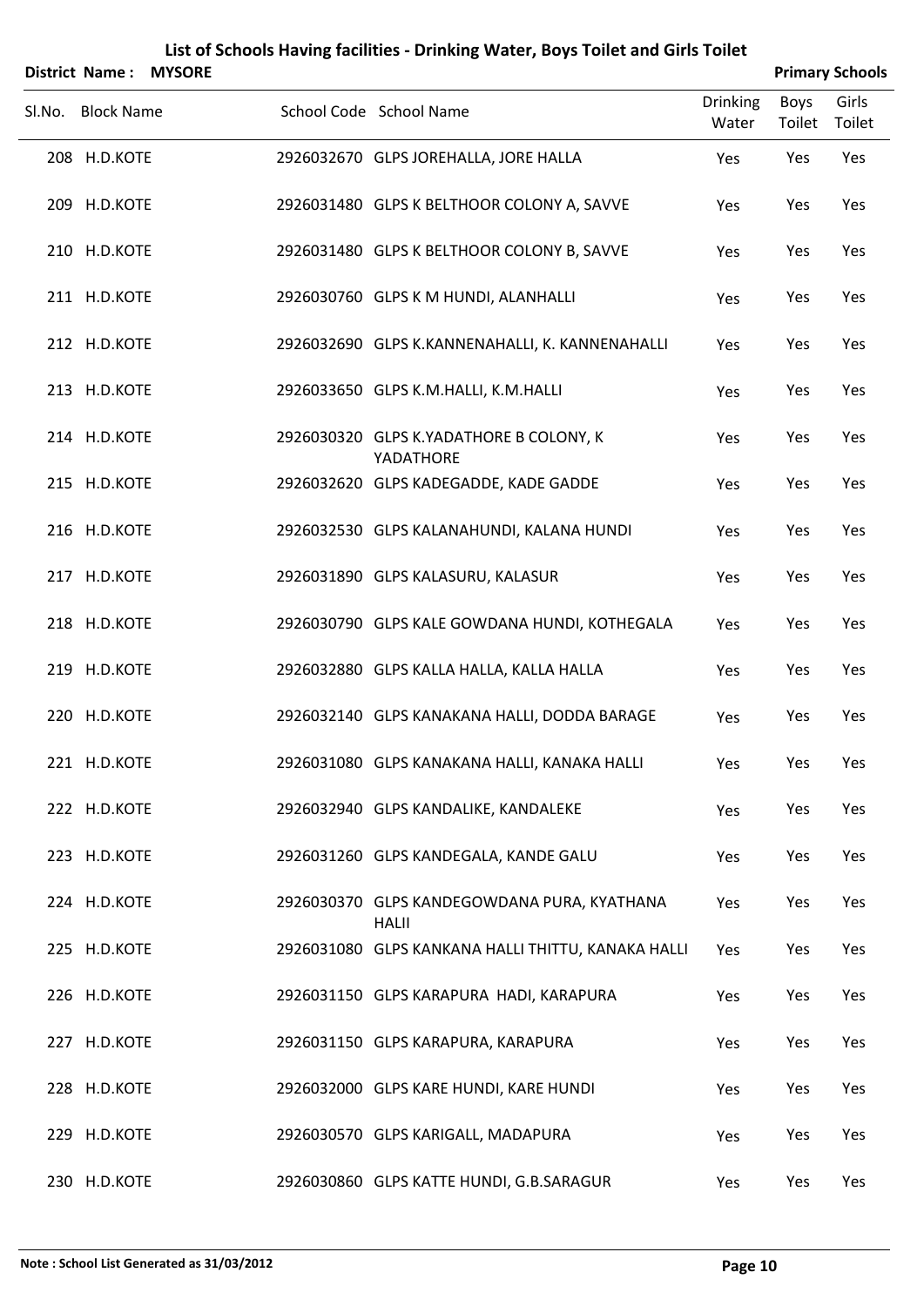# List of Schools Having facilities - Drinking Water, Boys Toilet and Girls Toilet

**District Name : MYSORE** **Primary Schools**

| Sl.No. | Block Name | School Code | School Name | Drinking Water | Boys Toilet | Girls Toilet |
|---|---|---|---|---|---|---|
| 208 | H.D.KOTE | 2926032670 | GLPS JOREHALLA, JORE HALLA | Yes | Yes | Yes |
| 209 | H.D.KOTE | 2926031480 | GLPS K BELTHOOR COLONY A, SAVVE | Yes | Yes | Yes |
| 210 | H.D.KOTE | 2926031480 | GLPS K BELTHOOR COLONY B, SAVVE | Yes | Yes | Yes |
| 211 | H.D.KOTE | 2926030760 | GLPS K M HUNDI, ALANHALLI | Yes | Yes | Yes |
| 212 | H.D.KOTE | 2926032690 | GLPS K.KANNENAHALLI, K. KANNENAHALLI | Yes | Yes | Yes |
| 213 | H.D.KOTE | 2926033650 | GLPS K.M.HALLI, K.M.HALLI | Yes | Yes | Yes |
| 214 | H.D.KOTE | 2926030320 | GLPS K.YADATHORE B COLONY, K YADATHORE | Yes | Yes | Yes |
| 215 | H.D.KOTE | 2926032620 | GLPS KADEGADDE, KADE GADDE | Yes | Yes | Yes |
| 216 | H.D.KOTE | 2926032530 | GLPS KALANAHUNDI, KALANA HUNDI | Yes | Yes | Yes |
| 217 | H.D.KOTE | 2926031890 | GLPS KALASURU, KALASUR | Yes | Yes | Yes |
| 218 | H.D.KOTE | 2926030790 | GLPS KALE GOWDANA HUNDI, KOTHEGALA | Yes | Yes | Yes |
| 219 | H.D.KOTE | 2926032880 | GLPS KALLA HALLA, KALLA HALLA | Yes | Yes | Yes |
| 220 | H.D.KOTE | 2926032140 | GLPS KANAKANA HALLI, DODDA BARAGE | Yes | Yes | Yes |
| 221 | H.D.KOTE | 2926031080 | GLPS KANAKANA HALLI, KANAKA HALLI | Yes | Yes | Yes |
| 222 | H.D.KOTE | 2926032940 | GLPS KANDALIKE, KANDALEKE | Yes | Yes | Yes |
| 223 | H.D.KOTE | 2926031260 | GLPS KANDEGALA, KANDE GALU | Yes | Yes | Yes |
| 224 | H.D.KOTE | 2926030370 | GLPS KANDEGOWDANA PURA, KYATHANA HALII | Yes | Yes | Yes |
| 225 | H.D.KOTE | 2926031080 | GLPS KANKANA HALLI THITTU, KANAKA HALLI | Yes | Yes | Yes |
| 226 | H.D.KOTE | 2926031150 | GLPS KARAPURA HADI, KARAPURA | Yes | Yes | Yes |
| 227 | H.D.KOTE | 2926031150 | GLPS KARAPURA, KARAPURA | Yes | Yes | Yes |
| 228 | H.D.KOTE | 2926032000 | GLPS KARE HUNDI, KARE HUNDI | Yes | Yes | Yes |
| 229 | H.D.KOTE | 2926030570 | GLPS KARIGALL, MADAPURA | Yes | Yes | Yes |
| 230 | H.D.KOTE | 2926030860 | GLPS KATTE HUNDI, G.B.SARAGUR | Yes | Yes | Yes |

**Note : School List Generated as 31/03/2012**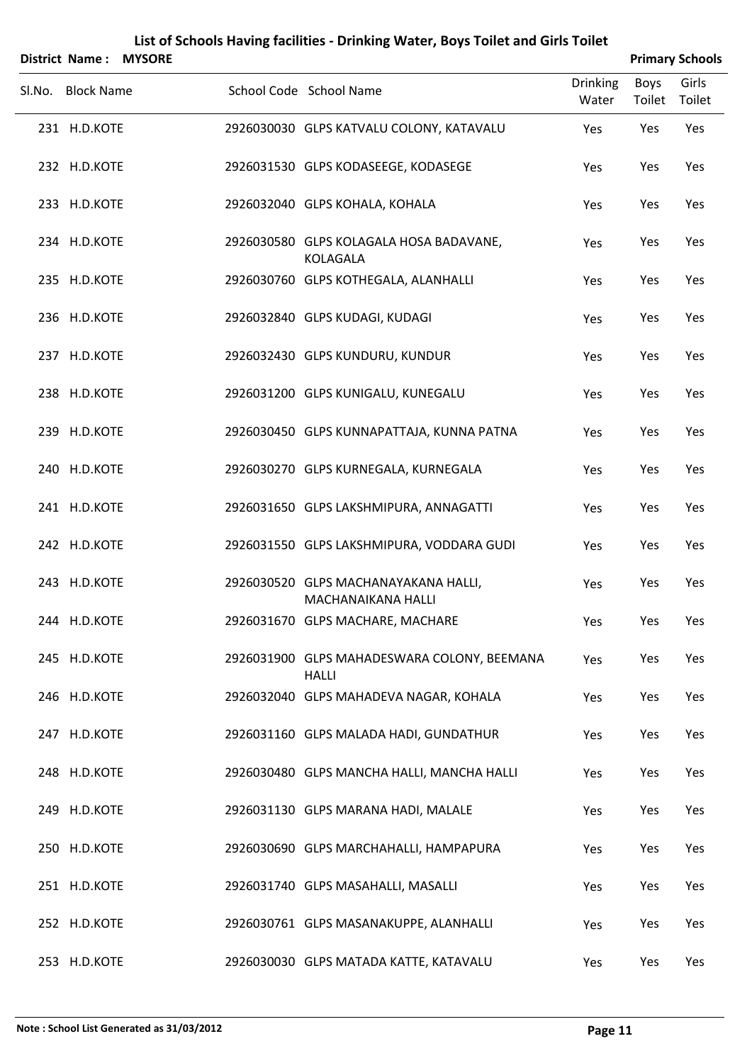# List of Schools Having facilities - Drinking Water, Boys Toilet and Girls Toilet

**District Name : MYSORE** | **Primary Schools**

| Sl.No. | Block Name | School Code | School Name | Drinking Water | Boys Toilet | Girls Toilet |
|---|---|---|---|---|---|---|
| 231 | H.D.KOTE | 2926030030 | GLPS KATVALU COLONY, KATAVALU | Yes | Yes | Yes |
| 232 | H.D.KOTE | 2926031530 | GLPS KODASEEGE, KODASEGE | Yes | Yes | Yes |
| 233 | H.D.KOTE | 2926032040 | GLPS KOHALA, KOHALA | Yes | Yes | Yes |
| 234 | H.D.KOTE | 2926030580 | GLPS KOLAGALA HOSA BADAVANE, KOLAGALA | Yes | Yes | Yes |
| 235 | H.D.KOTE | 2926030760 | GLPS KOTHEGALA, ALANHALLI | Yes | Yes | Yes |
| 236 | H.D.KOTE | 2926032840 | GLPS KUDAGI, KUDAGI | Yes | Yes | Yes |
| 237 | H.D.KOTE | 2926032430 | GLPS KUNDURU, KUNDUR | Yes | Yes | Yes |
| 238 | H.D.KOTE | 2926031200 | GLPS KUNIGALU, KUNEGALU | Yes | Yes | Yes |
| 239 | H.D.KOTE | 2926030450 | GLPS KUNNAPATTAJA, KUNNA PATNA | Yes | Yes | Yes |
| 240 | H.D.KOTE | 2926030270 | GLPS KURNEGALA, KURNEGALA | Yes | Yes | Yes |
| 241 | H.D.KOTE | 2926031650 | GLPS LAKSHMIPURA, ANNAGATTI | Yes | Yes | Yes |
| 242 | H.D.KOTE | 2926031550 | GLPS LAKSHMIPURA, VODDARA GUDI | Yes | Yes | Yes |
| 243 | H.D.KOTE | 2926030520 | GLPS MACHANAYAKANA HALLI, MACHANAIKANA HALLI | Yes | Yes | Yes |
| 244 | H.D.KOTE | 2926031670 | GLPS MACHARE, MACHARE | Yes | Yes | Yes |
| 245 | H.D.KOTE | 2926031900 | GLPS MAHADESWARA COLONY, BEEMANA HALLI | Yes | Yes | Yes |
| 246 | H.D.KOTE | 2926032040 | GLPS MAHADEVA NAGAR, KOHALA | Yes | Yes | Yes |
| 247 | H.D.KOTE | 2926031160 | GLPS MALADA HADI, GUNDATHUR | Yes | Yes | Yes |
| 248 | H.D.KOTE | 2926030480 | GLPS MANCHA HALLI, MANCHA HALLI | Yes | Yes | Yes |
| 249 | H.D.KOTE | 2926031130 | GLPS MARANA HADI, MALALE | Yes | Yes | Yes |
| 250 | H.D.KOTE | 2926030690 | GLPS MARCHAHALLI, HAMPAPURA | Yes | Yes | Yes |
| 251 | H.D.KOTE | 2926031740 | GLPS MASAHALLI, MASALLI | Yes | Yes | Yes |
| 252 | H.D.KOTE | 2926030761 | GLPS MASANAKUPPE, ALANHALLI | Yes | Yes | Yes |
| 253 | H.D.KOTE | 2926030030 | GLPS MATADA KATTE, KATAVALU | Yes | Yes | Yes |

**Note : School List Generated as 31/03/2012**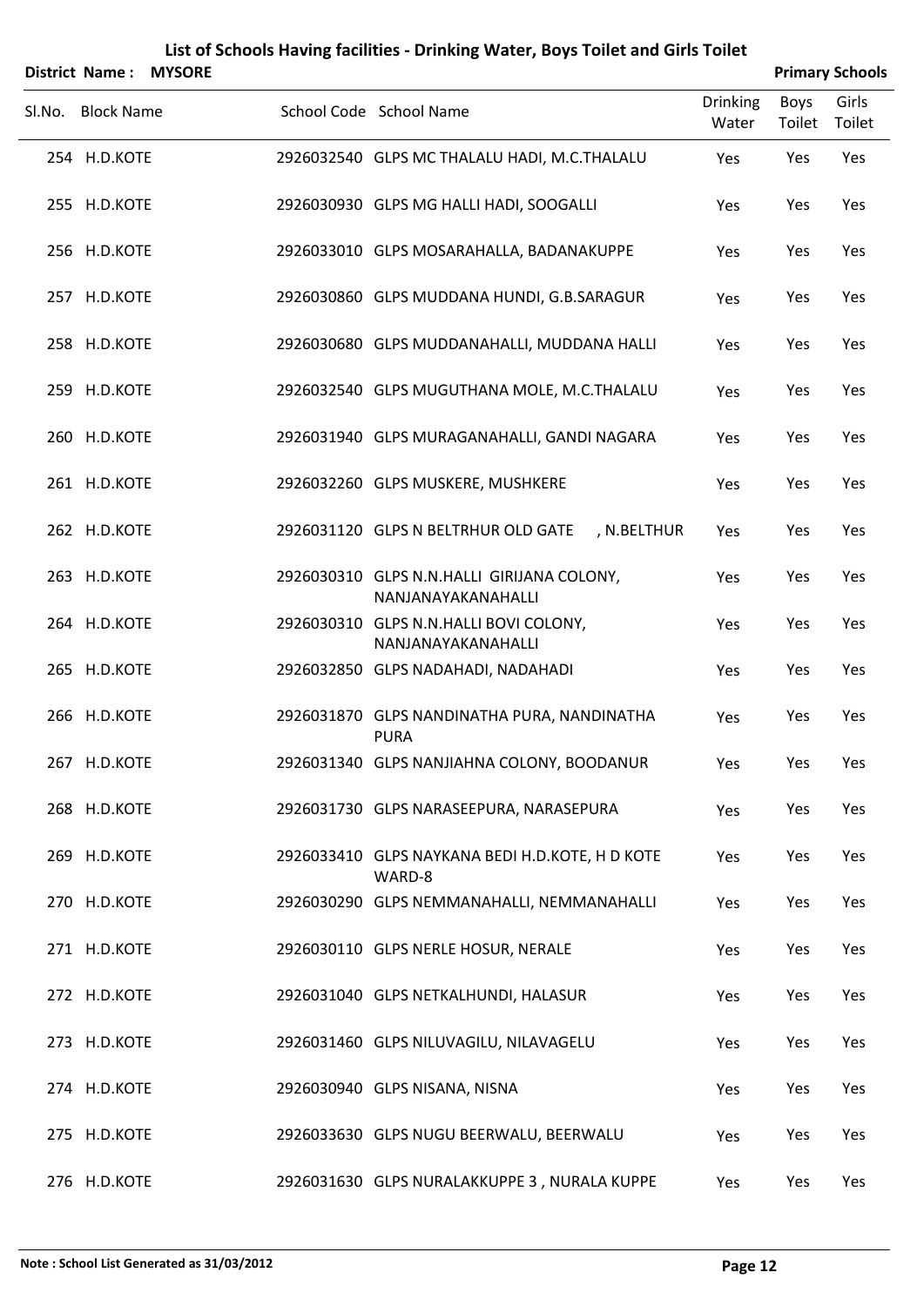# List of Schools Having facilities - Drinking Water, Boys Toilet and Girls Toilet

**District Name : MYSORE** **Primary Schools**

| Sl.No. | Block Name | School Code | School Name | Drinking Water | Boys Toilet | Girls Toilet |
|---|---|---|---|---|---|---|
| 254 | H.D.KOTE | 2926032540 | GLPS MC THALALU HADI, M.C.THALALU | Yes | Yes | Yes |
| 255 | H.D.KOTE | 2926030930 | GLPS MG HALLI HADI, SOOGALLI | Yes | Yes | Yes |
| 256 | H.D.KOTE | 2926033010 | GLPS MOSARAHALLA, BADANAKUPPE | Yes | Yes | Yes |
| 257 | H.D.KOTE | 2926030860 | GLPS MUDDANA HUNDI, G.B.SARAGUR | Yes | Yes | Yes |
| 258 | H.D.KOTE | 2926030680 | GLPS MUDDANAHALLI, MUDDANA HALLI | Yes | Yes | Yes |
| 259 | H.D.KOTE | 2926032540 | GLPS MUGUTHANA MOLE, M.C.THALALU | Yes | Yes | Yes |
| 260 | H.D.KOTE | 2926031940 | GLPS MURAGANAHALLI, GANDI NAGARA | Yes | Yes | Yes |
| 261 | H.D.KOTE | 2926032260 | GLPS MUSKERE, MUSHKERE | Yes | Yes | Yes |
| 262 | H.D.KOTE | 2926031120 | GLPS N BELTRHUR OLD GATE , N.BELTHUR | Yes | Yes | Yes |
| 263 | H.D.KOTE | 2926030310 | GLPS N.N.HALLI GIRIJANA COLONY, NANJANAYAKANAHALLI | Yes | Yes | Yes |
| 264 | H.D.KOTE | 2926030310 | GLPS N.N.HALLI BOVI COLONY, NANJANAYAKANAHALLI | Yes | Yes | Yes |
| 265 | H.D.KOTE | 2926032850 | GLPS NADAHADI, NADAHADI | Yes | Yes | Yes |
| 266 | H.D.KOTE | 2926031870 | GLPS NANDINATHA PURA, NANDINATHA PURA | Yes | Yes | Yes |
| 267 | H.D.KOTE | 2926031340 | GLPS NANJIAHNA COLONY, BOODANUR | Yes | Yes | Yes |
| 268 | H.D.KOTE | 2926031730 | GLPS NARASEEPURA, NARASEPURA | Yes | Yes | Yes |
| 269 | H.D.KOTE | 2926033410 | GLPS NAYKANA BEDI H.D.KOTE, H D KOTE WARD-8 | Yes | Yes | Yes |
| 270 | H.D.KOTE | 2926030290 | GLPS NEMMANAHALLI, NEMMANAHALLI | Yes | Yes | Yes |
| 271 | H.D.KOTE | 2926030110 | GLPS NERLE HOSUR, NERALE | Yes | Yes | Yes |
| 272 | H.D.KOTE | 2926031040 | GLPS NETKALHUNDI, HALASUR | Yes | Yes | Yes |
| 273 | H.D.KOTE | 2926031460 | GLPS NILUVAGILU, NILAVAGELU | Yes | Yes | Yes |
| 274 | H.D.KOTE | 2926030940 | GLPS NISANA, NISNA | Yes | Yes | Yes |
| 275 | H.D.KOTE | 2926033630 | GLPS NUGU BEERWALU, BEERWALU | Yes | Yes | Yes |
| 276 | H.D.KOTE | 2926031630 | GLPS NURALAKKUPPE 3 , NURALA KUPPE | Yes | Yes | Yes |

**Note : School List Generated as 31/03/2012**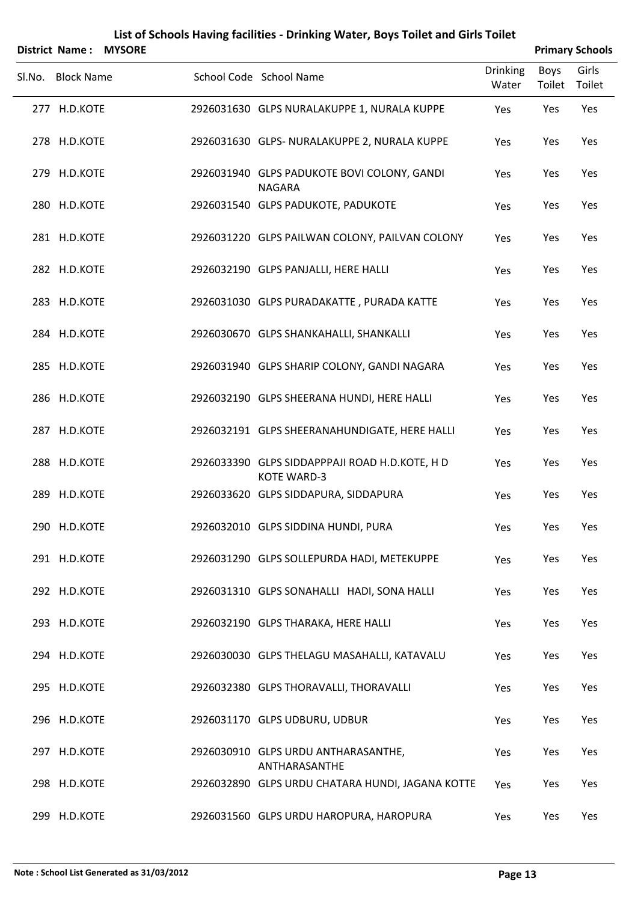# List of Schools Having facilities - Drinking Water, Boys Toilet and Girls Toilet

**District Name : MYSORE** **Primary Schools**

| Sl.No. | Block Name | School Code | School Name | Drinking Water | Boys Toilet | Girls Toilet |
|---|---|---|---|---|---|---|
| 277 | H.D.KOTE | 2926031630 | GLPS NURALAKUPPE 1, NURALA KUPPE | Yes | Yes | Yes |
| 278 | H.D.KOTE | 2926031630 | GLPS- NURALAKUPPE 2, NURALA KUPPE | Yes | Yes | Yes |
| 279 | H.D.KOTE | 2926031940 | GLPS PADUKOTE BOVI COLONY, GANDI NAGARA | Yes | Yes | Yes |
| 280 | H.D.KOTE | 2926031540 | GLPS PADUKOTE, PADUKOTE | Yes | Yes | Yes |
| 281 | H.D.KOTE | 2926031220 | GLPS PAILWAN COLONY, PAILVAN COLONY | Yes | Yes | Yes |
| 282 | H.D.KOTE | 2926032190 | GLPS PANJALLI, HERE HALLI | Yes | Yes | Yes |
| 283 | H.D.KOTE | 2926031030 | GLPS PURADAKATTE , PURADA KATTE | Yes | Yes | Yes |
| 284 | H.D.KOTE | 2926030670 | GLPS SHANKAHALLI, SHANKALLI | Yes | Yes | Yes |
| 285 | H.D.KOTE | 2926031940 | GLPS SHARIP COLONY, GANDI NAGARA | Yes | Yes | Yes |
| 286 | H.D.KOTE | 2926032190 | GLPS SHEERANA HUNDI, HERE HALLI | Yes | Yes | Yes |
| 287 | H.D.KOTE | 2926032191 | GLPS SHEERANAHUNDIGATE, HERE HALLI | Yes | Yes | Yes |
| 288 | H.D.KOTE | 2926033390 | GLPS SIDDAPPPAJI ROAD H.D.KOTE, H D KOTE WARD-3 | Yes | Yes | Yes |
| 289 | H.D.KOTE | 2926033620 | GLPS SIDDAPURA, SIDDAPURA | Yes | Yes | Yes |
| 290 | H.D.KOTE | 2926032010 | GLPS SIDDINA HUNDI, PURA | Yes | Yes | Yes |
| 291 | H.D.KOTE | 2926031290 | GLPS SOLLEPURDA HADI, METEKUPPE | Yes | Yes | Yes |
| 292 | H.D.KOTE | 2926031310 | GLPS SONAHALLI HADI, SONA HALLI | Yes | Yes | Yes |
| 293 | H.D.KOTE | 2926032190 | GLPS THARAKA, HERE HALLI | Yes | Yes | Yes |
| 294 | H.D.KOTE | 2926030030 | GLPS THELAGU MASAHALLI, KATAVALU | Yes | Yes | Yes |
| 295 | H.D.KOTE | 2926032380 | GLPS THORAVALLI, THORAVALLI | Yes | Yes | Yes |
| 296 | H.D.KOTE | 2926031170 | GLPS UDBURU, UDBUR | Yes | Yes | Yes |
| 297 | H.D.KOTE | 2926030910 | GLPS URDU ANTHARASANTHE, ANTHARASANTHE | Yes | Yes | Yes |
| 298 | H.D.KOTE | 2926032890 | GLPS URDU CHATARA HUNDI, JAGANA KOTTE | Yes | Yes | Yes |
| 299 | H.D.KOTE | 2926031560 | GLPS URDU HAROPURA, HAROPURA | Yes | Yes | Yes |

**Note : School List Generated as 31/03/2012**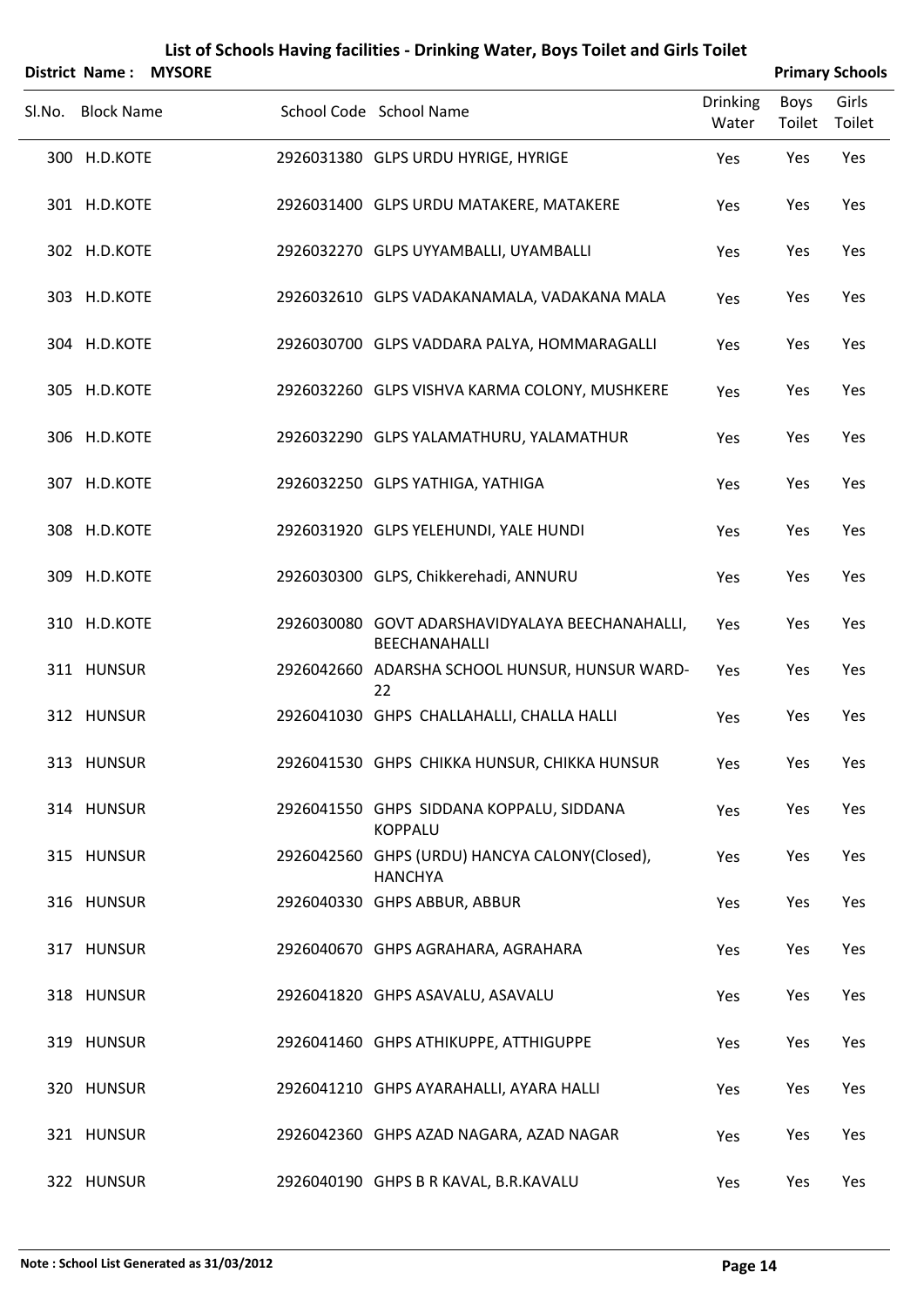# List of Schools Having facilities - Drinking Water, Boys Toilet and Girls Toilet

**District Name : MYSORE** **Primary Schools**

| Sl.No. | Block Name | School Code | School Name | Drinking Water | Boys Toilet | Girls Toilet |
|---|---|---|---|---|---|---|
| 300 | H.D.KOTE | 2926031380 | GLPS URDU HYRIGE, HYRIGE | Yes | Yes | Yes |
| 301 | H.D.KOTE | 2926031400 | GLPS URDU MATAKERE, MATAKERE | Yes | Yes | Yes |
| 302 | H.D.KOTE | 2926032270 | GLPS UYYAMBALLI, UYAMBALLI | Yes | Yes | Yes |
| 303 | H.D.KOTE | 2926032610 | GLPS VADAKANAMALA, VADAKANA MALA | Yes | Yes | Yes |
| 304 | H.D.KOTE | 2926030700 | GLPS VADDARA PALYA, HOMMARAGALLI | Yes | Yes | Yes |
| 305 | H.D.KOTE | 2926032260 | GLPS VISHVA KARMA COLONY, MUSHKERE | Yes | Yes | Yes |
| 306 | H.D.KOTE | 2926032290 | GLPS YALAMATHURU, YALAMATHUR | Yes | Yes | Yes |
| 307 | H.D.KOTE | 2926032250 | GLPS YATHIGA, YATHIGA | Yes | Yes | Yes |
| 308 | H.D.KOTE | 2926031920 | GLPS YELEHUNDI, YALE HUNDI | Yes | Yes | Yes |
| 309 | H.D.KOTE | 2926030300 | GLPS, Chikkerehadi, ANNURU | Yes | Yes | Yes |
| 310 | H.D.KOTE | 2926030080 | GOVT ADARSHAVIDYALAYA BEECHANAHALLI, BEECHANAHALLI | Yes | Yes | Yes |
| 311 | HUNSUR | 2926042660 | ADARSHA SCHOOL HUNSUR, HUNSUR WARD-22 | Yes | Yes | Yes |
| 312 | HUNSUR | 2926041030 | GHPS CHALLAHALLI, CHALLA HALLI | Yes | Yes | Yes |
| 313 | HUNSUR | 2926041530 | GHPS CHIKKA HUNSUR, CHIKKA HUNSUR | Yes | Yes | Yes |
| 314 | HUNSUR | 2926041550 | GHPS SIDDANA KOPPALU, SIDDANA KOPPALU | Yes | Yes | Yes |
| 315 | HUNSUR | 2926042560 | GHPS (URDU) HANCYA CALONY(Closed), HANCHYA | Yes | Yes | Yes |
| 316 | HUNSUR | 2926040330 | GHPS ABBUR, ABBUR | Yes | Yes | Yes |
| 317 | HUNSUR | 2926040670 | GHPS AGRAHARA, AGRAHARA | Yes | Yes | Yes |
| 318 | HUNSUR | 2926041820 | GHPS ASAVALU, ASAVALU | Yes | Yes | Yes |
| 319 | HUNSUR | 2926041460 | GHPS ATHIKUPPE, ATTHIGUPPE | Yes | Yes | Yes |
| 320 | HUNSUR | 2926041210 | GHPS AYARAHALLI, AYARA HALLI | Yes | Yes | Yes |
| 321 | HUNSUR | 2926042360 | GHPS AZAD NAGARA, AZAD NAGAR | Yes | Yes | Yes |
| 322 | HUNSUR | 2926040190 | GHPS B R KAVAL, B.R.KAVALU | Yes | Yes | Yes |

**Note : School List Generated as 31/03/2012**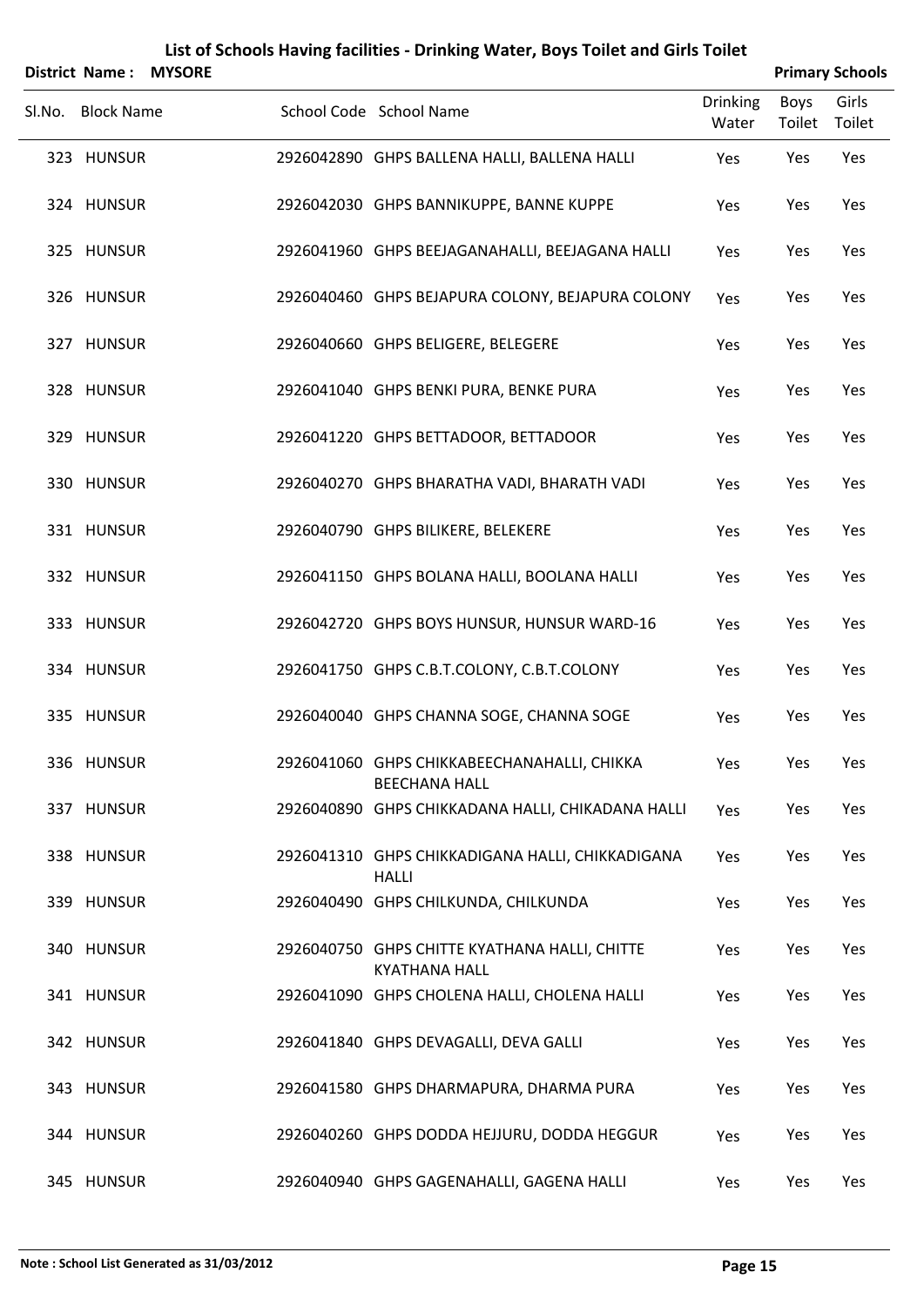# List of Schools Having facilities - Drinking Water, Boys Toilet and Girls Toilet

**District Name : MYSORE** **Primary Schools**

| Sl.No. | Block Name | School Code | School Name | Drinking Water | Boys Toilet | Girls Toilet |
|---|---|---|---|---|---|---|
| 323 | HUNSUR | 2926042890 | GHPS BALLENA HALLI, BALLENA HALLI | Yes | Yes | Yes |
| 324 | HUNSUR | 2926042030 | GHPS BANNIKUPPE, BANNE KUPPE | Yes | Yes | Yes |
| 325 | HUNSUR | 2926041960 | GHPS BEEJAGANAHALLI, BEEJAGANA HALLI | Yes | Yes | Yes |
| 326 | HUNSUR | 2926040460 | GHPS BEJAPURA COLONY, BEJAPURA COLONY | Yes | Yes | Yes |
| 327 | HUNSUR | 2926040660 | GHPS BELIGERE, BELEGERE | Yes | Yes | Yes |
| 328 | HUNSUR | 2926041040 | GHPS BENKI PURA, BENKE PURA | Yes | Yes | Yes |
| 329 | HUNSUR | 2926041220 | GHPS BETTADOOR, BETTADOOR | Yes | Yes | Yes |
| 330 | HUNSUR | 2926040270 | GHPS BHARATHA VADI, BHARATH VADI | Yes | Yes | Yes |
| 331 | HUNSUR | 2926040790 | GHPS BILIKERE, BELEKERE | Yes | Yes | Yes |
| 332 | HUNSUR | 2926041150 | GHPS BOLANA HALLI, BOOLANA HALLI | Yes | Yes | Yes |
| 333 | HUNSUR | 2926042720 | GHPS BOYS HUNSUR, HUNSUR WARD-16 | Yes | Yes | Yes |
| 334 | HUNSUR | 2926041750 | GHPS C.B.T.COLONY, C.B.T.COLONY | Yes | Yes | Yes |
| 335 | HUNSUR | 2926040040 | GHPS CHANNA SOGE, CHANNA SOGE | Yes | Yes | Yes |
| 336 | HUNSUR | 2926041060 | GHPS CHIKKABEECHANAHALLI, CHIKKA BEECHANA HALL | Yes | Yes | Yes |
| 337 | HUNSUR | 2926040890 | GHPS CHIKKADANA HALLI, CHIKADANA HALLI | Yes | Yes | Yes |
| 338 | HUNSUR | 2926041310 | GHPS CHIKKADIGANA HALLI, CHIKKADIGANA HALLI | Yes | Yes | Yes |
| 339 | HUNSUR | 2926040490 | GHPS CHILKUNDA, CHILKUNDA | Yes | Yes | Yes |
| 340 | HUNSUR | 2926040750 | GHPS CHITTE KYATHANA HALLI, CHITTE KYATHANA HALL | Yes | Yes | Yes |
| 341 | HUNSUR | 2926041090 | GHPS CHOLENA HALLI, CHOLENA HALLI | Yes | Yes | Yes |
| 342 | HUNSUR | 2926041840 | GHPS DEVAGALLI, DEVA GALLI | Yes | Yes | Yes |
| 343 | HUNSUR | 2926041580 | GHPS DHARMAPURA, DHARMA PURA | Yes | Yes | Yes |
| 344 | HUNSUR | 2926040260 | GHPS DODDA HEJJURU, DODDA HEGGUR | Yes | Yes | Yes |
| 345 | HUNSUR | 2926040940 | GHPS GAGENAHALLI, GAGENA HALLI | Yes | Yes | Yes |

**Note : School List Generated as 31/03/2012**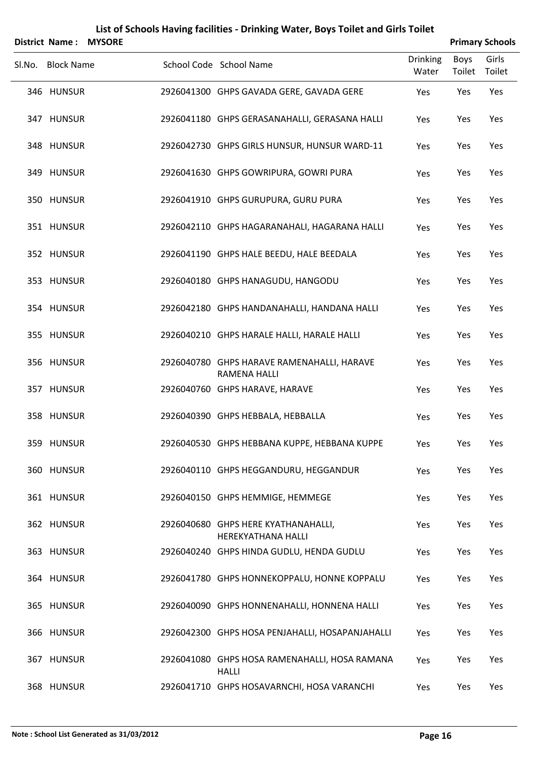# List of Schools Having facilities - Drinking Water, Boys Toilet and Girls Toilet

**District Name : MYSORE** **Primary Schools**

| Sl.No. | Block Name | School Code | School Name | Drinking Water | Boys Toilet | Girls Toilet |
|---|---|---|---|---|---|---|
| 346 | HUNSUR | 2926041300 | GHPS GAVADA GERE, GAVADA GERE | Yes | Yes | Yes |
| 347 | HUNSUR | 2926041180 | GHPS GERASANAHALLI, GERASANA HALLI | Yes | Yes | Yes |
| 348 | HUNSUR | 2926042730 | GHPS GIRLS HUNSUR, HUNSUR WARD-11 | Yes | Yes | Yes |
| 349 | HUNSUR | 2926041630 | GHPS GOWRIPURA, GOWRI PURA | Yes | Yes | Yes |
| 350 | HUNSUR | 2926041910 | GHPS GURUPURA, GURU PURA | Yes | Yes | Yes |
| 351 | HUNSUR | 2926042110 | GHPS HAGARANAHALI, HAGARANA HALLI | Yes | Yes | Yes |
| 352 | HUNSUR | 2926041190 | GHPS HALE BEEDU, HALE BEEDALA | Yes | Yes | Yes |
| 353 | HUNSUR | 2926040180 | GHPS HANAGUDU, HANGODU | Yes | Yes | Yes |
| 354 | HUNSUR | 2926042180 | GHPS HANDANAHALLI, HANDANA HALLI | Yes | Yes | Yes |
| 355 | HUNSUR | 2926040210 | GHPS HARALE HALLI, HARALE HALLI | Yes | Yes | Yes |
| 356 | HUNSUR | 2926040780 | GHPS HARAVE RAMENAHALLI, HARAVE RAMENA HALLI | Yes | Yes | Yes |
| 357 | HUNSUR | 2926040760 | GHPS HARAVE, HARAVE | Yes | Yes | Yes |
| 358 | HUNSUR | 2926040390 | GHPS HEBBALA, HEBBALLA | Yes | Yes | Yes |
| 359 | HUNSUR | 2926040530 | GHPS HEBBANA KUPPE, HEBBANA KUPPE | Yes | Yes | Yes |
| 360 | HUNSUR | 2926040110 | GHPS HEGGANDURU, HEGGANDUR | Yes | Yes | Yes |
| 361 | HUNSUR | 2926040150 | GHPS HEMMIGE, HEMMEGE | Yes | Yes | Yes |
| 362 | HUNSUR | 2926040680 | GHPS HERE KYATHANAHALLI, HEREKYATHANA HALLI | Yes | Yes | Yes |
| 363 | HUNSUR | 2926040240 | GHPS HINDA GUDLU, HENDA GUDLU | Yes | Yes | Yes |
| 364 | HUNSUR | 2926041780 | GHPS HONNEKOPPALU, HONNE KOPPALU | Yes | Yes | Yes |
| 365 | HUNSUR | 2926040090 | GHPS HONNENAHALLI, HONNENA HALLI | Yes | Yes | Yes |
| 366 | HUNSUR | 2926042300 | GHPS HOSA PENJAHALLI, HOSAPANJAHALLI | Yes | Yes | Yes |
| 367 | HUNSUR | 2926041080 | GHPS HOSA RAMENAHALLI, HOSA RAMANA HALLI | Yes | Yes | Yes |
| 368 | HUNSUR | 2926041710 | GHPS HOSAVARNCHI, HOSA VARANCHI | Yes | Yes | Yes |

**Note : School List Generated as 31/03/2012**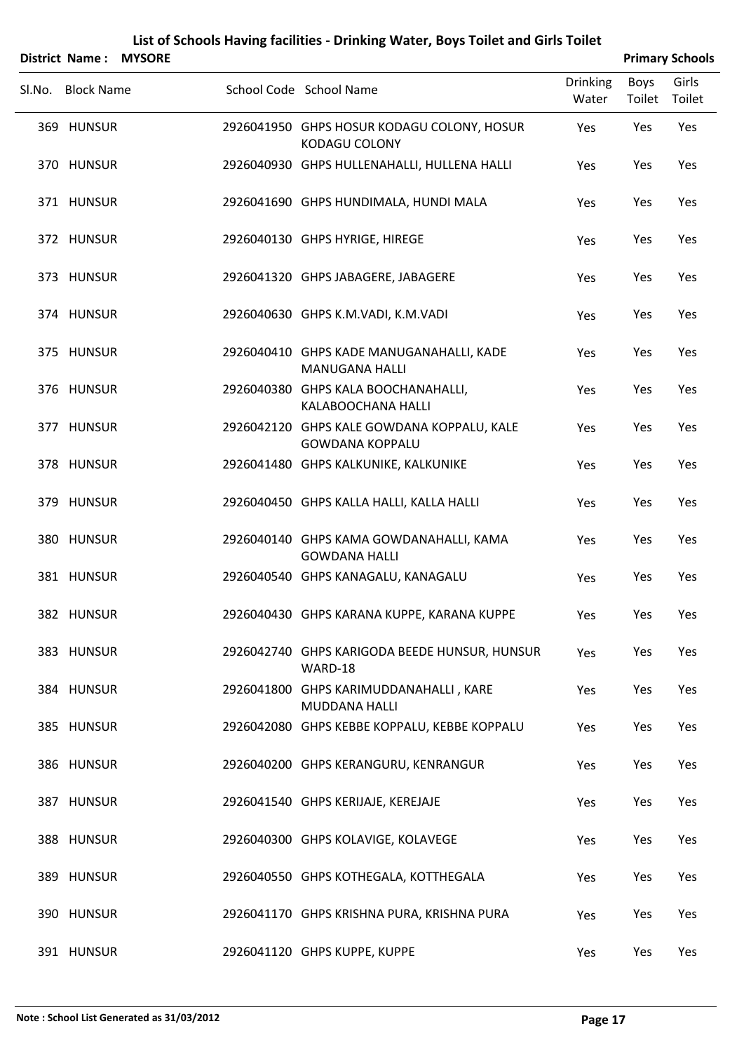# List of Schools Having facilities - Drinking Water, Boys Toilet and Girls Toilet

**District Name : MYSORE** **Primary Schools**

| Sl.No. | Block Name | School Code | School Name | Drinking Water | Boys Toilet | Girls Toilet |
|---|---|---|---|---|---|---|
| 369 | HUNSUR | 2926041950 | GHPS HOSUR KODAGU COLONY, HOSUR KODAGU COLONY | Yes | Yes | Yes |
| 370 | HUNSUR | 2926040930 | GHPS HULLENAHALLI, HULLENA HALLI | Yes | Yes | Yes |
| 371 | HUNSUR | 2926041690 | GHPS HUNDIMALA, HUNDI MALA | Yes | Yes | Yes |
| 372 | HUNSUR | 2926040130 | GHPS HYRIGE, HIREGE | Yes | Yes | Yes |
| 373 | HUNSUR | 2926041320 | GHPS JABAGERE, JABAGERE | Yes | Yes | Yes |
| 374 | HUNSUR | 2926040630 | GHPS K.M.VADI, K.M.VADI | Yes | Yes | Yes |
| 375 | HUNSUR | 2926040410 | GHPS KADE MANUGANAHALLI, KADE MANUGANA HALLI | Yes | Yes | Yes |
| 376 | HUNSUR | 2926040380 | GHPS KALA BOOCHANAHALLI, KALABOOCHANA HALLI | Yes | Yes | Yes |
| 377 | HUNSUR | 2926042120 | GHPS KALE GOWDANA KOPPALU, KALE GOWDANA KOPPALU | Yes | Yes | Yes |
| 378 | HUNSUR | 2926041480 | GHPS KALKUNIKE, KALKUNIKE | Yes | Yes | Yes |
| 379 | HUNSUR | 2926040450 | GHPS KALLA HALLI, KALLA HALLI | Yes | Yes | Yes |
| 380 | HUNSUR | 2926040140 | GHPS KAMA GOWDANAHALLI, KAMA GOWDANA HALLI | Yes | Yes | Yes |
| 381 | HUNSUR | 2926040540 | GHPS KANAGALU, KANAGALU | Yes | Yes | Yes |
| 382 | HUNSUR | 2926040430 | GHPS KARANA KUPPE, KARANA KUPPE | Yes | Yes | Yes |
| 383 | HUNSUR | 2926042740 | GHPS KARIGODA BEEDE HUNSUR, HUNSUR WARD-18 | Yes | Yes | Yes |
| 384 | HUNSUR | 2926041800 | GHPS KARIMUDDANAHALLI , KARE MUDDANA HALLI | Yes | Yes | Yes |
| 385 | HUNSUR | 2926042080 | GHPS KEBBE KOPPALU, KEBBE KOPPALU | Yes | Yes | Yes |
| 386 | HUNSUR | 2926040200 | GHPS KERANGURU, KENRANGUR | Yes | Yes | Yes |
| 387 | HUNSUR | 2926041540 | GHPS KERIJAJE, KEREJAJE | Yes | Yes | Yes |
| 388 | HUNSUR | 2926040300 | GHPS KOLAVIGE, KOLAVEGE | Yes | Yes | Yes |
| 389 | HUNSUR | 2926040550 | GHPS KOTHEGALA, KOTTHEGALA | Yes | Yes | Yes |
| 390 | HUNSUR | 2926041170 | GHPS KRISHNA PURA, KRISHNA PURA | Yes | Yes | Yes |
| 391 | HUNSUR | 2926041120 | GHPS KUPPE, KUPPE | Yes | Yes | Yes |

**Note : School List Generated as 31/03/2012**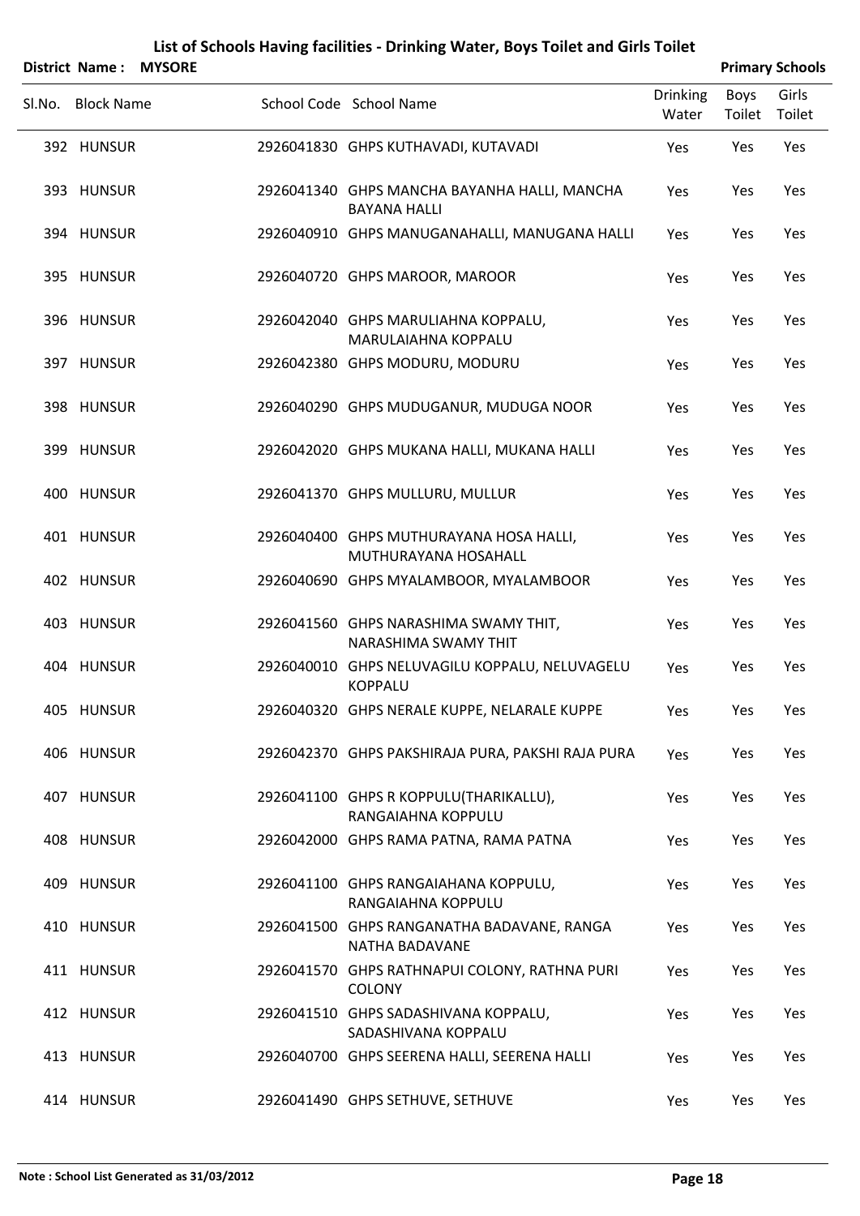# List of Schools Having facilities - Drinking Water, Boys Toilet and Girls Toilet

**District Name : MYSORE** **Primary Schools**

| Sl.No. | Block Name | School Code | School Name | Drinking Water | Boys Toilet | Girls Toilet |
|---|---|---|---|---|---|---|
| 392 | HUNSUR | 2926041830 | GHPS KUTHAVADI, KUTAVADI | Yes | Yes | Yes |
| 393 | HUNSUR | 2926041340 | GHPS MANCHA BAYANHA HALLI, MANCHA BAYANA HALLI | Yes | Yes | Yes |
| 394 | HUNSUR | 2926040910 | GHPS MANUGANAHALLI, MANUGANA HALLI | Yes | Yes | Yes |
| 395 | HUNSUR | 2926040720 | GHPS MAROOR, MAROOR | Yes | Yes | Yes |
| 396 | HUNSUR | 2926042040 | GHPS MARULIAHNA KOPPALU, MARULAIAHNA KOPPALU | Yes | Yes | Yes |
| 397 | HUNSUR | 2926042380 | GHPS MODURU, MODURU | Yes | Yes | Yes |
| 398 | HUNSUR | 2926040290 | GHPS MUDUGANUR, MUDUGA NOOR | Yes | Yes | Yes |
| 399 | HUNSUR | 2926042020 | GHPS MUKANA HALLI, MUKANA HALLI | Yes | Yes | Yes |
| 400 | HUNSUR | 2926041370 | GHPS MULLURU, MULLUR | Yes | Yes | Yes |
| 401 | HUNSUR | 2926040400 | GHPS MUTHURAYANA HOSA HALLI, MUTHURAYANA HOSAHALL | Yes | Yes | Yes |
| 402 | HUNSUR | 2926040690 | GHPS MYALAMBOOR, MYALAMBOOR | Yes | Yes | Yes |
| 403 | HUNSUR | 2926041560 | GHPS NARASHIMA SWAMY THIT, NARASHIMA SWAMY THIT | Yes | Yes | Yes |
| 404 | HUNSUR | 2926040010 | GHPS NELUVAGILU KOPPALU, NELUVAGELU KOPPALU | Yes | Yes | Yes |
| 405 | HUNSUR | 2926040320 | GHPS NERALE KUPPE, NELARALE KUPPE | Yes | Yes | Yes |
| 406 | HUNSUR | 2926042370 | GHPS PAKSHIRAJA PURA, PAKSHI RAJA PURA | Yes | Yes | Yes |
| 407 | HUNSUR | 2926041100 | GHPS R KOPPULU(THARIKALLU), RANGAIAHNA KOPPULU | Yes | Yes | Yes |
| 408 | HUNSUR | 2926042000 | GHPS RAMA PATNA, RAMA PATNA | Yes | Yes | Yes |
| 409 | HUNSUR | 2926041100 | GHPS RANGAIAHANA KOPPULU, RANGAIAHNA KOPPULU | Yes | Yes | Yes |
| 410 | HUNSUR | 2926041500 | GHPS RANGANATHA BADAVANE, RANGA NATHA BADAVANE | Yes | Yes | Yes |
| 411 | HUNSUR | 2926041570 | GHPS RATHNAPUI COLONY, RATHNA PURI COLONY | Yes | Yes | Yes |
| 412 | HUNSUR | 2926041510 | GHPS SADASHIVANA KOPPALU, SADASHIVANA KOPPALU | Yes | Yes | Yes |
| 413 | HUNSUR | 2926040700 | GHPS SEERENA HALLI, SEERENA HALLI | Yes | Yes | Yes |
| 414 | HUNSUR | 2926041490 | GHPS SETHUVE, SETHUVE | Yes | Yes | Yes |

**Note : School List Generated as 31/03/2012**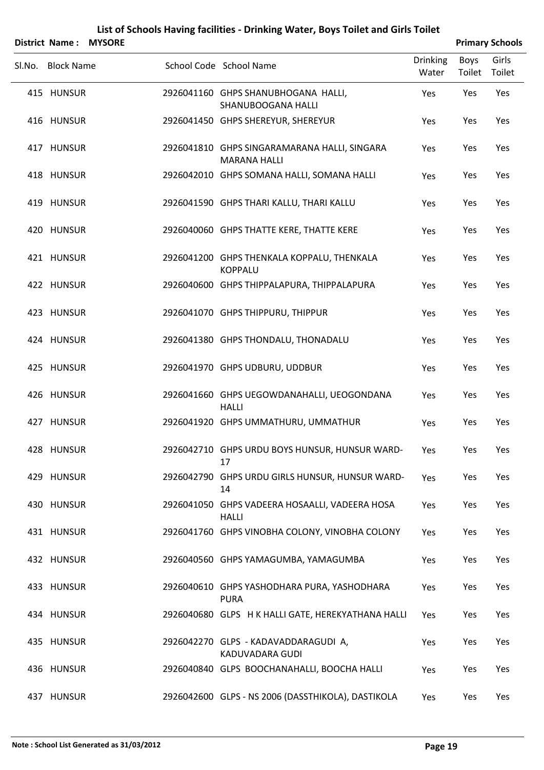# List of Schools Having facilities - Drinking Water, Boys Toilet and Girls Toilet

**District Name : MYSORE** **Primary Schools**

| Sl.No. | Block Name | School Code | School Name | Drinking Water | Boys Toilet | Girls Toilet |
|---|---|---|---|---|---|---|
| 415 | HUNSUR | 2926041160 | GHPS SHANUBHOGANA HALLI, SHANUBOOGANA HALLI | Yes | Yes | Yes |
| 416 | HUNSUR | 2926041450 | GHPS SHEREYUR, SHEREYUR | Yes | Yes | Yes |
| 417 | HUNSUR | 2926041810 | GHPS SINGARAMARANA HALLI, SINGARA MARANA HALLI | Yes | Yes | Yes |
| 418 | HUNSUR | 2926042010 | GHPS SOMANA HALLI, SOMANA HALLI | Yes | Yes | Yes |
| 419 | HUNSUR | 2926041590 | GHPS THARI KALLU, THARI KALLU | Yes | Yes | Yes |
| 420 | HUNSUR | 2926040060 | GHPS THATTE KERE, THATTE KERE | Yes | Yes | Yes |
| 421 | HUNSUR | 2926041200 | GHPS THENKALA KOPPALU, THENKALA KOPPALU | Yes | Yes | Yes |
| 422 | HUNSUR | 2926040600 | GHPS THIPPALAPURA, THIPPALAPURA | Yes | Yes | Yes |
| 423 | HUNSUR | 2926041070 | GHPS THIPPURU, THIPPUR | Yes | Yes | Yes |
| 424 | HUNSUR | 2926041380 | GHPS THONDALU, THONADALU | Yes | Yes | Yes |
| 425 | HUNSUR | 2926041970 | GHPS UDBURU, UDDBUR | Yes | Yes | Yes |
| 426 | HUNSUR | 2926041660 | GHPS UEGOWDANAHALLI, UEOGONDANA HALLI | Yes | Yes | Yes |
| 427 | HUNSUR | 2926041920 | GHPS UMMATHURU, UMMATHUR | Yes | Yes | Yes |
| 428 | HUNSUR | 2926042710 | GHPS URDU BOYS HUNSUR, HUNSUR WARD-17 | Yes | Yes | Yes |
| 429 | HUNSUR | 2926042790 | GHPS URDU GIRLS HUNSUR, HUNSUR WARD-14 | Yes | Yes | Yes |
| 430 | HUNSUR | 2926041050 | GHPS VADEERA HOSAALLI, VADEERA HOSA HALLI | Yes | Yes | Yes |
| 431 | HUNSUR | 2926041760 | GHPS VINOBHA COLONY, VINOBHA COLONY | Yes | Yes | Yes |
| 432 | HUNSUR | 2926040560 | GHPS YAMAGUMBA, YAMAGUMBA | Yes | Yes | Yes |
| 433 | HUNSUR | 2926040610 | GHPS YASHODHARA PURA, YASHODHARA PURA | Yes | Yes | Yes |
| 434 | HUNSUR | 2926040680 | GLPS H K HALLI GATE, HEREKYATHANA HALLI | Yes | Yes | Yes |
| 435 | HUNSUR | 2926042270 | GLPS - KADAVADDARAGUDI A, KADUVADARA GUDI | Yes | Yes | Yes |
| 436 | HUNSUR | 2926040840 | GLPS BOOCHANAHALLI, BOOCHA HALLI | Yes | Yes | Yes |
| 437 | HUNSUR | 2926042600 | GLPS - NS 2006 (DASSTHIKOLA), DASTIKOLA | Yes | Yes | Yes |

Note : School List Generated as 31/03/2012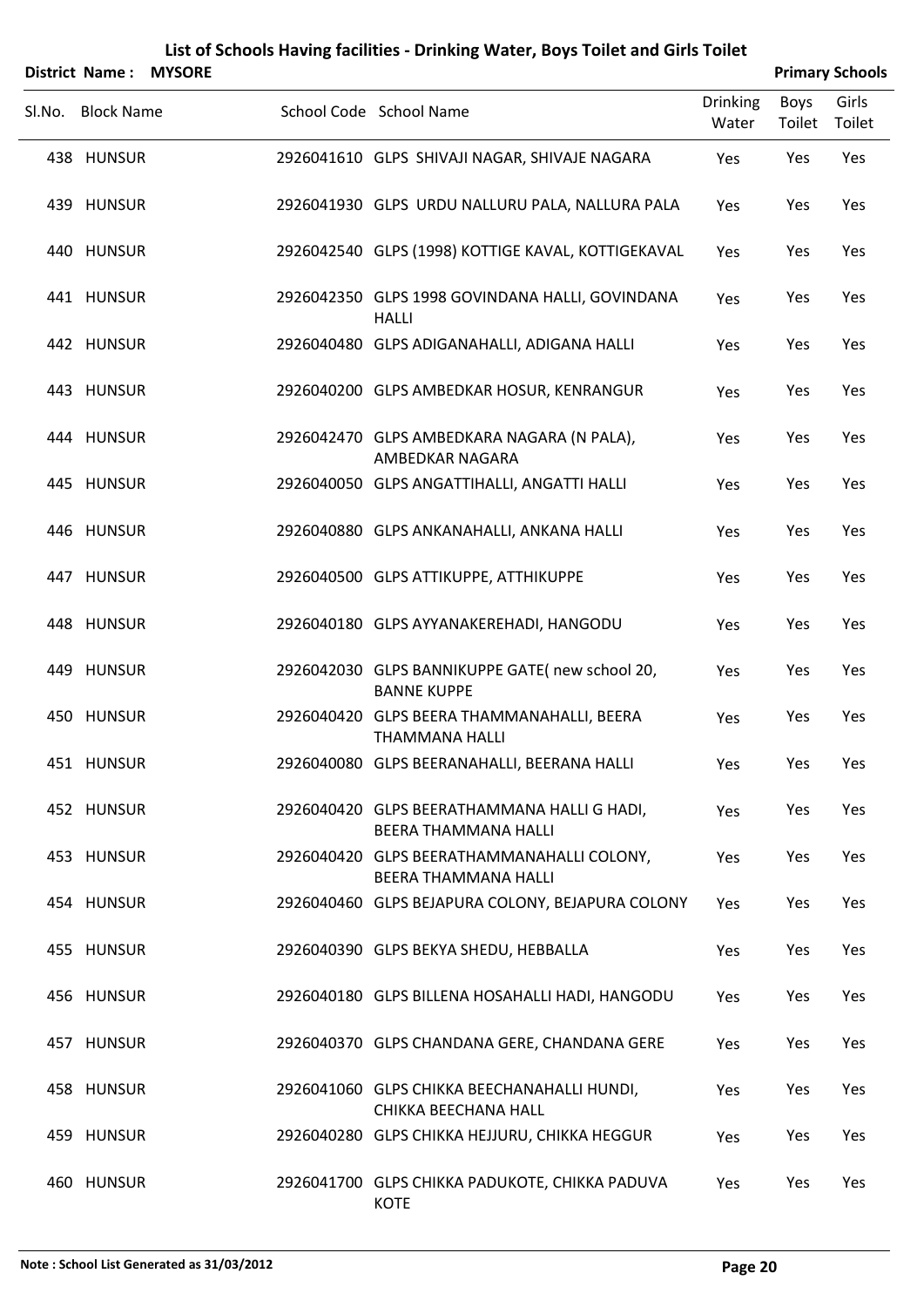# List of Schools Having facilities - Drinking Water, Boys Toilet and Girls Toilet

**District Name : MYSORE** **Primary Schools**

| Sl.No. | Block Name | School Code | School Name | Drinking Water | Boys Toilet | Girls Toilet |
|---|---|---|---|---|---|---|
| 438 | HUNSUR | 2926041610 | GLPS SHIVAJI NAGAR, SHIVAJE NAGARA | Yes | Yes | Yes |
| 439 | HUNSUR | 2926041930 | GLPS URDU NALLURU PALA, NALLURA PALA | Yes | Yes | Yes |
| 440 | HUNSUR | 2926042540 | GLPS (1998) KOTTIGE KAVAL, KOTTIGEKAVAL | Yes | Yes | Yes |
| 441 | HUNSUR | 2926042350 | GLPS 1998 GOVINDANA HALLI, GOVINDANA HALLI | Yes | Yes | Yes |
| 442 | HUNSUR | 2926040480 | GLPS ADIGANAHALLI, ADIGANA HALLI | Yes | Yes | Yes |
| 443 | HUNSUR | 2926040200 | GLPS AMBEDKAR HOSUR, KENRANGUR | Yes | Yes | Yes |
| 444 | HUNSUR | 2926042470 | GLPS AMBEDKARA NAGARA (N PALA), AMBEDKAR NAGARA | Yes | Yes | Yes |
| 445 | HUNSUR | 2926040050 | GLPS ANGATTIHALLI, ANGATTI HALLI | Yes | Yes | Yes |
| 446 | HUNSUR | 2926040880 | GLPS ANKANAHALLI, ANKANA HALLI | Yes | Yes | Yes |
| 447 | HUNSUR | 2926040500 | GLPS ATTIKUPPE, ATTHIKUPPE | Yes | Yes | Yes |
| 448 | HUNSUR | 2926040180 | GLPS AYYANAKEREHADI, HANGODU | Yes | Yes | Yes |
| 449 | HUNSUR | 2926042030 | GLPS BANNIKUPPE GATE( new school 20, BANNE KUPPE | Yes | Yes | Yes |
| 450 | HUNSUR | 2926040420 | GLPS BEERA THAMMANAHALLI, BEERA THAMMANA HALLI | Yes | Yes | Yes |
| 451 | HUNSUR | 2926040080 | GLPS BEERANAHALLI, BEERANA HALLI | Yes | Yes | Yes |
| 452 | HUNSUR | 2926040420 | GLPS BEERATHAMMANA HALLI G HADI, BEERA THAMMANA HALLI | Yes | Yes | Yes |
| 453 | HUNSUR | 2926040420 | GLPS BEERATHAMMANAHALLI COLONY, BEERA THAMMANA HALLI | Yes | Yes | Yes |
| 454 | HUNSUR | 2926040460 | GLPS BEJAPURA COLONY, BEJAPURA COLONY | Yes | Yes | Yes |
| 455 | HUNSUR | 2926040390 | GLPS BEKYA SHEDU, HEBBALLA | Yes | Yes | Yes |
| 456 | HUNSUR | 2926040180 | GLPS BILLENA HOSAHALLI HADI, HANGODU | Yes | Yes | Yes |
| 457 | HUNSUR | 2926040370 | GLPS CHANDANA GERE, CHANDANA GERE | Yes | Yes | Yes |
| 458 | HUNSUR | 2926041060 | GLPS CHIKKA BEECHANAHALLI HUNDI, CHIKKA BEECHANA HALL | Yes | Yes | Yes |
| 459 | HUNSUR | 2926040280 | GLPS CHIKKA HEJJURU, CHIKKA HEGGUR | Yes | Yes | Yes |
| 460 | HUNSUR | 2926041700 | GLPS CHIKKA PADUKOTE, CHIKKA PADUVA KOTE | Yes | Yes | Yes |

**Note : School List Generated as 31/03/2012**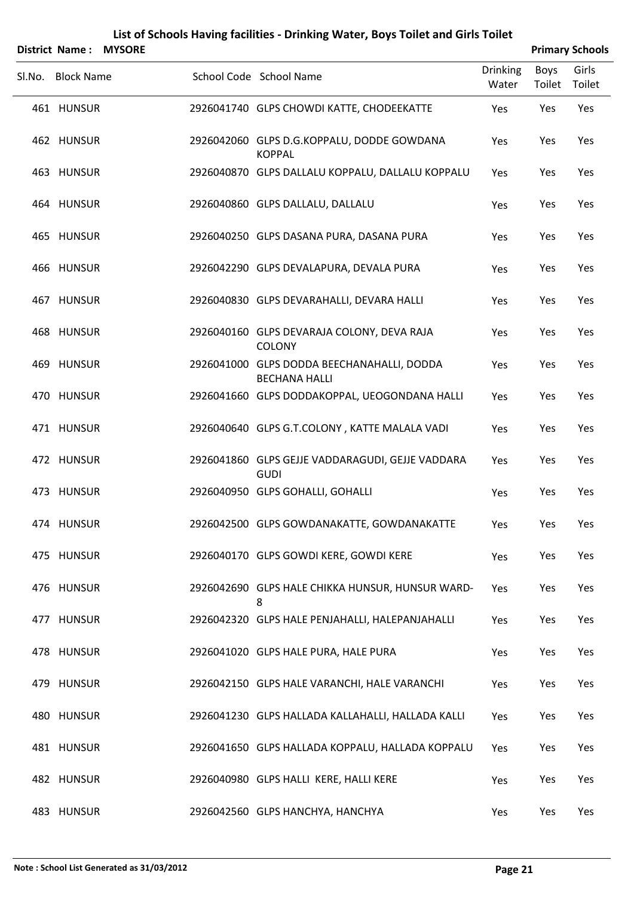# List of Schools Having facilities - Drinking Water, Boys Toilet and Girls Toilet

**District Name : MYSORE** | **Primary Schools**

| Sl.No. | Block Name | School Code | School Name | Drinking Water | Boys Toilet | Girls Toilet |
|---|---|---|---|---|---|---|
| 461 | HUNSUR | 2926041740 | GLPS CHOWDI KATTE, CHODEEKATTE | Yes | Yes | Yes |
| 462 | HUNSUR | 2926042060 | GLPS D.G.KOPPALU, DODDE GOWDANA KOPPAL | Yes | Yes | Yes |
| 463 | HUNSUR | 2926040870 | GLPS DALLALU KOPPALU, DALLALU KOPPALU | Yes | Yes | Yes |
| 464 | HUNSUR | 2926040860 | GLPS DALLALU, DALLALU | Yes | Yes | Yes |
| 465 | HUNSUR | 2926040250 | GLPS DASANA PURA, DASANA PURA | Yes | Yes | Yes |
| 466 | HUNSUR | 2926042290 | GLPS DEVALAPURA, DEVALA PURA | Yes | Yes | Yes |
| 467 | HUNSUR | 2926040830 | GLPS DEVARAHALLI, DEVARA HALLI | Yes | Yes | Yes |
| 468 | HUNSUR | 2926040160 | GLPS DEVARAJA COLONY, DEVA RAJA COLONY | Yes | Yes | Yes |
| 469 | HUNSUR | 2926041000 | GLPS DODDA BEECHANAHALLI, DODDA BECHANA HALLI | Yes | Yes | Yes |
| 470 | HUNSUR | 2926041660 | GLPS DODDAKOPPAL, UEOGONDANA HALLI | Yes | Yes | Yes |
| 471 | HUNSUR | 2926040640 | GLPS G.T.COLONY , KATTE MALALA VADI | Yes | Yes | Yes |
| 472 | HUNSUR | 2926041860 | GLPS GEJJE VADDARAGUDI, GEJJE VADDARA GUDI | Yes | Yes | Yes |
| 473 | HUNSUR | 2926040950 | GLPS GOHALLI, GOHALLI | Yes | Yes | Yes |
| 474 | HUNSUR | 2926042500 | GLPS GOWDANAKATTE, GOWDANAKATTE | Yes | Yes | Yes |
| 475 | HUNSUR | 2926040170 | GLPS GOWDI KERE, GOWDI KERE | Yes | Yes | Yes |
| 476 | HUNSUR | 2926042690 | GLPS HALE CHIKKA HUNSUR, HUNSUR WARD-8 | Yes | Yes | Yes |
| 477 | HUNSUR | 2926042320 | GLPS HALE PENJAHALLI, HALEPANJAHALLI | Yes | Yes | Yes |
| 478 | HUNSUR | 2926041020 | GLPS HALE PURA, HALE PURA | Yes | Yes | Yes |
| 479 | HUNSUR | 2926042150 | GLPS HALE VARANCHI, HALE VARANCHI | Yes | Yes | Yes |
| 480 | HUNSUR | 2926041230 | GLPS HALLADA KALLAHALLI, HALLADA KALLI | Yes | Yes | Yes |
| 481 | HUNSUR | 2926041650 | GLPS HALLADA KOPPALU, HALLADA KOPPALU | Yes | Yes | Yes |
| 482 | HUNSUR | 2926040980 | GLPS HALLI KERE, HALLI KERE | Yes | Yes | Yes |
| 483 | HUNSUR | 2926042560 | GLPS HANCHYA, HANCHYA | Yes | Yes | Yes |

**Note : School List Generated as 31/03/2012**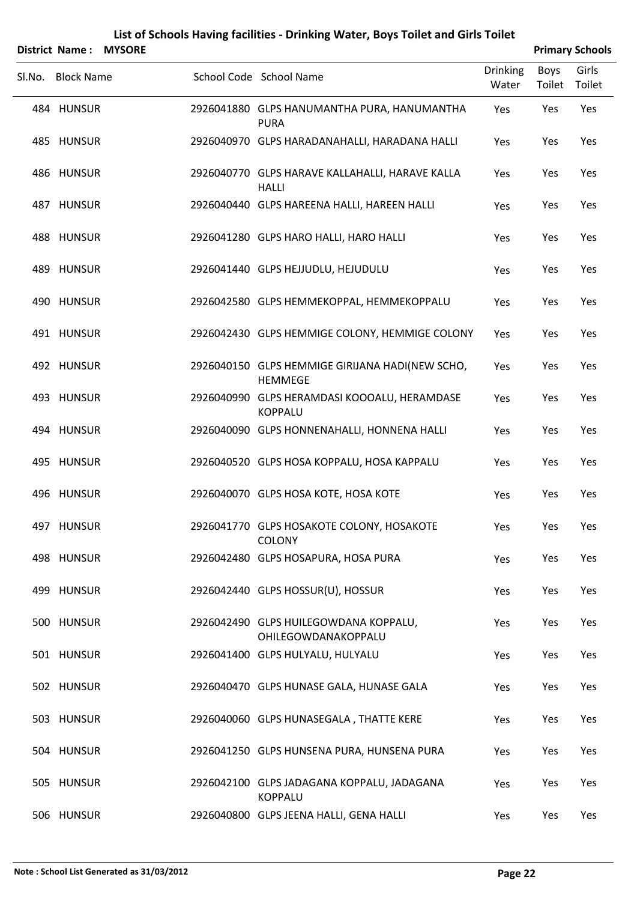# List of Schools Having facilities - Drinking Water, Boys Toilet and Girls Toilet

**District Name : MYSORE** **Primary Schools**

| Sl.No. | Block Name | School Code | School Name | Drinking Water | Boys Toilet | Girls Toilet |
|---|---|---|---|---|---|---|
| 484 | HUNSUR | 2926041880 | GLPS HANUMANTHA PURA, HANUMANTHA PURA | Yes | Yes | Yes |
| 485 | HUNSUR | 2926040970 | GLPS HARADANAHALLI, HARADANA HALLI | Yes | Yes | Yes |
| 486 | HUNSUR | 2926040770 | GLPS HARAVE KALLAHALLI, HARAVE KALLA HALLI | Yes | Yes | Yes |
| 487 | HUNSUR | 2926040440 | GLPS HAREENA HALLI, HAREEN HALLI | Yes | Yes | Yes |
| 488 | HUNSUR | 2926041280 | GLPS HARO HALLI, HARO HALLI | Yes | Yes | Yes |
| 489 | HUNSUR | 2926041440 | GLPS HEJJUDLU, HEJUDULU | Yes | Yes | Yes |
| 490 | HUNSUR | 2926042580 | GLPS HEMMEKOPPAL, HEMMEKOPPALU | Yes | Yes | Yes |
| 491 | HUNSUR | 2926042430 | GLPS HEMMIGE COLONY, HEMMIGE COLONY | Yes | Yes | Yes |
| 492 | HUNSUR | 2926040150 | GLPS HEMMIGE GIRIJANA HADI(NEW SCHO, HEMMEGE | Yes | Yes | Yes |
| 493 | HUNSUR | 2926040990 | GLPS HERAMDASI KOOOALU, HERAMDASE KOPPALU | Yes | Yes | Yes |
| 494 | HUNSUR | 2926040090 | GLPS HONNENAHALLI, HONNENA HALLI | Yes | Yes | Yes |
| 495 | HUNSUR | 2926040520 | GLPS HOSA KOPPALU, HOSA KAPPALU | Yes | Yes | Yes |
| 496 | HUNSUR | 2926040070 | GLPS HOSA KOTE, HOSA KOTE | Yes | Yes | Yes |
| 497 | HUNSUR | 2926041770 | GLPS HOSAKOTE COLONY, HOSAKOTE COLONY | Yes | Yes | Yes |
| 498 | HUNSUR | 2926042480 | GLPS HOSAPURA, HOSA PURA | Yes | Yes | Yes |
| 499 | HUNSUR | 2926042440 | GLPS HOSSUR(U), HOSSUR | Yes | Yes | Yes |
| 500 | HUNSUR | 2926042490 | GLPS HUILEGOWDANA KOPPALU, OHILEGOWDANAKOPPALU | Yes | Yes | Yes |
| 501 | HUNSUR | 2926041400 | GLPS HULYALU, HULYALU | Yes | Yes | Yes |
| 502 | HUNSUR | 2926040470 | GLPS HUNASE GALA, HUNASE GALA | Yes | Yes | Yes |
| 503 | HUNSUR | 2926040060 | GLPS HUNASEGALA , THATTE KERE | Yes | Yes | Yes |
| 504 | HUNSUR | 2926041250 | GLPS HUNSENA PURA, HUNSENA PURA | Yes | Yes | Yes |
| 505 | HUNSUR | 2926042100 | GLPS JADAGANA KOPPALU, JADAGANA KOPPALU | Yes | Yes | Yes |
| 506 | HUNSUR | 2926040800 | GLPS JEENA HALLI, GENA HALLI | Yes | Yes | Yes |

**Note : School List Generated as 31/03/2012**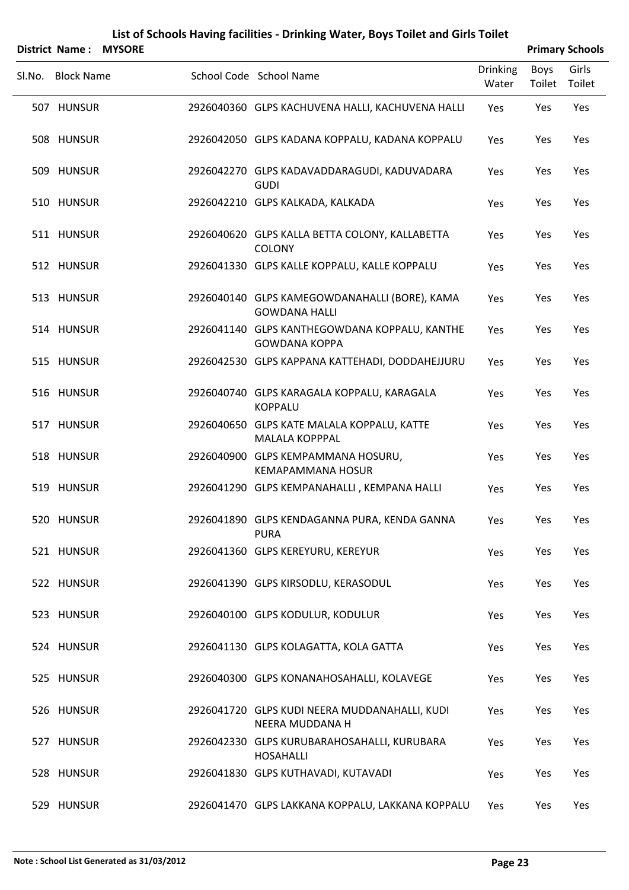# List of Schools Having facilities - Drinking Water, Boys Toilet and Girls Toilet

**District Name : MYSORE** | **Primary Schools**

| Sl.No. | Block Name | School Code | School Name | Drinking Water | Boys Toilet | Girls Toilet |
|---|---|---|---|---|---|---|
| 507 | HUNSUR | 2926040360 | GLPS KACHUVENA HALLI, KACHUVENA HALLI | Yes | Yes | Yes |
| 508 | HUNSUR | 2926042050 | GLPS KADANA KOPPALU, KADANA KOPPALU | Yes | Yes | Yes |
| 509 | HUNSUR | 2926042270 | GLPS KADAVADDARAGUDI, KADUVADARA GUDI | Yes | Yes | Yes |
| 510 | HUNSUR | 2926042210 | GLPS KALKADA, KALKADA | Yes | Yes | Yes |
| 511 | HUNSUR | 2926040620 | GLPS KALLA BETTA COLONY, KALLABETTA COLONY | Yes | Yes | Yes |
| 512 | HUNSUR | 2926041330 | GLPS KALLE KOPPALU, KALLE KOPPALU | Yes | Yes | Yes |
| 513 | HUNSUR | 2926040140 | GLPS KAMEGOWDANAHALLI (BORE), KAMA GOWDANA HALLI | Yes | Yes | Yes |
| 514 | HUNSUR | 2926041140 | GLPS KANTHEGOWDANA KOPPALU, KANTHE GOWDANA KOPPA | Yes | Yes | Yes |
| 515 | HUNSUR | 2926042530 | GLPS KAPPANA KATTEHADI, DODDAHEJJURU | Yes | Yes | Yes |
| 516 | HUNSUR | 2926040740 | GLPS KARAGALA KOPPALU, KARAGALA KOPPALU | Yes | Yes | Yes |
| 517 | HUNSUR | 2926040650 | GLPS KATE MALALA KOPPALU, KATTE MALALA KOPPPAL | Yes | Yes | Yes |
| 518 | HUNSUR | 2926040900 | GLPS KEMPAMMANA HOSURU, KEMAPAMMANA HOSUR | Yes | Yes | Yes |
| 519 | HUNSUR | 2926041290 | GLPS KEMPANAHALLI , KEMPANA HALLI | Yes | Yes | Yes |
| 520 | HUNSUR | 2926041890 | GLPS KENDAGANNA PURA, KENDA GANNA PURA | Yes | Yes | Yes |
| 521 | HUNSUR | 2926041360 | GLPS KEREYURU, KEREYUR | Yes | Yes | Yes |
| 522 | HUNSUR | 2926041390 | GLPS KIRSODLU, KERASODUL | Yes | Yes | Yes |
| 523 | HUNSUR | 2926040100 | GLPS KODULUR, KODULUR | Yes | Yes | Yes |
| 524 | HUNSUR | 2926041130 | GLPS KOLAGATTA, KOLA GATTA | Yes | Yes | Yes |
| 525 | HUNSUR | 2926040300 | GLPS KONANAHOSAHALLI, KOLAVEGE | Yes | Yes | Yes |
| 526 | HUNSUR | 2926041720 | GLPS KUDI NEERA MUDDANAHALLI, KUDI NEERA MUDDANA H | Yes | Yes | Yes |
| 527 | HUNSUR | 2926042330 | GLPS KURUBARAHOSAHALLI, KURUBARA HOSAHALLI | Yes | Yes | Yes |
| 528 | HUNSUR | 2926041830 | GLPS KUTHAVADI, KUTAVADI | Yes | Yes | Yes |
| 529 | HUNSUR | 2926041470 | GLPS LAKKANA KOPPALU, LAKKANA KOPPALU | Yes | Yes | Yes |

Note : School List Generated as 31/03/2012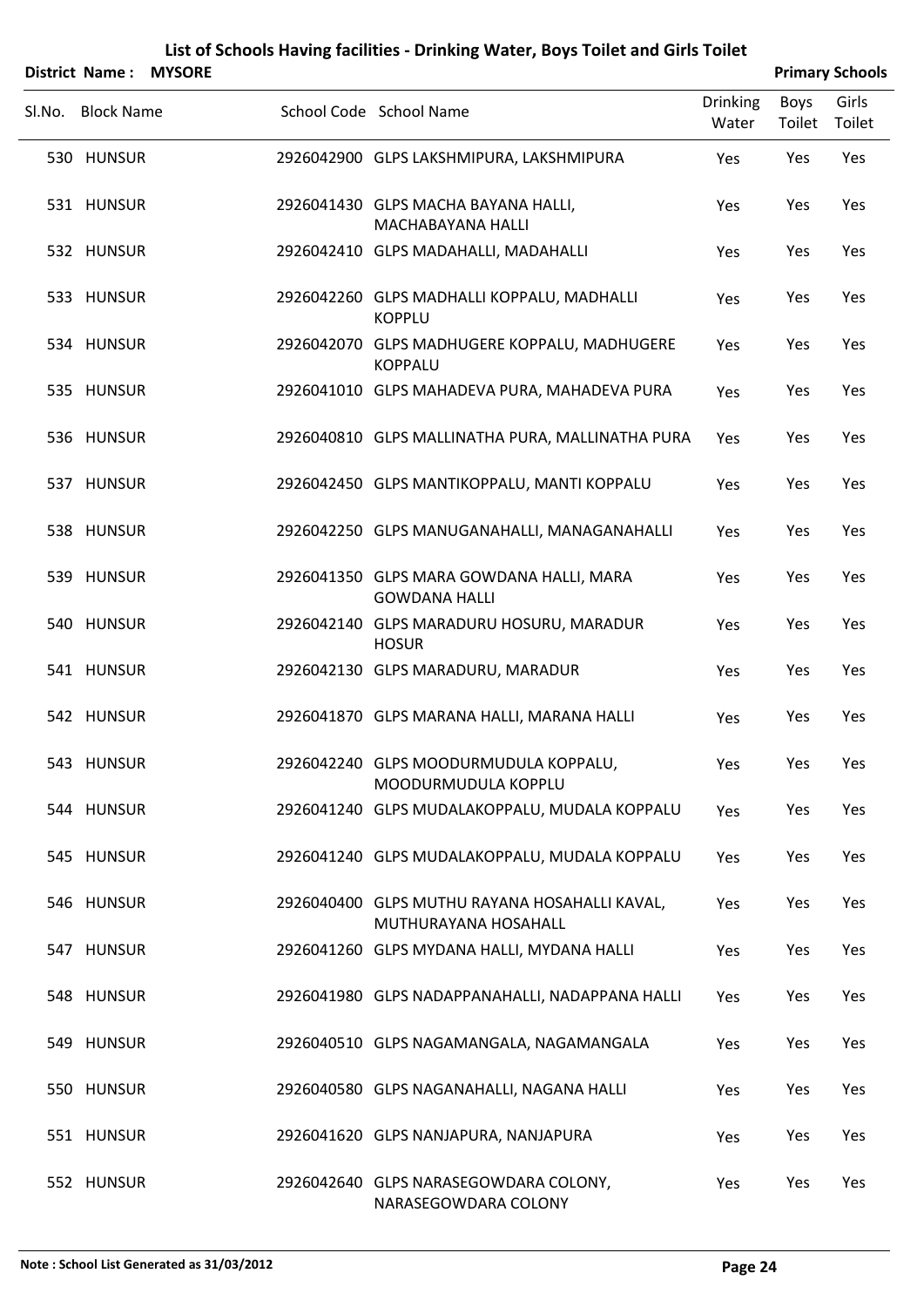# List of Schools Having facilities - Drinking Water, Boys Toilet and Girls Toilet

**District Name : MYSORE** **Primary Schools**

| Sl.No. | Block Name | School Code | School Name | Drinking Water | Boys Toilet | Girls Toilet |
|---|---|---|---|---|---|---|
| 530 | HUNSUR | 2926042900 | GLPS LAKSHMIPURA, LAKSHMIPURA | Yes | Yes | Yes |
| 531 | HUNSUR | 2926041430 | GLPS MACHA BAYANA HALLI, MACHABAYANA HALLI | Yes | Yes | Yes |
| 532 | HUNSUR | 2926042410 | GLPS MADAHALLI, MADAHALLI | Yes | Yes | Yes |
| 533 | HUNSUR | 2926042260 | GLPS MADHALLI KOPPALU, MADHALLI KOPPLU | Yes | Yes | Yes |
| 534 | HUNSUR | 2926042070 | GLPS MADHUGERE KOPPALU, MADHUGERE KOPPALU | Yes | Yes | Yes |
| 535 | HUNSUR | 2926041010 | GLPS MAHADEVA PURA, MAHADEVA PURA | Yes | Yes | Yes |
| 536 | HUNSUR | 2926040810 | GLPS MALLINATHA PURA, MALLINATHA PURA | Yes | Yes | Yes |
| 537 | HUNSUR | 2926042450 | GLPS MANTIKOPPALU, MANTI KOPPALU | Yes | Yes | Yes |
| 538 | HUNSUR | 2926042250 | GLPS MANUGANAHALLI, MANAGANAHALLI | Yes | Yes | Yes |
| 539 | HUNSUR | 2926041350 | GLPS MARA GOWDANA HALLI, MARA GOWDANA HALLI | Yes | Yes | Yes |
| 540 | HUNSUR | 2926042140 | GLPS MARADURU HOSURU, MARADUR HOSUR | Yes | Yes | Yes |
| 541 | HUNSUR | 2926042130 | GLPS MARADURU, MARADUR | Yes | Yes | Yes |
| 542 | HUNSUR | 2926041870 | GLPS MARANA HALLI, MARANA HALLI | Yes | Yes | Yes |
| 543 | HUNSUR | 2926042240 | GLPS MOODURMUDULA KOPPALU, MOODURMUDULA KOPPLU | Yes | Yes | Yes |
| 544 | HUNSUR | 2926041240 | GLPS MUDALAKOPPALU, MUDALA KOPPALU | Yes | Yes | Yes |
| 545 | HUNSUR | 2926041240 | GLPS MUDALAKOPPALU, MUDALA KOPPALU | Yes | Yes | Yes |
| 546 | HUNSUR | 2926040400 | GLPS MUTHU RAYANA HOSAHALLI KAVAL, MUTHURAYANA HOSAHALL | Yes | Yes | Yes |
| 547 | HUNSUR | 2926041260 | GLPS MYDANA HALLI, MYDANA HALLI | Yes | Yes | Yes |
| 548 | HUNSUR | 2926041980 | GLPS NADAPPANAHALLI, NADAPPANA HALLI | Yes | Yes | Yes |
| 549 | HUNSUR | 2926040510 | GLPS NAGAMANGALA, NAGAMANGALA | Yes | Yes | Yes |
| 550 | HUNSUR | 2926040580 | GLPS NAGANAHALLI, NAGANA HALLI | Yes | Yes | Yes |
| 551 | HUNSUR | 2926041620 | GLPS NANJAPURA, NANJAPURA | Yes | Yes | Yes |
| 552 | HUNSUR | 2926042640 | GLPS NARASEGOWDARA COLONY, NARASEGOWDARA COLONY | Yes | Yes | Yes |

**Note : School List Generated as 31/03/2012**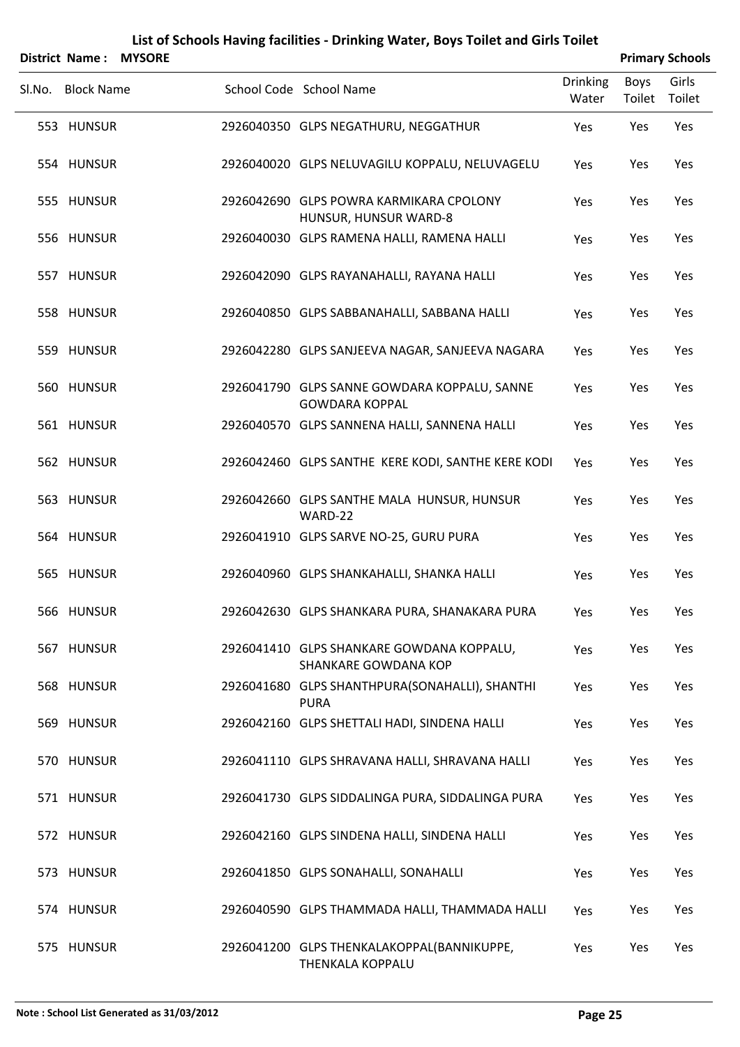# List of Schools Having facilities - Drinking Water, Boys Toilet and Girls Toilet

**District Name : MYSORE** **Primary Schools**

| Sl.No. | Block Name | School Code | School Name | Drinking Water | Boys Toilet | Girls Toilet |
|---|---|---|---|---|---|---|
| 553 | HUNSUR | 2926040350 | GLPS NEGATHURU, NEGGATHUR | Yes | Yes | Yes |
| 554 | HUNSUR | 2926040020 | GLPS NELUVAGILU KOPPALU, NELUVAGELU | Yes | Yes | Yes |
| 555 | HUNSUR | 2926042690 | GLPS POWRA KARMIKARA CPOLONY HUNSUR, HUNSUR WARD-8 | Yes | Yes | Yes |
| 556 | HUNSUR | 2926040030 | GLPS RAMENA HALLI, RAMENA HALLI | Yes | Yes | Yes |
| 557 | HUNSUR | 2926042090 | GLPS RAYANAHALLI, RAYANA HALLI | Yes | Yes | Yes |
| 558 | HUNSUR | 2926040850 | GLPS SABBANAHALLI, SABBANA HALLI | Yes | Yes | Yes |
| 559 | HUNSUR | 2926042280 | GLPS SANJEEVA NAGAR, SANJEEVA NAGARA | Yes | Yes | Yes |
| 560 | HUNSUR | 2926041790 | GLPS SANNE GOWDARA KOPPALU, SANNE GOWDARA KOPPAL | Yes | Yes | Yes |
| 561 | HUNSUR | 2926040570 | GLPS SANNENA HALLI, SANNENA HALLI | Yes | Yes | Yes |
| 562 | HUNSUR | 2926042460 | GLPS SANTHE KERE KODI, SANTHE KERE KODI | Yes | Yes | Yes |
| 563 | HUNSUR | 2926042660 | GLPS SANTHE MALA HUNSUR, HUNSUR WARD-22 | Yes | Yes | Yes |
| 564 | HUNSUR | 2926041910 | GLPS SARVE NO-25, GURU PURA | Yes | Yes | Yes |
| 565 | HUNSUR | 2926040960 | GLPS SHANKAHALLI, SHANKA HALLI | Yes | Yes | Yes |
| 566 | HUNSUR | 2926042630 | GLPS SHANKARA PURA, SHANAKARA PURA | Yes | Yes | Yes |
| 567 | HUNSUR | 2926041410 | GLPS SHANKARE GOWDANA KOPPALU, SHANKARE GOWDANA KOP | Yes | Yes | Yes |
| 568 | HUNSUR | 2926041680 | GLPS SHANTHPURA(SONAHALLI), SHANTHI PURA | Yes | Yes | Yes |
| 569 | HUNSUR | 2926042160 | GLPS SHETTALI HADI, SINDENA HALLI | Yes | Yes | Yes |
| 570 | HUNSUR | 2926041110 | GLPS SHRAVANA HALLI, SHRAVANA HALLI | Yes | Yes | Yes |
| 571 | HUNSUR | 2926041730 | GLPS SIDDALINGA PURA, SIDDALINGA PURA | Yes | Yes | Yes |
| 572 | HUNSUR | 2926042160 | GLPS SINDENA HALLI, SINDENA HALLI | Yes | Yes | Yes |
| 573 | HUNSUR | 2926041850 | GLPS SONAHALLI, SONAHALLI | Yes | Yes | Yes |
| 574 | HUNSUR | 2926040590 | GLPS THAMMADA HALLI, THAMMADA HALLI | Yes | Yes | Yes |
| 575 | HUNSUR | 2926041200 | GLPS THENKALAKOPPAL(BANNIKUPPE, THENKALA KOPPALU | Yes | Yes | Yes |

**Note : School List Generated as 31/03/2012**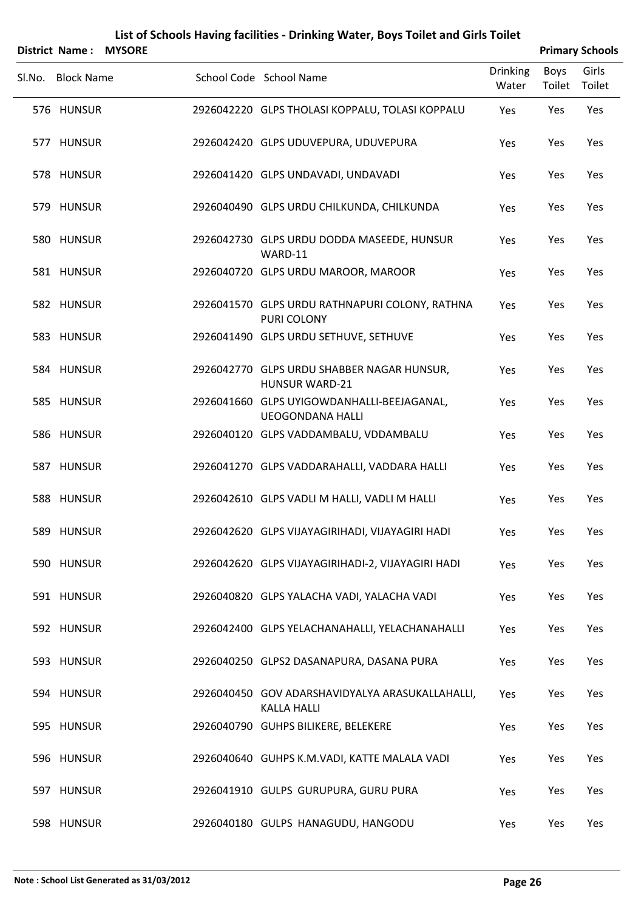# List of Schools Having facilities - Drinking Water, Boys Toilet and Girls Toilet

**District Name : MYSORE** **Primary Schools**

| Sl.No. | Block Name | School Code | School Name | Drinking Water | Boys Toilet | Girls Toilet |
|---|---|---|---|---|---|---|
| 576 | HUNSUR | 2926042220 | GLPS THOLASI KOPPALU, TOLASI KOPPALU | Yes | Yes | Yes |
| 577 | HUNSUR | 2926042420 | GLPS UDUVEPURA, UDUVEPURA | Yes | Yes | Yes |
| 578 | HUNSUR | 2926041420 | GLPS UNDAVADI, UNDAVADI | Yes | Yes | Yes |
| 579 | HUNSUR | 2926040490 | GLPS URDU CHILKUNDA, CHILKUNDA | Yes | Yes | Yes |
| 580 | HUNSUR | 2926042730 | GLPS URDU DODDA MASEEDE, HUNSUR WARD-11 | Yes | Yes | Yes |
| 581 | HUNSUR | 2926040720 | GLPS URDU MAROOR, MAROOR | Yes | Yes | Yes |
| 582 | HUNSUR | 2926041570 | GLPS URDU RATHNAPURI COLONY, RATHNA PURI COLONY | Yes | Yes | Yes |
| 583 | HUNSUR | 2926041490 | GLPS URDU SETHUVE, SETHUVE | Yes | Yes | Yes |
| 584 | HUNSUR | 2926042770 | GLPS URDU SHABBER NAGAR HUNSUR, HUNSUR WARD-21 | Yes | Yes | Yes |
| 585 | HUNSUR | 2926041660 | GLPS UYIGOWDANHALLI-BEEJAGANAL, UEOGONDANA HALLI | Yes | Yes | Yes |
| 586 | HUNSUR | 2926040120 | GLPS VADDAMBALU, VDDAMBALU | Yes | Yes | Yes |
| 587 | HUNSUR | 2926041270 | GLPS VADDARAHALLI, VADDARA HALLI | Yes | Yes | Yes |
| 588 | HUNSUR | 2926042610 | GLPS VADLI M HALLI, VADLI M HALLI | Yes | Yes | Yes |
| 589 | HUNSUR | 2926042620 | GLPS VIJAYAGIRIHADI, VIJAYAGIRI HADI | Yes | Yes | Yes |
| 590 | HUNSUR | 2926042620 | GLPS VIJAYAGIRIHADI-2, VIJAYAGIRI HADI | Yes | Yes | Yes |
| 591 | HUNSUR | 2926040820 | GLPS YALACHA VADI, YALACHA VADI | Yes | Yes | Yes |
| 592 | HUNSUR | 2926042400 | GLPS YELACHANAHALLI, YELACHANAHALLI | Yes | Yes | Yes |
| 593 | HUNSUR | 2926040250 | GLPS2 DASANAPURA, DASANA PURA | Yes | Yes | Yes |
| 594 | HUNSUR | 2926040450 | GOV ADARSHAVIDYALYA ARASUKALLAHALLI, KALLA HALLI | Yes | Yes | Yes |
| 595 | HUNSUR | 2926040790 | GUHPS BILIKERE, BELEKERE | Yes | Yes | Yes |
| 596 | HUNSUR | 2926040640 | GUHPS K.M.VADI, KATTE MALALA VADI | Yes | Yes | Yes |
| 597 | HUNSUR | 2926041910 | GULPS GURUPURA, GURU PURA | Yes | Yes | Yes |
| 598 | HUNSUR | 2926040180 | GULPS HANAGUDU, HANGODU | Yes | Yes | Yes |

**Note : School List Generated as 31/03/2012**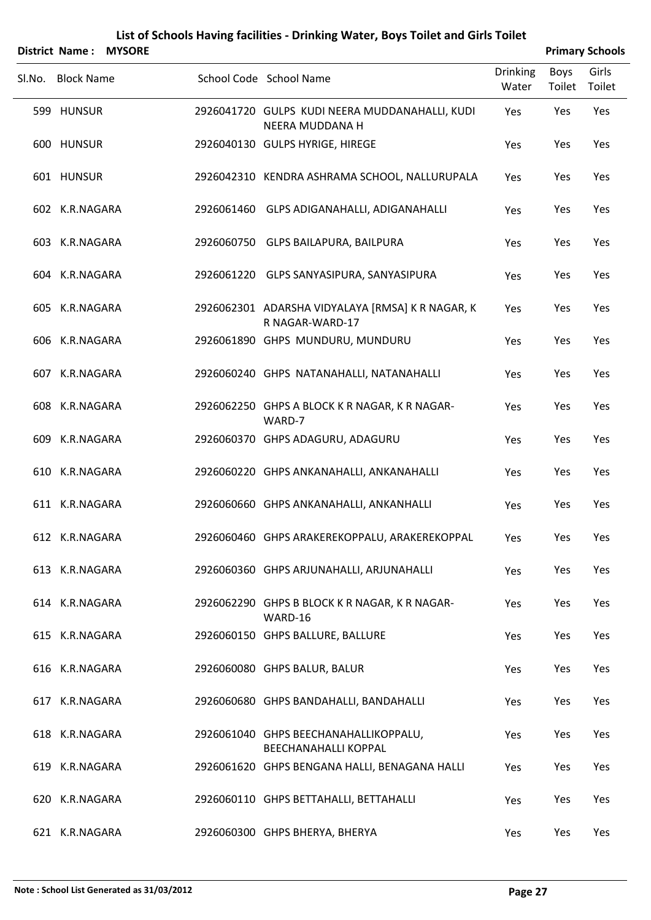# List of Schools Having facilities - Drinking Water, Boys Toilet and Girls Toilet

**District Name : MYSORE** **Primary Schools**

| Sl.No. | Block Name | School Code | School Name | Drinking Water | Boys Toilet | Girls Toilet |
|---|---|---|---|---|---|---|
| 599 | HUNSUR | 2926041720 | GULPS KUDI NEERA MUDDANAHALLI, KUDI NEERA MUDDANA H | Yes | Yes | Yes |
| 600 | HUNSUR | 2926040130 | GULPS HYRIGE, HIREGE | Yes | Yes | Yes |
| 601 | HUNSUR | 2926042310 | KENDRA ASHRAMA SCHOOL, NALLURUPALA | Yes | Yes | Yes |
| 602 | K.R.NAGARA | 2926061460 | GLPS ADIGANAHALLI, ADIGANAHALLI | Yes | Yes | Yes |
| 603 | K.R.NAGARA | 2926060750 | GLPS BAILAPURA, BAILPURA | Yes | Yes | Yes |
| 604 | K.R.NAGARA | 2926061220 | GLPS SANYASIPURA, SANYASIPURA | Yes | Yes | Yes |
| 605 | K.R.NAGARA | 2926062301 | ADARSHA VIDYALAYA [RMSA] K R NAGAR, K R NAGAR-WARD-17 | Yes | Yes | Yes |
| 606 | K.R.NAGARA | 2926061890 | GHPS MUNDURU, MUNDURU | Yes | Yes | Yes |
| 607 | K.R.NAGARA | 2926060240 | GHPS NATANAHALLI, NATANAHALLI | Yes | Yes | Yes |
| 608 | K.R.NAGARA | 2926062250 | GHPS A BLOCK K R NAGAR, K R NAGAR-WARD-7 | Yes | Yes | Yes |
| 609 | K.R.NAGARA | 2926060370 | GHPS ADAGURU, ADAGURU | Yes | Yes | Yes |
| 610 | K.R.NAGARA | 2926060220 | GHPS ANKANAHALLI, ANKANAHALLI | Yes | Yes | Yes |
| 611 | K.R.NAGARA | 2926060660 | GHPS ANKANAHALLI, ANKANHALLI | Yes | Yes | Yes |
| 612 | K.R.NAGARA | 2926060460 | GHPS ARAKEREKOPPALU, ARAKEREKOPPAL | Yes | Yes | Yes |
| 613 | K.R.NAGARA | 2926060360 | GHPS ARJUNAHALLI, ARJUNAHALLI | Yes | Yes | Yes |
| 614 | K.R.NAGARA | 2926062290 | GHPS B BLOCK K R NAGAR, K R NAGAR-WARD-16 | Yes | Yes | Yes |
| 615 | K.R.NAGARA | 2926060150 | GHPS BALLURE, BALLURE | Yes | Yes | Yes |
| 616 | K.R.NAGARA | 2926060080 | GHPS BALUR, BALUR | Yes | Yes | Yes |
| 617 | K.R.NAGARA | 2926060680 | GHPS BANDAHALLI, BANDAHALLI | Yes | Yes | Yes |
| 618 | K.R.NAGARA | 2926061040 | GHPS BEECHANAHALLIKOPPALU, BEECHANAHALLI KOPPAL | Yes | Yes | Yes |
| 619 | K.R.NAGARA | 2926061620 | GHPS BENGANA HALLI, BENAGANA HALLI | Yes | Yes | Yes |
| 620 | K.R.NAGARA | 2926060110 | GHPS BETTAHALLI, BETTAHALLI | Yes | Yes | Yes |
| 621 | K.R.NAGARA | 2926060300 | GHPS BHERYA, BHERYA | Yes | Yes | Yes |

**Note : School List Generated as 31/03/2012**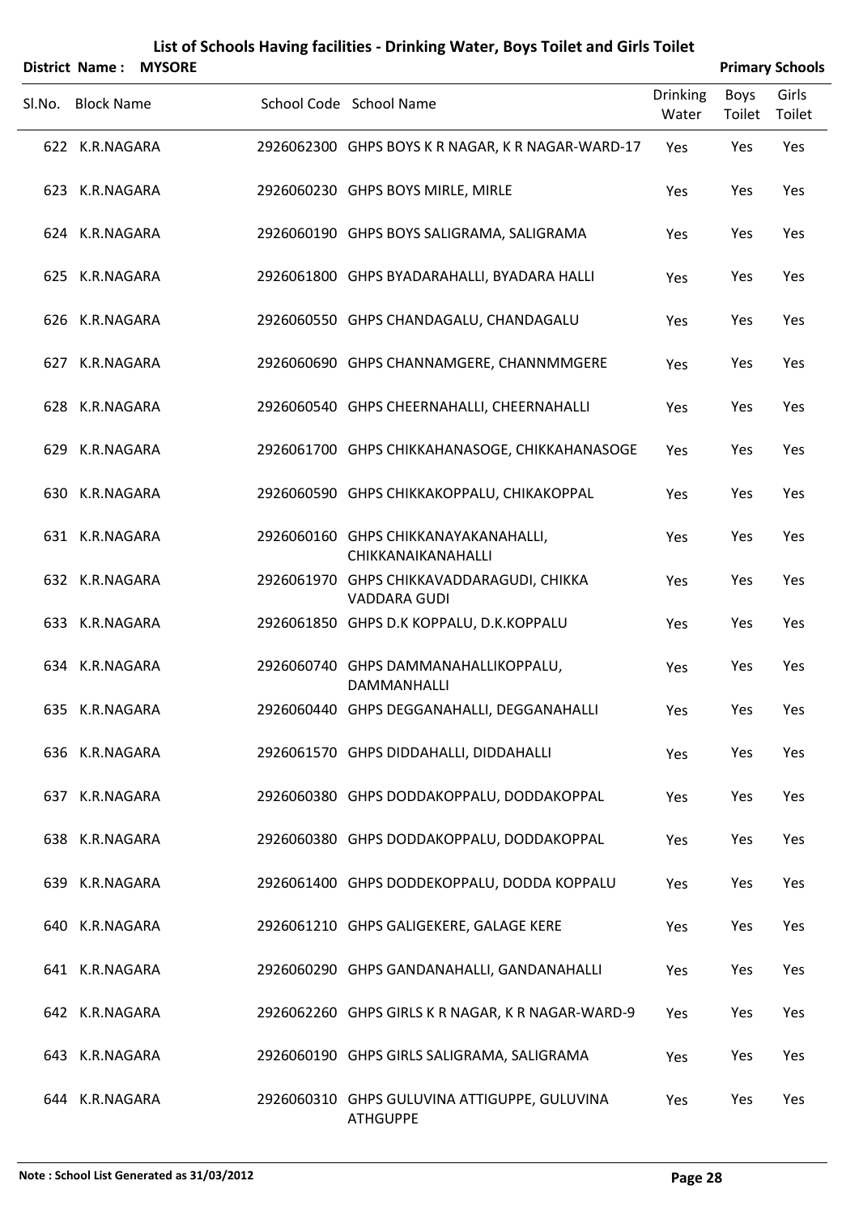# List of Schools Having facilities - Drinking Water, Boys Toilet and Girls Toilet

**District Name : MYSORE** **Primary Schools**

| Sl.No. | Block Name | School Code | School Name | Drinking Water | Boys Toilet | Girls Toilet |
|---|---|---|---|---|---|---|
| 622 | K.R.NAGARA | 2926062300 | GHPS BOYS K R NAGAR, K R NAGAR-WARD-17 | Yes | Yes | Yes |
| 623 | K.R.NAGARA | 2926060230 | GHPS BOYS MIRLE, MIRLE | Yes | Yes | Yes |
| 624 | K.R.NAGARA | 2926060190 | GHPS BOYS SALIGRAMA, SALIGRAMA | Yes | Yes | Yes |
| 625 | K.R.NAGARA | 2926061800 | GHPS BYADARAHALLI, BYADARA HALLI | Yes | Yes | Yes |
| 626 | K.R.NAGARA | 2926060550 | GHPS CHANDAGALU, CHANDAGALU | Yes | Yes | Yes |
| 627 | K.R.NAGARA | 2926060690 | GHPS CHANNAMGERE, CHANNMMGERE | Yes | Yes | Yes |
| 628 | K.R.NAGARA | 2926060540 | GHPS CHEERNAHALLI, CHEERNAHALLI | Yes | Yes | Yes |
| 629 | K.R.NAGARA | 2926061700 | GHPS CHIKKAHANASOGE, CHIKKAHANASOGE | Yes | Yes | Yes |
| 630 | K.R.NAGARA | 2926060590 | GHPS CHIKKAKOPPALU, CHIKAKOPPAL | Yes | Yes | Yes |
| 631 | K.R.NAGARA | 2926060160 | GHPS CHIKKANAYAKANAHALLI, CHIKKANAIKANAHALLI | Yes | Yes | Yes |
| 632 | K.R.NAGARA | 2926061970 | GHPS CHIKKAVADDARAGUDI, CHIKKA VADDARA GUDI | Yes | Yes | Yes |
| 633 | K.R.NAGARA | 2926061850 | GHPS D.K KOPPALU, D.K.KOPPALU | Yes | Yes | Yes |
| 634 | K.R.NAGARA | 2926060740 | GHPS DAMMANAHALLIKOPPALU, DAMMANHALLI | Yes | Yes | Yes |
| 635 | K.R.NAGARA | 2926060440 | GHPS DEGGANAHALLI, DEGGANAHALLI | Yes | Yes | Yes |
| 636 | K.R.NAGARA | 2926061570 | GHPS DIDDAHALLI, DIDDAHALLI | Yes | Yes | Yes |
| 637 | K.R.NAGARA | 2926060380 | GHPS DODDAKOPPALU, DODDAKOPPAL | Yes | Yes | Yes |
| 638 | K.R.NAGARA | 2926060380 | GHPS DODDAKOPPALU, DODDAKOPPAL | Yes | Yes | Yes |
| 639 | K.R.NAGARA | 2926061400 | GHPS DODDEKOPPALU, DODDA KOPPALU | Yes | Yes | Yes |
| 640 | K.R.NAGARA | 2926061210 | GHPS GALIGEKERE, GALAGE KERE | Yes | Yes | Yes |
| 641 | K.R.NAGARA | 2926060290 | GHPS GANDANAHALLI, GANDANAHALLI | Yes | Yes | Yes |
| 642 | K.R.NAGARA | 2926062260 | GHPS GIRLS K R NAGAR, K R NAGAR-WARD-9 | Yes | Yes | Yes |
| 643 | K.R.NAGARA | 2926060190 | GHPS GIRLS SALIGRAMA, SALIGRAMA | Yes | Yes | Yes |
| 644 | K.R.NAGARA | 2926060310 | GHPS GULUVINA ATTIGUPPE, GULUVINA ATHGUPPE | Yes | Yes | Yes |

**Note : School List Generated as 31/03/2012**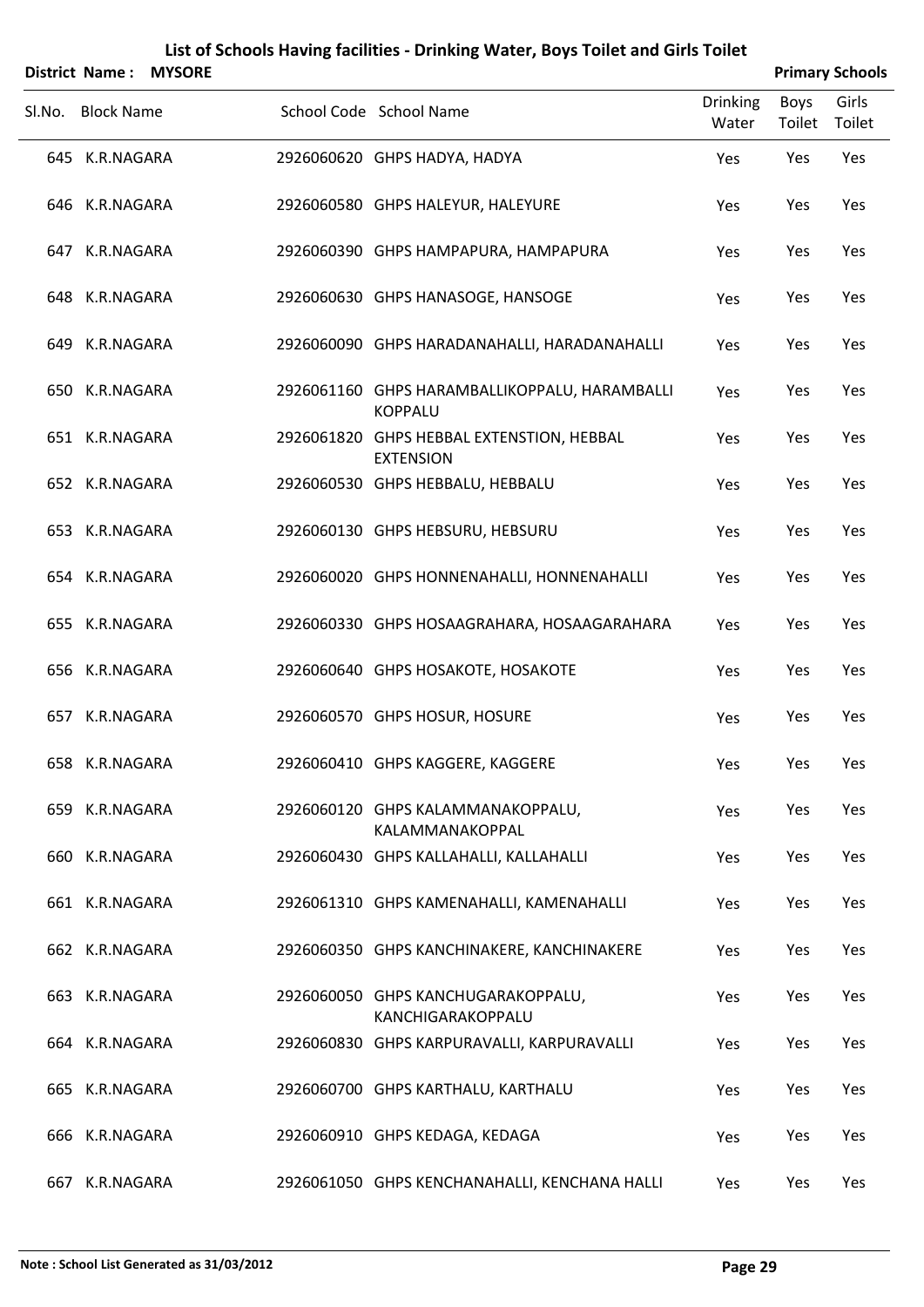# List of Schools Having facilities - Drinking Water, Boys Toilet and Girls Toilet

**District Name : MYSORE** **Primary Schools**

| Sl.No. | Block Name | School Code | School Name | Drinking Water | Boys Toilet | Girls Toilet |
|---|---|---|---|---|---|---|
| 645 | K.R.NAGARA | 2926060620 | GHPS HADYA, HADYA | Yes | Yes | Yes |
| 646 | K.R.NAGARA | 2926060580 | GHPS HALEYUR, HALEYURE | Yes | Yes | Yes |
| 647 | K.R.NAGARA | 2926060390 | GHPS HAMPAPURA, HAMPAPURA | Yes | Yes | Yes |
| 648 | K.R.NAGARA | 2926060630 | GHPS HANASOGE, HANSOGE | Yes | Yes | Yes |
| 649 | K.R.NAGARA | 2926060090 | GHPS HARADANAHALLI, HARADANAHALLI | Yes | Yes | Yes |
| 650 | K.R.NAGARA | 2926061160 | GHPS HARAMBALLIKOPPALU, HARAMBALLI KOPPALU | Yes | Yes | Yes |
| 651 | K.R.NAGARA | 2926061820 | GHPS HEBBAL EXTENSTION, HEBBAL EXTENSION | Yes | Yes | Yes |
| 652 | K.R.NAGARA | 2926060530 | GHPS HEBBALU, HEBBALU | Yes | Yes | Yes |
| 653 | K.R.NAGARA | 2926060130 | GHPS HEBSURU, HEBSURU | Yes | Yes | Yes |
| 654 | K.R.NAGARA | 2926060020 | GHPS HONNENAHALLI, HONNENAHALLI | Yes | Yes | Yes |
| 655 | K.R.NAGARA | 2926060330 | GHPS HOSAAGRAHARA, HOSAAGARAHARA | Yes | Yes | Yes |
| 656 | K.R.NAGARA | 2926060640 | GHPS HOSAKOTE, HOSAKOTE | Yes | Yes | Yes |
| 657 | K.R.NAGARA | 2926060570 | GHPS HOSUR, HOSURE | Yes | Yes | Yes |
| 658 | K.R.NAGARA | 2926060410 | GHPS KAGGERE, KAGGERE | Yes | Yes | Yes |
| 659 | K.R.NAGARA | 2926060120 | GHPS KALAMMANAKOPPALU, KALAMMANAKOPPAL | Yes | Yes | Yes |
| 660 | K.R.NAGARA | 2926060430 | GHPS KALLAHALLI, KALLAHALLI | Yes | Yes | Yes |
| 661 | K.R.NAGARA | 2926061310 | GHPS KAMENAHALLI, KAMENAHALLI | Yes | Yes | Yes |
| 662 | K.R.NAGARA | 2926060350 | GHPS KANCHINAKERE, KANCHINAKERE | Yes | Yes | Yes |
| 663 | K.R.NAGARA | 2926060050 | GHPS KANCHUGARAKOPPALU, KANCHIGARAKOPPALU | Yes | Yes | Yes |
| 664 | K.R.NAGARA | 2926060830 | GHPS KARPURAVALLI, KARPURAVALLI | Yes | Yes | Yes |
| 665 | K.R.NAGARA | 2926060700 | GHPS KARTHALU, KARTHALU | Yes | Yes | Yes |
| 666 | K.R.NAGARA | 2926060910 | GHPS KEDAGA, KEDAGA | Yes | Yes | Yes |
| 667 | K.R.NAGARA | 2926061050 | GHPS KENCHANAHALLI, KENCHANA HALLI | Yes | Yes | Yes |

**Note : School List Generated as 31/03/2012**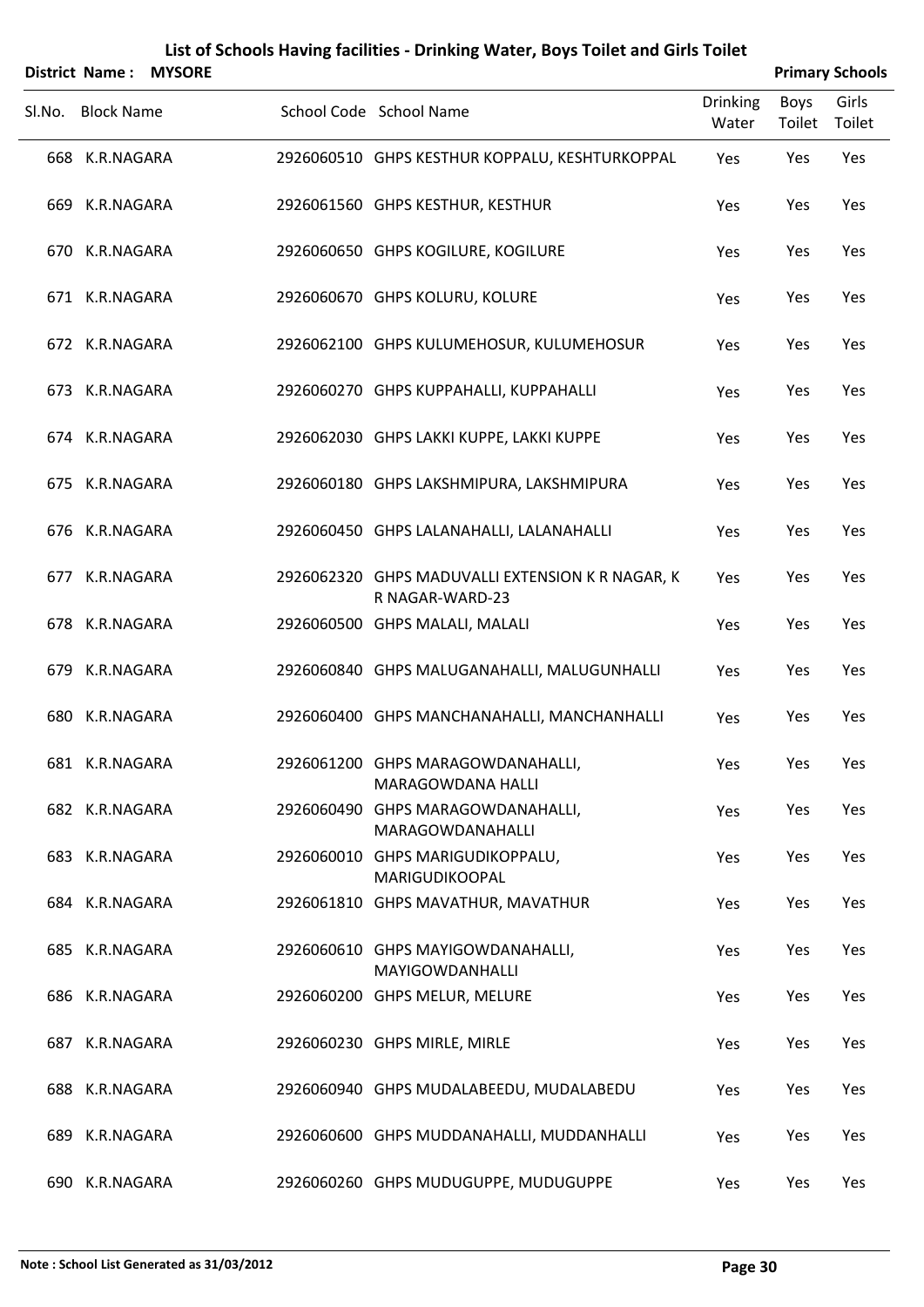# List of Schools Having facilities - Drinking Water, Boys Toilet and Girls Toilet

**District Name : MYSORE** **Primary Schools**

| Sl.No. | Block Name | School Code | School Name | Drinking Water | Boys Toilet | Girls Toilet |
|---|---|---|---|---|---|---|
| 668 | K.R.NAGARA | 2926060510 | GHPS KESTHUR KOPPALU, KESHTURKOPPAL | Yes | Yes | Yes |
| 669 | K.R.NAGARA | 2926061560 | GHPS KESTHUR, KESTHUR | Yes | Yes | Yes |
| 670 | K.R.NAGARA | 2926060650 | GHPS KOGILURE, KOGILURE | Yes | Yes | Yes |
| 671 | K.R.NAGARA | 2926060670 | GHPS KOLURU, KOLURE | Yes | Yes | Yes |
| 672 | K.R.NAGARA | 2926062100 | GHPS KULUMEHOSUR, KULUMEHOSUR | Yes | Yes | Yes |
| 673 | K.R.NAGARA | 2926060270 | GHPS KUPPAHALLI, KUPPAHALLI | Yes | Yes | Yes |
| 674 | K.R.NAGARA | 2926062030 | GHPS LAKKI KUPPE, LAKKI KUPPE | Yes | Yes | Yes |
| 675 | K.R.NAGARA | 2926060180 | GHPS LAKSHMIPURA, LAKSHMIPURA | Yes | Yes | Yes |
| 676 | K.R.NAGARA | 2926060450 | GHPS LALANAHALLI, LALANAHALLI | Yes | Yes | Yes |
| 677 | K.R.NAGARA | 2926062320 | GHPS MADUVALLI EXTENSION K R NAGAR, K R NAGAR-WARD-23 | Yes | Yes | Yes |
| 678 | K.R.NAGARA | 2926060500 | GHPS MALALI, MALALI | Yes | Yes | Yes |
| 679 | K.R.NAGARA | 2926060840 | GHPS MALUGANAHALLI, MALUGUNHALLI | Yes | Yes | Yes |
| 680 | K.R.NAGARA | 2926060400 | GHPS MANCHANAHALLI, MANCHANHALLI | Yes | Yes | Yes |
| 681 | K.R.NAGARA | 2926061200 | GHPS MARAGOWDANAHALLI, MARAGOWDANA HALLI | Yes | Yes | Yes |
| 682 | K.R.NAGARA | 2926060490 | GHPS MARAGOWDANAHALLI, MARAGOWDANAHALLI | Yes | Yes | Yes |
| 683 | K.R.NAGARA | 2926060010 | GHPS MARIGUDIKOPPALU, MARIGUDIKOOPAL | Yes | Yes | Yes |
| 684 | K.R.NAGARA | 2926061810 | GHPS MAVATHUR, MAVATHUR | Yes | Yes | Yes |
| 685 | K.R.NAGARA | 2926060610 | GHPS MAYIGOWDANAHALLI, MAYIGOWDANHALLI | Yes | Yes | Yes |
| 686 | K.R.NAGARA | 2926060200 | GHPS MELUR, MELURE | Yes | Yes | Yes |
| 687 | K.R.NAGARA | 2926060230 | GHPS MIRLE, MIRLE | Yes | Yes | Yes |
| 688 | K.R.NAGARA | 2926060940 | GHPS MUDALABEEDU, MUDALABEDU | Yes | Yes | Yes |
| 689 | K.R.NAGARA | 2926060600 | GHPS MUDDANAHALLI, MUDDANHALLI | Yes | Yes | Yes |
| 690 | K.R.NAGARA | 2926060260 | GHPS MUDUGUPPE, MUDUGUPPE | Yes | Yes | Yes |

**Note : School List Generated as 31/03/2012**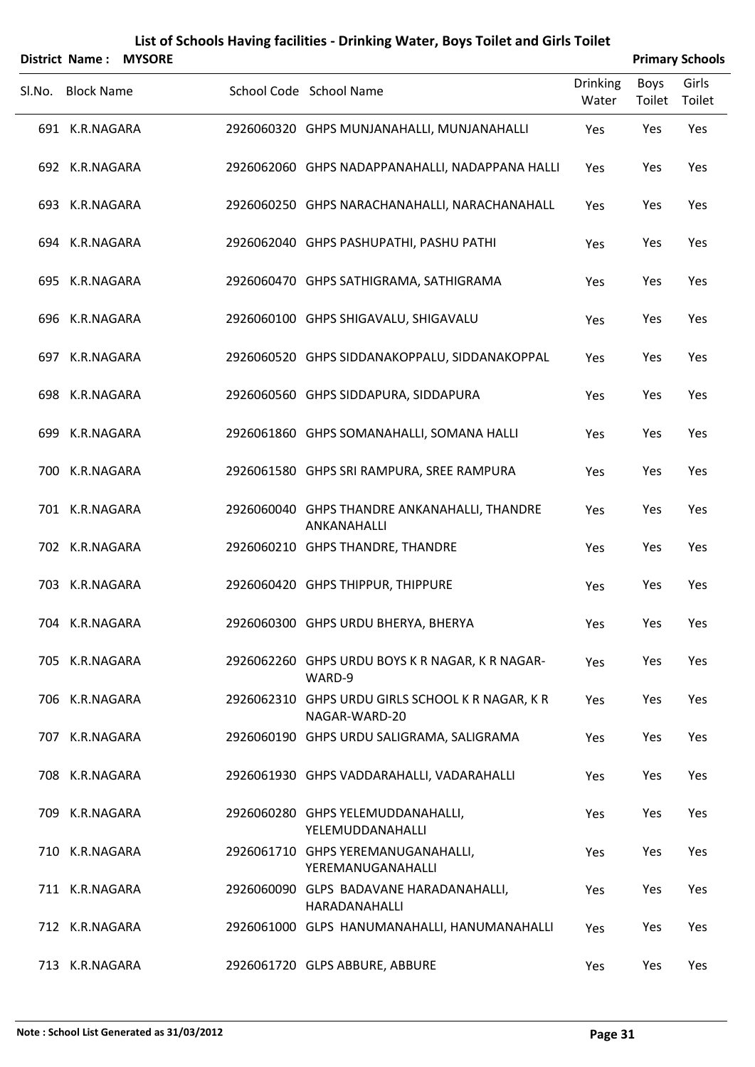# List of Schools Having facilities - Drinking Water, Boys Toilet and Girls Toilet

**District Name : MYSORE** **Primary Schools**

| Sl.No. | Block Name | School Code | School Name | Drinking Water | Boys Toilet | Girls Toilet |
|---|---|---|---|---|---|---|
| 691 | K.R.NAGARA | 2926060320 | GHPS MUNJANAHALLI, MUNJANAHALLI | Yes | Yes | Yes |
| 692 | K.R.NAGARA | 2926062060 | GHPS NADAPPANAHALLI, NADAPPANA HALLI | Yes | Yes | Yes |
| 693 | K.R.NAGARA | 2926060250 | GHPS NARACHANAHALLI, NARACHANAHALL | Yes | Yes | Yes |
| 694 | K.R.NAGARA | 2926062040 | GHPS PASHUPATHI, PASHU PATHI | Yes | Yes | Yes |
| 695 | K.R.NAGARA | 2926060470 | GHPS SATHIGRAMA, SATHIGRAMA | Yes | Yes | Yes |
| 696 | K.R.NAGARA | 2926060100 | GHPS SHIGAVALU, SHIGAVALU | Yes | Yes | Yes |
| 697 | K.R.NAGARA | 2926060520 | GHPS SIDDANAKOPPALU, SIDDANAKOPPAL | Yes | Yes | Yes |
| 698 | K.R.NAGARA | 2926060560 | GHPS SIDDAPURA, SIDDAPURA | Yes | Yes | Yes |
| 699 | K.R.NAGARA | 2926061860 | GHPS SOMANAHALLI, SOMANA HALLI | Yes | Yes | Yes |
| 700 | K.R.NAGARA | 2926061580 | GHPS SRI RAMPURA, SREE RAMPURA | Yes | Yes | Yes |
| 701 | K.R.NAGARA | 2926060040 | GHPS THANDRE ANKANAHALLI, THANDRE ANKANAHALLI | Yes | Yes | Yes |
| 702 | K.R.NAGARA | 2926060210 | GHPS THANDRE, THANDRE | Yes | Yes | Yes |
| 703 | K.R.NAGARA | 2926060420 | GHPS THIPPUR, THIPPURE | Yes | Yes | Yes |
| 704 | K.R.NAGARA | 2926060300 | GHPS URDU BHERYA, BHERYA | Yes | Yes | Yes |
| 705 | K.R.NAGARA | 2926062260 | GHPS URDU BOYS K R NAGAR, K R NAGAR-WARD-9 | Yes | Yes | Yes |
| 706 | K.R.NAGARA | 2926062310 | GHPS URDU GIRLS SCHOOL K R NAGAR, K R NAGAR-WARD-20 | Yes | Yes | Yes |
| 707 | K.R.NAGARA | 2926060190 | GHPS URDU SALIGRAMA, SALIGRAMA | Yes | Yes | Yes |
| 708 | K.R.NAGARA | 2926061930 | GHPS VADDARAHALLI, VADARAHALLI | Yes | Yes | Yes |
| 709 | K.R.NAGARA | 2926060280 | GHPS YELEMUDDANAHALLI, YELEMUDDANAHALLI | Yes | Yes | Yes |
| 710 | K.R.NAGARA | 2926061710 | GHPS YEREMANUGANAHALLI, YEREMANUGANAHALLI | Yes | Yes | Yes |
| 711 | K.R.NAGARA | 2926060090 | GLPS BADAVANE HARADANAHALLI, HARADANAHALLI | Yes | Yes | Yes |
| 712 | K.R.NAGARA | 2926061000 | GLPS HANUMANAHALLI, HANUMANAHALLI | Yes | Yes | Yes |
| 713 | K.R.NAGARA | 2926061720 | GLPS ABBURE, ABBURE | Yes | Yes | Yes |

**Note : School List Generated as 31/03/2012**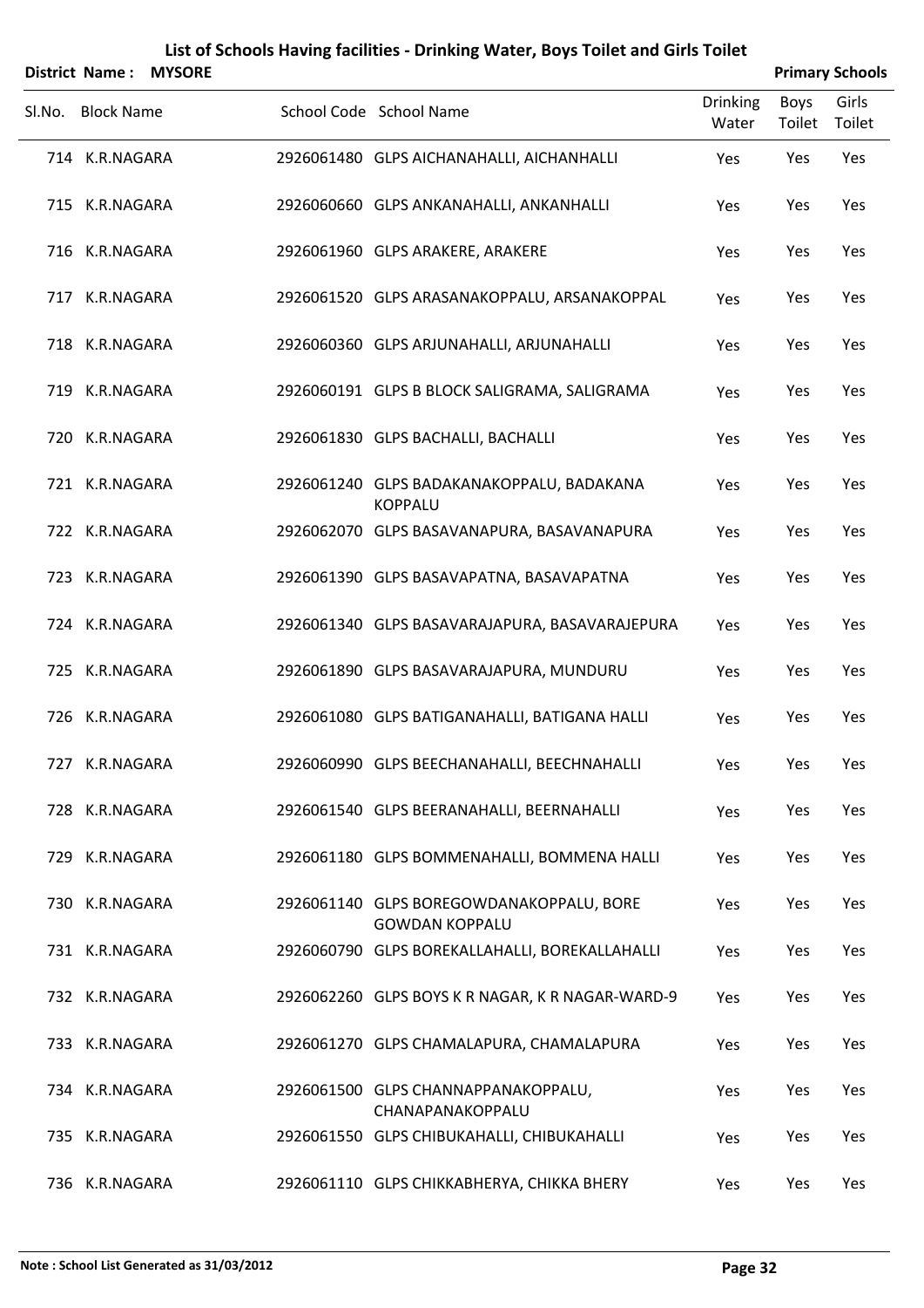# List of Schools Having facilities - Drinking Water, Boys Toilet and Girls Toilet

**District Name : MYSORE** **Primary Schools**

| Sl.No. | Block Name | School Code | School Name | Drinking Water | Boys Toilet | Girls Toilet |
|---|---|---|---|---|---|---|
| 714 | K.R.NAGARA | 2926061480 | GLPS AICHANAHALLI, AICHANHALLI | Yes | Yes | Yes |
| 715 | K.R.NAGARA | 2926060660 | GLPS ANKANAHALLI, ANKANHALLI | Yes | Yes | Yes |
| 716 | K.R.NAGARA | 2926061960 | GLPS ARAKERE, ARAKERE | Yes | Yes | Yes |
| 717 | K.R.NAGARA | 2926061520 | GLPS ARASANAKOPPALU, ARSANAKOPPAL | Yes | Yes | Yes |
| 718 | K.R.NAGARA | 2926060360 | GLPS ARJUNAHALLI, ARJUNAHALLI | Yes | Yes | Yes |
| 719 | K.R.NAGARA | 2926060191 | GLPS B BLOCK SALIGRAMA, SALIGRAMA | Yes | Yes | Yes |
| 720 | K.R.NAGARA | 2926061830 | GLPS BACHALLI, BACHALLI | Yes | Yes | Yes |
| 721 | K.R.NAGARA | 2926061240 | GLPS BADAKANAKOPPALU, BADAKANA KOPPALU | Yes | Yes | Yes |
| 722 | K.R.NAGARA | 2926062070 | GLPS BASAVANAPURA, BASAVANAPURA | Yes | Yes | Yes |
| 723 | K.R.NAGARA | 2926061390 | GLPS BASAVAPATNA, BASAVAPATNA | Yes | Yes | Yes |
| 724 | K.R.NAGARA | 2926061340 | GLPS BASAVARAJAPURA, BASAVARAJEPURA | Yes | Yes | Yes |
| 725 | K.R.NAGARA | 2926061890 | GLPS BASAVARAJAPURA, MUNDURU | Yes | Yes | Yes |
| 726 | K.R.NAGARA | 2926061080 | GLPS BATIGANAHALLI, BATIGANA HALLI | Yes | Yes | Yes |
| 727 | K.R.NAGARA | 2926060990 | GLPS BEECHANAHALLI, BEECHNAHALLI | Yes | Yes | Yes |
| 728 | K.R.NAGARA | 2926061540 | GLPS BEERANAHALLI, BEERNAHALLI | Yes | Yes | Yes |
| 729 | K.R.NAGARA | 2926061180 | GLPS BOMMENAHALLI, BOMMENA HALLI | Yes | Yes | Yes |
| 730 | K.R.NAGARA | 2926061140 | GLPS BOREGOWDANAKOPPALU, BORE GOWDAN KOPPALU | Yes | Yes | Yes |
| 731 | K.R.NAGARA | 2926060790 | GLPS BOREKALLAHALLI, BOREKALLAHALLI | Yes | Yes | Yes |
| 732 | K.R.NAGARA | 2926062260 | GLPS BOYS K R NAGAR, K R NAGAR-WARD-9 | Yes | Yes | Yes |
| 733 | K.R.NAGARA | 2926061270 | GLPS CHAMALAPURA, CHAMALAPURA | Yes | Yes | Yes |
| 734 | K.R.NAGARA | 2926061500 | GLPS CHANNAPPANAKOPPALU, CHANAPANAKOPPALU | Yes | Yes | Yes |
| 735 | K.R.NAGARA | 2926061550 | GLPS CHIBUKAHALLI, CHIBUKAHALLI | Yes | Yes | Yes |
| 736 | K.R.NAGARA | 2926061110 | GLPS CHIKKABHERYA, CHIKKA BHERY | Yes | Yes | Yes |

**Note : School List Generated as 31/03/2012**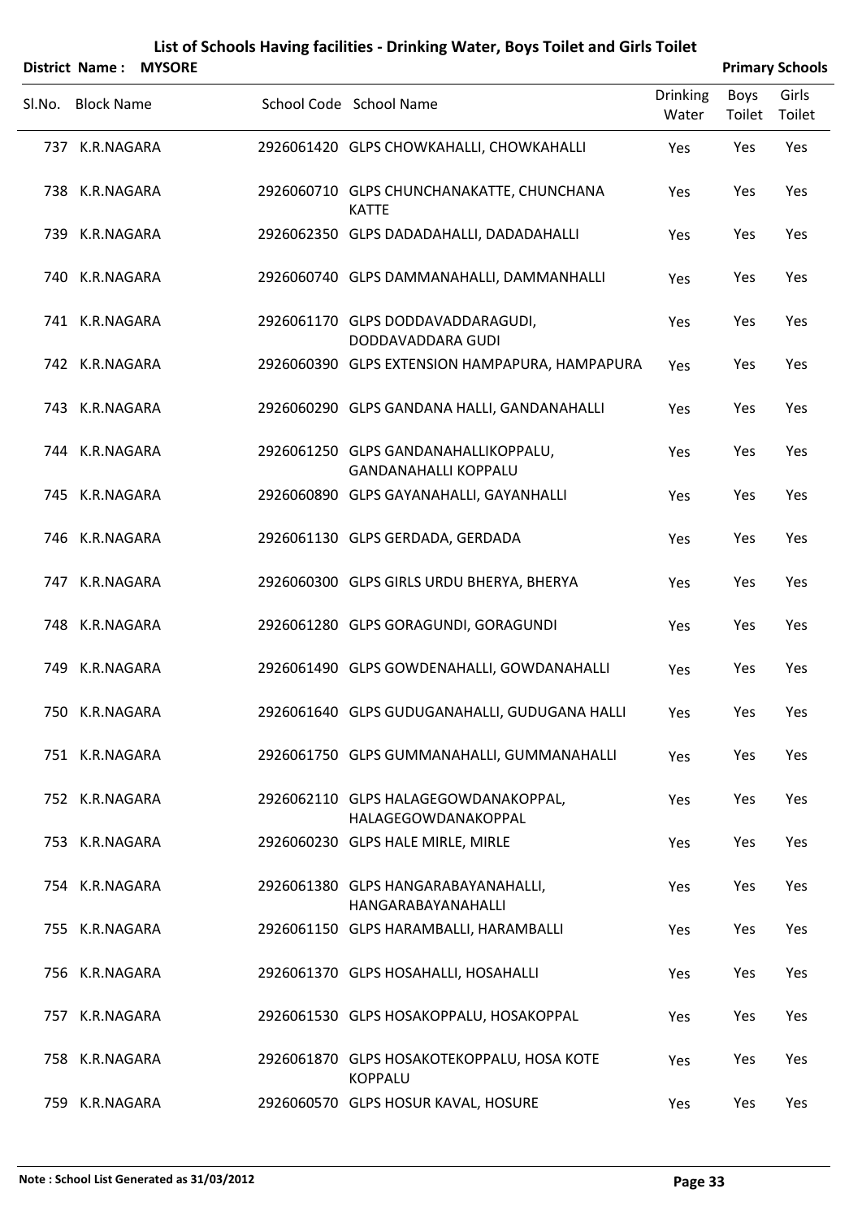# List of Schools Having facilities - Drinking Water, Boys Toilet and Girls Toilet

**District Name : MYSORE** **Primary Schools**

| Sl.No. | Block Name | School Code | School Name | Drinking Water | Boys Toilet | Girls Toilet |
|---|---|---|---|---|---|---|
| 737 | K.R.NAGARA | 2926061420 | GLPS CHOWKAHALLI, CHOWKAHALLI | Yes | Yes | Yes |
| 738 | K.R.NAGARA | 2926060710 | GLPS CHUNCHANAKATTE, CHUNCHANA KATTE | Yes | Yes | Yes |
| 739 | K.R.NAGARA | 2926062350 | GLPS DADADAHALLI, DADADAHALLI | Yes | Yes | Yes |
| 740 | K.R.NAGARA | 2926060740 | GLPS DAMMANAHALLI, DAMMANHALLI | Yes | Yes | Yes |
| 741 | K.R.NAGARA | 2926061170 | GLPS DODDAVADDARAGUDI, DODDAVADDARA GUDI | Yes | Yes | Yes |
| 742 | K.R.NAGARA | 2926060390 | GLPS EXTENSION HAMPAPURA, HAMPAPURA | Yes | Yes | Yes |
| 743 | K.R.NAGARA | 2926060290 | GLPS GANDANA HALLI, GANDANAHALLI | Yes | Yes | Yes |
| 744 | K.R.NAGARA | 2926061250 | GLPS GANDANAHALLIKOPPALU, GANDANAHALLI KOPPALU | Yes | Yes | Yes |
| 745 | K.R.NAGARA | 2926060890 | GLPS GAYANAHALLI, GAYANHALLI | Yes | Yes | Yes |
| 746 | K.R.NAGARA | 2926061130 | GLPS GERDADA, GERDADA | Yes | Yes | Yes |
| 747 | K.R.NAGARA | 2926060300 | GLPS GIRLS URDU BHERYA, BHERYA | Yes | Yes | Yes |
| 748 | K.R.NAGARA | 2926061280 | GLPS GORAGUNDI, GORAGUNDI | Yes | Yes | Yes |
| 749 | K.R.NAGARA | 2926061490 | GLPS GOWDENAHALLI, GOWDANAHALLI | Yes | Yes | Yes |
| 750 | K.R.NAGARA | 2926061640 | GLPS GUDUGANAHALLI, GUDUGANA HALLI | Yes | Yes | Yes |
| 751 | K.R.NAGARA | 2926061750 | GLPS GUMMANAHALLI, GUMMANAHALLI | Yes | Yes | Yes |
| 752 | K.R.NAGARA | 2926062110 | GLPS HALAGEGOWDANAKOPPAL, HALAGEGOWDANAKOPPAL | Yes | Yes | Yes |
| 753 | K.R.NAGARA | 2926060230 | GLPS HALE MIRLE, MIRLE | Yes | Yes | Yes |
| 754 | K.R.NAGARA | 2926061380 | GLPS HANGARABAYANAHALLI, HANGARABAYANAHALLI | Yes | Yes | Yes |
| 755 | K.R.NAGARA | 2926061150 | GLPS HARAMBALLI, HARAMBALLI | Yes | Yes | Yes |
| 756 | K.R.NAGARA | 2926061370 | GLPS HOSAHALLI, HOSAHALLI | Yes | Yes | Yes |
| 757 | K.R.NAGARA | 2926061530 | GLPS HOSAKOPPALU, HOSAKOPPAL | Yes | Yes | Yes |
| 758 | K.R.NAGARA | 2926061870 | GLPS HOSAKOTEKOPPALU, HOSA KOTE KOPPALU | Yes | Yes | Yes |
| 759 | K.R.NAGARA | 2926060570 | GLPS HOSUR KAVAL, HOSURE | Yes | Yes | Yes |

**Note : School List Generated as 31/03/2012**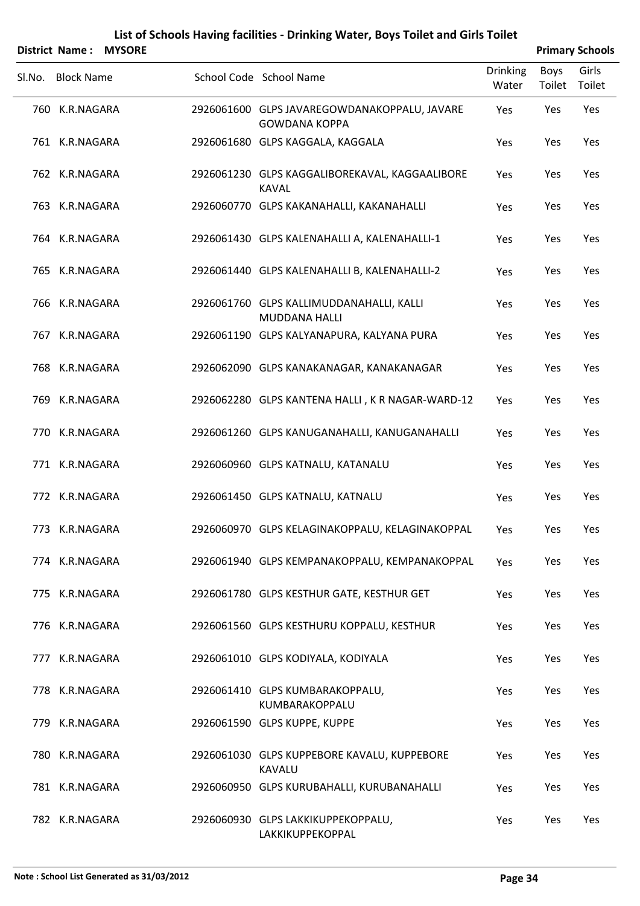# List of Schools Having facilities - Drinking Water, Boys Toilet and Girls Toilet

**District Name : MYSORE** | **Primary Schools**

| Sl.No. | Block Name | School Code | School Name | Drinking Water | Boys Toilet | Girls Toilet |
|---|---|---|---|---|---|---|
| 760 | K.R.NAGARA | 2926061600 | GLPS JAVAREGOWDANAKOPPALU, JAVARE GOWDANA KOPPA | Yes | Yes | Yes |
| 761 | K.R.NAGARA | 2926061680 | GLPS KAGGALA, KAGGALA | Yes | Yes | Yes |
| 762 | K.R.NAGARA | 2926061230 | GLPS KAGGALIBOREKAVAL, KAGGAALIBORE KAVAL | Yes | Yes | Yes |
| 763 | K.R.NAGARA | 2926060770 | GLPS KAKANAHALLI, KAKANAHALLI | Yes | Yes | Yes |
| 764 | K.R.NAGARA | 2926061430 | GLPS KALENAHALLI A, KALENAHALLI-1 | Yes | Yes | Yes |
| 765 | K.R.NAGARA | 2926061440 | GLPS KALENAHALLI B, KALENAHALLI-2 | Yes | Yes | Yes |
| 766 | K.R.NAGARA | 2926061760 | GLPS KALLIMUDDANAHALLI, KALLI MUDDANA HALLI | Yes | Yes | Yes |
| 767 | K.R.NAGARA | 2926061190 | GLPS KALYANAPURA, KALYANA PURA | Yes | Yes | Yes |
| 768 | K.R.NAGARA | 2926062090 | GLPS KANAKANAGAR, KANAKANAGAR | Yes | Yes | Yes |
| 769 | K.R.NAGARA | 2926062280 | GLPS KANTENA HALLI , K R NAGAR-WARD-12 | Yes | Yes | Yes |
| 770 | K.R.NAGARA | 2926061260 | GLPS KANUGANAHALLI, KANUGANAHALLI | Yes | Yes | Yes |
| 771 | K.R.NAGARA | 2926060960 | GLPS KATNALU, KATANALU | Yes | Yes | Yes |
| 772 | K.R.NAGARA | 2926061450 | GLPS KATNALU, KATNALU | Yes | Yes | Yes |
| 773 | K.R.NAGARA | 2926060970 | GLPS KELAGINAKOPPALU, KELAGINAKOPPAL | Yes | Yes | Yes |
| 774 | K.R.NAGARA | 2926061940 | GLPS KEMPANAKOPPALU, KEMPANAKOPPAL | Yes | Yes | Yes |
| 775 | K.R.NAGARA | 2926061780 | GLPS KESTHUR GATE, KESTHUR GET | Yes | Yes | Yes |
| 776 | K.R.NAGARA | 2926061560 | GLPS KESTHURU KOPPALU, KESTHUR | Yes | Yes | Yes |
| 777 | K.R.NAGARA | 2926061010 | GLPS KODIYALA, KODIYALA | Yes | Yes | Yes |
| 778 | K.R.NAGARA | 2926061410 | GLPS KUMBARAKOPPALU, KUMBARAKOPPALU | Yes | Yes | Yes |
| 779 | K.R.NAGARA | 2926061590 | GLPS KUPPE, KUPPE | Yes | Yes | Yes |
| 780 | K.R.NAGARA | 2926061030 | GLPS KUPPEBORE KAVALU, KUPPEBORE KAVALU | Yes | Yes | Yes |
| 781 | K.R.NAGARA | 2926060950 | GLPS KURUBAHALLI, KURUBANAHALLI | Yes | Yes | Yes |
| 782 | K.R.NAGARA | 2926060930 | GLPS LAKKIKUPPEKOPPALU, LAKKIKUPPEKOPPAL | Yes | Yes | Yes |

**Note : School List Generated as 31/03/2012**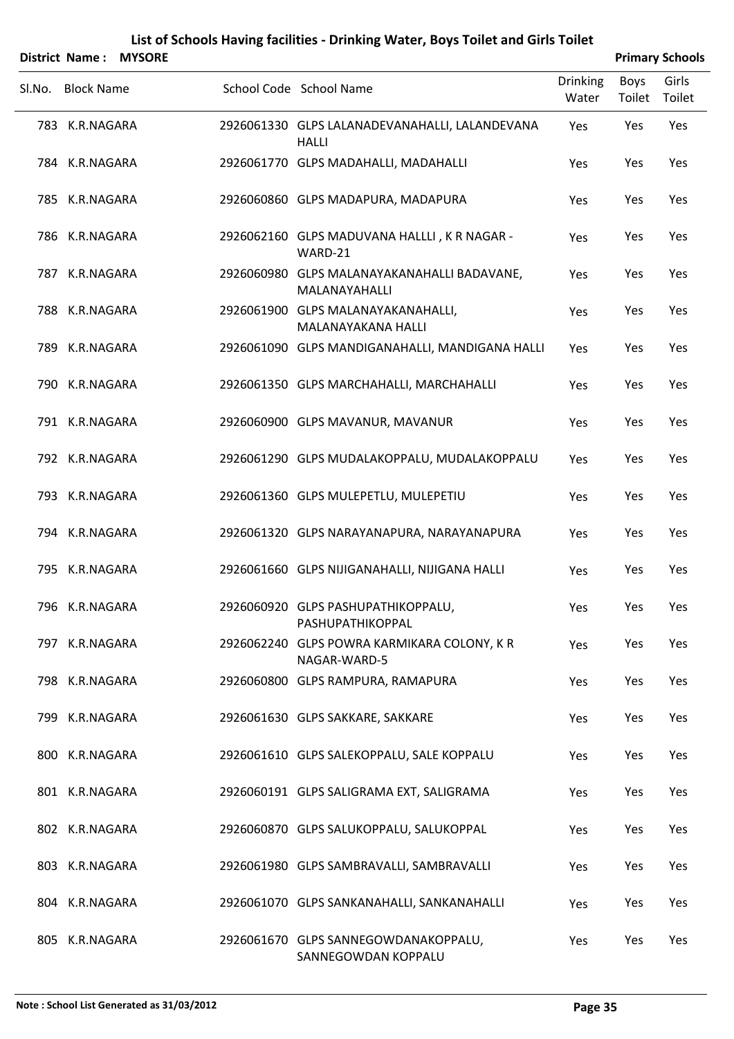# List of Schools Having facilities - Drinking Water, Boys Toilet and Girls Toilet

**District Name : MYSORE** | **Primary Schools**

| Sl.No. | Block Name | School Code | School Name | Drinking Water | Boys Toilet | Girls Toilet |
|---|---|---|---|---|---|---|
| 783 | K.R.NAGARA | 2926061330 | GLPS LALANADEVANAHALLI, LALANDEVANA HALLI | Yes | Yes | Yes |
| 784 | K.R.NAGARA | 2926061770 | GLPS MADAHALLI, MADAHALLI | Yes | Yes | Yes |
| 785 | K.R.NAGARA | 2926060860 | GLPS MADAPURA, MADAPURA | Yes | Yes | Yes |
| 786 | K.R.NAGARA | 2926062160 | GLPS MADUVANA HALLLI , K R NAGAR - WARD-21 | Yes | Yes | Yes |
| 787 | K.R.NAGARA | 2926060980 | GLPS MALANAYAKANAHALLI BADAVANE, MALANAYAHALLI | Yes | Yes | Yes |
| 788 | K.R.NAGARA | 2926061900 | GLPS MALANAYAKANAHALLI, MALANAYAKANA HALLI | Yes | Yes | Yes |
| 789 | K.R.NAGARA | 2926061090 | GLPS MANDIGANAHALLI, MANDIGANA HALLI | Yes | Yes | Yes |
| 790 | K.R.NAGARA | 2926061350 | GLPS MARCHAHALLI, MARCHAHALLI | Yes | Yes | Yes |
| 791 | K.R.NAGARA | 2926060900 | GLPS MAVANUR, MAVANUR | Yes | Yes | Yes |
| 792 | K.R.NAGARA | 2926061290 | GLPS MUDALAKOPPALU, MUDALAKOPPALU | Yes | Yes | Yes |
| 793 | K.R.NAGARA | 2926061360 | GLPS MULEPETLU, MULEPETIU | Yes | Yes | Yes |
| 794 | K.R.NAGARA | 2926061320 | GLPS NARAYANAPURA, NARAYANAPURA | Yes | Yes | Yes |
| 795 | K.R.NAGARA | 2926061660 | GLPS NIJIGANAHALLI, NIJIGANA HALLI | Yes | Yes | Yes |
| 796 | K.R.NAGARA | 2926060920 | GLPS PASHUPATHIKOPPALU, PASHUPATHIKOPPAL | Yes | Yes | Yes |
| 797 | K.R.NAGARA | 2926062240 | GLPS POWRA KARMIKARA COLONY, K R NAGAR-WARD-5 | Yes | Yes | Yes |
| 798 | K.R.NAGARA | 2926060800 | GLPS RAMPURA, RAMAPURA | Yes | Yes | Yes |
| 799 | K.R.NAGARA | 2926061630 | GLPS SAKKARE, SAKKARE | Yes | Yes | Yes |
| 800 | K.R.NAGARA | 2926061610 | GLPS SALEKOPPALU, SALE KOPPALU | Yes | Yes | Yes |
| 801 | K.R.NAGARA | 2926060191 | GLPS SALIGRAMA EXT, SALIGRAMA | Yes | Yes | Yes |
| 802 | K.R.NAGARA | 2926060870 | GLPS SALUKOPPALU, SALUKOPPAL | Yes | Yes | Yes |
| 803 | K.R.NAGARA | 2926061980 | GLPS SAMBRAVALLI, SAMBRAVALLI | Yes | Yes | Yes |
| 804 | K.R.NAGARA | 2926061070 | GLPS SANKANAHALLI, SANKANAHALLI | Yes | Yes | Yes |
| 805 | K.R.NAGARA | 2926061670 | GLPS SANNEGOWDANAKOPPALU, SANNEGOWDAN KOPPALU | Yes | Yes | Yes |

Note : School List Generated as 31/03/2012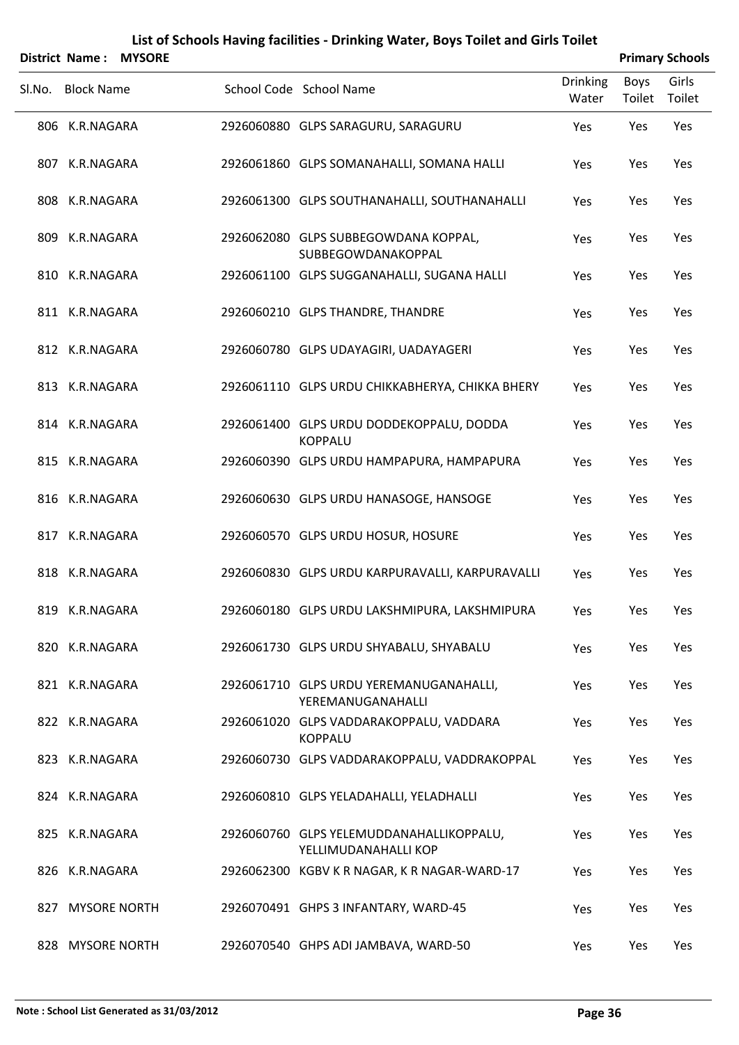## List of Schools Having facilities - Drinking Water, Boys Toilet and Girls Toilet

**District Name : MYSORE** **Primary Schools**

| Sl.No. | Block Name | School Code | School Name | Drinking Water | Boys Toilet | Girls Toilet |
|---|---|---|---|---|---|---|
| 806 | K.R.NAGARA | 2926060880 | GLPS SARAGURU, SARAGURU | Yes | Yes | Yes |
| 807 | K.R.NAGARA | 2926061860 | GLPS SOMANAHALLI, SOMANA HALLI | Yes | Yes | Yes |
| 808 | K.R.NAGARA | 2926061300 | GLPS SOUTHANAHALLI, SOUTHANAHALLI | Yes | Yes | Yes |
| 809 | K.R.NAGARA | 2926062080 | GLPS SUBBEGOWDANA KOPPAL, SUBBEGOWDANAKOPPAL | Yes | Yes | Yes |
| 810 | K.R.NAGARA | 2926061100 | GLPS SUGGANAHALLI, SUGANA HALLI | Yes | Yes | Yes |
| 811 | K.R.NAGARA | 2926060210 | GLPS THANDRE, THANDRE | Yes | Yes | Yes |
| 812 | K.R.NAGARA | 2926060780 | GLPS UDAYAGIRI, UADAYAGERI | Yes | Yes | Yes |
| 813 | K.R.NAGARA | 2926061110 | GLPS URDU CHIKKABHERYA, CHIKKA BHERY | Yes | Yes | Yes |
| 814 | K.R.NAGARA | 2926061400 | GLPS URDU DODDEKOPPALU, DODDA KOPPALU | Yes | Yes | Yes |
| 815 | K.R.NAGARA | 2926060390 | GLPS URDU HAMPAPURA, HAMPAPURA | Yes | Yes | Yes |
| 816 | K.R.NAGARA | 2926060630 | GLPS URDU HANASOGE, HANSOGE | Yes | Yes | Yes |
| 817 | K.R.NAGARA | 2926060570 | GLPS URDU HOSUR, HOSURE | Yes | Yes | Yes |
| 818 | K.R.NAGARA | 2926060830 | GLPS URDU KARPURAVALLI, KARPURAVALLI | Yes | Yes | Yes |
| 819 | K.R.NAGARA | 2926060180 | GLPS URDU LAKSHMIPURA, LAKSHMIPURA | Yes | Yes | Yes |
| 820 | K.R.NAGARA | 2926061730 | GLPS URDU SHYABALU, SHYABALU | Yes | Yes | Yes |
| 821 | K.R.NAGARA | 2926061710 | GLPS URDU YEREMANUGANAHALLI, YEREMANUGANAHALLI | Yes | Yes | Yes |
| 822 | K.R.NAGARA | 2926061020 | GLPS VADDARAKOPPALU, VADDARA KOPPALU | Yes | Yes | Yes |
| 823 | K.R.NAGARA | 2926060730 | GLPS VADDARAKOPPALU, VADDRAKOPPAL | Yes | Yes | Yes |
| 824 | K.R.NAGARA | 2926060810 | GLPS YELADAHALLI, YELADHALLI | Yes | Yes | Yes |
| 825 | K.R.NAGARA | 2926060760 | GLPS YELEMUDDANAHALLIKOPPALU, YELLIMUDANAHALLI KOP | Yes | Yes | Yes |
| 826 | K.R.NAGARA | 2926062300 | KGBV K R NAGAR, K R NAGAR-WARD-17 | Yes | Yes | Yes |
| 827 | MYSORE NORTH | 2926070491 | GHPS 3 INFANTARY, WARD-45 | Yes | Yes | Yes |
| 828 | MYSORE NORTH | 2926070540 | GHPS ADI JAMBAVA, WARD-50 | Yes | Yes | Yes |

**Note : School List Generated as 31/03/2012**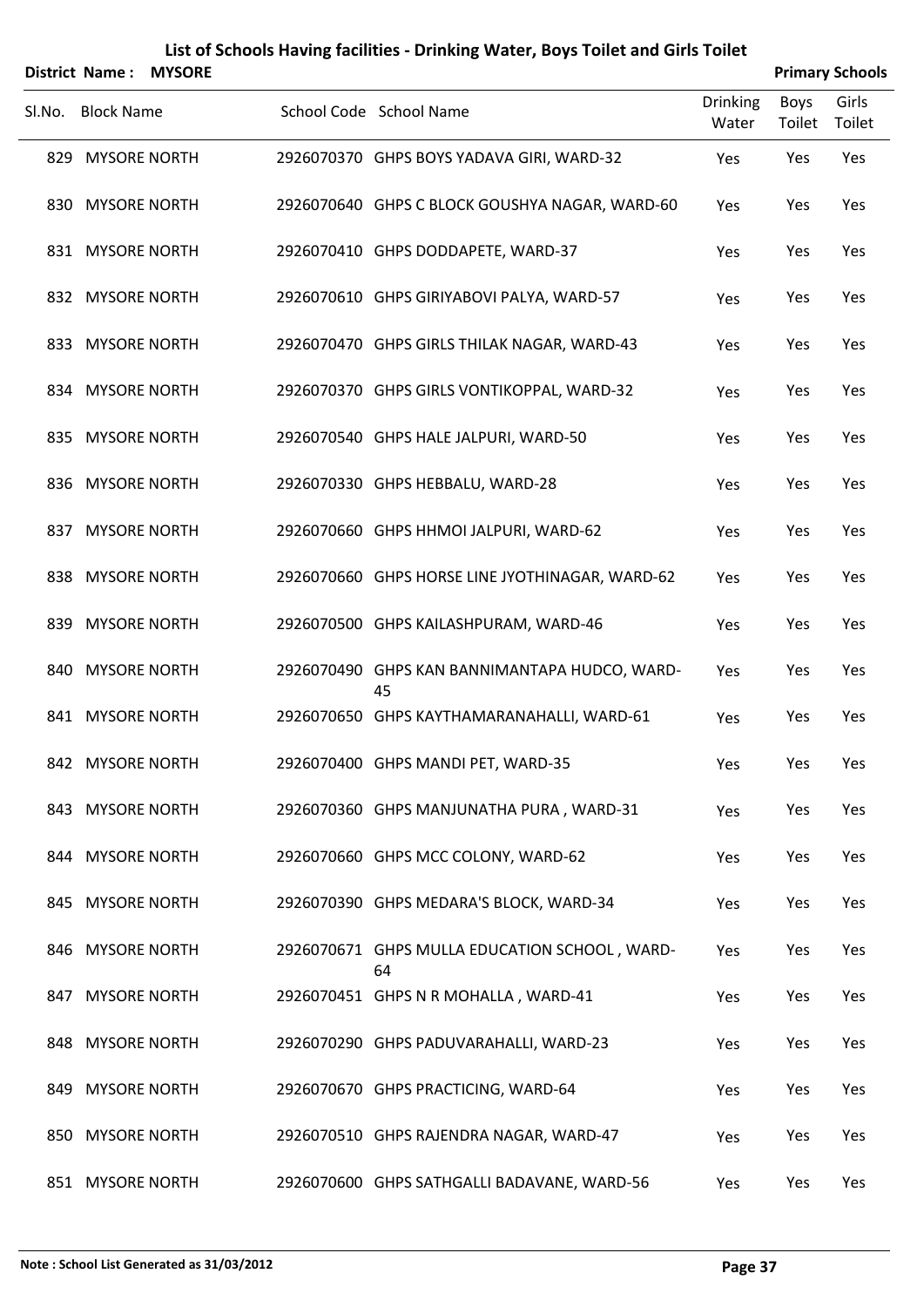# List of Schools Having facilities - Drinking Water, Boys Toilet and Girls Toilet

**District Name : MYSORE** **Primary Schools**

| Sl.No. | Block Name | School Code | School Name | Drinking Water | Boys Toilet | Girls Toilet |
|---|---|---|---|---|---|---|
| 829 | MYSORE NORTH | 2926070370 | GHPS BOYS YADAVA GIRI, WARD-32 | Yes | Yes | Yes |
| 830 | MYSORE NORTH | 2926070640 | GHPS C BLOCK GOUSHYA NAGAR, WARD-60 | Yes | Yes | Yes |
| 831 | MYSORE NORTH | 2926070410 | GHPS DODDAPETE, WARD-37 | Yes | Yes | Yes |
| 832 | MYSORE NORTH | 2926070610 | GHPS GIRIYABOVI PALYA, WARD-57 | Yes | Yes | Yes |
| 833 | MYSORE NORTH | 2926070470 | GHPS GIRLS THILAK NAGAR, WARD-43 | Yes | Yes | Yes |
| 834 | MYSORE NORTH | 2926070370 | GHPS GIRLS VONTIKOPPAL, WARD-32 | Yes | Yes | Yes |
| 835 | MYSORE NORTH | 2926070540 | GHPS HALE JALPURI, WARD-50 | Yes | Yes | Yes |
| 836 | MYSORE NORTH | 2926070330 | GHPS HEBBALU, WARD-28 | Yes | Yes | Yes |
| 837 | MYSORE NORTH | 2926070660 | GHPS HHMOI JALPURI, WARD-62 | Yes | Yes | Yes |
| 838 | MYSORE NORTH | 2926070660 | GHPS HORSE LINE JYOTHINAGAR, WARD-62 | Yes | Yes | Yes |
| 839 | MYSORE NORTH | 2926070500 | GHPS KAILASHPURAM, WARD-46 | Yes | Yes | Yes |
| 840 | MYSORE NORTH | 2926070490 | GHPS KAN BANNIMANTAPA HUDCO, WARD-45 | Yes | Yes | Yes |
| 841 | MYSORE NORTH | 2926070650 | GHPS KAYTHAMARANAHALLI, WARD-61 | Yes | Yes | Yes |
| 842 | MYSORE NORTH | 2926070400 | GHPS MANDI PET, WARD-35 | Yes | Yes | Yes |
| 843 | MYSORE NORTH | 2926070360 | GHPS MANJUNATHA PURA , WARD-31 | Yes | Yes | Yes |
| 844 | MYSORE NORTH | 2926070660 | GHPS MCC COLONY, WARD-62 | Yes | Yes | Yes |
| 845 | MYSORE NORTH | 2926070390 | GHPS MEDARA'S BLOCK, WARD-34 | Yes | Yes | Yes |
| 846 | MYSORE NORTH | 2926070671 | GHPS MULLA EDUCATION SCHOOL , WARD-64 | Yes | Yes | Yes |
| 847 | MYSORE NORTH | 2926070451 | GHPS N R MOHALLA , WARD-41 | Yes | Yes | Yes |
| 848 | MYSORE NORTH | 2926070290 | GHPS PADUVARAHALLI, WARD-23 | Yes | Yes | Yes |
| 849 | MYSORE NORTH | 2926070670 | GHPS PRACTICING, WARD-64 | Yes | Yes | Yes |
| 850 | MYSORE NORTH | 2926070510 | GHPS RAJENDRA NAGAR, WARD-47 | Yes | Yes | Yes |
| 851 | MYSORE NORTH | 2926070600 | GHPS SATHGALLI BADAVANE, WARD-56 | Yes | Yes | Yes |

**Note : School List Generated as 31/03/2012**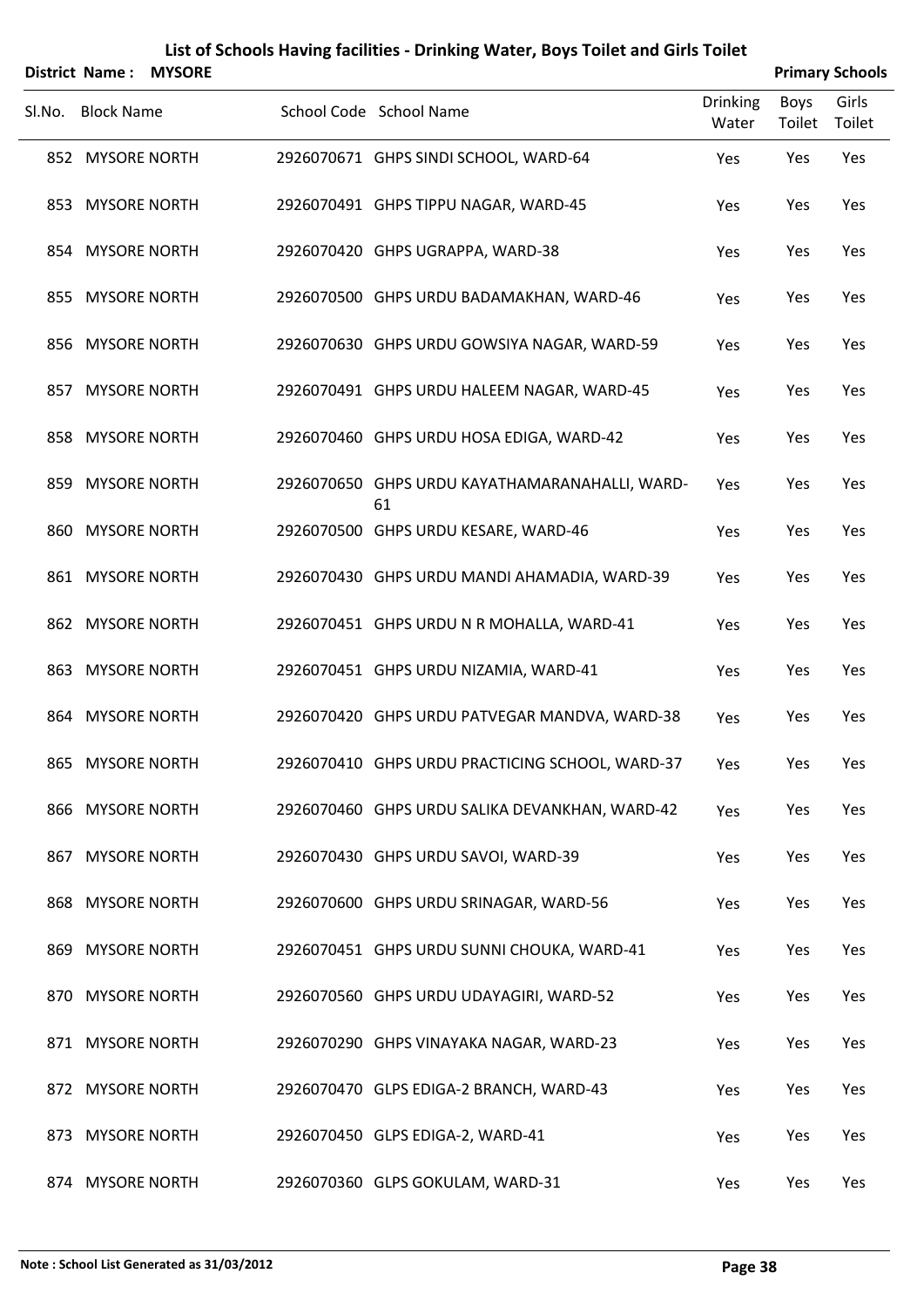# List of Schools Having facilities - Drinking Water, Boys Toilet and Girls Toilet

**District Name : MYSORE** **Primary Schools**

| Sl.No. | Block Name | School Code | School Name | Drinking Water | Boys Toilet | Girls Toilet |
|---|---|---|---|---|---|---|
| 852 | MYSORE NORTH | 2926070671 | GHPS SINDI SCHOOL, WARD-64 | Yes | Yes | Yes |
| 853 | MYSORE NORTH | 2926070491 | GHPS TIPPU NAGAR, WARD-45 | Yes | Yes | Yes |
| 854 | MYSORE NORTH | 2926070420 | GHPS UGRAPPA, WARD-38 | Yes | Yes | Yes |
| 855 | MYSORE NORTH | 2926070500 | GHPS URDU BADAMAKHAN, WARD-46 | Yes | Yes | Yes |
| 856 | MYSORE NORTH | 2926070630 | GHPS URDU GOWSIYA NAGAR, WARD-59 | Yes | Yes | Yes |
| 857 | MYSORE NORTH | 2926070491 | GHPS URDU HALEEM NAGAR, WARD-45 | Yes | Yes | Yes |
| 858 | MYSORE NORTH | 2926070460 | GHPS URDU HOSA EDIGA, WARD-42 | Yes | Yes | Yes |
| 859 | MYSORE NORTH | 2926070650 | GHPS URDU KAYATHAMARANAHALLI, WARD-61 | Yes | Yes | Yes |
| 860 | MYSORE NORTH | 2926070500 | GHPS URDU KESARE, WARD-46 | Yes | Yes | Yes |
| 861 | MYSORE NORTH | 2926070430 | GHPS URDU MANDI AHAMADIA, WARD-39 | Yes | Yes | Yes |
| 862 | MYSORE NORTH | 2926070451 | GHPS URDU N R MOHALLA, WARD-41 | Yes | Yes | Yes |
| 863 | MYSORE NORTH | 2926070451 | GHPS URDU NIZAMIA, WARD-41 | Yes | Yes | Yes |
| 864 | MYSORE NORTH | 2926070420 | GHPS URDU PATVEGAR MANDVA, WARD-38 | Yes | Yes | Yes |
| 865 | MYSORE NORTH | 2926070410 | GHPS URDU PRACTICING SCHOOL, WARD-37 | Yes | Yes | Yes |
| 866 | MYSORE NORTH | 2926070460 | GHPS URDU SALIKA DEVANKHAN, WARD-42 | Yes | Yes | Yes |
| 867 | MYSORE NORTH | 2926070430 | GHPS URDU SAVOI, WARD-39 | Yes | Yes | Yes |
| 868 | MYSORE NORTH | 2926070600 | GHPS URDU SRINAGAR, WARD-56 | Yes | Yes | Yes |
| 869 | MYSORE NORTH | 2926070451 | GHPS URDU SUNNI CHOUKA, WARD-41 | Yes | Yes | Yes |
| 870 | MYSORE NORTH | 2926070560 | GHPS URDU UDAYAGIRI, WARD-52 | Yes | Yes | Yes |
| 871 | MYSORE NORTH | 2926070290 | GHPS VINAYAKA NAGAR, WARD-23 | Yes | Yes | Yes |
| 872 | MYSORE NORTH | 2926070470 | GLPS EDIGA-2 BRANCH, WARD-43 | Yes | Yes | Yes |
| 873 | MYSORE NORTH | 2926070450 | GLPS EDIGA-2, WARD-41 | Yes | Yes | Yes |
| 874 | MYSORE NORTH | 2926070360 | GLPS GOKULAM, WARD-31 | Yes | Yes | Yes |

**Note : School List Generated as 31/03/2012**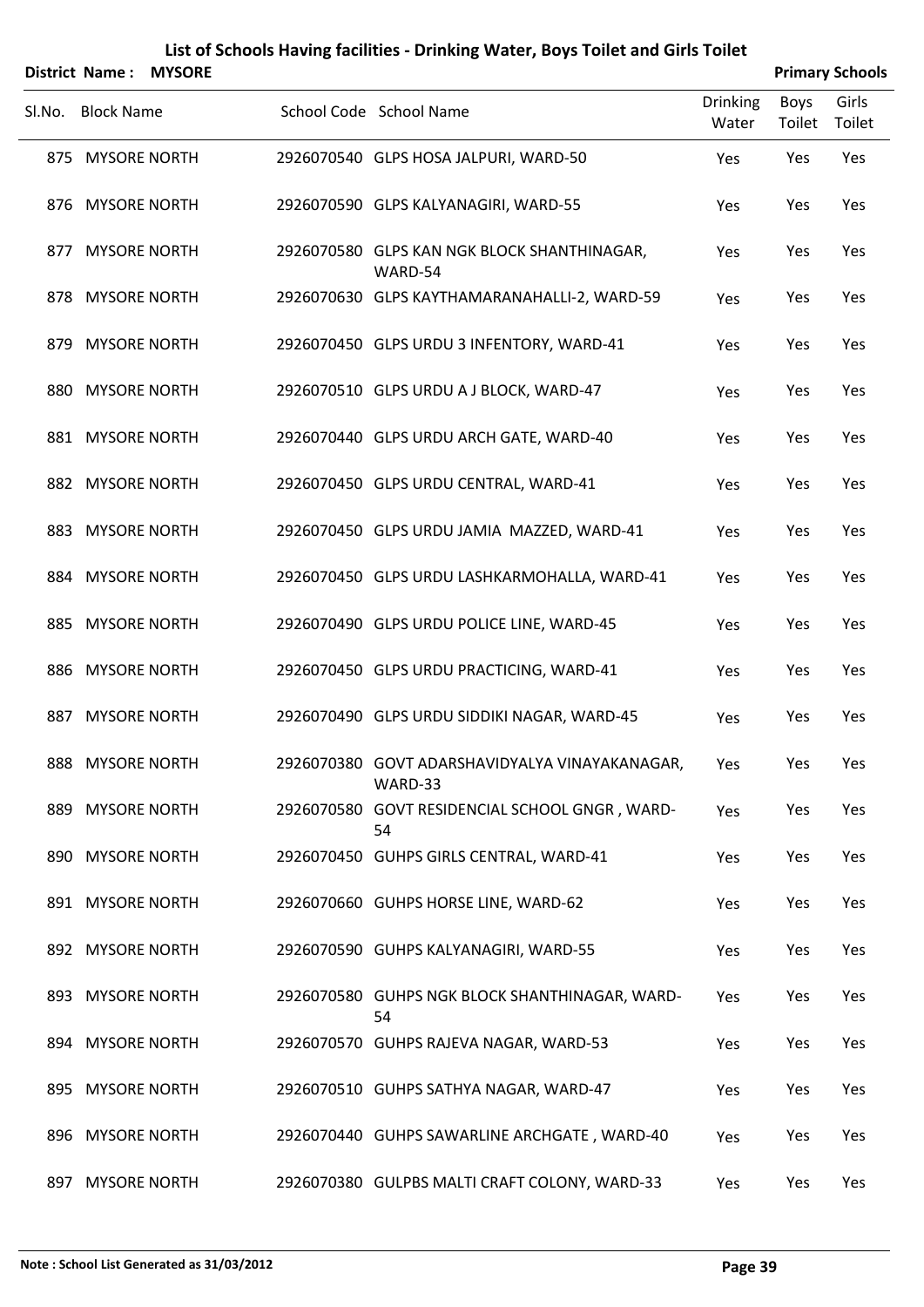# List of Schools Having facilities - Drinking Water, Boys Toilet and Girls Toilet

**District Name : MYSORE** **Primary Schools**

| Sl.No. | Block Name | School Code | School Name | Drinking Water | Boys Toilet | Girls Toilet |
|---|---|---|---|---|---|---|
| 875 | MYSORE NORTH | 2926070540 | GLPS HOSA JALPURI, WARD-50 | Yes | Yes | Yes |
| 876 | MYSORE NORTH | 2926070590 | GLPS KALYANAGIRI, WARD-55 | Yes | Yes | Yes |
| 877 | MYSORE NORTH | 2926070580 | GLPS KAN NGK BLOCK SHANTHINAGAR, WARD-54 | Yes | Yes | Yes |
| 878 | MYSORE NORTH | 2926070630 | GLPS KAYTHAMARANAHALLI-2, WARD-59 | Yes | Yes | Yes |
| 879 | MYSORE NORTH | 2926070450 | GLPS URDU 3 INFENTORY, WARD-41 | Yes | Yes | Yes |
| 880 | MYSORE NORTH | 2926070510 | GLPS URDU A J BLOCK, WARD-47 | Yes | Yes | Yes |
| 881 | MYSORE NORTH | 2926070440 | GLPS URDU ARCH GATE, WARD-40 | Yes | Yes | Yes |
| 882 | MYSORE NORTH | 2926070450 | GLPS URDU CENTRAL, WARD-41 | Yes | Yes | Yes |
| 883 | MYSORE NORTH | 2926070450 | GLPS URDU JAMIA MAZZED, WARD-41 | Yes | Yes | Yes |
| 884 | MYSORE NORTH | 2926070450 | GLPS URDU LASHKARMOHALLA, WARD-41 | Yes | Yes | Yes |
| 885 | MYSORE NORTH | 2926070490 | GLPS URDU POLICE LINE, WARD-45 | Yes | Yes | Yes |
| 886 | MYSORE NORTH | 2926070450 | GLPS URDU PRACTICING, WARD-41 | Yes | Yes | Yes |
| 887 | MYSORE NORTH | 2926070490 | GLPS URDU SIDDIKI NAGAR, WARD-45 | Yes | Yes | Yes |
| 888 | MYSORE NORTH | 2926070380 | GOVT ADARSHAVIDYALYA VINAYAKANAGAR, WARD-33 | Yes | Yes | Yes |
| 889 | MYSORE NORTH | 2926070580 | GOVT RESIDENCIAL SCHOOL GNGR , WARD-54 | Yes | Yes | Yes |
| 890 | MYSORE NORTH | 2926070450 | GUHPS GIRLS CENTRAL, WARD-41 | Yes | Yes | Yes |
| 891 | MYSORE NORTH | 2926070660 | GUHPS HORSE LINE, WARD-62 | Yes | Yes | Yes |
| 892 | MYSORE NORTH | 2926070590 | GUHPS KALYANAGIRI, WARD-55 | Yes | Yes | Yes |
| 893 | MYSORE NORTH | 2926070580 | GUHPS NGK BLOCK SHANTHINAGAR, WARD-54 | Yes | Yes | Yes |
| 894 | MYSORE NORTH | 2926070570 | GUHPS RAJEVA NAGAR, WARD-53 | Yes | Yes | Yes |
| 895 | MYSORE NORTH | 2926070510 | GUHPS SATHYA NAGAR, WARD-47 | Yes | Yes | Yes |
| 896 | MYSORE NORTH | 2926070440 | GUHPS SAWARLINE ARCHGATE , WARD-40 | Yes | Yes | Yes |
| 897 | MYSORE NORTH | 2926070380 | GULPBS MALTI CRAFT COLONY, WARD-33 | Yes | Yes | Yes |

**Note : School List Generated as 31/03/2012**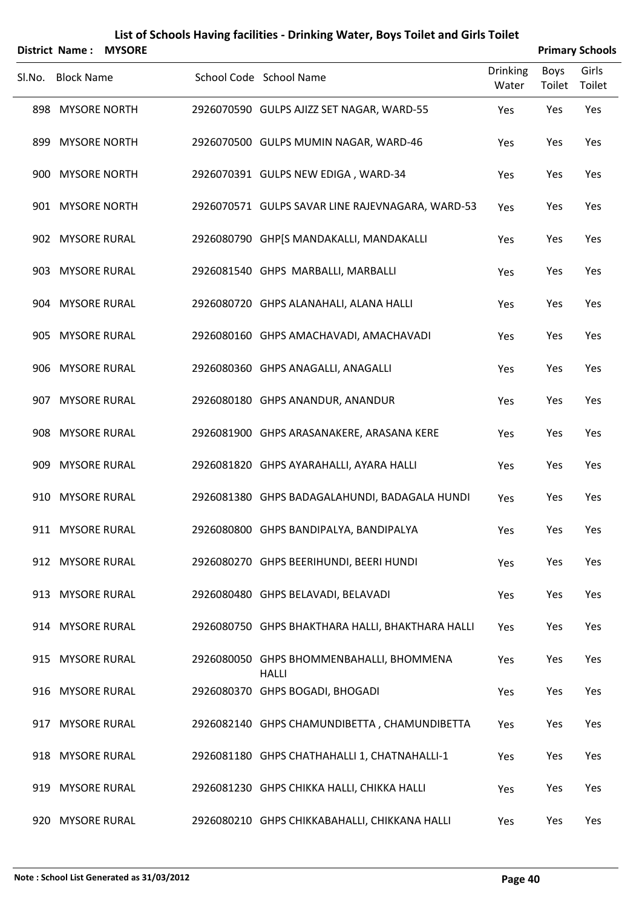## List of Schools Having facilities - Drinking Water, Boys Toilet and Girls Toilet

**District Name : MYSORE** **Primary Schools**

| Sl.No. | Block Name | School Code | School Name | Drinking Water | Boys Toilet | Girls Toilet |
|---|---|---|---|---|---|---|
| 898 | MYSORE NORTH | 2926070590 | GULPS AJIZZ SET NAGAR, WARD-55 | Yes | Yes | Yes |
| 899 | MYSORE NORTH | 2926070500 | GULPS MUMIN NAGAR, WARD-46 | Yes | Yes | Yes |
| 900 | MYSORE NORTH | 2926070391 | GULPS NEW EDIGA , WARD-34 | Yes | Yes | Yes |
| 901 | MYSORE NORTH | 2926070571 | GULPS SAVAR LINE RAJEVNAGARA, WARD-53 | Yes | Yes | Yes |
| 902 | MYSORE RURAL | 2926080790 | GHP[S MANDAKALLI, MANDAKALLI | Yes | Yes | Yes |
| 903 | MYSORE RURAL | 2926081540 | GHPS MARBALLI, MARBALLI | Yes | Yes | Yes |
| 904 | MYSORE RURAL | 2926080720 | GHPS ALANAHALI, ALANA HALLI | Yes | Yes | Yes |
| 905 | MYSORE RURAL | 2926080160 | GHPS AMACHAVADI, AMACHAVADI | Yes | Yes | Yes |
| 906 | MYSORE RURAL | 2926080360 | GHPS ANAGALLI, ANAGALLI | Yes | Yes | Yes |
| 907 | MYSORE RURAL | 2926080180 | GHPS ANANDUR, ANANDUR | Yes | Yes | Yes |
| 908 | MYSORE RURAL | 2926081900 | GHPS ARASANAKERE, ARASANA KERE | Yes | Yes | Yes |
| 909 | MYSORE RURAL | 2926081820 | GHPS AYARAHALLI, AYARA HALLI | Yes | Yes | Yes |
| 910 | MYSORE RURAL | 2926081380 | GHPS BADAGALAHUNDI, BADAGALA HUNDI | Yes | Yes | Yes |
| 911 | MYSORE RURAL | 2926080800 | GHPS BANDIPALYA, BANDIPALYA | Yes | Yes | Yes |
| 912 | MYSORE RURAL | 2926080270 | GHPS BEERIHUNDI, BEERI HUNDI | Yes | Yes | Yes |
| 913 | MYSORE RURAL | 2926080480 | GHPS BELAVADI, BELAVADI | Yes | Yes | Yes |
| 914 | MYSORE RURAL | 2926080750 | GHPS BHAKTHARA HALLI, BHAKTHARA HALLI | Yes | Yes | Yes |
| 915 | MYSORE RURAL | 2926080050 | GHPS BHOMMENBAHALLI, BHOMMENA HALLI | Yes | Yes | Yes |
| 916 | MYSORE RURAL | 2926080370 | GHPS BOGADI, BHOGADI | Yes | Yes | Yes |
| 917 | MYSORE RURAL | 2926082140 | GHPS CHAMUNDIBETTA , CHAMUNDIBETTA | Yes | Yes | Yes |
| 918 | MYSORE RURAL | 2926081180 | GHPS CHATHAHALLI 1, CHATNAHALLI-1 | Yes | Yes | Yes |
| 919 | MYSORE RURAL | 2926081230 | GHPS CHIKKA HALLI, CHIKKA HALLI | Yes | Yes | Yes |
| 920 | MYSORE RURAL | 2926080210 | GHPS CHIKKABAHALLI, CHIKKANA HALLI | Yes | Yes | Yes |

**Note : School List Generated as 31/03/2012**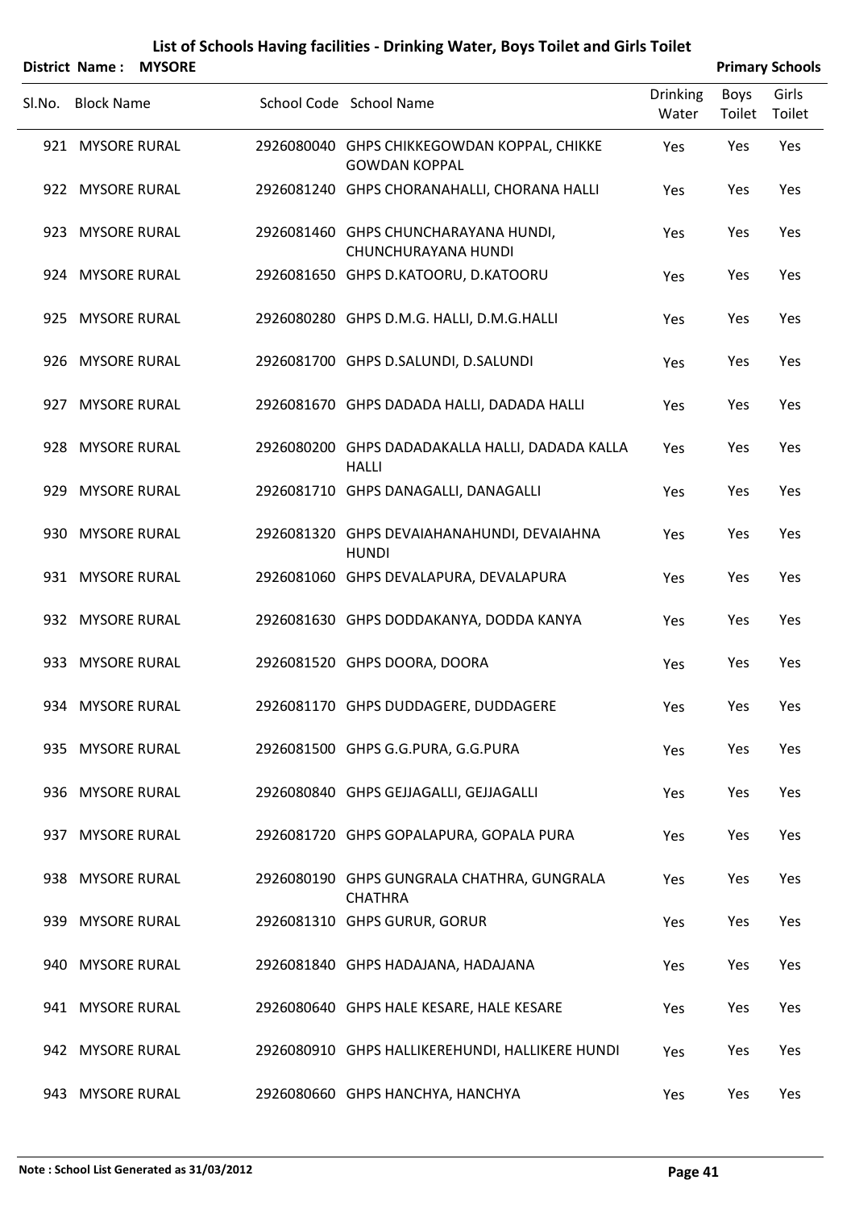# List of Schools Having facilities - Drinking Water, Boys Toilet and Girls Toilet

**District Name : MYSORE** **Primary Schools**

| Sl.No. | Block Name | School Code | School Name | Drinking Water | Boys Toilet | Girls Toilet |
|---|---|---|---|---|---|---|
| 921 | MYSORE RURAL | 2926080040 | GHPS CHIKKEGOWDAN KOPPAL, CHIKKE GOWDAN KOPPAL | Yes | Yes | Yes |
| 922 | MYSORE RURAL | 2926081240 | GHPS CHORANAHALLI, CHORANA HALLI | Yes | Yes | Yes |
| 923 | MYSORE RURAL | 2926081460 | GHPS CHUNCHARAYANA HUNDI, CHUNCHURAYANA HUNDI | Yes | Yes | Yes |
| 924 | MYSORE RURAL | 2926081650 | GHPS D.KATOORU, D.KATOORU | Yes | Yes | Yes |
| 925 | MYSORE RURAL | 2926080280 | GHPS D.M.G. HALLI, D.M.G.HALLI | Yes | Yes | Yes |
| 926 | MYSORE RURAL | 2926081700 | GHPS D.SALUNDI, D.SALUNDI | Yes | Yes | Yes |
| 927 | MYSORE RURAL | 2926081670 | GHPS DADADA HALLI, DADADA HALLI | Yes | Yes | Yes |
| 928 | MYSORE RURAL | 2926080200 | GHPS DADADAKALLA HALLI, DADADA KALLA HALLI | Yes | Yes | Yes |
| 929 | MYSORE RURAL | 2926081710 | GHPS DANAGALLI, DANAGALLI | Yes | Yes | Yes |
| 930 | MYSORE RURAL | 2926081320 | GHPS DEVAIAHANAHUNDI, DEVAIAHNA HUNDI | Yes | Yes | Yes |
| 931 | MYSORE RURAL | 2926081060 | GHPS DEVALAPURA, DEVALAPURA | Yes | Yes | Yes |
| 932 | MYSORE RURAL | 2926081630 | GHPS DODDAKANYA, DODDA KANYA | Yes | Yes | Yes |
| 933 | MYSORE RURAL | 2926081520 | GHPS DOORA, DOORA | Yes | Yes | Yes |
| 934 | MYSORE RURAL | 2926081170 | GHPS DUDDAGERE, DUDDAGERE | Yes | Yes | Yes |
| 935 | MYSORE RURAL | 2926081500 | GHPS G.G.PURA, G.G.PURA | Yes | Yes | Yes |
| 936 | MYSORE RURAL | 2926080840 | GHPS GEJJAGALLI, GEJJAGALLI | Yes | Yes | Yes |
| 937 | MYSORE RURAL | 2926081720 | GHPS GOPALAPURA, GOPALA PURA | Yes | Yes | Yes |
| 938 | MYSORE RURAL | 2926080190 | GHPS GUNGRALA CHATHRA, GUNGRALA CHATHRA | Yes | Yes | Yes |
| 939 | MYSORE RURAL | 2926081310 | GHPS GURUR, GORUR | Yes | Yes | Yes |
| 940 | MYSORE RURAL | 2926081840 | GHPS HADAJANA, HADAJANA | Yes | Yes | Yes |
| 941 | MYSORE RURAL | 2926080640 | GHPS HALE KESARE, HALE KESARE | Yes | Yes | Yes |
| 942 | MYSORE RURAL | 2926080910 | GHPS HALLIKEREHUNDI, HALLIKERE HUNDI | Yes | Yes | Yes |
| 943 | MYSORE RURAL | 2926080660 | GHPS HANCHYA, HANCHYA | Yes | Yes | Yes |

**Note : School List Generated as 31/03/2012**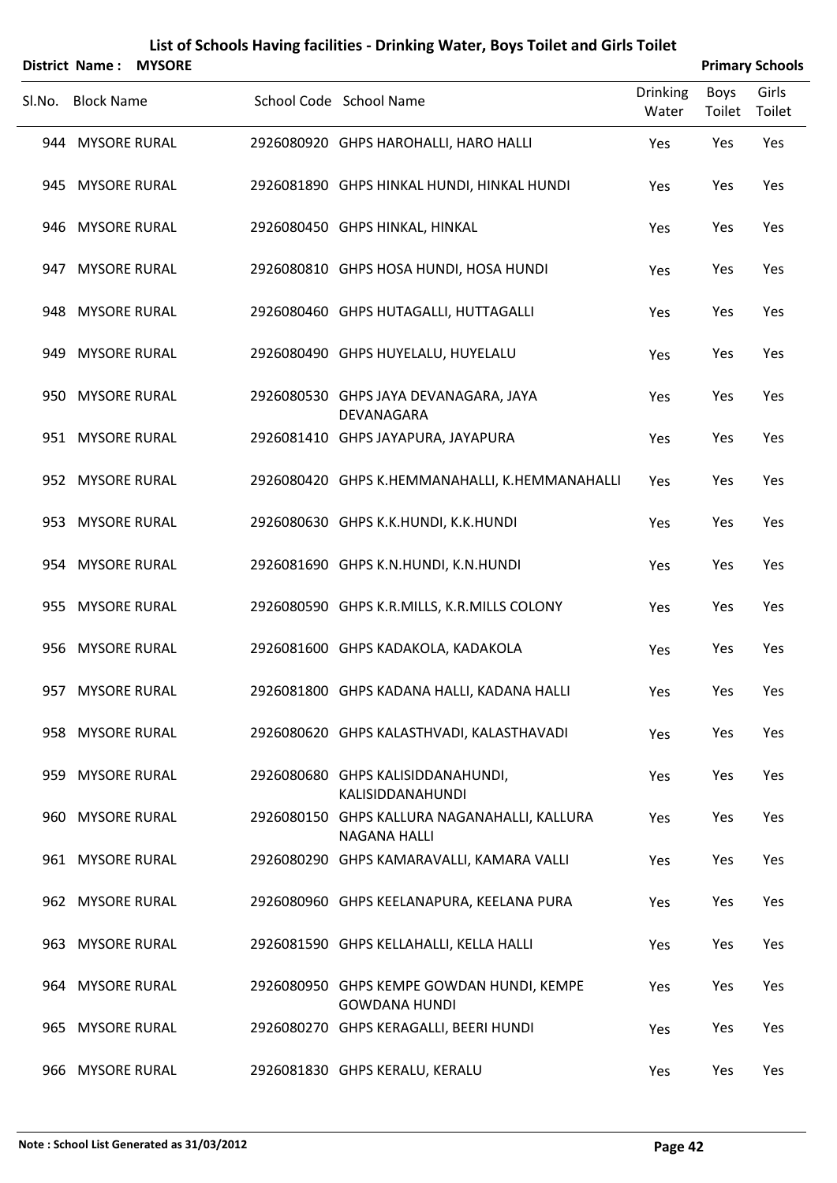# List of Schools Having facilities - Drinking Water, Boys Toilet and Girls Toilet

**District Name : MYSORE** **Primary Schools**

| Sl.No. | Block Name | School Code | School Name | Drinking Water | Boys Toilet | Girls Toilet |
|---|---|---|---|---|---|---|
| 944 | MYSORE RURAL | 2926080920 | GHPS HAROHALLI, HARO HALLI | Yes | Yes | Yes |
| 945 | MYSORE RURAL | 2926081890 | GHPS HINKAL HUNDI, HINKAL HUNDI | Yes | Yes | Yes |
| 946 | MYSORE RURAL | 2926080450 | GHPS HINKAL, HINKAL | Yes | Yes | Yes |
| 947 | MYSORE RURAL | 2926080810 | GHPS HOSA HUNDI, HOSA HUNDI | Yes | Yes | Yes |
| 948 | MYSORE RURAL | 2926080460 | GHPS HUTAGALLI, HUTTAGALLI | Yes | Yes | Yes |
| 949 | MYSORE RURAL | 2926080490 | GHPS HUYELALU, HUYELALU | Yes | Yes | Yes |
| 950 | MYSORE RURAL | 2926080530 | GHPS JAYA DEVANAGARA, JAYA DEVANAGARA | Yes | Yes | Yes |
| 951 | MYSORE RURAL | 2926081410 | GHPS JAYAPURA, JAYAPURA | Yes | Yes | Yes |
| 952 | MYSORE RURAL | 2926080420 | GHPS K.HEMMANAHALLI, K.HEMMANAHALLI | Yes | Yes | Yes |
| 953 | MYSORE RURAL | 2926080630 | GHPS K.K.HUNDI, K.K.HUNDI | Yes | Yes | Yes |
| 954 | MYSORE RURAL | 2926081690 | GHPS K.N.HUNDI, K.N.HUNDI | Yes | Yes | Yes |
| 955 | MYSORE RURAL | 2926080590 | GHPS K.R.MILLS, K.R.MILLS COLONY | Yes | Yes | Yes |
| 956 | MYSORE RURAL | 2926081600 | GHPS KADAKOLA, KADAKOLA | Yes | Yes | Yes |
| 957 | MYSORE RURAL | 2926081800 | GHPS KADANA HALLI, KADANA HALLI | Yes | Yes | Yes |
| 958 | MYSORE RURAL | 2926080620 | GHPS KALASTHVADI, KALASTHAVADI | Yes | Yes | Yes |
| 959 | MYSORE RURAL | 2926080680 | GHPS KALISIDDANAHUNDI, KALISIDDANAHUNDI | Yes | Yes | Yes |
| 960 | MYSORE RURAL | 2926080150 | GHPS KALLURA NAGANAHALLI, KALLURA NAGANA HALLI | Yes | Yes | Yes |
| 961 | MYSORE RURAL | 2926080290 | GHPS KAMARAVALLI, KAMARA VALLI | Yes | Yes | Yes |
| 962 | MYSORE RURAL | 2926080960 | GHPS KEELANAPURA, KEELANA PURA | Yes | Yes | Yes |
| 963 | MYSORE RURAL | 2926081590 | GHPS KELLAHALLI, KELLA HALLI | Yes | Yes | Yes |
| 964 | MYSORE RURAL | 2926080950 | GHPS KEMPE GOWDAN HUNDI, KEMPE GOWDANA HUNDI | Yes | Yes | Yes |
| 965 | MYSORE RURAL | 2926080270 | GHPS KERAGALLI, BEERI HUNDI | Yes | Yes | Yes |
| 966 | MYSORE RURAL | 2926081830 | GHPS KERALU, KERALU | Yes | Yes | Yes |

**Note : School List Generated as 31/03/2012**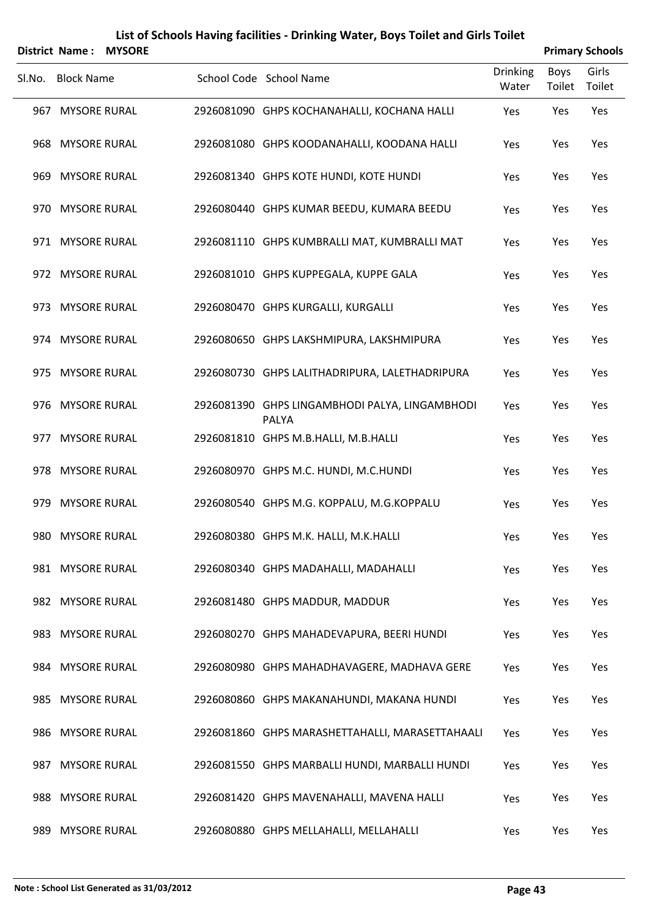# List of Schools Having facilities - Drinking Water, Boys Toilet and Girls Toilet

**District Name : MYSORE** — **Primary Schools**

| Sl.No. | Block Name | School Code | School Name | Drinking Water | Boys Toilet | Girls Toilet |
|---|---|---|---|---|---|---|
| 967 | MYSORE RURAL | 2926081090 | GHPS KOCHANAHALLI, KOCHANA HALLI | Yes | Yes | Yes |
| 968 | MYSORE RURAL | 2926081080 | GHPS KOODANAHALLI, KOODANA HALLI | Yes | Yes | Yes |
| 969 | MYSORE RURAL | 2926081340 | GHPS KOTE HUNDI, KOTE HUNDI | Yes | Yes | Yes |
| 970 | MYSORE RURAL | 2926080440 | GHPS KUMAR BEEDU, KUMARA BEEDU | Yes | Yes | Yes |
| 971 | MYSORE RURAL | 2926081110 | GHPS KUMBRALLI MAT, KUMBRALLI MAT | Yes | Yes | Yes |
| 972 | MYSORE RURAL | 2926081010 | GHPS KUPPEGALA, KUPPE GALA | Yes | Yes | Yes |
| 973 | MYSORE RURAL | 2926080470 | GHPS KURGALLI, KURGALLI | Yes | Yes | Yes |
| 974 | MYSORE RURAL | 2926080650 | GHPS LAKSHMIPURA, LAKSHMIPURA | Yes | Yes | Yes |
| 975 | MYSORE RURAL | 2926080730 | GHPS LALITHADRIPURA, LALETHADRIPURA | Yes | Yes | Yes |
| 976 | MYSORE RURAL | 2926081390 | GHPS LINGAMBHODI PALYA, LINGAMBHODI PALYA | Yes | Yes | Yes |
| 977 | MYSORE RURAL | 2926081810 | GHPS M.B.HALLI, M.B.HALLI | Yes | Yes | Yes |
| 978 | MYSORE RURAL | 2926080970 | GHPS M.C. HUNDI, M.C.HUNDI | Yes | Yes | Yes |
| 979 | MYSORE RURAL | 2926080540 | GHPS M.G. KOPPALU, M.G.KOPPALU | Yes | Yes | Yes |
| 980 | MYSORE RURAL | 2926080380 | GHPS M.K. HALLI, M.K.HALLI | Yes | Yes | Yes |
| 981 | MYSORE RURAL | 2926080340 | GHPS MADAHALLI, MADAHALLI | Yes | Yes | Yes |
| 982 | MYSORE RURAL | 2926081480 | GHPS MADDUR, MADDUR | Yes | Yes | Yes |
| 983 | MYSORE RURAL | 2926080270 | GHPS MAHADEVAPURA, BEERI HUNDI | Yes | Yes | Yes |
| 984 | MYSORE RURAL | 2926080980 | GHPS MAHADHAVAGERE, MADHAVA GERE | Yes | Yes | Yes |
| 985 | MYSORE RURAL | 2926080860 | GHPS MAKANAHUNDI, MAKANA HUNDI | Yes | Yes | Yes |
| 986 | MYSORE RURAL | 2926081860 | GHPS MARASHETTAHALLI, MARASETTAHAALI | Yes | Yes | Yes |
| 987 | MYSORE RURAL | 2926081550 | GHPS MARBALLI HUNDI, MARBALLI HUNDI | Yes | Yes | Yes |
| 988 | MYSORE RURAL | 2926081420 | GHPS MAVENAHALLI, MAVENA HALLI | Yes | Yes | Yes |
| 989 | MYSORE RURAL | 2926080880 | GHPS MELLAHALLI, MELLAHALLI | Yes | Yes | Yes |

**Note : School List Generated as 31/03/2012**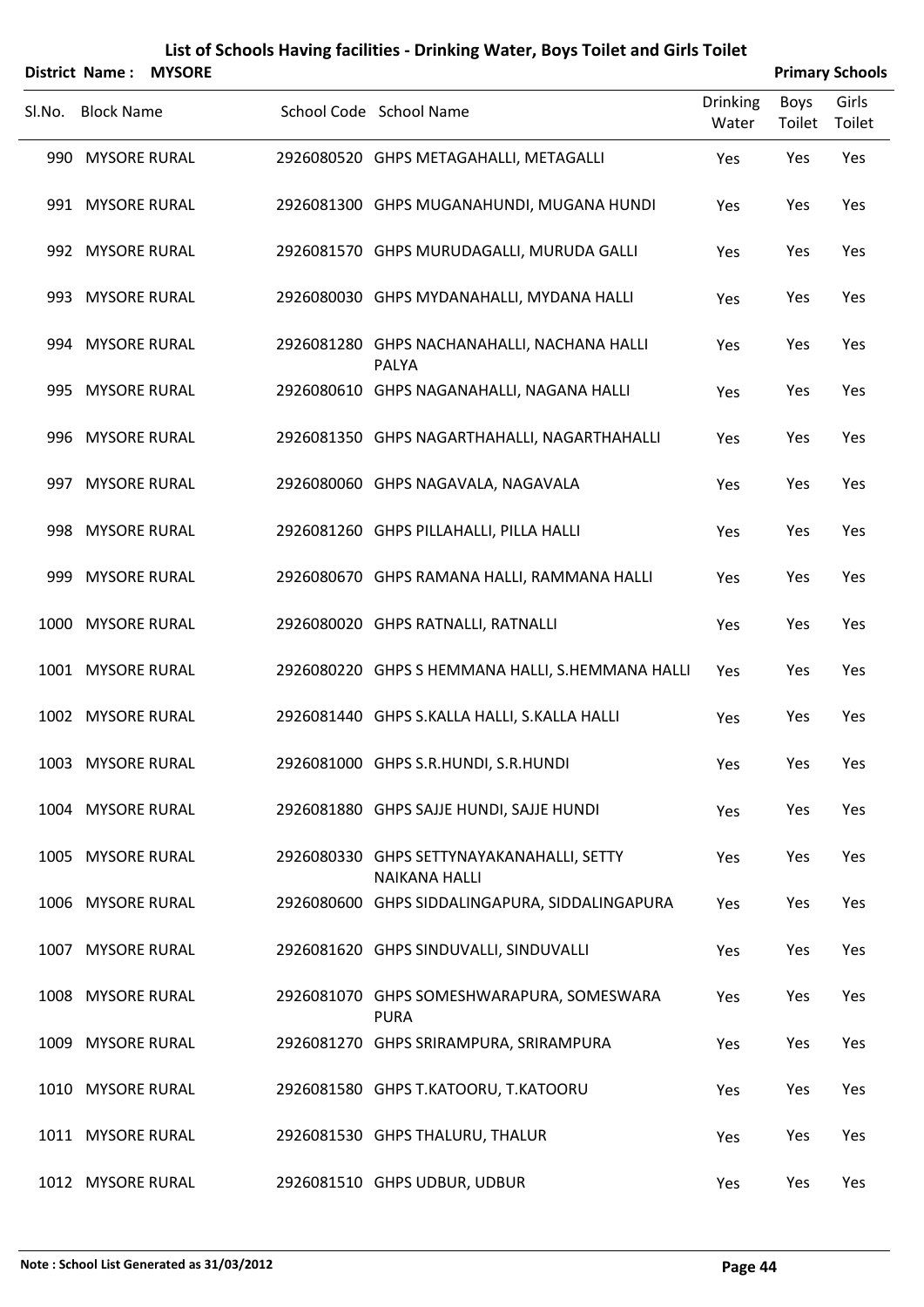# List of Schools Having facilities - Drinking Water, Boys Toilet and Girls Toilet

**District Name : MYSORE** **Primary Schools**

| Sl.No. | Block Name | School Code | School Name | Drinking Water | Boys Toilet | Girls Toilet |
|---|---|---|---|---|---|---|
| 990 | MYSORE RURAL | 2926080520 | GHPS METAGAHALLI, METAGALLI | Yes | Yes | Yes |
| 991 | MYSORE RURAL | 2926081300 | GHPS MUGANAHUNDI, MUGANA HUNDI | Yes | Yes | Yes |
| 992 | MYSORE RURAL | 2926081570 | GHPS MURUDAGALLI, MURUDA GALLI | Yes | Yes | Yes |
| 993 | MYSORE RURAL | 2926080030 | GHPS MYDANAHALLI, MYDANA HALLI | Yes | Yes | Yes |
| 994 | MYSORE RURAL | 2926081280 | GHPS NACHANAHALLI, NACHANA HALLI PALYA | Yes | Yes | Yes |
| 995 | MYSORE RURAL | 2926080610 | GHPS NAGANAHALLI, NAGANA HALLI | Yes | Yes | Yes |
| 996 | MYSORE RURAL | 2926081350 | GHPS NAGARTHAHALLI, NAGARTHAHALLI | Yes | Yes | Yes |
| 997 | MYSORE RURAL | 2926080060 | GHPS NAGAVALA, NAGAVALA | Yes | Yes | Yes |
| 998 | MYSORE RURAL | 2926081260 | GHPS PILLAHALLI, PILLA HALLI | Yes | Yes | Yes |
| 999 | MYSORE RURAL | 2926080670 | GHPS RAMANA HALLI, RAMMANA HALLI | Yes | Yes | Yes |
| 1000 | MYSORE RURAL | 2926080020 | GHPS RATNALLI, RATNALLI | Yes | Yes | Yes |
| 1001 | MYSORE RURAL | 2926080220 | GHPS S HEMMANA HALLI, S.HEMMANA HALLI | Yes | Yes | Yes |
| 1002 | MYSORE RURAL | 2926081440 | GHPS S.KALLA HALLI, S.KALLA HALLI | Yes | Yes | Yes |
| 1003 | MYSORE RURAL | 2926081000 | GHPS S.R.HUNDI, S.R.HUNDI | Yes | Yes | Yes |
| 1004 | MYSORE RURAL | 2926081880 | GHPS SAJJE HUNDI, SAJJE HUNDI | Yes | Yes | Yes |
| 1005 | MYSORE RURAL | 2926080330 | GHPS SETTYNAYAKANAHALLI, SETTY NAIKANA HALLI | Yes | Yes | Yes |
| 1006 | MYSORE RURAL | 2926080600 | GHPS SIDDALINGAPURA, SIDDALINGAPURA | Yes | Yes | Yes |
| 1007 | MYSORE RURAL | 2926081620 | GHPS SINDUVALLI, SINDUVALLI | Yes | Yes | Yes |
| 1008 | MYSORE RURAL | 2926081070 | GHPS SOMESHWARAPURA, SOMESWARA PURA | Yes | Yes | Yes |
| 1009 | MYSORE RURAL | 2926081270 | GHPS SRIRAMPURA, SRIRAMPURA | Yes | Yes | Yes |
| 1010 | MYSORE RURAL | 2926081580 | GHPS T.KATOORU, T.KATOORU | Yes | Yes | Yes |
| 1011 | MYSORE RURAL | 2926081530 | GHPS THALURU, THALUR | Yes | Yes | Yes |
| 1012 | MYSORE RURAL | 2926081510 | GHPS UDBUR, UDBUR | Yes | Yes | Yes |

**Note : School List Generated as 31/03/2012**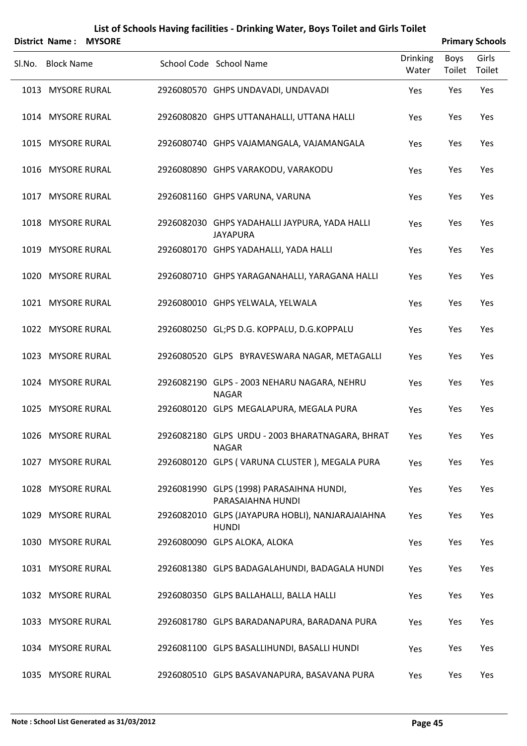# List of Schools Having facilities - Drinking Water, Boys Toilet and Girls Toilet

**District Name : MYSORE** **Primary Schools**

| Sl.No. | Block Name | School Code | School Name | Drinking Water | Boys Toilet | Girls Toilet |
|---|---|---|---|---|---|---|
| 1013 | MYSORE RURAL | 2926080570 | GHPS UNDAVADI, UNDAVADI | Yes | Yes | Yes |
| 1014 | MYSORE RURAL | 2926080820 | GHPS UTTANAHALLI, UTTANA HALLI | Yes | Yes | Yes |
| 1015 | MYSORE RURAL | 2926080740 | GHPS VAJAMANGALA, VAJAMANGALA | Yes | Yes | Yes |
| 1016 | MYSORE RURAL | 2926080890 | GHPS VARAKODU, VARAKODU | Yes | Yes | Yes |
| 1017 | MYSORE RURAL | 2926081160 | GHPS VARUNA, VARUNA | Yes | Yes | Yes |
| 1018 | MYSORE RURAL | 2926082030 | GHPS YADAHALLI JAYPURA, YADA HALLI JAYAPURA | Yes | Yes | Yes |
| 1019 | MYSORE RURAL | 2926080170 | GHPS YADAHALLI, YADA HALLI | Yes | Yes | Yes |
| 1020 | MYSORE RURAL | 2926080710 | GHPS YARAGANAHALLI, YARAGANA HALLI | Yes | Yes | Yes |
| 1021 | MYSORE RURAL | 2926080010 | GHPS YELWALA, YELWALA | Yes | Yes | Yes |
| 1022 | MYSORE RURAL | 2926080250 | GL;PS D.G. KOPPALU, D.G.KOPPALU | Yes | Yes | Yes |
| 1023 | MYSORE RURAL | 2926080520 | GLPS BYRAVESWARA NAGAR, METAGALLI | Yes | Yes | Yes |
| 1024 | MYSORE RURAL | 2926082190 | GLPS - 2003 NEHARU NAGARA, NEHRU NAGAR | Yes | Yes | Yes |
| 1025 | MYSORE RURAL | 2926080120 | GLPS MEGALAPURA, MEGALA PURA | Yes | Yes | Yes |
| 1026 | MYSORE RURAL | 2926082180 | GLPS URDU - 2003 BHARATNAGARA, BHRAT NAGAR | Yes | Yes | Yes |
| 1027 | MYSORE RURAL | 2926080120 | GLPS ( VARUNA CLUSTER ), MEGALA PURA | Yes | Yes | Yes |
| 1028 | MYSORE RURAL | 2926081990 | GLPS (1998) PARASAIHNA HUNDI, PARASAIAHNA HUNDI | Yes | Yes | Yes |
| 1029 | MYSORE RURAL | 2926082010 | GLPS (JAYAPURA HOBLI), NANJARAJAIAHNA HUNDI | Yes | Yes | Yes |
| 1030 | MYSORE RURAL | 2926080090 | GLPS ALOKA, ALOKA | Yes | Yes | Yes |
| 1031 | MYSORE RURAL | 2926081380 | GLPS BADAGALAHUNDI, BADAGALA HUNDI | Yes | Yes | Yes |
| 1032 | MYSORE RURAL | 2926080350 | GLPS BALLAHALLI, BALLA HALLI | Yes | Yes | Yes |
| 1033 | MYSORE RURAL | 2926081780 | GLPS BARADANAPURA, BARADANA PURA | Yes | Yes | Yes |
| 1034 | MYSORE RURAL | 2926081100 | GLPS BASALLIHUNDI, BASALLI HUNDI | Yes | Yes | Yes |
| 1035 | MYSORE RURAL | 2926080510 | GLPS BASAVANAPURA, BASAVANA PURA | Yes | Yes | Yes |

**Note : School List Generated as 31/03/2012**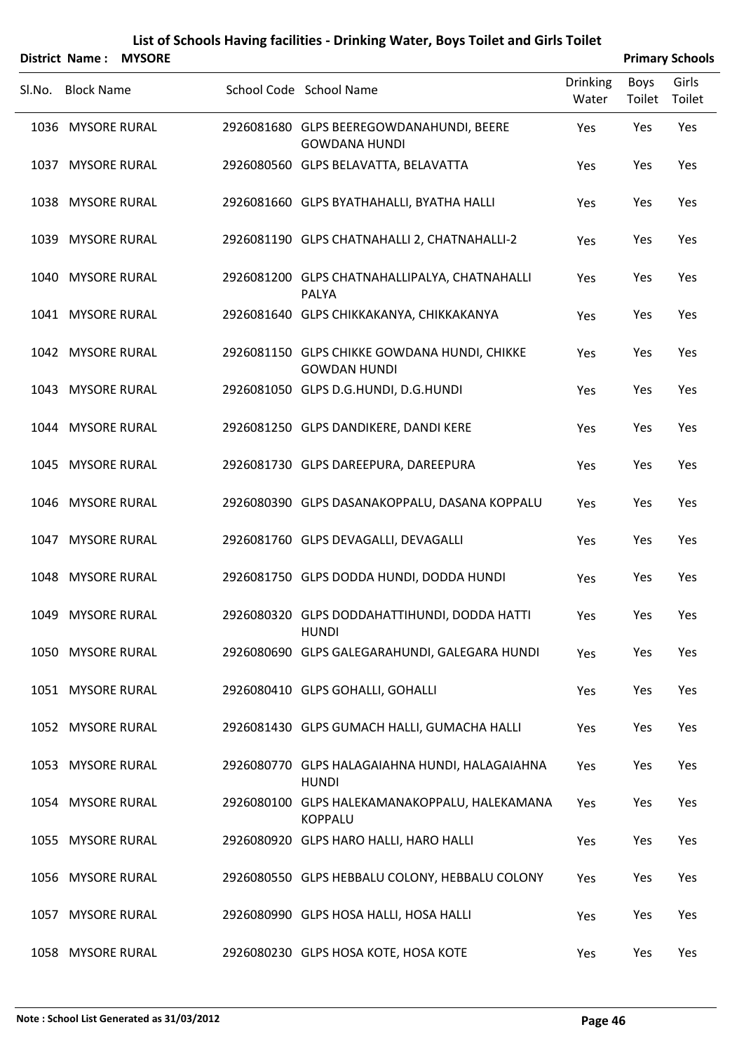# List of Schools Having facilities - Drinking Water, Boys Toilet and Girls Toilet

**District Name : MYSORE** **Primary Schools**

| Sl.No. | Block Name | School Code | School Name | Drinking Water | Boys Toilet | Girls Toilet |
|---|---|---|---|---|---|---|
| 1036 | MYSORE RURAL | 2926081680 | GLPS BEEREGOWDANAHUNDI, BEERE GOWDANA HUNDI | Yes | Yes | Yes |
| 1037 | MYSORE RURAL | 2926080560 | GLPS BELAVATTA, BELAVATTA | Yes | Yes | Yes |
| 1038 | MYSORE RURAL | 2926081660 | GLPS BYATHAHALLI, BYATHA HALLI | Yes | Yes | Yes |
| 1039 | MYSORE RURAL | 2926081190 | GLPS CHATNAHALLI 2, CHATNAHALLI-2 | Yes | Yes | Yes |
| 1040 | MYSORE RURAL | 2926081200 | GLPS CHATNAHALLIPALYA, CHATNAHALLI PALYA | Yes | Yes | Yes |
| 1041 | MYSORE RURAL | 2926081640 | GLPS CHIKKAKANYA, CHIKKAKANYA | Yes | Yes | Yes |
| 1042 | MYSORE RURAL | 2926081150 | GLPS CHIKKE GOWDANA HUNDI, CHIKKE GOWDAN HUNDI | Yes | Yes | Yes |
| 1043 | MYSORE RURAL | 2926081050 | GLPS D.G.HUNDI, D.G.HUNDI | Yes | Yes | Yes |
| 1044 | MYSORE RURAL | 2926081250 | GLPS DANDIKERE, DANDI KERE | Yes | Yes | Yes |
| 1045 | MYSORE RURAL | 2926081730 | GLPS DAREEPURA, DAREEPURA | Yes | Yes | Yes |
| 1046 | MYSORE RURAL | 2926080390 | GLPS DASANAKOPPALU, DASANA KOPPALU | Yes | Yes | Yes |
| 1047 | MYSORE RURAL | 2926081760 | GLPS DEVAGALLI, DEVAGALLI | Yes | Yes | Yes |
| 1048 | MYSORE RURAL | 2926081750 | GLPS DODDA HUNDI, DODDA HUNDI | Yes | Yes | Yes |
| 1049 | MYSORE RURAL | 2926080320 | GLPS DODDAHATTIHUNDI, DODDA HATTI HUNDI | Yes | Yes | Yes |
| 1050 | MYSORE RURAL | 2926080690 | GLPS GALEGARAHUNDI, GALEGARA HUNDI | Yes | Yes | Yes |
| 1051 | MYSORE RURAL | 2926080410 | GLPS GOHALLI, GOHALLI | Yes | Yes | Yes |
| 1052 | MYSORE RURAL | 2926081430 | GLPS GUMACH HALLI, GUMACHA HALLI | Yes | Yes | Yes |
| 1053 | MYSORE RURAL | 2926080770 | GLPS HALAGAIAHNA HUNDI, HALAGAIAHNA HUNDI | Yes | Yes | Yes |
| 1054 | MYSORE RURAL | 2926080100 | GLPS HALEKAMANAKOPPALU, HALEKAMANA KOPPALU | Yes | Yes | Yes |
| 1055 | MYSORE RURAL | 2926080920 | GLPS HARO HALLI, HARO HALLI | Yes | Yes | Yes |
| 1056 | MYSORE RURAL | 2926080550 | GLPS HEBBALU COLONY, HEBBALU COLONY | Yes | Yes | Yes |
| 1057 | MYSORE RURAL | 2926080990 | GLPS HOSA HALLI, HOSA HALLI | Yes | Yes | Yes |
| 1058 | MYSORE RURAL | 2926080230 | GLPS HOSA KOTE, HOSA KOTE | Yes | Yes | Yes |

**Note : School List Generated as 31/03/2012**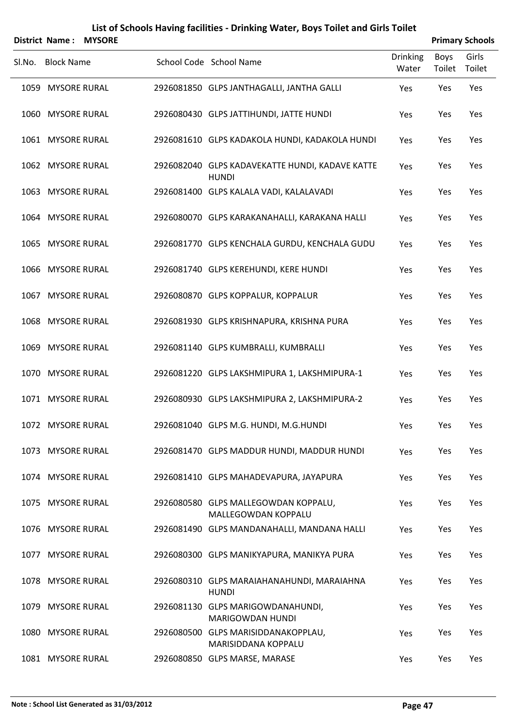# List of Schools Having facilities - Drinking Water, Boys Toilet and Girls Toilet

**District Name : MYSORE** **Primary Schools**

| Sl.No. | Block Name | School Code | School Name | Drinking Water | Boys Toilet | Girls Toilet |
|---|---|---|---|---|---|---|
| 1059 | MYSORE RURAL | 2926081850 | GLPS JANTHAGALLI, JANTHA GALLI | Yes | Yes | Yes |
| 1060 | MYSORE RURAL | 2926080430 | GLPS JATTIHUNDI, JATTE HUNDI | Yes | Yes | Yes |
| 1061 | MYSORE RURAL | 2926081610 | GLPS KADAKOLA HUNDI, KADAKOLA HUNDI | Yes | Yes | Yes |
| 1062 | MYSORE RURAL | 2926082040 | GLPS KADAVEKATTE HUNDI, KADAVE KATTE HUNDI | Yes | Yes | Yes |
| 1063 | MYSORE RURAL | 2926081400 | GLPS KALALA VADI, KALALAVADI | Yes | Yes | Yes |
| 1064 | MYSORE RURAL | 2926080070 | GLPS KARAKANAHALLI, KARAKANA HALLI | Yes | Yes | Yes |
| 1065 | MYSORE RURAL | 2926081770 | GLPS KENCHALA GURDU, KENCHALA GUDU | Yes | Yes | Yes |
| 1066 | MYSORE RURAL | 2926081740 | GLPS KEREHUNDI, KERE HUNDI | Yes | Yes | Yes |
| 1067 | MYSORE RURAL | 2926080870 | GLPS KOPPALUR, KOPPALUR | Yes | Yes | Yes |
| 1068 | MYSORE RURAL | 2926081930 | GLPS KRISHNAPURA, KRISHNA PURA | Yes | Yes | Yes |
| 1069 | MYSORE RURAL | 2926081140 | GLPS KUMBRALLI, KUMBRALLI | Yes | Yes | Yes |
| 1070 | MYSORE RURAL | 2926081220 | GLPS LAKSHMIPURA 1, LAKSHMIPURA-1 | Yes | Yes | Yes |
| 1071 | MYSORE RURAL | 2926080930 | GLPS LAKSHMIPURA 2, LAKSHMIPURA-2 | Yes | Yes | Yes |
| 1072 | MYSORE RURAL | 2926081040 | GLPS M.G. HUNDI, M.G.HUNDI | Yes | Yes | Yes |
| 1073 | MYSORE RURAL | 2926081470 | GLPS MADDUR HUNDI, MADDUR HUNDI | Yes | Yes | Yes |
| 1074 | MYSORE RURAL | 2926081410 | GLPS MAHADEVAPURA, JAYAPURA | Yes | Yes | Yes |
| 1075 | MYSORE RURAL | 2926080580 | GLPS MALLEGOWDAN KOPPALU, MALLEGOWDAN KOPPALU | Yes | Yes | Yes |
| 1076 | MYSORE RURAL | 2926081490 | GLPS MANDANAHALLI, MANDANA HALLI | Yes | Yes | Yes |
| 1077 | MYSORE RURAL | 2926080300 | GLPS MANIKYAPURA, MANIKYA PURA | Yes | Yes | Yes |
| 1078 | MYSORE RURAL | 2926080310 | GLPS MARAIAHANAHUNDI, MARAIAHNA HUNDI | Yes | Yes | Yes |
| 1079 | MYSORE RURAL | 2926081130 | GLPS MARIGOWDANAHUNDI, MARIGOWDAN HUNDI | Yes | Yes | Yes |
| 1080 | MYSORE RURAL | 2926080500 | GLPS MARISIDDANAKOPPLAU, MARISIDDANA KOPPALU | Yes | Yes | Yes |
| 1081 | MYSORE RURAL | 2926080850 | GLPS MARSE, MARASE | Yes | Yes | Yes |

**Note : School List Generated as 31/03/2012**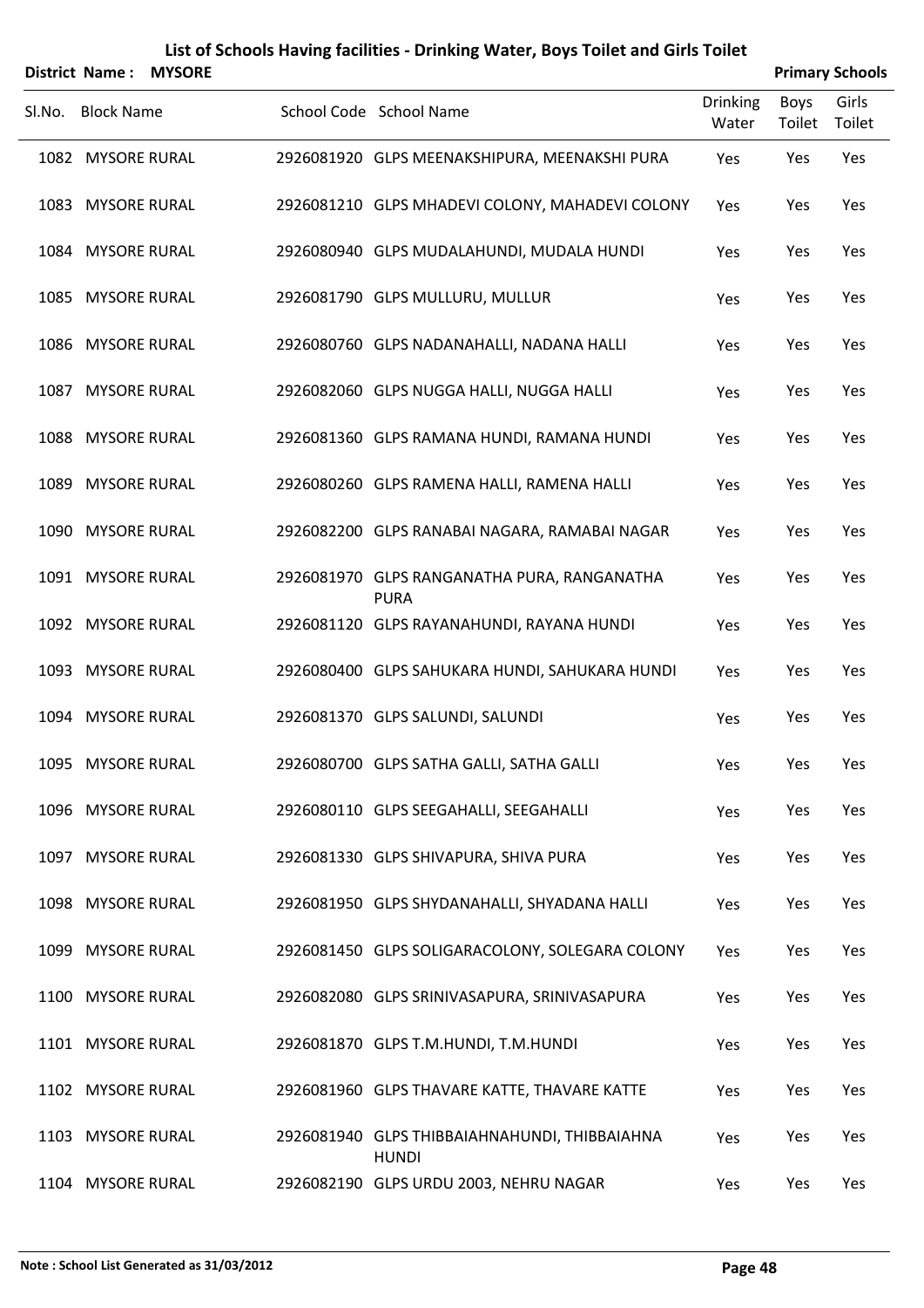# List of Schools Having facilities - Drinking Water, Boys Toilet and Girls Toilet

**District Name : MYSORE** **Primary Schools**

| Sl.No. | Block Name | School Code | School Name | Drinking Water | Boys Toilet | Girls Toilet |
|---|---|---|---|---|---|---|
| 1082 | MYSORE RURAL | 2926081920 | GLPS MEENAKSHIPURA, MEENAKSHI PURA | Yes | Yes | Yes |
| 1083 | MYSORE RURAL | 2926081210 | GLPS MHADEVI COLONY, MAHADEVI COLONY | Yes | Yes | Yes |
| 1084 | MYSORE RURAL | 2926080940 | GLPS MUDALAHUNDI, MUDALA HUNDI | Yes | Yes | Yes |
| 1085 | MYSORE RURAL | 2926081790 | GLPS MULLURU, MULLUR | Yes | Yes | Yes |
| 1086 | MYSORE RURAL | 2926080760 | GLPS NADANAHALLI, NADANA HALLI | Yes | Yes | Yes |
| 1087 | MYSORE RURAL | 2926082060 | GLPS NUGGA HALLI, NUGGA HALLI | Yes | Yes | Yes |
| 1088 | MYSORE RURAL | 2926081360 | GLPS RAMANA HUNDI, RAMANA HUNDI | Yes | Yes | Yes |
| 1089 | MYSORE RURAL | 2926080260 | GLPS RAMENA HALLI, RAMENA HALLI | Yes | Yes | Yes |
| 1090 | MYSORE RURAL | 2926082200 | GLPS RANABAI NAGARA, RAMABAI NAGAR | Yes | Yes | Yes |
| 1091 | MYSORE RURAL | 2926081970 | GLPS RANGANATHA PURA, RANGANATHA PURA | Yes | Yes | Yes |
| 1092 | MYSORE RURAL | 2926081120 | GLPS RAYANAHUNDI, RAYANA HUNDI | Yes | Yes | Yes |
| 1093 | MYSORE RURAL | 2926080400 | GLPS SAHUKARA HUNDI, SAHUKARA HUNDI | Yes | Yes | Yes |
| 1094 | MYSORE RURAL | 2926081370 | GLPS SALUNDI, SALUNDI | Yes | Yes | Yes |
| 1095 | MYSORE RURAL | 2926080700 | GLPS SATHA GALLI, SATHA GALLI | Yes | Yes | Yes |
| 1096 | MYSORE RURAL | 2926080110 | GLPS SEEGAHALLI, SEEGAHALLI | Yes | Yes | Yes |
| 1097 | MYSORE RURAL | 2926081330 | GLPS SHIVAPURA, SHIVA PURA | Yes | Yes | Yes |
| 1098 | MYSORE RURAL | 2926081950 | GLPS SHYDANAHALLI, SHYADANA HALLI | Yes | Yes | Yes |
| 1099 | MYSORE RURAL | 2926081450 | GLPS SOLIGARACOLONY, SOLEGARA COLONY | Yes | Yes | Yes |
| 1100 | MYSORE RURAL | 2926082080 | GLPS SRINIVASAPURA, SRINIVASAPURA | Yes | Yes | Yes |
| 1101 | MYSORE RURAL | 2926081870 | GLPS T.M.HUNDI, T.M.HUNDI | Yes | Yes | Yes |
| 1102 | MYSORE RURAL | 2926081960 | GLPS THAVARE KATTE, THAVARE KATTE | Yes | Yes | Yes |
| 1103 | MYSORE RURAL | 2926081940 | GLPS THIBBAIAHNAHUNDI, THIBBAIAHNA HUNDI | Yes | Yes | Yes |
| 1104 | MYSORE RURAL | 2926082190 | GLPS URDU 2003, NEHRU NAGAR | Yes | Yes | Yes |

**Note : School List Generated as 31/03/2012**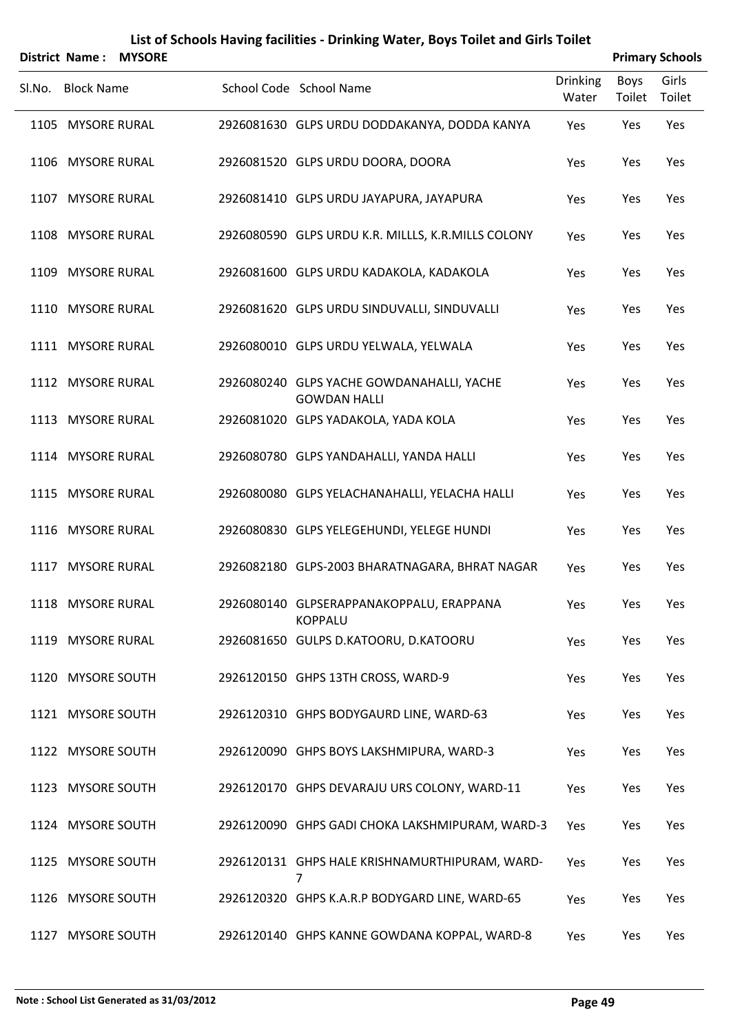# List of Schools Having facilities - Drinking Water, Boys Toilet and Girls Toilet

**District Name : MYSORE** — **Primary Schools**

| Sl.No. | Block Name | School Code | School Name | Drinking Water | Boys Toilet | Girls Toilet |
|---|---|---|---|---|---|---|
| 1105 | MYSORE RURAL | 2926081630 | GLPS URDU DODDAKANYA, DODDA KANYA | Yes | Yes | Yes |
| 1106 | MYSORE RURAL | 2926081520 | GLPS URDU DOORA, DOORA | Yes | Yes | Yes |
| 1107 | MYSORE RURAL | 2926081410 | GLPS URDU JAYAPURA, JAYAPURA | Yes | Yes | Yes |
| 1108 | MYSORE RURAL | 2926080590 | GLPS URDU K.R. MILLLS, K.R.MILLS COLONY | Yes | Yes | Yes |
| 1109 | MYSORE RURAL | 2926081600 | GLPS URDU KADAKOLA, KADAKOLA | Yes | Yes | Yes |
| 1110 | MYSORE RURAL | 2926081620 | GLPS URDU SINDUVALLI, SINDUVALLI | Yes | Yes | Yes |
| 1111 | MYSORE RURAL | 2926080010 | GLPS URDU YELWALA, YELWALA | Yes | Yes | Yes |
| 1112 | MYSORE RURAL | 2926080240 | GLPS YACHE GOWDANAHALLI, YACHE GOWDAN HALLI | Yes | Yes | Yes |
| 1113 | MYSORE RURAL | 2926081020 | GLPS YADAKOLA, YADA KOLA | Yes | Yes | Yes |
| 1114 | MYSORE RURAL | 2926080780 | GLPS YANDAHALLI, YANDA HALLI | Yes | Yes | Yes |
| 1115 | MYSORE RURAL | 2926080080 | GLPS YELACHANAHALLI, YELACHA HALLI | Yes | Yes | Yes |
| 1116 | MYSORE RURAL | 2926080830 | GLPS YELEGEHUNDI, YELEGE HUNDI | Yes | Yes | Yes |
| 1117 | MYSORE RURAL | 2926082180 | GLPS-2003 BHARATNAGARA, BHRAT NAGAR | Yes | Yes | Yes |
| 1118 | MYSORE RURAL | 2926080140 | GLPSERAPPANAKOPPALU, ERAPPANA KOPPALU | Yes | Yes | Yes |
| 1119 | MYSORE RURAL | 2926081650 | GULPS D.KATOORU, D.KATOORU | Yes | Yes | Yes |
| 1120 | MYSORE SOUTH | 2926120150 | GHPS 13TH CROSS, WARD-9 | Yes | Yes | Yes |
| 1121 | MYSORE SOUTH | 2926120310 | GHPS BODYGAURD LINE, WARD-63 | Yes | Yes | Yes |
| 1122 | MYSORE SOUTH | 2926120090 | GHPS BOYS LAKSHMIPURA, WARD-3 | Yes | Yes | Yes |
| 1123 | MYSORE SOUTH | 2926120170 | GHPS DEVARAJU URS COLONY, WARD-11 | Yes | Yes | Yes |
| 1124 | MYSORE SOUTH | 2926120090 | GHPS GADI CHOKA LAKSHMIPURAM, WARD-3 | Yes | Yes | Yes |
| 1125 | MYSORE SOUTH | 2926120131 | GHPS HALE KRISHNAMURTHIPURAM, WARD-7 | Yes | Yes | Yes |
| 1126 | MYSORE SOUTH | 2926120320 | GHPS K.A.R.P BODYGARD LINE, WARD-65 | Yes | Yes | Yes |
| 1127 | MYSORE SOUTH | 2926120140 | GHPS KANNE GOWDANA KOPPAL, WARD-8 | Yes | Yes | Yes |

**Note : School List Generated as 31/03/2012**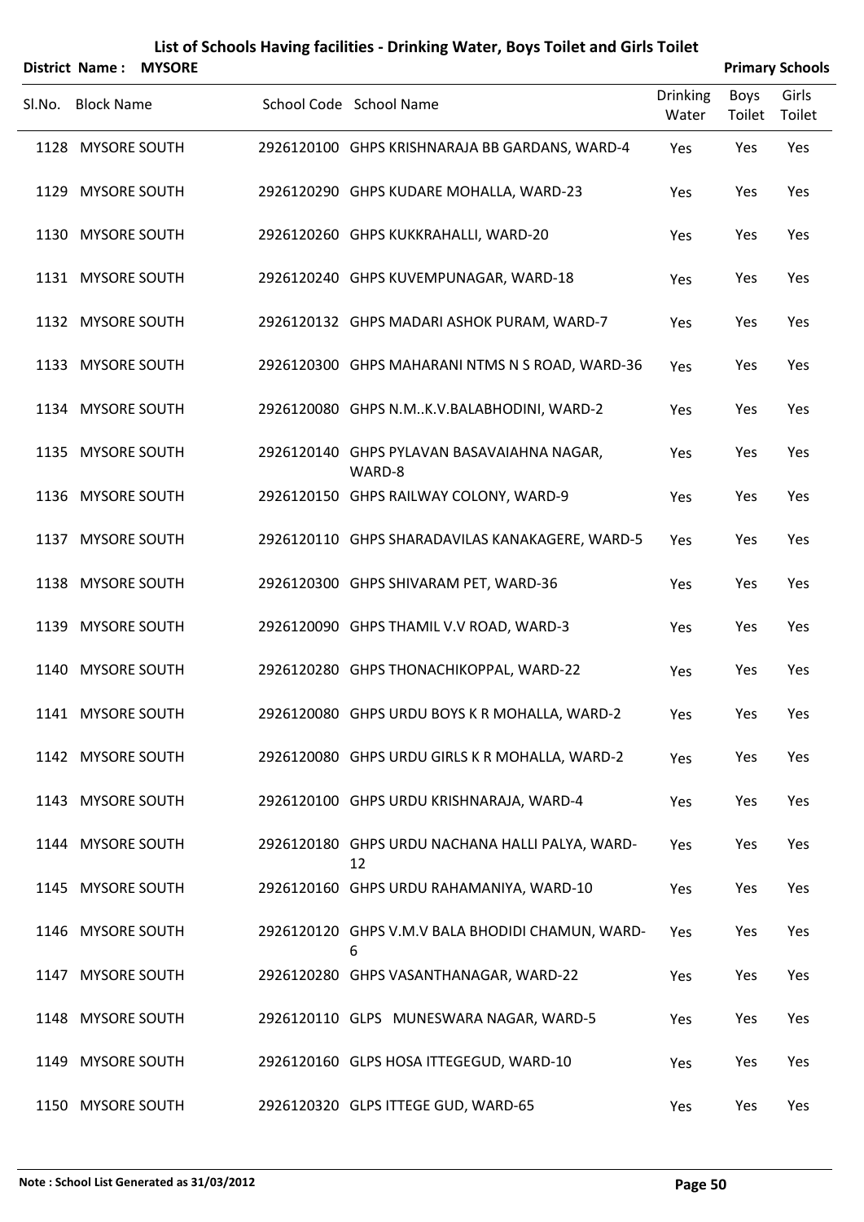# List of Schools Having facilities - Drinking Water, Boys Toilet and Girls Toilet

**District Name : MYSORE** **Primary Schools**

| Sl.No. | Block Name | School Code | School Name | Drinking Water | Boys Toilet | Girls Toilet |
|---|---|---|---|---|---|---|
| 1128 | MYSORE SOUTH | 2926120100 | GHPS KRISHNARAJA BB GARDANS, WARD-4 | Yes | Yes | Yes |
| 1129 | MYSORE SOUTH | 2926120290 | GHPS KUDARE MOHALLA, WARD-23 | Yes | Yes | Yes |
| 1130 | MYSORE SOUTH | 2926120260 | GHPS KUKKRAHALLI, WARD-20 | Yes | Yes | Yes |
| 1131 | MYSORE SOUTH | 2926120240 | GHPS KUVEMPUNAGAR, WARD-18 | Yes | Yes | Yes |
| 1132 | MYSORE SOUTH | 2926120132 | GHPS MADARI ASHOK PURAM, WARD-7 | Yes | Yes | Yes |
| 1133 | MYSORE SOUTH | 2926120300 | GHPS MAHARANI NTMS N S ROAD, WARD-36 | Yes | Yes | Yes |
| 1134 | MYSORE SOUTH | 2926120080 | GHPS N.M..K.V.BALABHODINI, WARD-2 | Yes | Yes | Yes |
| 1135 | MYSORE SOUTH | 2926120140 | GHPS PYLAVAN BASAVAIAHNA NAGAR, WARD-8 | Yes | Yes | Yes |
| 1136 | MYSORE SOUTH | 2926120150 | GHPS RAILWAY COLONY, WARD-9 | Yes | Yes | Yes |
| 1137 | MYSORE SOUTH | 2926120110 | GHPS SHARADAVILAS KANAKAGERE, WARD-5 | Yes | Yes | Yes |
| 1138 | MYSORE SOUTH | 2926120300 | GHPS SHIVARAM PET, WARD-36 | Yes | Yes | Yes |
| 1139 | MYSORE SOUTH | 2926120090 | GHPS THAMIL V.V ROAD, WARD-3 | Yes | Yes | Yes |
| 1140 | MYSORE SOUTH | 2926120280 | GHPS THONACHIKOPPAL, WARD-22 | Yes | Yes | Yes |
| 1141 | MYSORE SOUTH | 2926120080 | GHPS URDU BOYS K R MOHALLA, WARD-2 | Yes | Yes | Yes |
| 1142 | MYSORE SOUTH | 2926120080 | GHPS URDU GIRLS K R MOHALLA, WARD-2 | Yes | Yes | Yes |
| 1143 | MYSORE SOUTH | 2926120100 | GHPS URDU KRISHNARAJA, WARD-4 | Yes | Yes | Yes |
| 1144 | MYSORE SOUTH | 2926120180 | GHPS URDU NACHANA HALLI PALYA, WARD-12 | Yes | Yes | Yes |
| 1145 | MYSORE SOUTH | 2926120160 | GHPS URDU RAHAMANIYA, WARD-10 | Yes | Yes | Yes |
| 1146 | MYSORE SOUTH | 2926120120 | GHPS V.M.V BALA BHODIDI CHAMUN, WARD-6 | Yes | Yes | Yes |
| 1147 | MYSORE SOUTH | 2926120280 | GHPS VASANTHANAGAR, WARD-22 | Yes | Yes | Yes |
| 1148 | MYSORE SOUTH | 2926120110 | GLPS MUNESWARA NAGAR, WARD-5 | Yes | Yes | Yes |
| 1149 | MYSORE SOUTH | 2926120160 | GLPS HOSA ITTEGEGUD, WARD-10 | Yes | Yes | Yes |
| 1150 | MYSORE SOUTH | 2926120320 | GLPS ITTEGE GUD, WARD-65 | Yes | Yes | Yes |

**Note : School List Generated as 31/03/2012**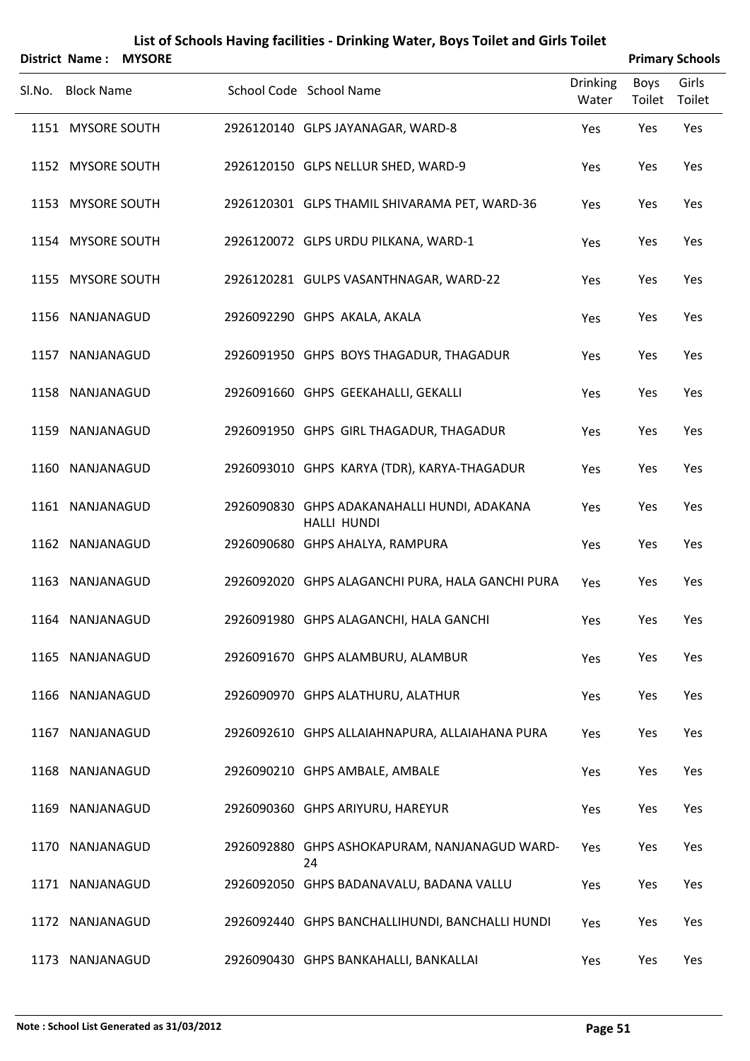# List of Schools Having facilities - Drinking Water, Boys Toilet and Girls Toilet

**District Name : MYSORE** **Primary Schools**

| Sl.No. | Block Name | School Code | School Name | Drinking Water | Boys Toilet | Girls Toilet |
|---|---|---|---|---|---|---|
| 1151 | MYSORE SOUTH | 2926120140 | GLPS JAYANAGAR, WARD-8 | Yes | Yes | Yes |
| 1152 | MYSORE SOUTH | 2926120150 | GLPS NELLUR SHED, WARD-9 | Yes | Yes | Yes |
| 1153 | MYSORE SOUTH | 2926120301 | GLPS THAMIL SHIVARAMA PET, WARD-36 | Yes | Yes | Yes |
| 1154 | MYSORE SOUTH | 2926120072 | GLPS URDU PILKANA, WARD-1 | Yes | Yes | Yes |
| 1155 | MYSORE SOUTH | 2926120281 | GULPS VASANTHNAGAR, WARD-22 | Yes | Yes | Yes |
| 1156 | NANJANAGUD | 2926092290 | GHPS AKALA, AKALA | Yes | Yes | Yes |
| 1157 | NANJANAGUD | 2926091950 | GHPS BOYS THAGADUR, THAGADUR | Yes | Yes | Yes |
| 1158 | NANJANAGUD | 2926091660 | GHPS GEEKAHALLI, GEKALLI | Yes | Yes | Yes |
| 1159 | NANJANAGUD | 2926091950 | GHPS GIRL THAGADUR, THAGADUR | Yes | Yes | Yes |
| 1160 | NANJANAGUD | 2926093010 | GHPS KARYA (TDR), KARYA-THAGADUR | Yes | Yes | Yes |
| 1161 | NANJANAGUD | 2926090830 | GHPS ADAKANAHALLI HUNDI, ADAKANA HALLI HUNDI | Yes | Yes | Yes |
| 1162 | NANJANAGUD | 2926090680 | GHPS AHALYA, RAMPURA | Yes | Yes | Yes |
| 1163 | NANJANAGUD | 2926092020 | GHPS ALAGANCHI PURA, HALA GANCHI PURA | Yes | Yes | Yes |
| 1164 | NANJANAGUD | 2926091980 | GHPS ALAGANCHI, HALA GANCHI | Yes | Yes | Yes |
| 1165 | NANJANAGUD | 2926091670 | GHPS ALAMBURU, ALAMBUR | Yes | Yes | Yes |
| 1166 | NANJANAGUD | 2926090970 | GHPS ALATHURU, ALATHUR | Yes | Yes | Yes |
| 1167 | NANJANAGUD | 2926092610 | GHPS ALLAIAHNAPURA, ALLAIAHANA PURA | Yes | Yes | Yes |
| 1168 | NANJANAGUD | 2926090210 | GHPS AMBALE, AMBALE | Yes | Yes | Yes |
| 1169 | NANJANAGUD | 2926090360 | GHPS ARIYURU, HAREYUR | Yes | Yes | Yes |
| 1170 | NANJANAGUD | 2926092880 | GHPS ASHOKAPURAM, NANJANAGUD WARD-24 | Yes | Yes | Yes |
| 1171 | NANJANAGUD | 2926092050 | GHPS BADANAVALU, BADANA VALLU | Yes | Yes | Yes |
| 1172 | NANJANAGUD | 2926092440 | GHPS BANCHALLIHUNDI, BANCHALLI HUNDI | Yes | Yes | Yes |
| 1173 | NANJANAGUD | 2926090430 | GHPS BANKAHALLI, BANKALLAI | Yes | Yes | Yes |

**Note : School List Generated as 31/03/2012**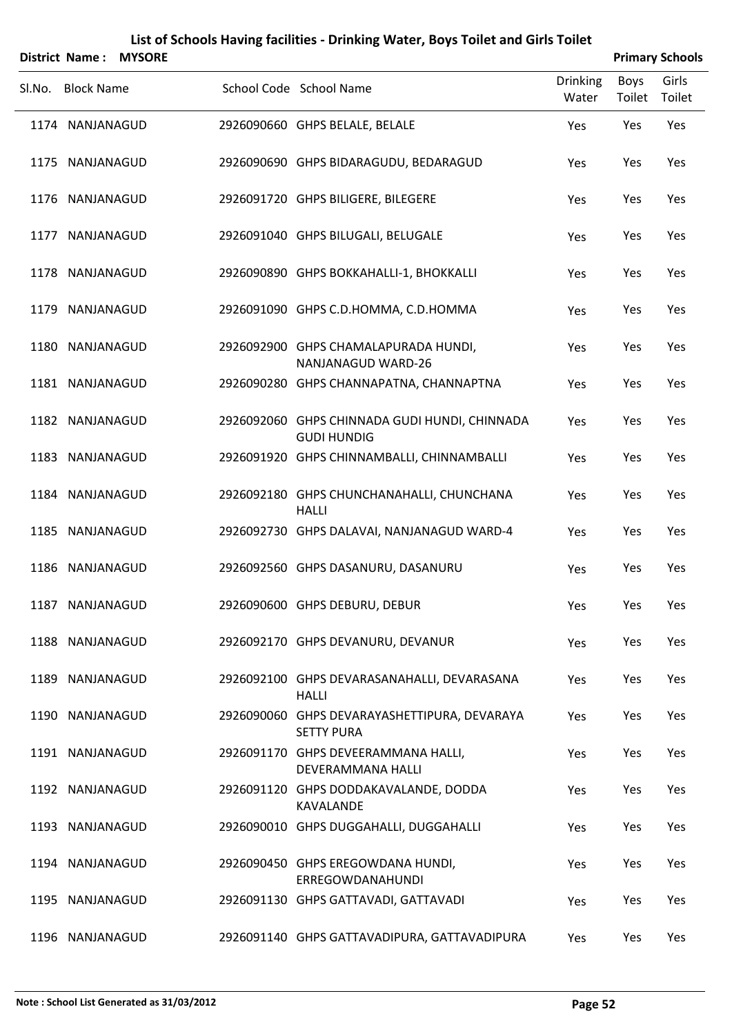# List of Schools Having facilities - Drinking Water, Boys Toilet and Girls Toilet

**District Name : MYSORE** **Primary Schools**

| Sl.No. | Block Name | School Code | School Name | Drinking Water | Boys Toilet | Girls Toilet |
|---|---|---|---|---|---|---|
| 1174 | NANJANAGUD | 2926090660 | GHPS BELALE, BELALE | Yes | Yes | Yes |
| 1175 | NANJANAGUD | 2926090690 | GHPS BIDARAGUDU, BEDARAGUD | Yes | Yes | Yes |
| 1176 | NANJANAGUD | 2926091720 | GHPS BILIGERE, BILEGERE | Yes | Yes | Yes |
| 1177 | NANJANAGUD | 2926091040 | GHPS BILUGALI, BELUGALE | Yes | Yes | Yes |
| 1178 | NANJANAGUD | 2926090890 | GHPS BOKKAHALLI-1, BHOKKALLI | Yes | Yes | Yes |
| 1179 | NANJANAGUD | 2926091090 | GHPS C.D.HOMMA, C.D.HOMMA | Yes | Yes | Yes |
| 1180 | NANJANAGUD | 2926092900 | GHPS CHAMALAPURADA HUNDI, NANJANAGUD WARD-26 | Yes | Yes | Yes |
| 1181 | NANJANAGUD | 2926090280 | GHPS CHANNAPATNA, CHANNAPTNA | Yes | Yes | Yes |
| 1182 | NANJANAGUD | 2926092060 | GHPS CHINNADA GUDI HUNDI, CHINNADA GUDI HUNDIG | Yes | Yes | Yes |
| 1183 | NANJANAGUD | 2926091920 | GHPS CHINNAMBALLI, CHINNAMBALLI | Yes | Yes | Yes |
| 1184 | NANJANAGUD | 2926092180 | GHPS CHUNCHANAHALLI, CHUNCHANA HALLI | Yes | Yes | Yes |
| 1185 | NANJANAGUD | 2926092730 | GHPS DALAVAI, NANJANAGUD WARD-4 | Yes | Yes | Yes |
| 1186 | NANJANAGUD | 2926092560 | GHPS DASANURU, DASANURU | Yes | Yes | Yes |
| 1187 | NANJANAGUD | 2926090600 | GHPS DEBURU, DEBUR | Yes | Yes | Yes |
| 1188 | NANJANAGUD | 2926092170 | GHPS DEVANURU, DEVANUR | Yes | Yes | Yes |
| 1189 | NANJANAGUD | 2926092100 | GHPS DEVARASANAHALLI, DEVARASANA HALLI | Yes | Yes | Yes |
| 1190 | NANJANAGUD | 2926090060 | GHPS DEVARAYASHETTIPURA, DEVARAYA SETTY PURA | Yes | Yes | Yes |
| 1191 | NANJANAGUD | 2926091170 | GHPS DEVEERAMMANA HALLI, DEVERAMMANA HALLI | Yes | Yes | Yes |
| 1192 | NANJANAGUD | 2926091120 | GHPS DODDAKAVALANDE, DODDA KAVALANDE | Yes | Yes | Yes |
| 1193 | NANJANAGUD | 2926090010 | GHPS DUGGAHALLI, DUGGAHALLI | Yes | Yes | Yes |
| 1194 | NANJANAGUD | 2926090450 | GHPS EREGOWDANA HUNDI, ERREGOWDANAHUNDI | Yes | Yes | Yes |
| 1195 | NANJANAGUD | 2926091130 | GHPS GATTAVADI, GATTAVADI | Yes | Yes | Yes |
| 1196 | NANJANAGUD | 2926091140 | GHPS GATTAVADIPURA, GATTAVADIPURA | Yes | Yes | Yes |

**Note : School List Generated as 31/03/2012**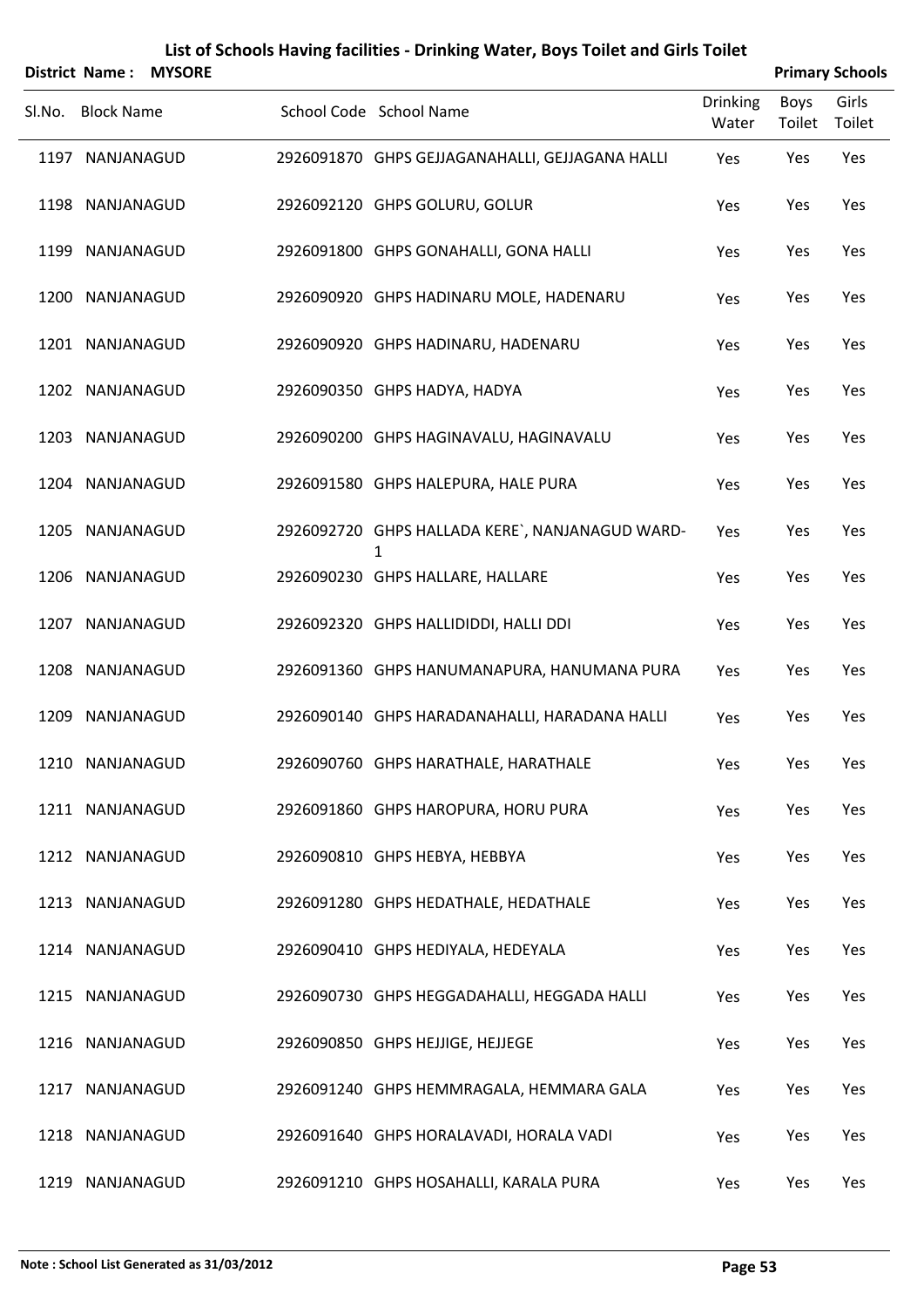# List of Schools Having facilities - Drinking Water, Boys Toilet and Girls Toilet

**District Name : MYSORE** **Primary Schools**

| Sl.No. | Block Name | School Code | School Name | Drinking Water | Boys Toilet | Girls Toilet |
|---|---|---|---|---|---|---|
| 1197 | NANJANAGUD | 2926091870 | GHPS GEJJAGANAHALLI, GEJJAGANA HALLI | Yes | Yes | Yes |
| 1198 | NANJANAGUD | 2926092120 | GHPS GOLURU, GOLUR | Yes | Yes | Yes |
| 1199 | NANJANAGUD | 2926091800 | GHPS GONAHALLI, GONA HALLI | Yes | Yes | Yes |
| 1200 | NANJANAGUD | 2926090920 | GHPS HADINARU MOLE, HADENARU | Yes | Yes | Yes |
| 1201 | NANJANAGUD | 2926090920 | GHPS HADINARU, HADENARU | Yes | Yes | Yes |
| 1202 | NANJANAGUD | 2926090350 | GHPS HADYA, HADYA | Yes | Yes | Yes |
| 1203 | NANJANAGUD | 2926090200 | GHPS HAGINAVALU, HAGINAVALU | Yes | Yes | Yes |
| 1204 | NANJANAGUD | 2926091580 | GHPS HALEPURA, HALE PURA | Yes | Yes | Yes |
| 1205 | NANJANAGUD | 2926092720 | GHPS HALLADA KERE`, NANJANAGUD WARD-1 | Yes | Yes | Yes |
| 1206 | NANJANAGUD | 2926090230 | GHPS HALLARE, HALLARE | Yes | Yes | Yes |
| 1207 | NANJANAGUD | 2926092320 | GHPS HALLIDIDDI, HALLI DDI | Yes | Yes | Yes |
| 1208 | NANJANAGUD | 2926091360 | GHPS HANUMANAPURA, HANUMANA PURA | Yes | Yes | Yes |
| 1209 | NANJANAGUD | 2926090140 | GHPS HARADANAHALLI, HARADANA HALLI | Yes | Yes | Yes |
| 1210 | NANJANAGUD | 2926090760 | GHPS HARATHALE, HARATHALE | Yes | Yes | Yes |
| 1211 | NANJANAGUD | 2926091860 | GHPS HAROPURA, HORU PURA | Yes | Yes | Yes |
| 1212 | NANJANAGUD | 2926090810 | GHPS HEBYA, HEBBYA | Yes | Yes | Yes |
| 1213 | NANJANAGUD | 2926091280 | GHPS HEDATHALE, HEDATHALE | Yes | Yes | Yes |
| 1214 | NANJANAGUD | 2926090410 | GHPS HEDIYALA, HEDEYALA | Yes | Yes | Yes |
| 1215 | NANJANAGUD | 2926090730 | GHPS HEGGADAHALLI, HEGGADA HALLI | Yes | Yes | Yes |
| 1216 | NANJANAGUD | 2926090850 | GHPS HEJJIGE, HEJJEGE | Yes | Yes | Yes |
| 1217 | NANJANAGUD | 2926091240 | GHPS HEMMRAGALA, HEMMARA GALA | Yes | Yes | Yes |
| 1218 | NANJANAGUD | 2926091640 | GHPS HORALAVADI, HORALA VADI | Yes | Yes | Yes |
| 1219 | NANJANAGUD | 2926091210 | GHPS HOSAHALLI, KARALA PURA | Yes | Yes | Yes |

**Note : School List Generated as 31/03/2012**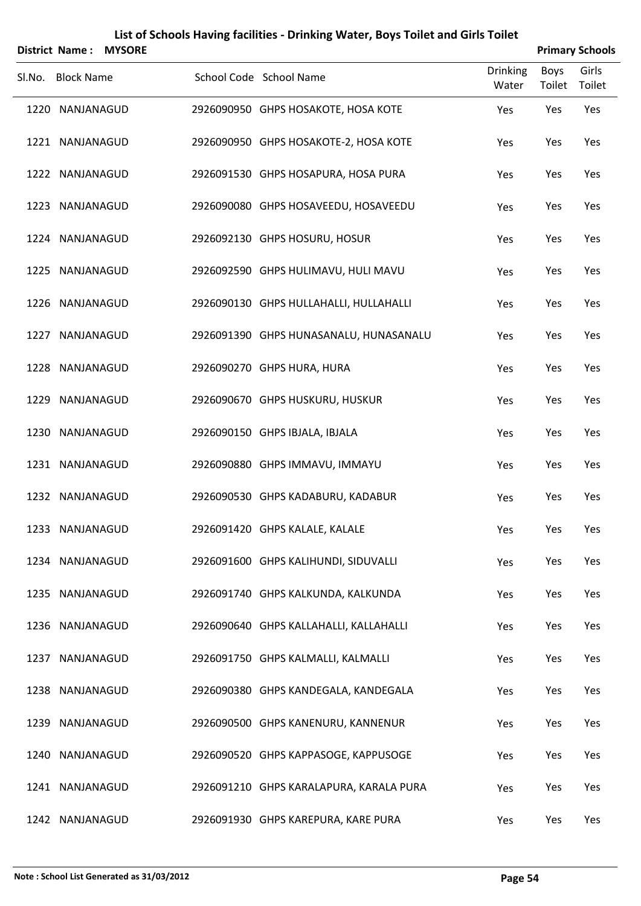# List of Schools Having facilities - Drinking Water, Boys Toilet and Girls Toilet

**District Name : MYSORE** — **Primary Schools**

| Sl.No. | Block Name | School Code | School Name | Drinking Water | Boys Toilet | Girls Toilet |
|---|---|---|---|---|---|---|
| 1220 | NANJANAGUD | 2926090950 | GHPS HOSAKOTE, HOSA KOTE | Yes | Yes | Yes |
| 1221 | NANJANAGUD | 2926090950 | GHPS HOSAKOTE-2, HOSA KOTE | Yes | Yes | Yes |
| 1222 | NANJANAGUD | 2926091530 | GHPS HOSAPURA, HOSA PURA | Yes | Yes | Yes |
| 1223 | NANJANAGUD | 2926090080 | GHPS HOSAVEEDU, HOSAVEEDU | Yes | Yes | Yes |
| 1224 | NANJANAGUD | 2926092130 | GHPS HOSURU, HOSUR | Yes | Yes | Yes |
| 1225 | NANJANAGUD | 2926092590 | GHPS HULIMAVU, HULI MAVU | Yes | Yes | Yes |
| 1226 | NANJANAGUD | 2926090130 | GHPS HULLAHALLI, HULLAHALLI | Yes | Yes | Yes |
| 1227 | NANJANAGUD | 2926091390 | GHPS HUNASANALU, HUNASANALU | Yes | Yes | Yes |
| 1228 | NANJANAGUD | 2926090270 | GHPS HURA, HURA | Yes | Yes | Yes |
| 1229 | NANJANAGUD | 2926090670 | GHPS HUSKURU, HUSKUR | Yes | Yes | Yes |
| 1230 | NANJANAGUD | 2926090150 | GHPS IBJALA, IBJALA | Yes | Yes | Yes |
| 1231 | NANJANAGUD | 2926090880 | GHPS IMMAVU, IMMAYU | Yes | Yes | Yes |
| 1232 | NANJANAGUD | 2926090530 | GHPS KADABURU, KADABUR | Yes | Yes | Yes |
| 1233 | NANJANAGUD | 2926091420 | GHPS KALALE, KALALE | Yes | Yes | Yes |
| 1234 | NANJANAGUD | 2926091600 | GHPS KALIHUNDI, SIDUVALLI | Yes | Yes | Yes |
| 1235 | NANJANAGUD | 2926091740 | GHPS KALKUNDA, KALKUNDA | Yes | Yes | Yes |
| 1236 | NANJANAGUD | 2926090640 | GHPS KALLAHALLI, KALLAHALLI | Yes | Yes | Yes |
| 1237 | NANJANAGUD | 2926091750 | GHPS KALMALLI, KALMALLI | Yes | Yes | Yes |
| 1238 | NANJANAGUD | 2926090380 | GHPS KANDEGALA, KANDEGALA | Yes | Yes | Yes |
| 1239 | NANJANAGUD | 2926090500 | GHPS KANENURU, KANNENUR | Yes | Yes | Yes |
| 1240 | NANJANAGUD | 2926090520 | GHPS KAPPASOGE, KAPPUSOGE | Yes | Yes | Yes |
| 1241 | NANJANAGUD | 2926091210 | GHPS KARALAPURA, KARALA PURA | Yes | Yes | Yes |
| 1242 | NANJANAGUD | 2926091930 | GHPS KAREPURA, KARE PURA | Yes | Yes | Yes |

**Note : School List Generated as 31/03/2012**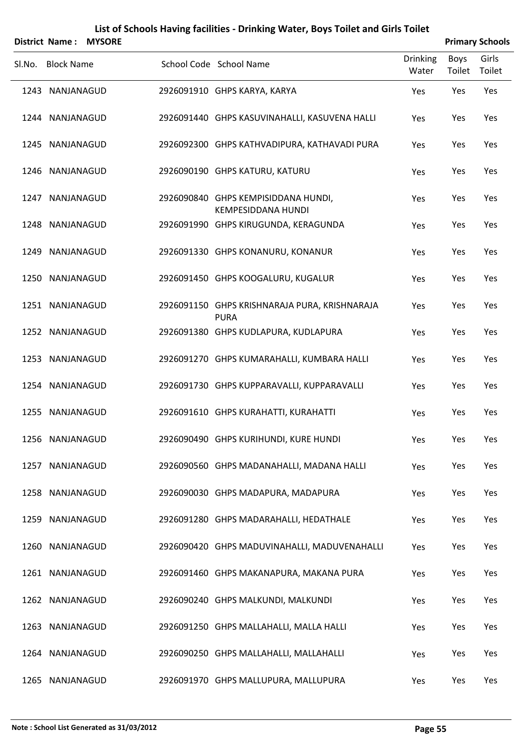# List of Schools Having facilities - Drinking Water, Boys Toilet and Girls Toilet

**District Name : MYSORE** **Primary Schools**

| Sl.No. | Block Name | School Code | School Name | Drinking Water | Boys Toilet | Girls Toilet |
|---|---|---|---|---|---|---|
| 1243 | NANJANAGUD | 2926091910 | GHPS KARYA, KARYA | Yes | Yes | Yes |
| 1244 | NANJANAGUD | 2926091440 | GHPS KASUVINAHALLI, KASUVENA HALLI | Yes | Yes | Yes |
| 1245 | NANJANAGUD | 2926092300 | GHPS KATHVADIPURA, KATHAVADI PURA | Yes | Yes | Yes |
| 1246 | NANJANAGUD | 2926090190 | GHPS KATURU, KATURU | Yes | Yes | Yes |
| 1247 | NANJANAGUD | 2926090840 | GHPS KEMPISIDDANA HUNDI, KEMPESIDDANA HUNDI | Yes | Yes | Yes |
| 1248 | NANJANAGUD | 2926091990 | GHPS KIRUGUNDA, KERAGUNDA | Yes | Yes | Yes |
| 1249 | NANJANAGUD | 2926091330 | GHPS KONANURU, KONANUR | Yes | Yes | Yes |
| 1250 | NANJANAGUD | 2926091450 | GHPS KOOGALURU, KUGALUR | Yes | Yes | Yes |
| 1251 | NANJANAGUD | 2926091150 | GHPS KRISHNARAJA PURA, KRISHNARAJA PURA | Yes | Yes | Yes |
| 1252 | NANJANAGUD | 2926091380 | GHPS KUDLAPURA, KUDLAPURA | Yes | Yes | Yes |
| 1253 | NANJANAGUD | 2926091270 | GHPS KUMARAHALLI, KUMBARA HALLI | Yes | Yes | Yes |
| 1254 | NANJANAGUD | 2926091730 | GHPS KUPPARAVALLI, KUPPARAVALLI | Yes | Yes | Yes |
| 1255 | NANJANAGUD | 2926091610 | GHPS KURAHATTI, KURAHATTI | Yes | Yes | Yes |
| 1256 | NANJANAGUD | 2926090490 | GHPS KURIHUNDI, KURE HUNDI | Yes | Yes | Yes |
| 1257 | NANJANAGUD | 2926090560 | GHPS MADANAHALLI, MADANA HALLI | Yes | Yes | Yes |
| 1258 | NANJANAGUD | 2926090030 | GHPS MADAPURA, MADAPURA | Yes | Yes | Yes |
| 1259 | NANJANAGUD | 2926091280 | GHPS MADARAHALLI, HEDATHALE | Yes | Yes | Yes |
| 1260 | NANJANAGUD | 2926090420 | GHPS MADUVINAHALLI, MADUVENAHALLI | Yes | Yes | Yes |
| 1261 | NANJANAGUD | 2926091460 | GHPS MAKANAPURA, MAKANA PURA | Yes | Yes | Yes |
| 1262 | NANJANAGUD | 2926090240 | GHPS MALKUNDI, MALKUNDI | Yes | Yes | Yes |
| 1263 | NANJANAGUD | 2926091250 | GHPS MALLAHALLI, MALLA HALLI | Yes | Yes | Yes |
| 1264 | NANJANAGUD | 2926090250 | GHPS MALLAHALLI, MALLAHALLI | Yes | Yes | Yes |
| 1265 | NANJANAGUD | 2926091970 | GHPS MALLUPURA, MALLUPURA | Yes | Yes | Yes |

**Note : School List Generated as 31/03/2012**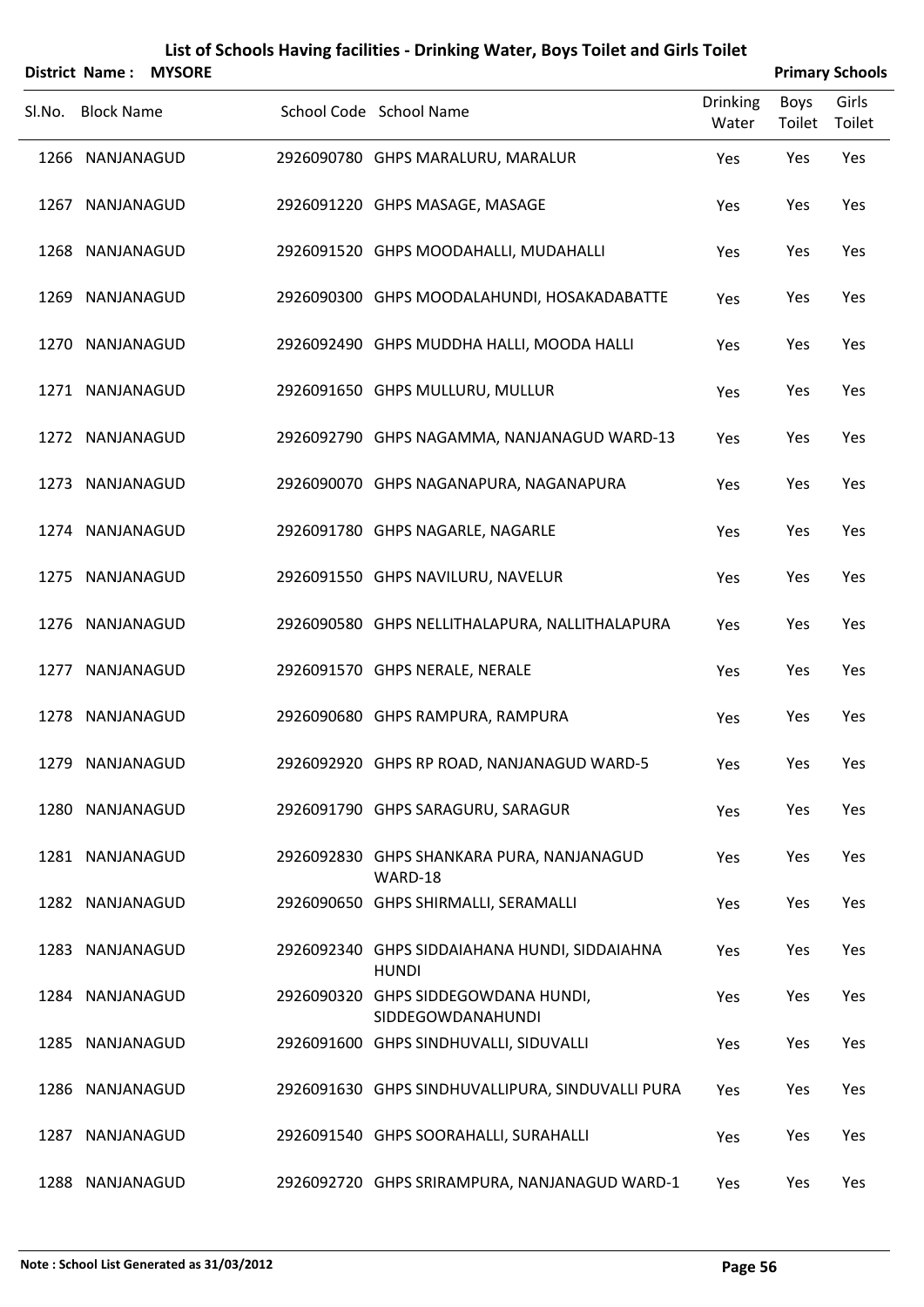# List of Schools Having facilities - Drinking Water, Boys Toilet and Girls Toilet

**District Name : MYSORE** **Primary Schools**

| Sl.No. | Block Name | School Code | School Name | Drinking Water | Boys Toilet | Girls Toilet |
|---|---|---|---|---|---|---|
| 1266 | NANJANAGUD | 2926090780 | GHPS MARALURU, MARALUR | Yes | Yes | Yes |
| 1267 | NANJANAGUD | 2926091220 | GHPS MASAGE, MASAGE | Yes | Yes | Yes |
| 1268 | NANJANAGUD | 2926091520 | GHPS MOODAHALLI, MUDAHALLI | Yes | Yes | Yes |
| 1269 | NANJANAGUD | 2926090300 | GHPS MOODALAHUNDI, HOSAKADABATTE | Yes | Yes | Yes |
| 1270 | NANJANAGUD | 2926092490 | GHPS MUDDHA HALLI, MOODA HALLI | Yes | Yes | Yes |
| 1271 | NANJANAGUD | 2926091650 | GHPS MULLURU, MULLUR | Yes | Yes | Yes |
| 1272 | NANJANAGUD | 2926092790 | GHPS NAGAMMA, NANJANAGUD WARD-13 | Yes | Yes | Yes |
| 1273 | NANJANAGUD | 2926090070 | GHPS NAGANAPURA, NAGANAPURA | Yes | Yes | Yes |
| 1274 | NANJANAGUD | 2926091780 | GHPS NAGARLE, NAGARLE | Yes | Yes | Yes |
| 1275 | NANJANAGUD | 2926091550 | GHPS NAVILURU, NAVELUR | Yes | Yes | Yes |
| 1276 | NANJANAGUD | 2926090580 | GHPS NELLITHALAPURA, NALLITHALAPURA | Yes | Yes | Yes |
| 1277 | NANJANAGUD | 2926091570 | GHPS NERALE, NERALE | Yes | Yes | Yes |
| 1278 | NANJANAGUD | 2926090680 | GHPS RAMPURA, RAMPURA | Yes | Yes | Yes |
| 1279 | NANJANAGUD | 2926092920 | GHPS RP ROAD, NANJANAGUD WARD-5 | Yes | Yes | Yes |
| 1280 | NANJANAGUD | 2926091790 | GHPS SARAGURU, SARAGUR | Yes | Yes | Yes |
| 1281 | NANJANAGUD | 2926092830 | GHPS SHANKARA PURA, NANJANAGUD WARD-18 | Yes | Yes | Yes |
| 1282 | NANJANAGUD | 2926090650 | GHPS SHIRMALLI, SERAMALLI | Yes | Yes | Yes |
| 1283 | NANJANAGUD | 2926092340 | GHPS SIDDAIAHANA HUNDI, SIDDAIAHNA HUNDI | Yes | Yes | Yes |
| 1284 | NANJANAGUD | 2926090320 | GHPS SIDDEGOWDANA HUNDI, SIDDEGOWDANAHUNDI | Yes | Yes | Yes |
| 1285 | NANJANAGUD | 2926091600 | GHPS SINDHUVALLI, SIDUVALLI | Yes | Yes | Yes |
| 1286 | NANJANAGUD | 2926091630 | GHPS SINDHUVALLIPURA, SINDUVALLI PURA | Yes | Yes | Yes |
| 1287 | NANJANAGUD | 2926091540 | GHPS SOORAHALLI, SURAHALLI | Yes | Yes | Yes |
| 1288 | NANJANAGUD | 2926092720 | GHPS SRIRAMPURA, NANJANAGUD WARD-1 | Yes | Yes | Yes |

**Note : School List Generated as 31/03/2012**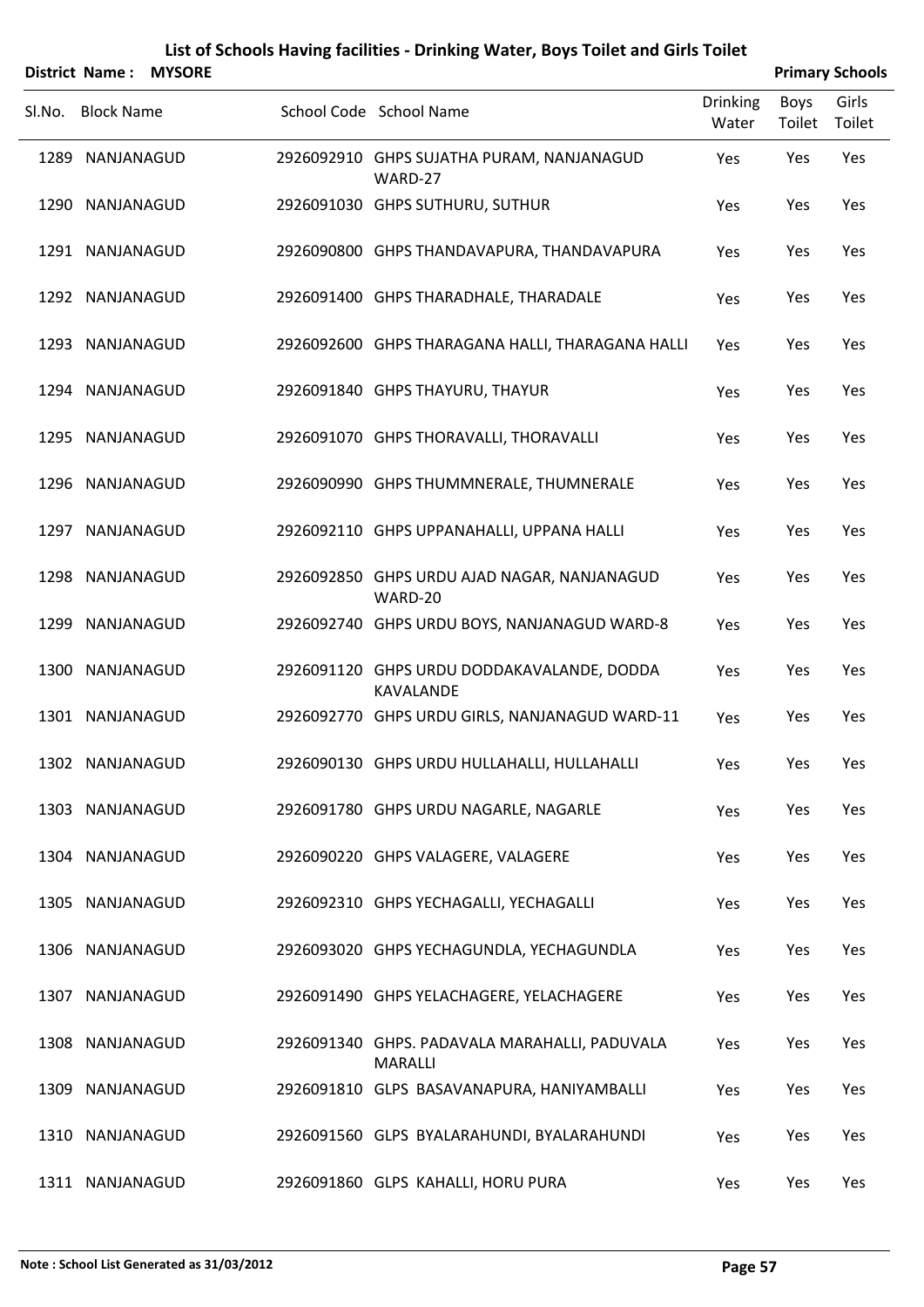# List of Schools Having facilities - Drinking Water, Boys Toilet and Girls Toilet

**District Name : MYSORE** **Primary Schools**

| Sl.No. | Block Name | School Code | School Name | Drinking Water | Boys Toilet | Girls Toilet |
|---|---|---|---|---|---|---|
| 1289 | NANJANAGUD | 2926092910 | GHPS SUJATHA PURAM, NANJANAGUD WARD-27 | Yes | Yes | Yes |
| 1290 | NANJANAGUD | 2926091030 | GHPS SUTHURU, SUTHUR | Yes | Yes | Yes |
| 1291 | NANJANAGUD | 2926090800 | GHPS THANDAVAPURA, THANDAVAPURA | Yes | Yes | Yes |
| 1292 | NANJANAGUD | 2926091400 | GHPS THARADHALE, THARADALE | Yes | Yes | Yes |
| 1293 | NANJANAGUD | 2926092600 | GHPS THARAGANA HALLI, THARAGANA HALLI | Yes | Yes | Yes |
| 1294 | NANJANAGUD | 2926091840 | GHPS THAYURU, THAYUR | Yes | Yes | Yes |
| 1295 | NANJANAGUD | 2926091070 | GHPS THORAVALLI, THORAVALLI | Yes | Yes | Yes |
| 1296 | NANJANAGUD | 2926090990 | GHPS THUMMNERALE, THUMNERALE | Yes | Yes | Yes |
| 1297 | NANJANAGUD | 2926092110 | GHPS UPPANAHALLI, UPPANA HALLI | Yes | Yes | Yes |
| 1298 | NANJANAGUD | 2926092850 | GHPS URDU AJAD NAGAR, NANJANAGUD WARD-20 | Yes | Yes | Yes |
| 1299 | NANJANAGUD | 2926092740 | GHPS URDU BOYS, NANJANAGUD WARD-8 | Yes | Yes | Yes |
| 1300 | NANJANAGUD | 2926091120 | GHPS URDU DODDAKAVALANDE, DODDA KAVALANDE | Yes | Yes | Yes |
| 1301 | NANJANAGUD | 2926092770 | GHPS URDU GIRLS, NANJANAGUD WARD-11 | Yes | Yes | Yes |
| 1302 | NANJANAGUD | 2926090130 | GHPS URDU HULLAHALLI, HULLAHALLI | Yes | Yes | Yes |
| 1303 | NANJANAGUD | 2926091780 | GHPS URDU NAGARLE, NAGARLE | Yes | Yes | Yes |
| 1304 | NANJANAGUD | 2926090220 | GHPS VALAGERE, VALAGERE | Yes | Yes | Yes |
| 1305 | NANJANAGUD | 2926092310 | GHPS YECHAGALLI, YECHAGALLI | Yes | Yes | Yes |
| 1306 | NANJANAGUD | 2926093020 | GHPS YECHAGUNDLA, YECHAGUNDLA | Yes | Yes | Yes |
| 1307 | NANJANAGUD | 2926091490 | GHPS YELACHAGERE, YELACHAGERE | Yes | Yes | Yes |
| 1308 | NANJANAGUD | 2926091340 | GHPS. PADAVALA MARAHALLI, PADUVALA MARALLI | Yes | Yes | Yes |
| 1309 | NANJANAGUD | 2926091810 | GLPS BASAVANAPURA, HANIYAMBALLI | Yes | Yes | Yes |
| 1310 | NANJANAGUD | 2926091560 | GLPS BYALARAHUNDI, BYALARAHUNDI | Yes | Yes | Yes |
| 1311 | NANJANAGUD | 2926091860 | GLPS KAHALLI, HORU PURA | Yes | Yes | Yes |

**Note : School List Generated as 31/03/2012**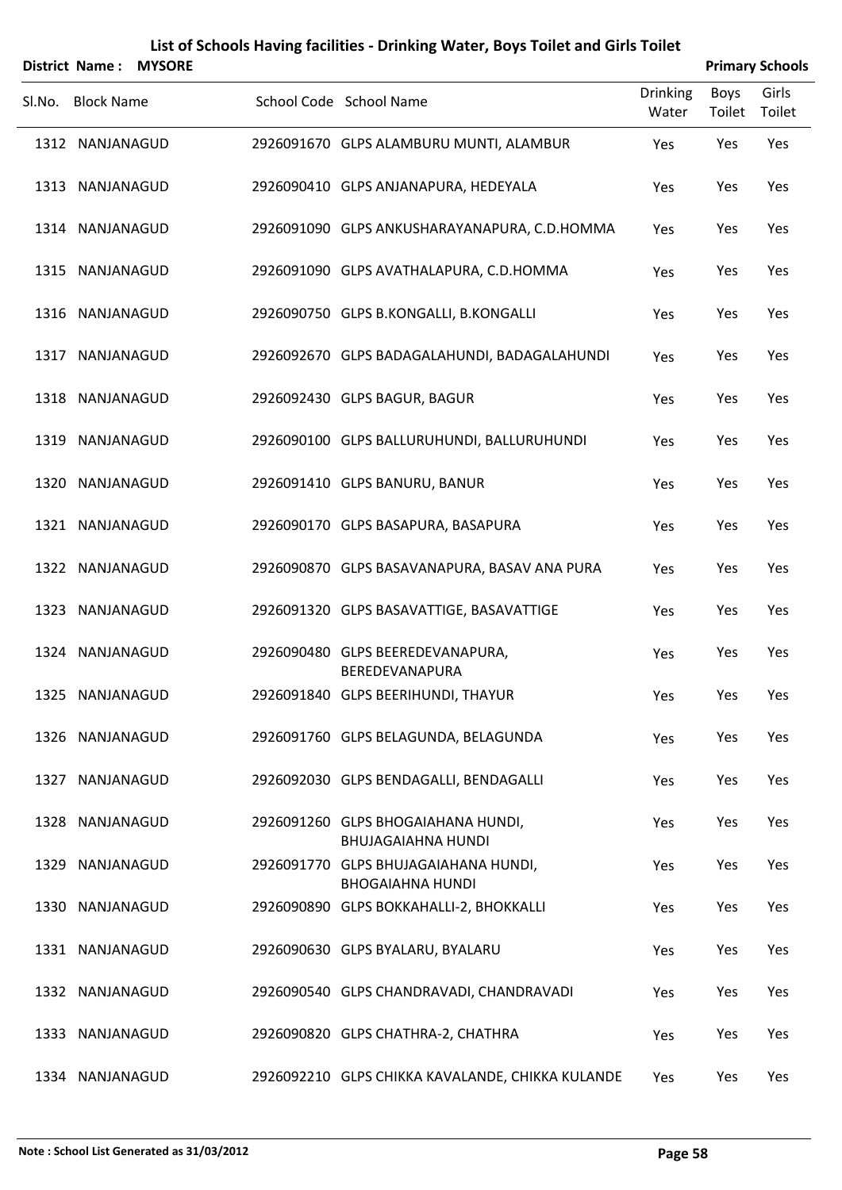# List of Schools Having facilities - Drinking Water, Boys Toilet and Girls Toilet

**District Name : MYSORE** **Primary Schools**

| Sl.No. | Block Name | School Code | School Name | Drinking Water | Boys Toilet | Girls Toilet |
|---|---|---|---|---|---|---|
| 1312 | NANJANAGUD | 2926091670 | GLPS ALAMBURU MUNTI, ALAMBUR | Yes | Yes | Yes |
| 1313 | NANJANAGUD | 2926090410 | GLPS ANJANAPURA, HEDEYALA | Yes | Yes | Yes |
| 1314 | NANJANAGUD | 2926091090 | GLPS ANKUSHARAYANAPURA, C.D.HOMMA | Yes | Yes | Yes |
| 1315 | NANJANAGUD | 2926091090 | GLPS AVATHALAPURA, C.D.HOMMA | Yes | Yes | Yes |
| 1316 | NANJANAGUD | 2926090750 | GLPS B.KONGALLI, B.KONGALLI | Yes | Yes | Yes |
| 1317 | NANJANAGUD | 2926092670 | GLPS BADAGALAHUNDI, BADAGALAHUNDI | Yes | Yes | Yes |
| 1318 | NANJANAGUD | 2926092430 | GLPS BAGUR, BAGUR | Yes | Yes | Yes |
| 1319 | NANJANAGUD | 2926090100 | GLPS BALLURUHUNDI, BALLURUHUNDI | Yes | Yes | Yes |
| 1320 | NANJANAGUD | 2926091410 | GLPS BANURU, BANUR | Yes | Yes | Yes |
| 1321 | NANJANAGUD | 2926090170 | GLPS BASAPURA, BASAPURA | Yes | Yes | Yes |
| 1322 | NANJANAGUD | 2926090870 | GLPS BASAVANAPURA, BASAV ANA PURA | Yes | Yes | Yes |
| 1323 | NANJANAGUD | 2926091320 | GLPS BASAVATTIGE, BASAVATTIGE | Yes | Yes | Yes |
| 1324 | NANJANAGUD | 2926090480 | GLPS BEEREDEVANAPURA, BEREDEVANAPURA | Yes | Yes | Yes |
| 1325 | NANJANAGUD | 2926091840 | GLPS BEERIHUNDI, THAYUR | Yes | Yes | Yes |
| 1326 | NANJANAGUD | 2926091760 | GLPS BELAGUNDA, BELAGUNDA | Yes | Yes | Yes |
| 1327 | NANJANAGUD | 2926092030 | GLPS BENDAGALLI, BENDAGALLI | Yes | Yes | Yes |
| 1328 | NANJANAGUD | 2926091260 | GLPS BHOGAIAHANA HUNDI, BHUJAGAIAHNA HUNDI | Yes | Yes | Yes |
| 1329 | NANJANAGUD | 2926091770 | GLPS BHUJAGAIAHANA HUNDI, BHOGAIAHNA HUNDI | Yes | Yes | Yes |
| 1330 | NANJANAGUD | 2926090890 | GLPS BOKKAHALLI-2, BHOKKALLI | Yes | Yes | Yes |
| 1331 | NANJANAGUD | 2926090630 | GLPS BYALARU, BYALARU | Yes | Yes | Yes |
| 1332 | NANJANAGUD | 2926090540 | GLPS CHANDRAVADI, CHANDRAVADI | Yes | Yes | Yes |
| 1333 | NANJANAGUD | 2926090820 | GLPS CHATHRA-2, CHATHRA | Yes | Yes | Yes |
| 1334 | NANJANAGUD | 2926092210 | GLPS CHIKKA KAVALANDE, CHIKKA KULANDE | Yes | Yes | Yes |

**Note : School List Generated as 31/03/2012**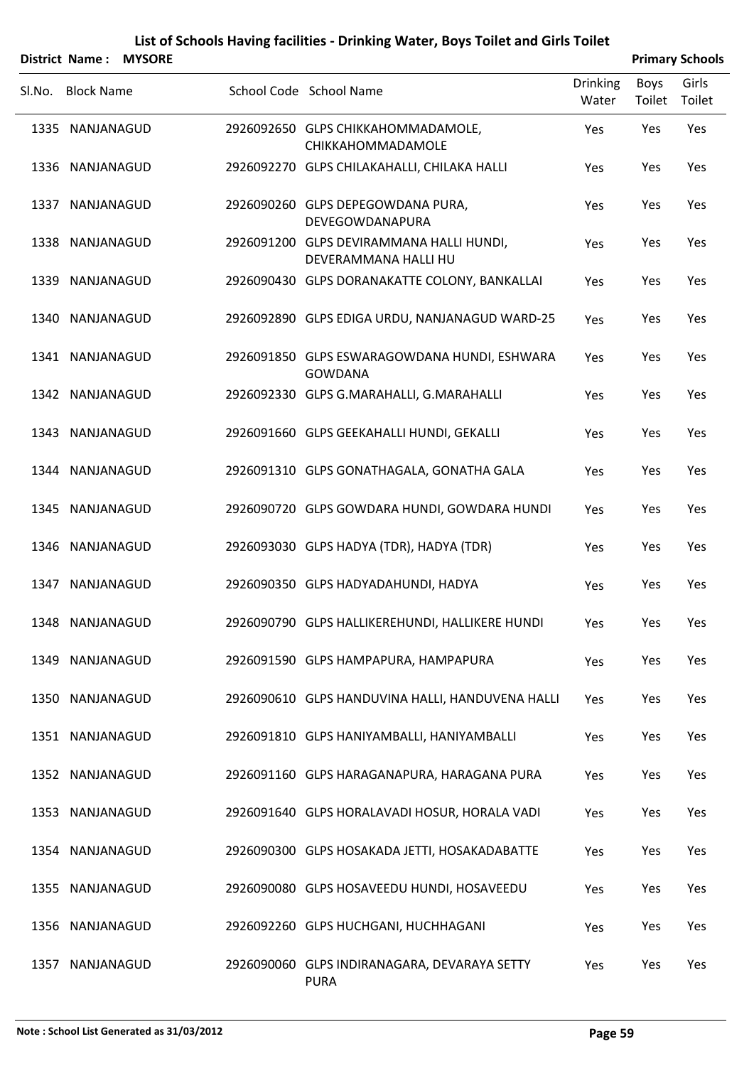# List of Schools Having facilities - Drinking Water, Boys Toilet and Girls Toilet

**District Name : MYSORE** **Primary Schools**

| Sl.No. | Block Name | School Code | School Name | Drinking Water | Boys Toilet | Girls Toilet |
|---|---|---|---|---|---|---|
| 1335 | NANJANAGUD | 2926092650 | GLPS CHIKKAHOMMADAMOLE, CHIKKAHOMMADAMOLE | Yes | Yes | Yes |
| 1336 | NANJANAGUD | 2926092270 | GLPS CHILAKAHALLI, CHILAKA HALLI | Yes | Yes | Yes |
| 1337 | NANJANAGUD | 2926090260 | GLPS DEPEGOWDANA PURA, DEVEGOWDANAPURA | Yes | Yes | Yes |
| 1338 | NANJANAGUD | 2926091200 | GLPS DEVIRAMMANA HALLI HUNDI, DEVERAMMANA HALLI HU | Yes | Yes | Yes |
| 1339 | NANJANAGUD | 2926090430 | GLPS DORANAKATTE COLONY, BANKALLAI | Yes | Yes | Yes |
| 1340 | NANJANAGUD | 2926092890 | GLPS EDIGA URDU, NANJANAGUD WARD-25 | Yes | Yes | Yes |
| 1341 | NANJANAGUD | 2926091850 | GLPS ESWARAGOWDANA HUNDI, ESHWARA GOWDANA | Yes | Yes | Yes |
| 1342 | NANJANAGUD | 2926092330 | GLPS G.MARAHALLI, G.MARAHALLI | Yes | Yes | Yes |
| 1343 | NANJANAGUD | 2926091660 | GLPS GEEKAHALLI HUNDI, GEKALLI | Yes | Yes | Yes |
| 1344 | NANJANAGUD | 2926091310 | GLPS GONATHAGALA, GONATHA GALA | Yes | Yes | Yes |
| 1345 | NANJANAGUD | 2926090720 | GLPS GOWDARA HUNDI, GOWDARA HUNDI | Yes | Yes | Yes |
| 1346 | NANJANAGUD | 2926093030 | GLPS HADYA (TDR), HADYA (TDR) | Yes | Yes | Yes |
| 1347 | NANJANAGUD | 2926090350 | GLPS HADYADAHUNDI, HADYA | Yes | Yes | Yes |
| 1348 | NANJANAGUD | 2926090790 | GLPS HALLIKEREHUNDI, HALLIKERE HUNDI | Yes | Yes | Yes |
| 1349 | NANJANAGUD | 2926091590 | GLPS HAMPAPURA, HAMPAPURA | Yes | Yes | Yes |
| 1350 | NANJANAGUD | 2926090610 | GLPS HANDUVINA HALLI, HANDUVENA HALLI | Yes | Yes | Yes |
| 1351 | NANJANAGUD | 2926091810 | GLPS HANIYAMBALLI, HANIYAMBALLI | Yes | Yes | Yes |
| 1352 | NANJANAGUD | 2926091160 | GLPS HARAGANAPURA, HARAGANA PURA | Yes | Yes | Yes |
| 1353 | NANJANAGUD | 2926091640 | GLPS HORALAVADI HOSUR, HORALA VADI | Yes | Yes | Yes |
| 1354 | NANJANAGUD | 2926090300 | GLPS HOSAKADA JETTI, HOSAKADABATTE | Yes | Yes | Yes |
| 1355 | NANJANAGUD | 2926090080 | GLPS HOSAVEEDU HUNDI, HOSAVEEDU | Yes | Yes | Yes |
| 1356 | NANJANAGUD | 2926092260 | GLPS HUCHGANI, HUCHHAGANI | Yes | Yes | Yes |
| 1357 | NANJANAGUD | 2926090060 | GLPS INDIRANAGARA, DEVARAYA SETTY PURA | Yes | Yes | Yes |

**Note : School List Generated as 31/03/2012**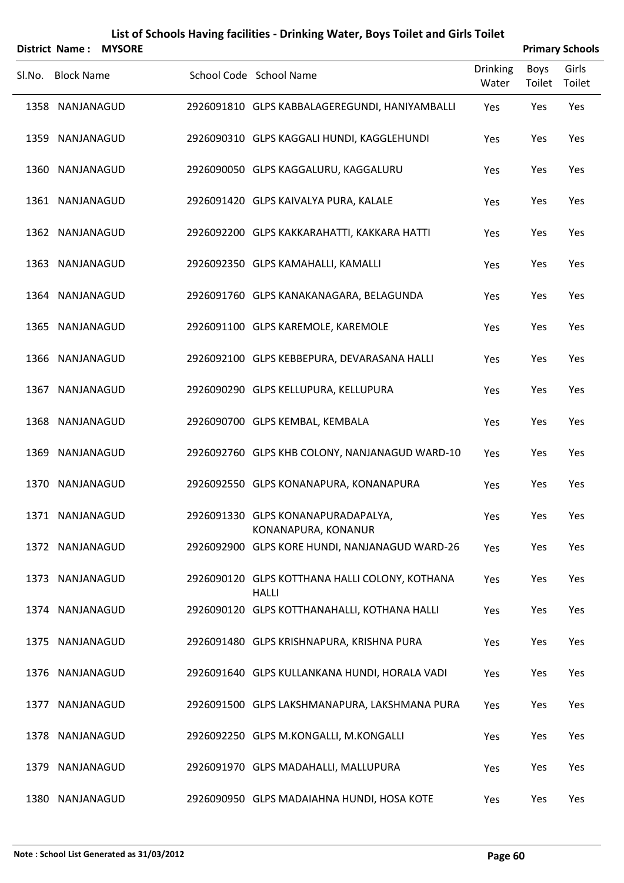# List of Schools Having facilities - Drinking Water, Boys Toilet and Girls Toilet

**District Name : MYSORE** **Primary Schools**

| Sl.No. | Block Name | School Code | School Name | Drinking Water | Boys Toilet | Girls Toilet |
|---|---|---|---|---|---|---|
| 1358 | NANJANAGUD | 2926091810 | GLPS KABBALAGEREGUNDI, HANIYAMBALLI | Yes | Yes | Yes |
| 1359 | NANJANAGUD | 2926090310 | GLPS KAGGALI HUNDI, KAGGLEHUNDI | Yes | Yes | Yes |
| 1360 | NANJANAGUD | 2926090050 | GLPS KAGGALURU, KAGGALURU | Yes | Yes | Yes |
| 1361 | NANJANAGUD | 2926091420 | GLPS KAIVALYA PURA, KALALE | Yes | Yes | Yes |
| 1362 | NANJANAGUD | 2926092200 | GLPS KAKKARAHATTI, KAKKARA HATTI | Yes | Yes | Yes |
| 1363 | NANJANAGUD | 2926092350 | GLPS KAMAHALLI, KAMALLI | Yes | Yes | Yes |
| 1364 | NANJANAGUD | 2926091760 | GLPS KANAKANAGARA, BELAGUNDA | Yes | Yes | Yes |
| 1365 | NANJANAGUD | 2926091100 | GLPS KAREMOLE, KAREMOLE | Yes | Yes | Yes |
| 1366 | NANJANAGUD | 2926092100 | GLPS KEBBEPURA, DEVARASANA HALLI | Yes | Yes | Yes |
| 1367 | NANJANAGUD | 2926090290 | GLPS KELLUPURA, KELLUPURA | Yes | Yes | Yes |
| 1368 | NANJANAGUD | 2926090700 | GLPS KEMBAL, KEMBALA | Yes | Yes | Yes |
| 1369 | NANJANAGUD | 2926092760 | GLPS KHB COLONY, NANJANAGUD WARD-10 | Yes | Yes | Yes |
| 1370 | NANJANAGUD | 2926092550 | GLPS KONANAPURA, KONANAPURA | Yes | Yes | Yes |
| 1371 | NANJANAGUD | 2926091330 | GLPS KONANAPURADAPALYA, KONANAPURA, KONANUR | Yes | Yes | Yes |
| 1372 | NANJANAGUD | 2926092900 | GLPS KORE HUNDI, NANJANAGUD WARD-26 | Yes | Yes | Yes |
| 1373 | NANJANAGUD | 2926090120 | GLPS KOTTHANA HALLI COLONY, KOTHANA HALLI | Yes | Yes | Yes |
| 1374 | NANJANAGUD | 2926090120 | GLPS KOTTHANAHALLI, KOTHANA HALLI | Yes | Yes | Yes |
| 1375 | NANJANAGUD | 2926091480 | GLPS KRISHNAPURA, KRISHNA PURA | Yes | Yes | Yes |
| 1376 | NANJANAGUD | 2926091640 | GLPS KULLANKANA HUNDI, HORALA VADI | Yes | Yes | Yes |
| 1377 | NANJANAGUD | 2926091500 | GLPS LAKSHMANAPURA, LAKSHMANA PURA | Yes | Yes | Yes |
| 1378 | NANJANAGUD | 2926092250 | GLPS M.KONGALLI, M.KONGALLI | Yes | Yes | Yes |
| 1379 | NANJANAGUD | 2926091970 | GLPS MADAHALLI, MALLUPURA | Yes | Yes | Yes |
| 1380 | NANJANAGUD | 2926090950 | GLPS MADAIAHNA HUNDI, HOSA KOTE | Yes | Yes | Yes |

**Note : School List Generated as 31/03/2012**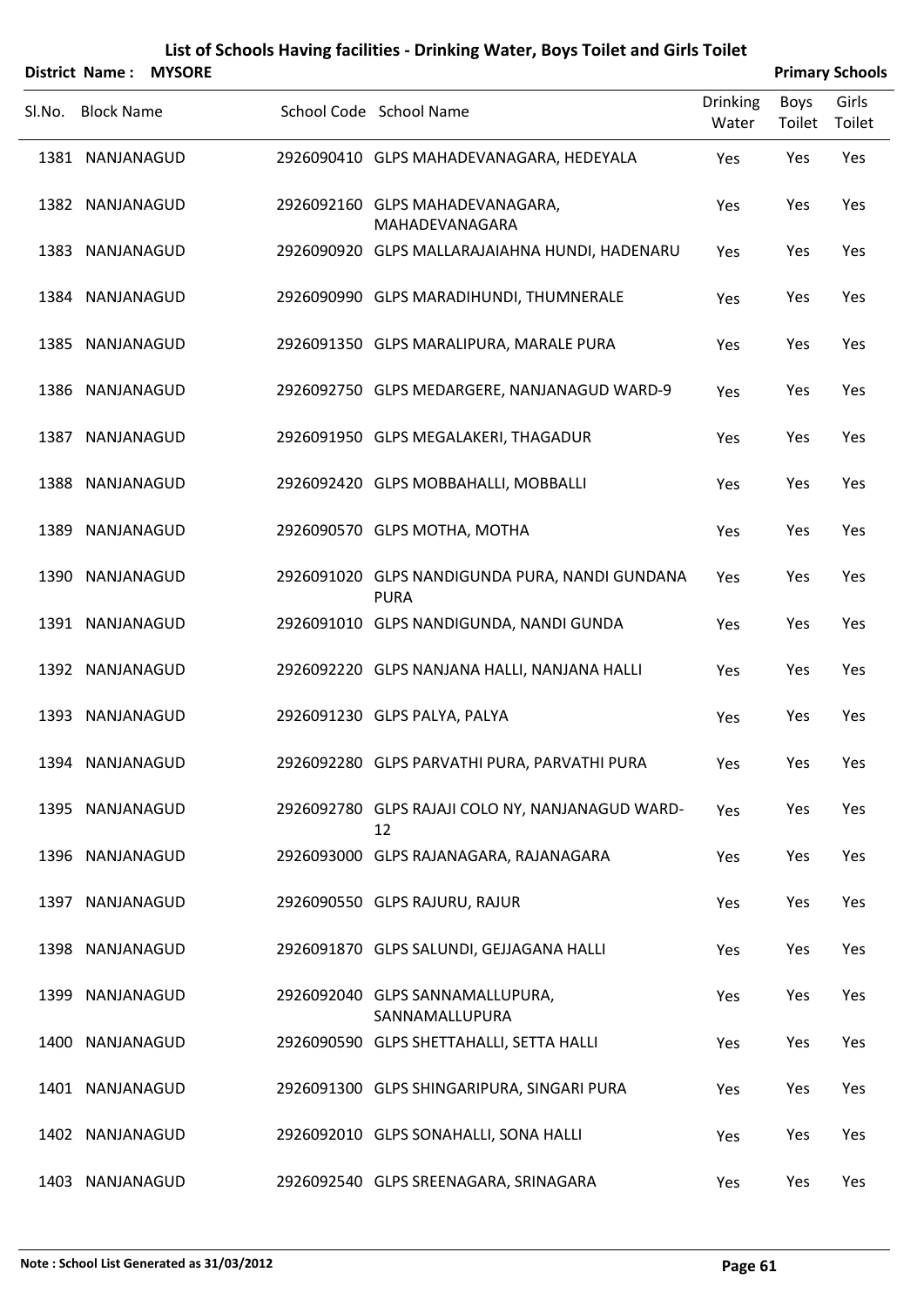# List of Schools Having facilities - Drinking Water, Boys Toilet and Girls Toilet

**District Name : MYSORE** **Primary Schools**

| Sl.No. | Block Name | School Code | School Name | Drinking Water | Boys Toilet | Girls Toilet |
|---|---|---|---|---|---|---|
| 1381 | NANJANAGUD | 2926090410 | GLPS MAHADEVANAGARA, HEDEYALA | Yes | Yes | Yes |
| 1382 | NANJANAGUD | 2926092160 | GLPS MAHADEVANAGARA, MAHADEVANAGARA | Yes | Yes | Yes |
| 1383 | NANJANAGUD | 2926090920 | GLPS MALLARAJAIAHNA HUNDI, HADENARU | Yes | Yes | Yes |
| 1384 | NANJANAGUD | 2926090990 | GLPS MARADIHUNDI, THUMNERALE | Yes | Yes | Yes |
| 1385 | NANJANAGUD | 2926091350 | GLPS MARALIPURA, MARALE PURA | Yes | Yes | Yes |
| 1386 | NANJANAGUD | 2926092750 | GLPS MEDARGERE, NANJANAGUD WARD-9 | Yes | Yes | Yes |
| 1387 | NANJANAGUD | 2926091950 | GLPS MEGALAKERI, THAGADUR | Yes | Yes | Yes |
| 1388 | NANJANAGUD | 2926092420 | GLPS MOBBAHALLI, MOBBALLI | Yes | Yes | Yes |
| 1389 | NANJANAGUD | 2926090570 | GLPS MOTHA, MOTHA | Yes | Yes | Yes |
| 1390 | NANJANAGUD | 2926091020 | GLPS NANDIGUNDA PURA, NANDI GUNDANA PURA | Yes | Yes | Yes |
| 1391 | NANJANAGUD | 2926091010 | GLPS NANDIGUNDA, NANDI GUNDA | Yes | Yes | Yes |
| 1392 | NANJANAGUD | 2926092220 | GLPS NANJANA HALLI, NANJANA HALLI | Yes | Yes | Yes |
| 1393 | NANJANAGUD | 2926091230 | GLPS PALYA, PALYA | Yes | Yes | Yes |
| 1394 | NANJANAGUD | 2926092280 | GLPS PARVATHI PURA, PARVATHI PURA | Yes | Yes | Yes |
| 1395 | NANJANAGUD | 2926092780 | GLPS RAJAJI COLO NY, NANJANAGUD WARD-12 | Yes | Yes | Yes |
| 1396 | NANJANAGUD | 2926093000 | GLPS RAJANAGARA, RAJANAGARA | Yes | Yes | Yes |
| 1397 | NANJANAGUD | 2926090550 | GLPS RAJURU, RAJUR | Yes | Yes | Yes |
| 1398 | NANJANAGUD | 2926091870 | GLPS SALUNDI, GEJJAGANA HALLI | Yes | Yes | Yes |
| 1399 | NANJANAGUD | 2926092040 | GLPS SANNAMALLUPURA, SANNAMALLUPURA | Yes | Yes | Yes |
| 1400 | NANJANAGUD | 2926090590 | GLPS SHETTAHALLI, SETTA HALLI | Yes | Yes | Yes |
| 1401 | NANJANAGUD | 2926091300 | GLPS SHINGARIPURA, SINGARI PURA | Yes | Yes | Yes |
| 1402 | NANJANAGUD | 2926092010 | GLPS SONAHALLI, SONA HALLI | Yes | Yes | Yes |
| 1403 | NANJANAGUD | 2926092540 | GLPS SREENAGARA, SRINAGARA | Yes | Yes | Yes |

**Note : School List Generated as 31/03/2012**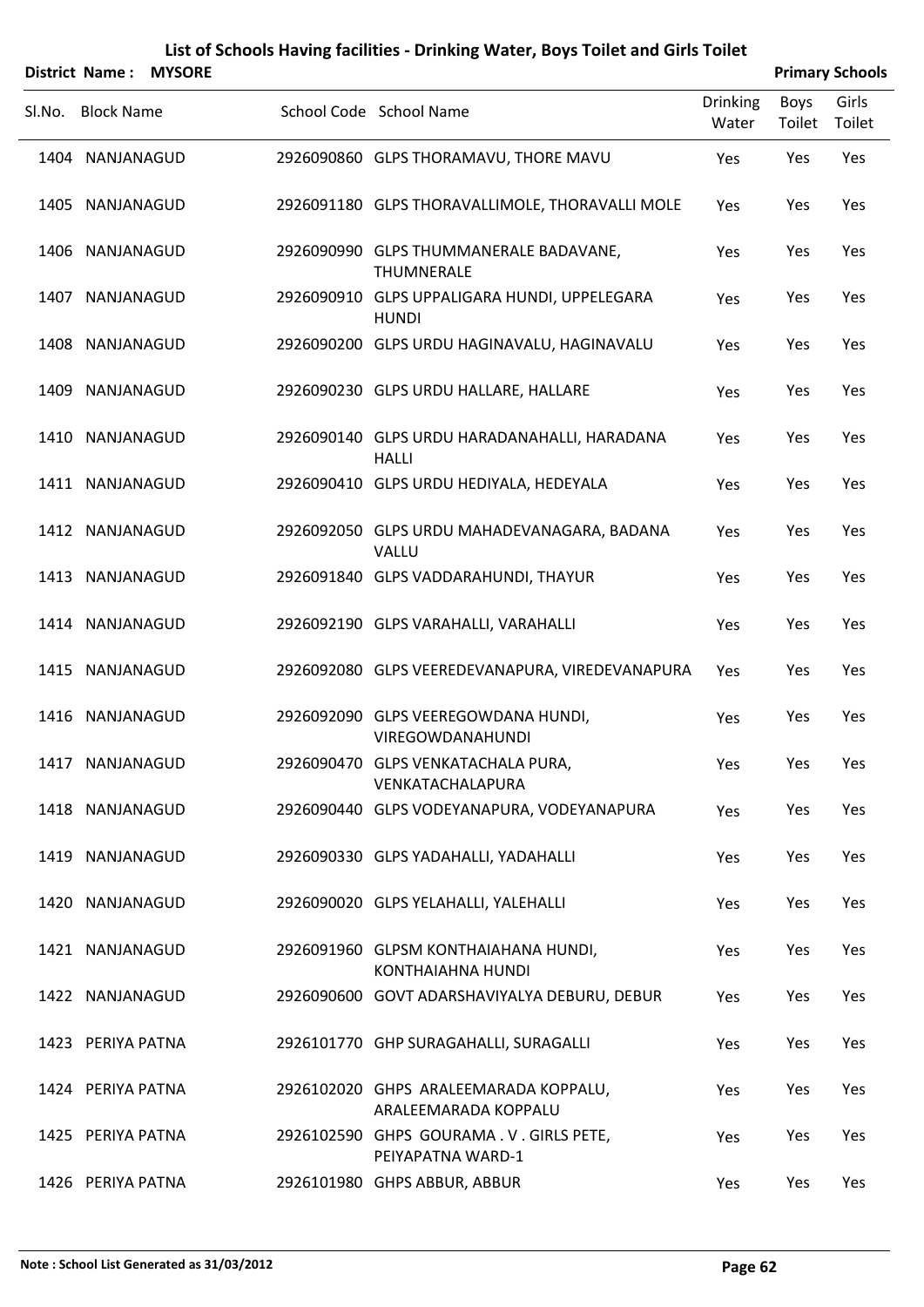# List of Schools Having facilities - Drinking Water, Boys Toilet and Girls Toilet

**District Name : MYSORE** **Primary Schools**

| Sl.No. | Block Name | School Code | School Name | Drinking Water | Boys Toilet | Girls Toilet |
|---|---|---|---|---|---|---|
| 1404 | NANJANAGUD | 2926090860 | GLPS THORAMAVU, THORE MAVU | Yes | Yes | Yes |
| 1405 | NANJANAGUD | 2926091180 | GLPS THORAVALLIMOLE, THORAVALLI MOLE | Yes | Yes | Yes |
| 1406 | NANJANAGUD | 2926090990 | GLPS THUMMANERALE BADAVANE, THUMNERALE | Yes | Yes | Yes |
| 1407 | NANJANAGUD | 2926090910 | GLPS UPPALIGARA HUNDI, UPPELEGARA HUNDI | Yes | Yes | Yes |
| 1408 | NANJANAGUD | 2926090200 | GLPS URDU HAGINAVALU, HAGINAVALU | Yes | Yes | Yes |
| 1409 | NANJANAGUD | 2926090230 | GLPS URDU HALLARE, HALLARE | Yes | Yes | Yes |
| 1410 | NANJANAGUD | 2926090140 | GLPS URDU HARADANAHALLI, HARADANA HALLI | Yes | Yes | Yes |
| 1411 | NANJANAGUD | 2926090410 | GLPS URDU HEDIYALA, HEDEYALA | Yes | Yes | Yes |
| 1412 | NANJANAGUD | 2926092050 | GLPS URDU MAHADEVANAGARA, BADANA VALLU | Yes | Yes | Yes |
| 1413 | NANJANAGUD | 2926091840 | GLPS VADDARAHUNDI, THAYUR | Yes | Yes | Yes |
| 1414 | NANJANAGUD | 2926092190 | GLPS VARAHALLI, VARAHALLI | Yes | Yes | Yes |
| 1415 | NANJANAGUD | 2926092080 | GLPS VEEREDEVANAPURA, VIREDEVANAPURA | Yes | Yes | Yes |
| 1416 | NANJANAGUD | 2926092090 | GLPS VEEREGOWDANA HUNDI, VIREGOWDANAHUNDI | Yes | Yes | Yes |
| 1417 | NANJANAGUD | 2926090470 | GLPS VENKATACHALA PURA, VENKATACHALAPURA | Yes | Yes | Yes |
| 1418 | NANJANAGUD | 2926090440 | GLPS VODEYANAPURA, VODEYANAPURA | Yes | Yes | Yes |
| 1419 | NANJANAGUD | 2926090330 | GLPS YADAHALLI, YADAHALLI | Yes | Yes | Yes |
| 1420 | NANJANAGUD | 2926090020 | GLPS YELAHALLI, YALEHALLI | Yes | Yes | Yes |
| 1421 | NANJANAGUD | 2926091960 | GLPSM KONTHAIAHANA HUNDI, KONTHAIAHNA HUNDI | Yes | Yes | Yes |
| 1422 | NANJANAGUD | 2926090600 | GOVT ADARSHAVIYALYA DEBURU, DEBUR | Yes | Yes | Yes |
| 1423 | PERIYA PATNA | 2926101770 | GHP SURAGAHALLI, SURAGALLI | Yes | Yes | Yes |
| 1424 | PERIYA PATNA | 2926102020 | GHPS ARALEEMARADA KOPPALU, ARALEEMARADA KOPPALU | Yes | Yes | Yes |
| 1425 | PERIYA PATNA | 2926102590 | GHPS GOURAMA . V . GIRLS PETE, PEIYAPATNA WARD-1 | Yes | Yes | Yes |
| 1426 | PERIYA PATNA | 2926101980 | GHPS ABBUR, ABBUR | Yes | Yes | Yes |

**Note : School List Generated as 31/03/2012**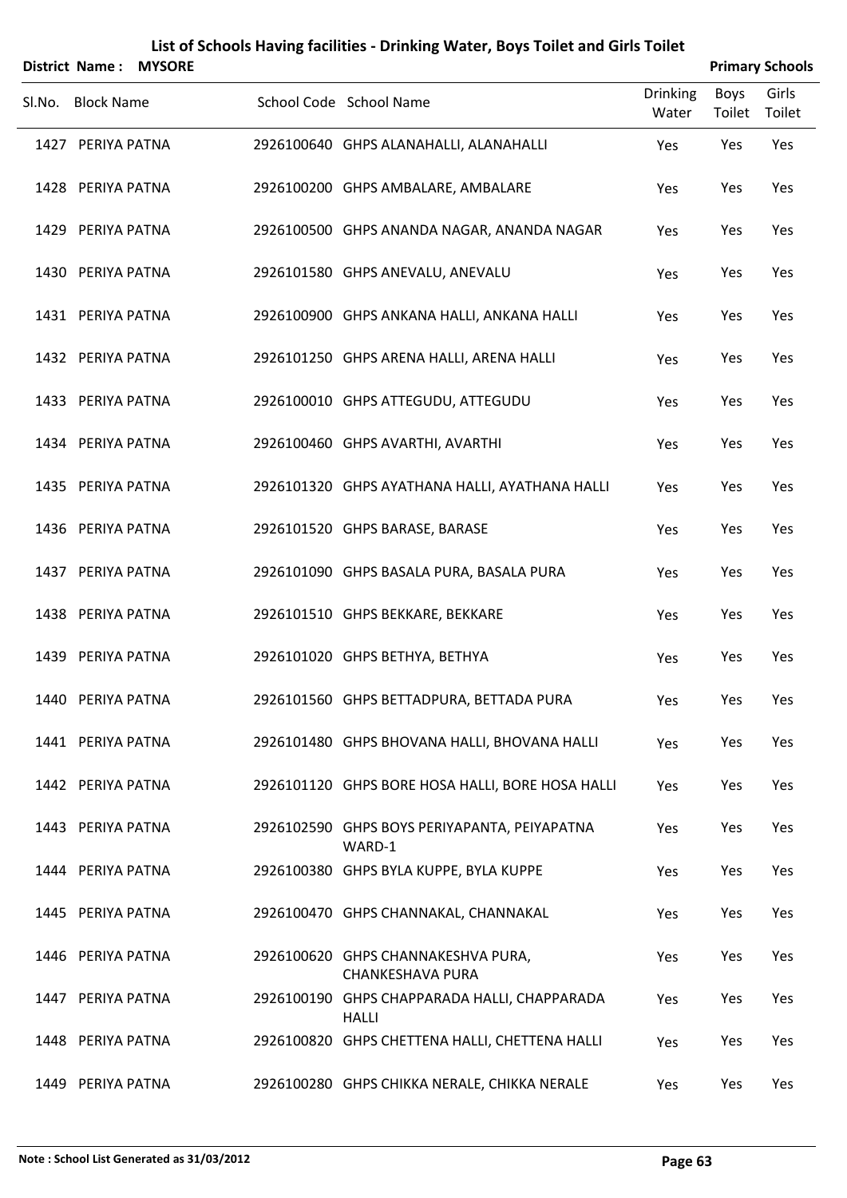# List of Schools Having facilities - Drinking Water, Boys Toilet and Girls Toilet

**District Name : MYSORE** **Primary Schools**

| Sl.No. | Block Name | School Code | School Name | Drinking Water | Boys Toilet | Girls Toilet |
|---|---|---|---|---|---|---|
| 1427 | PERIYA PATNA | 2926100640 | GHPS ALANAHALLI, ALANAHALLI | Yes | Yes | Yes |
| 1428 | PERIYA PATNA | 2926100200 | GHPS AMBALARE, AMBALARE | Yes | Yes | Yes |
| 1429 | PERIYA PATNA | 2926100500 | GHPS ANANDA NAGAR, ANANDA NAGAR | Yes | Yes | Yes |
| 1430 | PERIYA PATNA | 2926101580 | GHPS ANEVALU, ANEVALU | Yes | Yes | Yes |
| 1431 | PERIYA PATNA | 2926100900 | GHPS ANKANA HALLI, ANKANA HALLI | Yes | Yes | Yes |
| 1432 | PERIYA PATNA | 2926101250 | GHPS ARENA HALLI, ARENA HALLI | Yes | Yes | Yes |
| 1433 | PERIYA PATNA | 2926100010 | GHPS ATTEGUDU, ATTEGUDU | Yes | Yes | Yes |
| 1434 | PERIYA PATNA | 2926100460 | GHPS AVARTHI, AVARTHI | Yes | Yes | Yes |
| 1435 | PERIYA PATNA | 2926101320 | GHPS AYATHANA HALLI, AYATHANA HALLI | Yes | Yes | Yes |
| 1436 | PERIYA PATNA | 2926101520 | GHPS BARASE, BARASE | Yes | Yes | Yes |
| 1437 | PERIYA PATNA | 2926101090 | GHPS BASALA PURA, BASALA PURA | Yes | Yes | Yes |
| 1438 | PERIYA PATNA | 2926101510 | GHPS BEKKARE, BEKKARE | Yes | Yes | Yes |
| 1439 | PERIYA PATNA | 2926101020 | GHPS BETHYA, BETHYA | Yes | Yes | Yes |
| 1440 | PERIYA PATNA | 2926101560 | GHPS BETTADPURA, BETTADA PURA | Yes | Yes | Yes |
| 1441 | PERIYA PATNA | 2926101480 | GHPS BHOVANA HALLI, BHOVANA HALLI | Yes | Yes | Yes |
| 1442 | PERIYA PATNA | 2926101120 | GHPS BORE HOSA HALLI, BORE HOSA HALLI | Yes | Yes | Yes |
| 1443 | PERIYA PATNA | 2926102590 | GHPS BOYS PERIYAPANTA, PEIYAPATNA WARD-1 | Yes | Yes | Yes |
| 1444 | PERIYA PATNA | 2926100380 | GHPS BYLA KUPPE, BYLA KUPPE | Yes | Yes | Yes |
| 1445 | PERIYA PATNA | 2926100470 | GHPS CHANNAKAL, CHANNAKAL | Yes | Yes | Yes |
| 1446 | PERIYA PATNA | 2926100620 | GHPS CHANNAKESHVA PURA, CHANKESHAVA PURA | Yes | Yes | Yes |
| 1447 | PERIYA PATNA | 2926100190 | GHPS CHAPPARADA HALLI, CHAPPARADA HALLI | Yes | Yes | Yes |
| 1448 | PERIYA PATNA | 2926100820 | GHPS CHETTENA HALLI, CHETTENA HALLI | Yes | Yes | Yes |
| 1449 | PERIYA PATNA | 2926100280 | GHPS CHIKKA NERALE, CHIKKA NERALE | Yes | Yes | Yes |

**Note : School List Generated as 31/03/2012**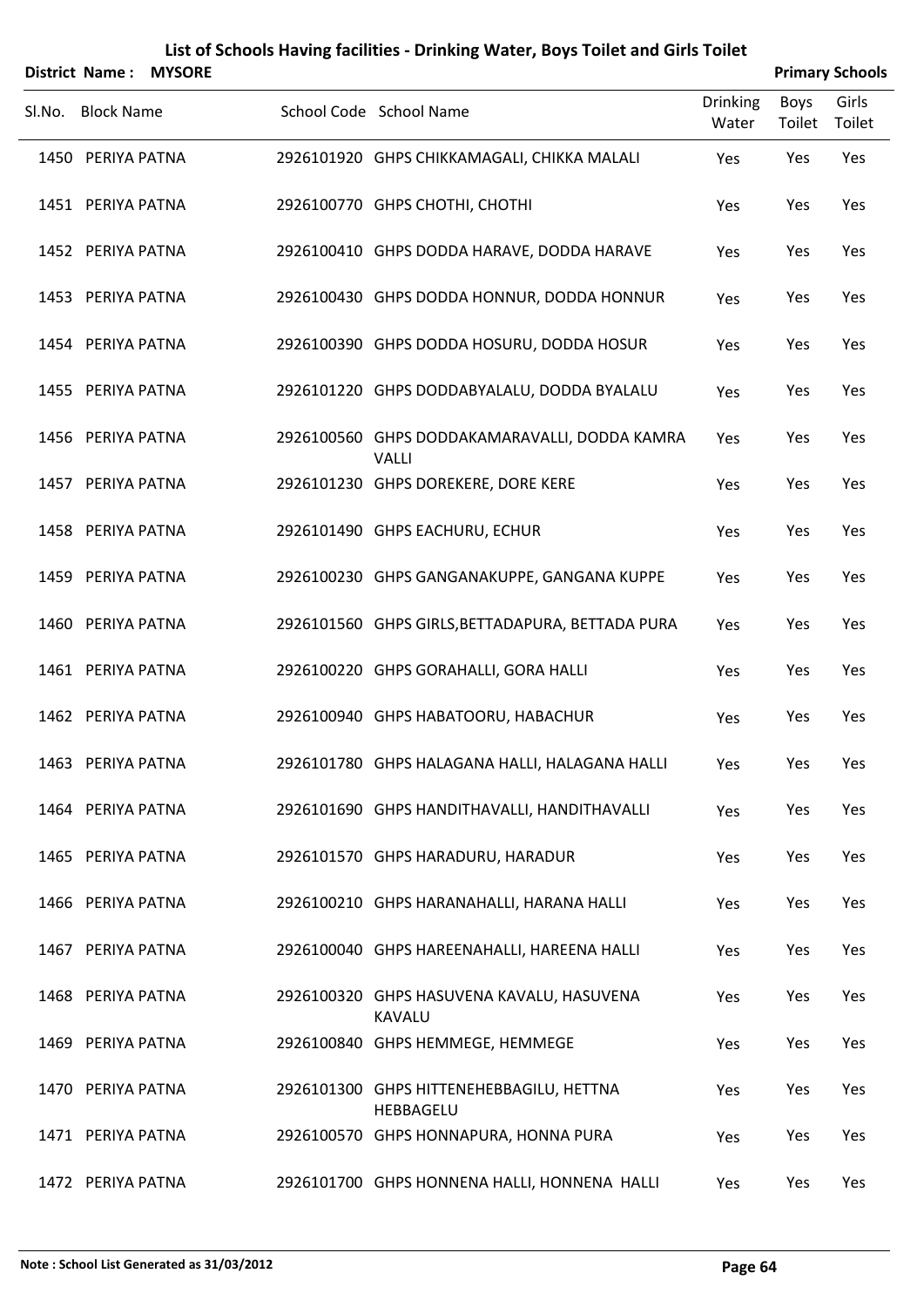# List of Schools Having facilities - Drinking Water, Boys Toilet and Girls Toilet

**District Name : MYSORE** **Primary Schools**

| Sl.No. | Block Name | School Code | School Name | Drinking Water | Boys Toilet | Girls Toilet |
|---|---|---|---|---|---|---|
| 1450 | PERIYA PATNA | 2926101920 | GHPS CHIKKAMAGALI, CHIKKA MALALI | Yes | Yes | Yes |
| 1451 | PERIYA PATNA | 2926100770 | GHPS CHOTHI, CHOTHI | Yes | Yes | Yes |
| 1452 | PERIYA PATNA | 2926100410 | GHPS DODDA HARAVE, DODDA HARAVE | Yes | Yes | Yes |
| 1453 | PERIYA PATNA | 2926100430 | GHPS DODDA HONNUR, DODDA HONNUR | Yes | Yes | Yes |
| 1454 | PERIYA PATNA | 2926100390 | GHPS DODDA HOSURU, DODDA HOSUR | Yes | Yes | Yes |
| 1455 | PERIYA PATNA | 2926101220 | GHPS DODDABYALALU, DODDA BYALALU | Yes | Yes | Yes |
| 1456 | PERIYA PATNA | 2926100560 | GHPS DODDAKAMARAVALLI, DODDA KAMRA VALLI | Yes | Yes | Yes |
| 1457 | PERIYA PATNA | 2926101230 | GHPS DOREKERE, DORE KERE | Yes | Yes | Yes |
| 1458 | PERIYA PATNA | 2926101490 | GHPS EACHURU, ECHUR | Yes | Yes | Yes |
| 1459 | PERIYA PATNA | 2926100230 | GHPS GANGANAKUPPE, GANGANA KUPPE | Yes | Yes | Yes |
| 1460 | PERIYA PATNA | 2926101560 | GHPS GIRLS,BETTADAPURA, BETTADA PURA | Yes | Yes | Yes |
| 1461 | PERIYA PATNA | 2926100220 | GHPS GORAHALLI, GORA HALLI | Yes | Yes | Yes |
| 1462 | PERIYA PATNA | 2926100940 | GHPS HABATOORU, HABACHUR | Yes | Yes | Yes |
| 1463 | PERIYA PATNA | 2926101780 | GHPS HALAGANA HALLI, HALAGANA HALLI | Yes | Yes | Yes |
| 1464 | PERIYA PATNA | 2926101690 | GHPS HANDITHAVALLI, HANDITHAVALLI | Yes | Yes | Yes |
| 1465 | PERIYA PATNA | 2926101570 | GHPS HARADURU, HARADUR | Yes | Yes | Yes |
| 1466 | PERIYA PATNA | 2926100210 | GHPS HARANAHALLI, HARANA HALLI | Yes | Yes | Yes |
| 1467 | PERIYA PATNA | 2926100040 | GHPS HAREENAHALLI, HAREENA HALLI | Yes | Yes | Yes |
| 1468 | PERIYA PATNA | 2926100320 | GHPS HASUVENA KAVALU, HASUVENA KAVALU | Yes | Yes | Yes |
| 1469 | PERIYA PATNA | 2926100840 | GHPS HEMMEGE, HEMMEGE | Yes | Yes | Yes |
| 1470 | PERIYA PATNA | 2926101300 | GHPS HITTENEHEBBAGILU, HETTNA HEBBAGELU | Yes | Yes | Yes |
| 1471 | PERIYA PATNA | 2926100570 | GHPS HONNAPURA, HONNA PURA | Yes | Yes | Yes |
| 1472 | PERIYA PATNA | 2926101700 | GHPS HONNENA HALLI, HONNENA HALLI | Yes | Yes | Yes |

**Note : School List Generated as 31/03/2012**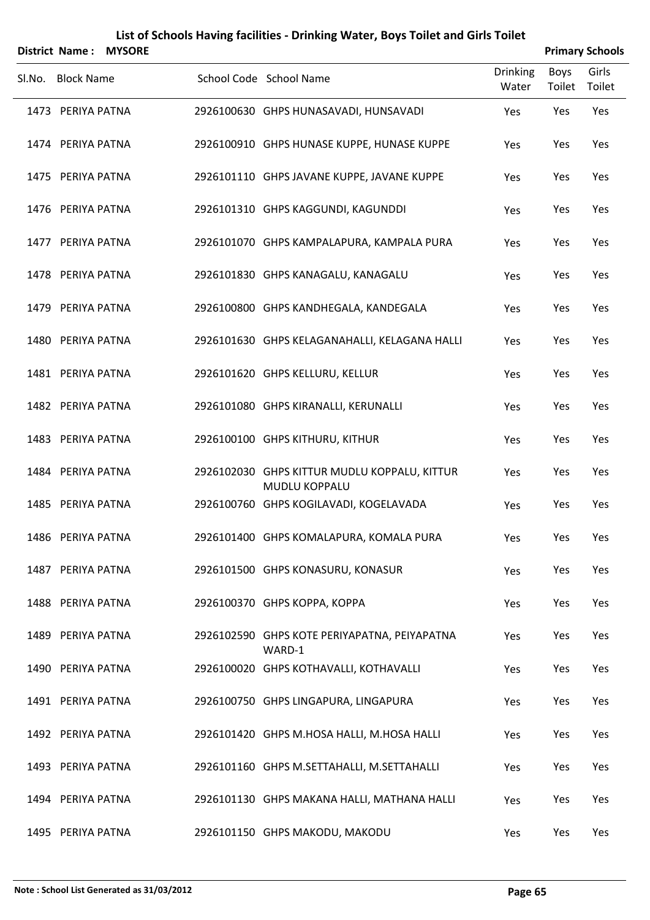# List of Schools Having facilities - Drinking Water, Boys Toilet and Girls Toilet

**District Name : MYSORE** **Primary Schools**

| Sl.No. | Block Name | School Code | School Name | Drinking Water | Boys Toilet | Girls Toilet |
|---|---|---|---|---|---|---|
| 1473 | PERIYA PATNA | 2926100630 | GHPS HUNASAVADI, HUNSAVADI | Yes | Yes | Yes |
| 1474 | PERIYA PATNA | 2926100910 | GHPS HUNASE KUPPE, HUNASE KUPPE | Yes | Yes | Yes |
| 1475 | PERIYA PATNA | 2926101110 | GHPS JAVANE KUPPE, JAVANE KUPPE | Yes | Yes | Yes |
| 1476 | PERIYA PATNA | 2926101310 | GHPS KAGGUNDI, KAGUNDDI | Yes | Yes | Yes |
| 1477 | PERIYA PATNA | 2926101070 | GHPS KAMPALAPURA, KAMPALA PURA | Yes | Yes | Yes |
| 1478 | PERIYA PATNA | 2926101830 | GHPS KANAGALU, KANAGALU | Yes | Yes | Yes |
| 1479 | PERIYA PATNA | 2926100800 | GHPS KANDHEGALA, KANDEGALA | Yes | Yes | Yes |
| 1480 | PERIYA PATNA | 2926101630 | GHPS KELAGANAHALLI, KELAGANA HALLI | Yes | Yes | Yes |
| 1481 | PERIYA PATNA | 2926101620 | GHPS KELLURU, KELLUR | Yes | Yes | Yes |
| 1482 | PERIYA PATNA | 2926101080 | GHPS KIRANALLI, KERUNALLI | Yes | Yes | Yes |
| 1483 | PERIYA PATNA | 2926100100 | GHPS KITHURU, KITHUR | Yes | Yes | Yes |
| 1484 | PERIYA PATNA | 2926102030 | GHPS KITTUR MUDLU KOPPALU, KITTUR MUDLU KOPPALU | Yes | Yes | Yes |
| 1485 | PERIYA PATNA | 2926100760 | GHPS KOGILAVADI, KOGELAVADA | Yes | Yes | Yes |
| 1486 | PERIYA PATNA | 2926101400 | GHPS KOMALAPURA, KOMALA PURA | Yes | Yes | Yes |
| 1487 | PERIYA PATNA | 2926101500 | GHPS KONASURU, KONASUR | Yes | Yes | Yes |
| 1488 | PERIYA PATNA | 2926100370 | GHPS KOPPA, KOPPA | Yes | Yes | Yes |
| 1489 | PERIYA PATNA | 2926102590 | GHPS KOTE PERIYAPATNA, PEIYAPATNA WARD-1 | Yes | Yes | Yes |
| 1490 | PERIYA PATNA | 2926100020 | GHPS KOTHAVALLI, KOTHAVALLI | Yes | Yes | Yes |
| 1491 | PERIYA PATNA | 2926100750 | GHPS LINGAPURA, LINGAPURA | Yes | Yes | Yes |
| 1492 | PERIYA PATNA | 2926101420 | GHPS M.HOSA HALLI, M.HOSA HALLI | Yes | Yes | Yes |
| 1493 | PERIYA PATNA | 2926101160 | GHPS M.SETTAHALLI, M.SETTAHALLI | Yes | Yes | Yes |
| 1494 | PERIYA PATNA | 2926101130 | GHPS MAKANA HALLI, MATHANA HALLI | Yes | Yes | Yes |
| 1495 | PERIYA PATNA | 2926101150 | GHPS MAKODU, MAKODU | Yes | Yes | Yes |

**Note : School List Generated as 31/03/2012**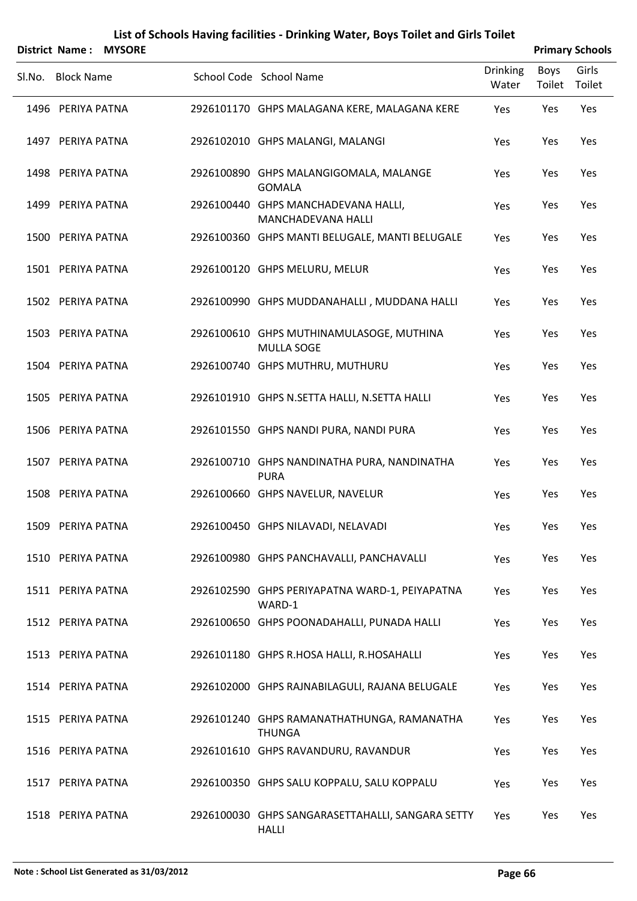# List of Schools Having facilities - Drinking Water, Boys Toilet and Girls Toilet

**District Name : MYSORE** | **Primary Schools**

| Sl.No. | Block Name | School Code | School Name | Drinking Water | Boys Toilet | Girls Toilet |
|---|---|---|---|---|---|---|
| 1496 | PERIYA PATNA | 2926101170 | GHPS MALAGANA KERE, MALAGANA KERE | Yes | Yes | Yes |
| 1497 | PERIYA PATNA | 2926102010 | GHPS MALANGI, MALANGI | Yes | Yes | Yes |
| 1498 | PERIYA PATNA | 2926100890 | GHPS MALANGIGOMALA, MALANGE GOMALA | Yes | Yes | Yes |
| 1499 | PERIYA PATNA | 2926100440 | GHPS MANCHADEVANA HALLI, MANCHADEVANA HALLI | Yes | Yes | Yes |
| 1500 | PERIYA PATNA | 2926100360 | GHPS MANTI BELUGALE, MANTI BELUGALE | Yes | Yes | Yes |
| 1501 | PERIYA PATNA | 2926100120 | GHPS MELURU, MELUR | Yes | Yes | Yes |
| 1502 | PERIYA PATNA | 2926100990 | GHPS MUDDANAHALLI , MUDDANA HALLI | Yes | Yes | Yes |
| 1503 | PERIYA PATNA | 2926100610 | GHPS MUTHINAMULASOGE, MUTHINA MULLA SOGE | Yes | Yes | Yes |
| 1504 | PERIYA PATNA | 2926100740 | GHPS MUTHRU, MUTHURU | Yes | Yes | Yes |
| 1505 | PERIYA PATNA | 2926101910 | GHPS N.SETTA HALLI, N.SETTA HALLI | Yes | Yes | Yes |
| 1506 | PERIYA PATNA | 2926101550 | GHPS NANDI PURA, NANDI PURA | Yes | Yes | Yes |
| 1507 | PERIYA PATNA | 2926100710 | GHPS NANDINATHA PURA, NANDINATHA PURA | Yes | Yes | Yes |
| 1508 | PERIYA PATNA | 2926100660 | GHPS NAVELUR, NAVELUR | Yes | Yes | Yes |
| 1509 | PERIYA PATNA | 2926100450 | GHPS NILAVADI, NELAVADI | Yes | Yes | Yes |
| 1510 | PERIYA PATNA | 2926100980 | GHPS PANCHAVALLI, PANCHAVALLI | Yes | Yes | Yes |
| 1511 | PERIYA PATNA | 2926102590 | GHPS PERIYAPATNA WARD-1, PEIYAPATNA WARD-1 | Yes | Yes | Yes |
| 1512 | PERIYA PATNA | 2926100650 | GHPS POONADAHALLI, PUNADA HALLI | Yes | Yes | Yes |
| 1513 | PERIYA PATNA | 2926101180 | GHPS R.HOSA HALLI, R.HOSAHALLI | Yes | Yes | Yes |
| 1514 | PERIYA PATNA | 2926102000 | GHPS RAJNABILAGULI, RAJANA BELUGALE | Yes | Yes | Yes |
| 1515 | PERIYA PATNA | 2926101240 | GHPS RAMANATHATHUNGA, RAMANATHA THUNGA | Yes | Yes | Yes |
| 1516 | PERIYA PATNA | 2926101610 | GHPS RAVANDURU, RAVANDUR | Yes | Yes | Yes |
| 1517 | PERIYA PATNA | 2926100350 | GHPS SALU KOPPALU, SALU KOPPALU | Yes | Yes | Yes |
| 1518 | PERIYA PATNA | 2926100030 | GHPS SANGARASETTAHALLI, SANGARA SETTY HALLI | Yes | Yes | Yes |

**Note : School List Generated as 31/03/2012**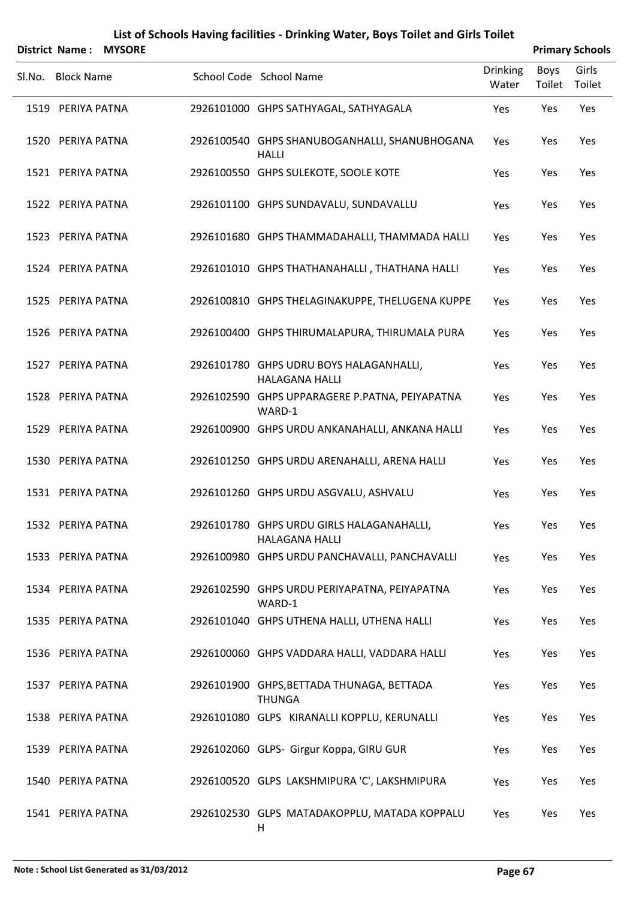# List of Schools Having facilities - Drinking Water, Boys Toilet and Girls Toilet

**District Name : MYSORE** **Primary Schools**

| Sl.No. | Block Name | School Code | School Name | Drinking Water | Boys Toilet | Girls Toilet |
|---|---|---|---|---|---|---|
| 1519 | PERIYA PATNA | 2926101000 | GHPS SATHYAGAL, SATHYAGALA | Yes | Yes | Yes |
| 1520 | PERIYA PATNA | 2926100540 | GHPS SHANUBOGANHALLI, SHANUBHOGANA HALLI | Yes | Yes | Yes |
| 1521 | PERIYA PATNA | 2926100550 | GHPS SULEKOTE, SOOLE KOTE | Yes | Yes | Yes |
| 1522 | PERIYA PATNA | 2926101100 | GHPS SUNDAVALU, SUNDAVALLU | Yes | Yes | Yes |
| 1523 | PERIYA PATNA | 2926101680 | GHPS THAMMADAHALLI, THAMMADA HALLI | Yes | Yes | Yes |
| 1524 | PERIYA PATNA | 2926101010 | GHPS THATHANAHALLI , THATHANA HALLI | Yes | Yes | Yes |
| 1525 | PERIYA PATNA | 2926100810 | GHPS THELAGINAKUPPE, THELUGENA KUPPE | Yes | Yes | Yes |
| 1526 | PERIYA PATNA | 2926100400 | GHPS THIRUMALAPURA, THIRUMALA PURA | Yes | Yes | Yes |
| 1527 | PERIYA PATNA | 2926101780 | GHPS UDRU BOYS HALAGANHALLI, HALAGANA HALLI | Yes | Yes | Yes |
| 1528 | PERIYA PATNA | 2926102590 | GHPS UPPARAGERE P.PATNA, PEIYAPATNA WARD-1 | Yes | Yes | Yes |
| 1529 | PERIYA PATNA | 2926100900 | GHPS URDU ANKANAHALLI, ANKANA HALLI | Yes | Yes | Yes |
| 1530 | PERIYA PATNA | 2926101250 | GHPS URDU ARENAHALLI, ARENA HALLI | Yes | Yes | Yes |
| 1531 | PERIYA PATNA | 2926101260 | GHPS URDU ASGVALU, ASHVALU | Yes | Yes | Yes |
| 1532 | PERIYA PATNA | 2926101780 | GHPS URDU GIRLS HALAGANAHALLI, HALAGANA HALLI | Yes | Yes | Yes |
| 1533 | PERIYA PATNA | 2926100980 | GHPS URDU PANCHAVALLI, PANCHAVALLI | Yes | Yes | Yes |
| 1534 | PERIYA PATNA | 2926102590 | GHPS URDU PERIYAPATNA, PEIYAPATNA WARD-1 | Yes | Yes | Yes |
| 1535 | PERIYA PATNA | 2926101040 | GHPS UTHENA HALLI, UTHENA HALLI | Yes | Yes | Yes |
| 1536 | PERIYA PATNA | 2926100060 | GHPS VADDARA HALLI, VADDARA HALLI | Yes | Yes | Yes |
| 1537 | PERIYA PATNA | 2926101900 | GHPS,BETTADA THUNAGA, BETTADA THUNGA | Yes | Yes | Yes |
| 1538 | PERIYA PATNA | 2926101080 | GLPS KIRANALLI KOPPLU, KERUNALLI | Yes | Yes | Yes |
| 1539 | PERIYA PATNA | 2926102060 | GLPS- Girgur Koppa, GIRU GUR | Yes | Yes | Yes |
| 1540 | PERIYA PATNA | 2926100520 | GLPS LAKSHMIPURA 'C', LAKSHMIPURA | Yes | Yes | Yes |
| 1541 | PERIYA PATNA | 2926102530 | GLPS MATADAKOPPLU, MATADA KOPPALU H | Yes | Yes | Yes |

**Note : School List Generated as 31/03/2012**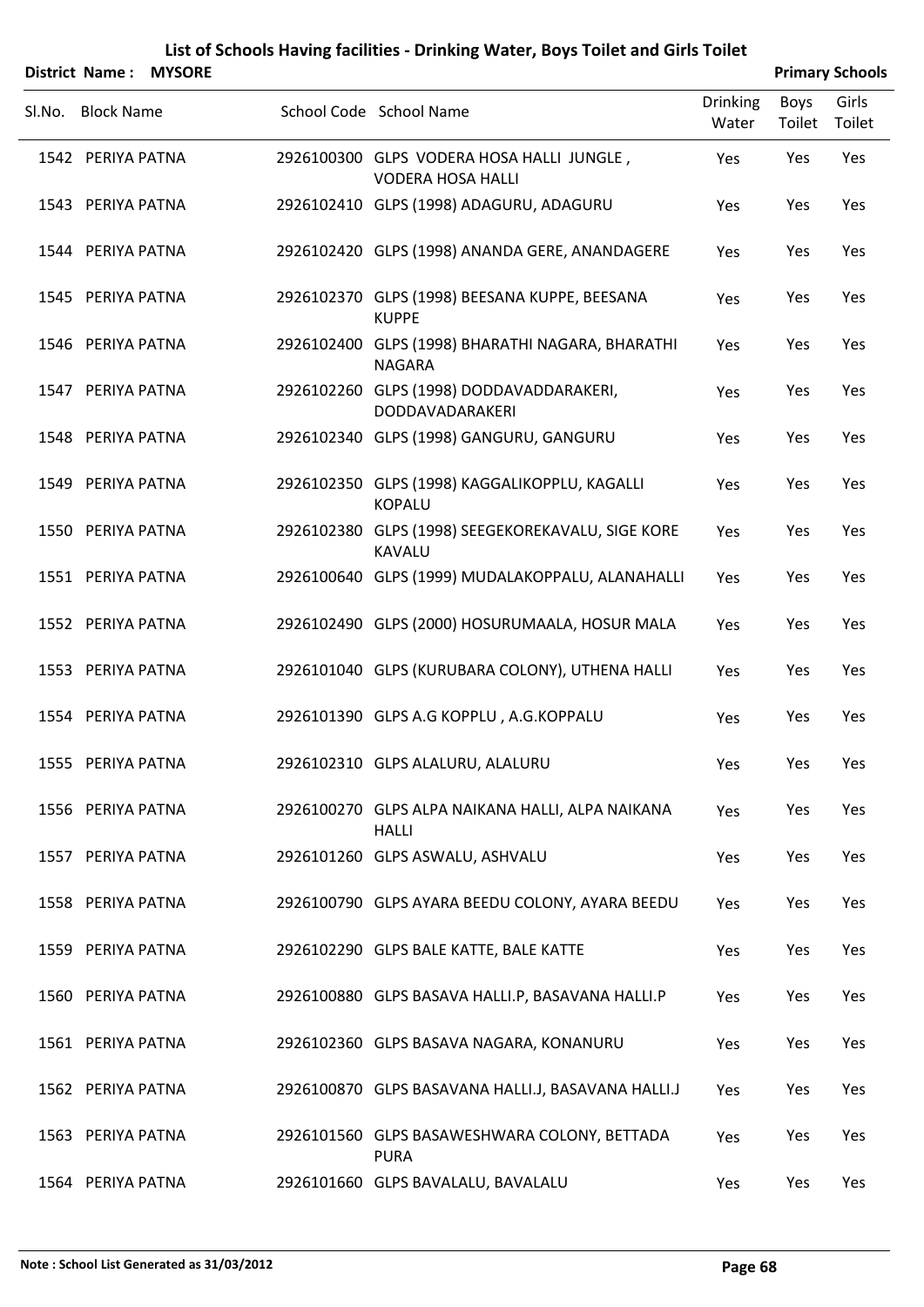# List of Schools Having facilities - Drinking Water, Boys Toilet and Girls Toilet

**District Name : MYSORE** **Primary Schools**

| Sl.No. | Block Name | School Code | School Name | Drinking Water | Boys Toilet | Girls Toilet |
|---|---|---|---|---|---|---|
| 1542 | PERIYA PATNA | 2926100300 | GLPS VODERA HOSA HALLI JUNGLE , VODERA HOSA HALLI | Yes | Yes | Yes |
| 1543 | PERIYA PATNA | 2926102410 | GLPS (1998) ADAGURU, ADAGURU | Yes | Yes | Yes |
| 1544 | PERIYA PATNA | 2926102420 | GLPS (1998) ANANDA GERE, ANANDAGERE | Yes | Yes | Yes |
| 1545 | PERIYA PATNA | 2926102370 | GLPS (1998) BEESANA KUPPE, BEESANA KUPPE | Yes | Yes | Yes |
| 1546 | PERIYA PATNA | 2926102400 | GLPS (1998) BHARATHI NAGARA, BHARATHI NAGARA | Yes | Yes | Yes |
| 1547 | PERIYA PATNA | 2926102260 | GLPS (1998) DODDAVADDARAKERI, DODDAVADARAKERI | Yes | Yes | Yes |
| 1548 | PERIYA PATNA | 2926102340 | GLPS (1998) GANGURU, GANGURU | Yes | Yes | Yes |
| 1549 | PERIYA PATNA | 2926102350 | GLPS (1998) KAGGALIKOPPLU, KAGALLI KOPALU | Yes | Yes | Yes |
| 1550 | PERIYA PATNA | 2926102380 | GLPS (1998) SEEGEKOREKAVALU, SIGE KORE KAVALU | Yes | Yes | Yes |
| 1551 | PERIYA PATNA | 2926100640 | GLPS (1999) MUDALAKOPPALU, ALANAHALLI | Yes | Yes | Yes |
| 1552 | PERIYA PATNA | 2926102490 | GLPS (2000) HOSURUMAALA, HOSUR MALA | Yes | Yes | Yes |
| 1553 | PERIYA PATNA | 2926101040 | GLPS (KURUBARA COLONY), UTHENA HALLI | Yes | Yes | Yes |
| 1554 | PERIYA PATNA | 2926101390 | GLPS A.G KOPPLU , A.G.KOPPALU | Yes | Yes | Yes |
| 1555 | PERIYA PATNA | 2926102310 | GLPS ALALURU, ALALURU | Yes | Yes | Yes |
| 1556 | PERIYA PATNA | 2926100270 | GLPS ALPA NAIKANA HALLI, ALPA NAIKANA HALLI | Yes | Yes | Yes |
| 1557 | PERIYA PATNA | 2926101260 | GLPS ASWALU, ASHVALU | Yes | Yes | Yes |
| 1558 | PERIYA PATNA | 2926100790 | GLPS AYARA BEEDU COLONY, AYARA BEEDU | Yes | Yes | Yes |
| 1559 | PERIYA PATNA | 2926102290 | GLPS BALE KATTE, BALE KATTE | Yes | Yes | Yes |
| 1560 | PERIYA PATNA | 2926100880 | GLPS BASAVA HALLI.P, BASAVANA HALLI.P | Yes | Yes | Yes |
| 1561 | PERIYA PATNA | 2926102360 | GLPS BASAVA NAGARA, KONANURU | Yes | Yes | Yes |
| 1562 | PERIYA PATNA | 2926100870 | GLPS BASAVANA HALLI.J, BASAVANA HALLI.J | Yes | Yes | Yes |
| 1563 | PERIYA PATNA | 2926101560 | GLPS BASAWESHWARA COLONY, BETTADA PURA | Yes | Yes | Yes |
| 1564 | PERIYA PATNA | 2926101660 | GLPS BAVALALU, BAVALALU | Yes | Yes | Yes |

Note : School List Generated as 31/03/2012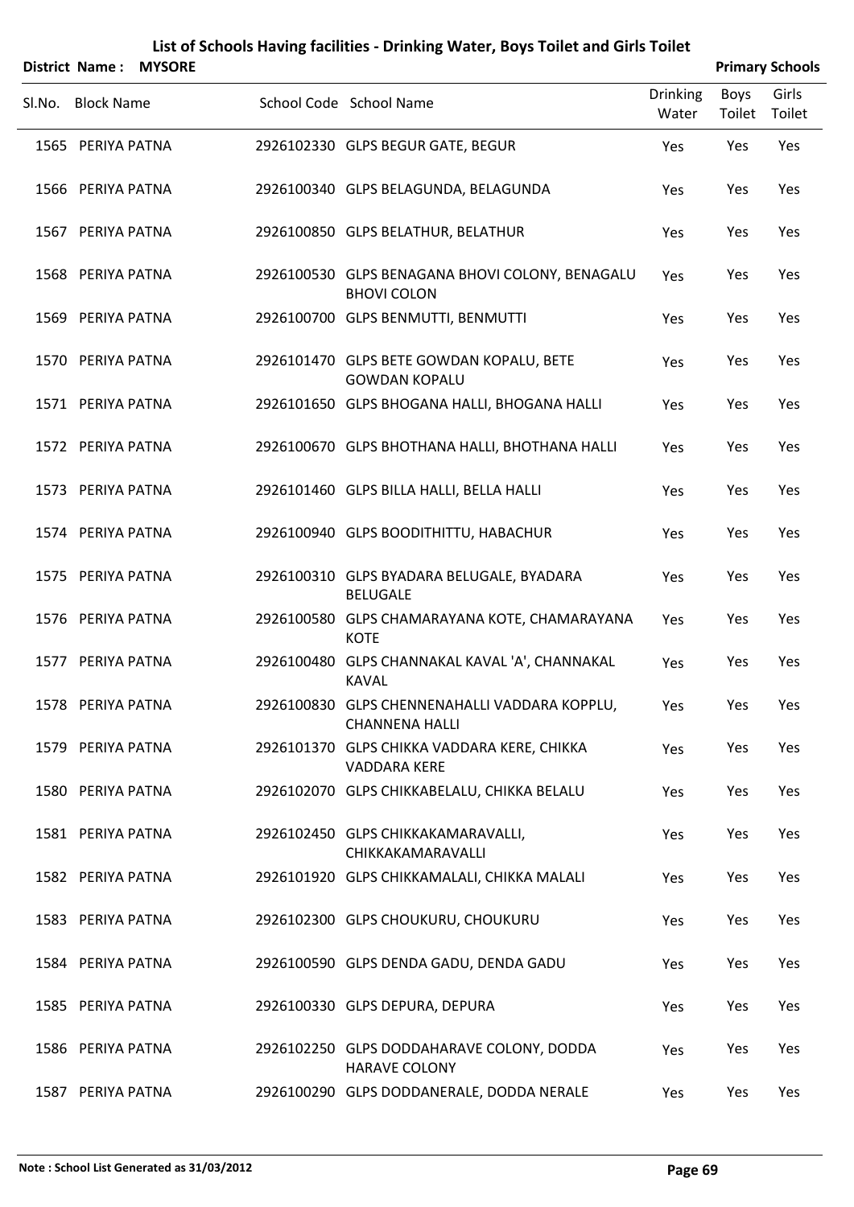# List of Schools Having facilities - Drinking Water, Boys Toilet and Girls Toilet

**District Name : MYSORE** **Primary Schools**

| Sl.No. | Block Name | School Code | School Name | Drinking Water | Boys Toilet | Girls Toilet |
|---|---|---|---|---|---|---|
| 1565 | PERIYA PATNA | 2926102330 | GLPS BEGUR GATE, BEGUR | Yes | Yes | Yes |
| 1566 | PERIYA PATNA | 2926100340 | GLPS BELAGUNDA, BELAGUNDA | Yes | Yes | Yes |
| 1567 | PERIYA PATNA | 2926100850 | GLPS BELATHUR, BELATHUR | Yes | Yes | Yes |
| 1568 | PERIYA PATNA | 2926100530 | GLPS BENAGANA BHOVI COLONY, BENAGALU BHOVI COLON | Yes | Yes | Yes |
| 1569 | PERIYA PATNA | 2926100700 | GLPS BENMUTTI, BENMUTTI | Yes | Yes | Yes |
| 1570 | PERIYA PATNA | 2926101470 | GLPS BETE GOWDAN KOPALU, BETE GOWDAN KOPALU | Yes | Yes | Yes |
| 1571 | PERIYA PATNA | 2926101650 | GLPS BHOGANA HALLI, BHOGANA HALLI | Yes | Yes | Yes |
| 1572 | PERIYA PATNA | 2926100670 | GLPS BHOTHANA HALLI, BHOTHANA HALLI | Yes | Yes | Yes |
| 1573 | PERIYA PATNA | 2926101460 | GLPS BILLA HALLI, BELLA HALLI | Yes | Yes | Yes |
| 1574 | PERIYA PATNA | 2926100940 | GLPS BOODITHITTU, HABACHUR | Yes | Yes | Yes |
| 1575 | PERIYA PATNA | 2926100310 | GLPS BYADARA BELUGALE, BYADARA BELUGALE | Yes | Yes | Yes |
| 1576 | PERIYA PATNA | 2926100580 | GLPS CHAMARAYANA KOTE, CHAMARAYANA KOTE | Yes | Yes | Yes |
| 1577 | PERIYA PATNA | 2926100480 | GLPS CHANNAKAL KAVAL 'A', CHANNAKAL KAVAL | Yes | Yes | Yes |
| 1578 | PERIYA PATNA | 2926100830 | GLPS CHENNENAHALLI VADDARA KOPPLU, CHANNENA HALLI | Yes | Yes | Yes |
| 1579 | PERIYA PATNA | 2926101370 | GLPS CHIKKA VADDARA KERE, CHIKKA VADDARA KERE | Yes | Yes | Yes |
| 1580 | PERIYA PATNA | 2926102070 | GLPS CHIKKABELALU, CHIKKA BELALU | Yes | Yes | Yes |
| 1581 | PERIYA PATNA | 2926102450 | GLPS CHIKKAKAMARAVALLI, CHIKKAKAMARAVALLI | Yes | Yes | Yes |
| 1582 | PERIYA PATNA | 2926101920 | GLPS CHIKKAMALALI, CHIKKA MALALI | Yes | Yes | Yes |
| 1583 | PERIYA PATNA | 2926102300 | GLPS CHOUKURU, CHOUKURU | Yes | Yes | Yes |
| 1584 | PERIYA PATNA | 2926100590 | GLPS DENDA GADU, DENDA GADU | Yes | Yes | Yes |
| 1585 | PERIYA PATNA | 2926100330 | GLPS DEPURA, DEPURA | Yes | Yes | Yes |
| 1586 | PERIYA PATNA | 2926102250 | GLPS DODDAHARAVE COLONY, DODDA HARAVE COLONY | Yes | Yes | Yes |
| 1587 | PERIYA PATNA | 2926100290 | GLPS DODDANERALE, DODDA NERALE | Yes | Yes | Yes |

**Note : School List Generated as 31/03/2012**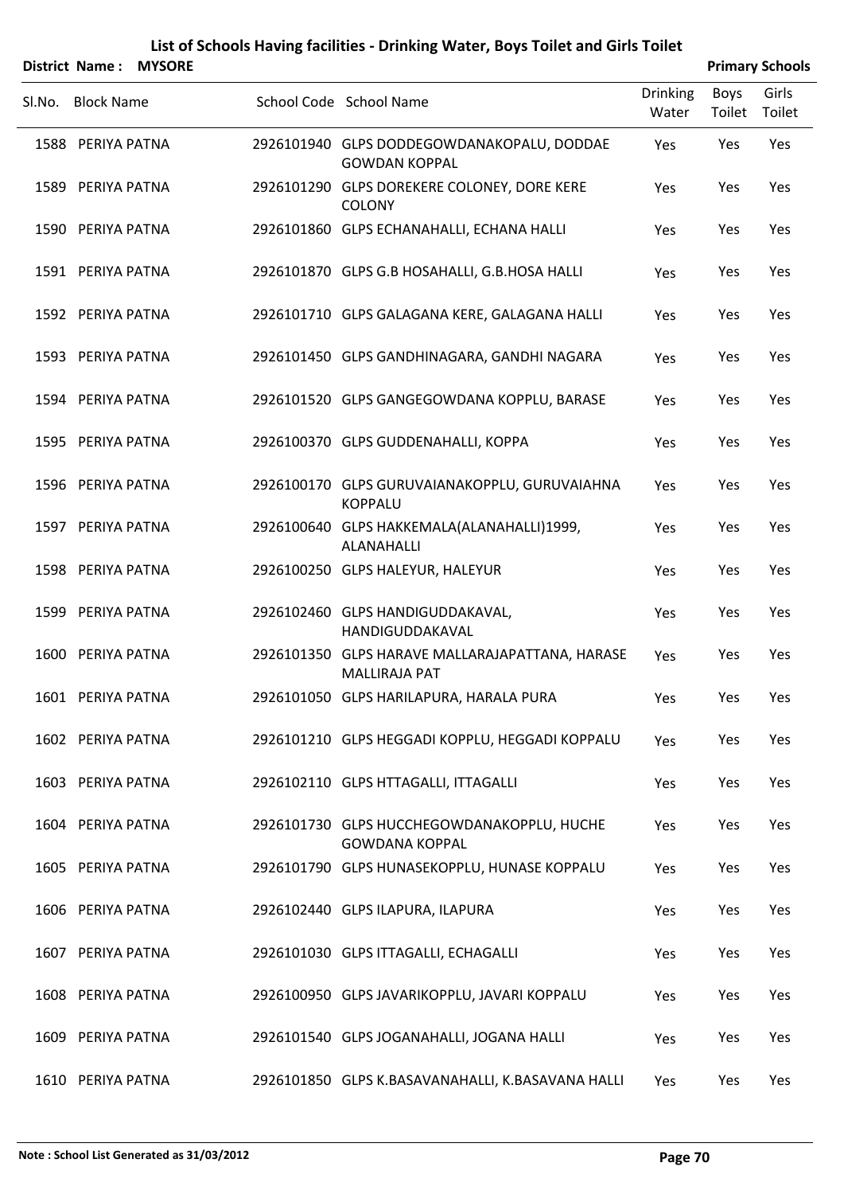# List of Schools Having facilities - Drinking Water, Boys Toilet and Girls Toilet

**District Name : MYSORE** **Primary Schools**

| Sl.No. | Block Name | School Code | School Name | Drinking Water | Boys Toilet | Girls Toilet |
|---|---|---|---|---|---|---|
| 1588 | PERIYA PATNA | 2926101940 | GLPS DODDEGOWDANAKOPALU, DODDAE GOWDAN KOPPAL | Yes | Yes | Yes |
| 1589 | PERIYA PATNA | 2926101290 | GLPS DOREKERE COLONEY, DORE KERE COLONY | Yes | Yes | Yes |
| 1590 | PERIYA PATNA | 2926101860 | GLPS ECHANAHALLI, ECHANA HALLI | Yes | Yes | Yes |
| 1591 | PERIYA PATNA | 2926101870 | GLPS G.B HOSAHALLI, G.B.HOSA HALLI | Yes | Yes | Yes |
| 1592 | PERIYA PATNA | 2926101710 | GLPS GALAGANA KERE, GALAGANA HALLI | Yes | Yes | Yes |
| 1593 | PERIYA PATNA | 2926101450 | GLPS GANDHINAGARA, GANDHI NAGARA | Yes | Yes | Yes |
| 1594 | PERIYA PATNA | 2926101520 | GLPS GANGEGOWDANA KOPPLU, BARASE | Yes | Yes | Yes |
| 1595 | PERIYA PATNA | 2926100370 | GLPS GUDDENAHALLI, KOPPA | Yes | Yes | Yes |
| 1596 | PERIYA PATNA | 2926100170 | GLPS GURUVAIANAKOPPLU, GURUVAIAHNA KOPPALU | Yes | Yes | Yes |
| 1597 | PERIYA PATNA | 2926100640 | GLPS HAKKEMALA(ALANAHALLI)1999, ALANAHALLI | Yes | Yes | Yes |
| 1598 | PERIYA PATNA | 2926100250 | GLPS HALEYUR, HALEYUR | Yes | Yes | Yes |
| 1599 | PERIYA PATNA | 2926102460 | GLPS HANDIGUDDAKAVAL, HANDIGUDDAKAVAL | Yes | Yes | Yes |
| 1600 | PERIYA PATNA | 2926101350 | GLPS HARAVE MALLARAJAPATTANA, HARASE MALLIRAJA PAT | Yes | Yes | Yes |
| 1601 | PERIYA PATNA | 2926101050 | GLPS HARILAPURA, HARALA PURA | Yes | Yes | Yes |
| 1602 | PERIYA PATNA | 2926101210 | GLPS HEGGADI KOPPLU, HEGGADI KOPPALU | Yes | Yes | Yes |
| 1603 | PERIYA PATNA | 2926102110 | GLPS HTTAGALLI, ITTAGALLI | Yes | Yes | Yes |
| 1604 | PERIYA PATNA | 2926101730 | GLPS HUCCHEGOWDANAKOPPLU, HUCHE GOWDANA KOPPAL | Yes | Yes | Yes |
| 1605 | PERIYA PATNA | 2926101790 | GLPS HUNASEKOPPLU, HUNASE KOPPALU | Yes | Yes | Yes |
| 1606 | PERIYA PATNA | 2926102440 | GLPS ILAPURA, ILAPURA | Yes | Yes | Yes |
| 1607 | PERIYA PATNA | 2926101030 | GLPS ITTAGALLI, ECHAGALLI | Yes | Yes | Yes |
| 1608 | PERIYA PATNA | 2926100950 | GLPS JAVARIKOPPLU, JAVARI KOPPALU | Yes | Yes | Yes |
| 1609 | PERIYA PATNA | 2926101540 | GLPS JOGANAHALLI, JOGANA HALLI | Yes | Yes | Yes |
| 1610 | PERIYA PATNA | 2926101850 | GLPS K.BASAVANAHALLI, K.BASAVANA HALLI | Yes | Yes | Yes |

**Note : School List Generated as 31/03/2012**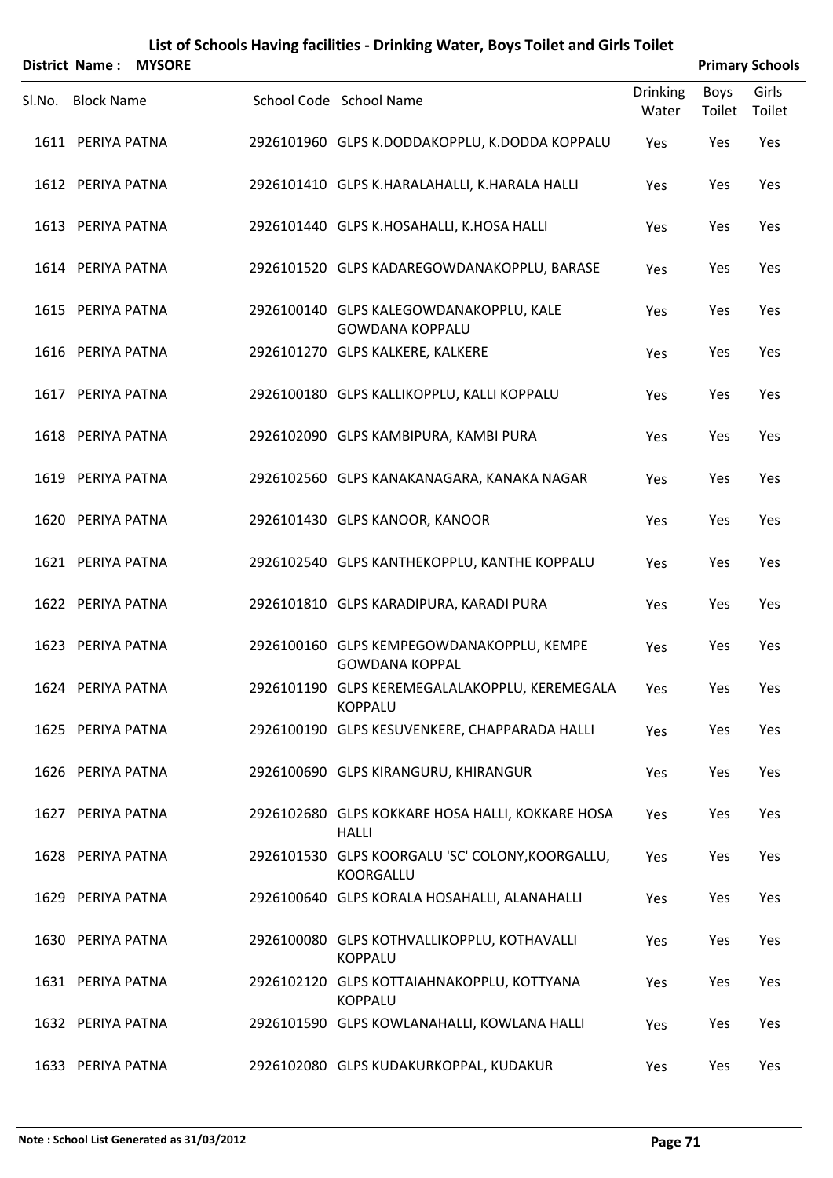# List of Schools Having facilities - Drinking Water, Boys Toilet and Girls Toilet

**District Name : MYSORE** **Primary Schools**

| Sl.No. | Block Name | School Code | School Name | Drinking Water | Boys Toilet | Girls Toilet |
|---|---|---|---|---|---|---|
| 1611 | PERIYA PATNA | 2926101960 | GLPS K.DODDAKOPPLU, K.DODDA KOPPALU | Yes | Yes | Yes |
| 1612 | PERIYA PATNA | 2926101410 | GLPS K.HARALAHALLI, K.HARALA HALLI | Yes | Yes | Yes |
| 1613 | PERIYA PATNA | 2926101440 | GLPS K.HOSAHALLI, K.HOSA HALLI | Yes | Yes | Yes |
| 1614 | PERIYA PATNA | 2926101520 | GLPS KADAREGOWDANAKOPPLU, BARASE | Yes | Yes | Yes |
| 1615 | PERIYA PATNA | 2926100140 | GLPS KALEGOWDANAKOPPLU, KALE GOWDANA KOPPALU | Yes | Yes | Yes |
| 1616 | PERIYA PATNA | 2926101270 | GLPS KALKERE, KALKERE | Yes | Yes | Yes |
| 1617 | PERIYA PATNA | 2926100180 | GLPS KALLIKOPPLU, KALLI KOPPALU | Yes | Yes | Yes |
| 1618 | PERIYA PATNA | 2926102090 | GLPS KAMBIPURA, KAMBI PURA | Yes | Yes | Yes |
| 1619 | PERIYA PATNA | 2926102560 | GLPS KANAKANAGARA, KANAKA NAGAR | Yes | Yes | Yes |
| 1620 | PERIYA PATNA | 2926101430 | GLPS KANOOR, KANOOR | Yes | Yes | Yes |
| 1621 | PERIYA PATNA | 2926102540 | GLPS KANTHEKOPPLU, KANTHE KOPPALU | Yes | Yes | Yes |
| 1622 | PERIYA PATNA | 2926101810 | GLPS KARADIPURA, KARADI PURA | Yes | Yes | Yes |
| 1623 | PERIYA PATNA | 2926100160 | GLPS KEMPEGOWDANAKOPPLU, KEMPE GOWDANA KOPPAL | Yes | Yes | Yes |
| 1624 | PERIYA PATNA | 2926101190 | GLPS KEREMEGALALAKOPPLU, KEREMEGALA KOPPALU | Yes | Yes | Yes |
| 1625 | PERIYA PATNA | 2926100190 | GLPS KESUVENKERE, CHAPPARADA HALLI | Yes | Yes | Yes |
| 1626 | PERIYA PATNA | 2926100690 | GLPS KIRANGURU, KHIRANGUR | Yes | Yes | Yes |
| 1627 | PERIYA PATNA | 2926102680 | GLPS KOKKARE HOSA HALLI, KOKKARE HOSA HALLI | Yes | Yes | Yes |
| 1628 | PERIYA PATNA | 2926101530 | GLPS KOORGALU 'SC' COLONY,KOORGALLU, KOORGALLU | Yes | Yes | Yes |
| 1629 | PERIYA PATNA | 2926100640 | GLPS KORALA HOSAHALLI, ALANAHALLI | Yes | Yes | Yes |
| 1630 | PERIYA PATNA | 2926100080 | GLPS KOTHVALLIKOPPLU, KOTHAVALLI KOPPALU | Yes | Yes | Yes |
| 1631 | PERIYA PATNA | 2926102120 | GLPS KOTTAIAHNAKOPPLU, KOTTYANA KOPPALU | Yes | Yes | Yes |
| 1632 | PERIYA PATNA | 2926101590 | GLPS KOWLANAHALLI, KOWLANA HALLI | Yes | Yes | Yes |
| 1633 | PERIYA PATNA | 2926102080 | GLPS KUDAKURKOPPAL, KUDAKUR | Yes | Yes | Yes |

**Note : School List Generated as 31/03/2012**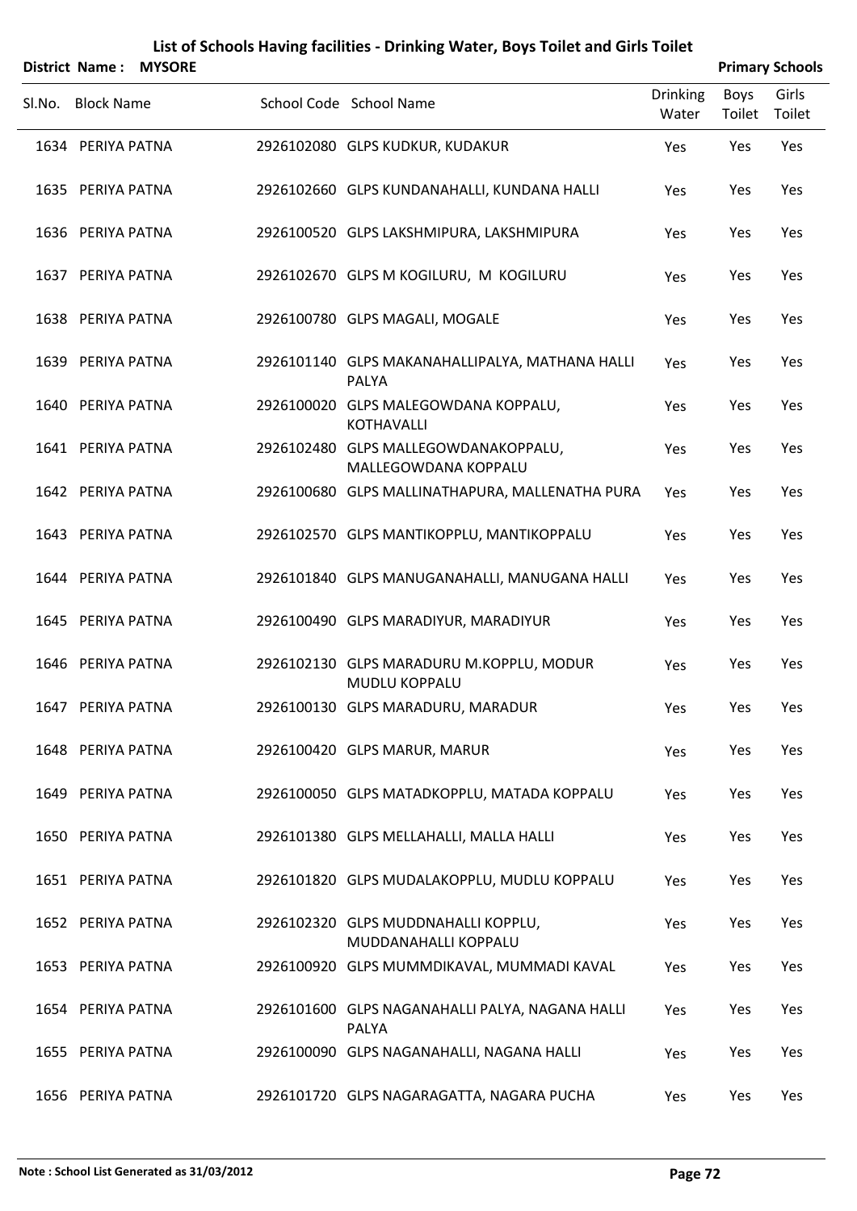# List of Schools Having facilities - Drinking Water, Boys Toilet and Girls Toilet

**District Name : MYSORE** | **Primary Schools**

| Sl.No. | Block Name | School Code | School Name | Drinking Water | Boys Toilet | Girls Toilet |
|---|---|---|---|---|---|---|
| 1634 | PERIYA PATNA | 2926102080 | GLPS KUDKUR, KUDAKUR | Yes | Yes | Yes |
| 1635 | PERIYA PATNA | 2926102660 | GLPS KUNDANAHALLI, KUNDANA HALLI | Yes | Yes | Yes |
| 1636 | PERIYA PATNA | 2926100520 | GLPS LAKSHMIPURA, LAKSHMIPURA | Yes | Yes | Yes |
| 1637 | PERIYA PATNA | 2926102670 | GLPS M KOGILURU, M KOGILURU | Yes | Yes | Yes |
| 1638 | PERIYA PATNA | 2926100780 | GLPS MAGALI, MOGALE | Yes | Yes | Yes |
| 1639 | PERIYA PATNA | 2926101140 | GLPS MAKANAHALLIPALYA, MATHANA HALLI PALYA | Yes | Yes | Yes |
| 1640 | PERIYA PATNA | 2926100020 | GLPS MALEGOWDANA KOPPALU, KOTHAVALLI | Yes | Yes | Yes |
| 1641 | PERIYA PATNA | 2926102480 | GLPS MALLEGOWDANAKOPPALU, MALLEGOWDANA KOPPALU | Yes | Yes | Yes |
| 1642 | PERIYA PATNA | 2926100680 | GLPS MALLINATHAPURA, MALLENATHA PURA | Yes | Yes | Yes |
| 1643 | PERIYA PATNA | 2926102570 | GLPS MANTIKOPPLU, MANTIKOPPALU | Yes | Yes | Yes |
| 1644 | PERIYA PATNA | 2926101840 | GLPS MANUGANAHALLI, MANUGANA HALLI | Yes | Yes | Yes |
| 1645 | PERIYA PATNA | 2926100490 | GLPS MARADIYUR, MARADIYUR | Yes | Yes | Yes |
| 1646 | PERIYA PATNA | 2926102130 | GLPS MARADURU M.KOPPLU, MODUR MUDLU KOPPALU | Yes | Yes | Yes |
| 1647 | PERIYA PATNA | 2926100130 | GLPS MARADURU, MARADUR | Yes | Yes | Yes |
| 1648 | PERIYA PATNA | 2926100420 | GLPS MARUR, MARUR | Yes | Yes | Yes |
| 1649 | PERIYA PATNA | 2926100050 | GLPS MATADKOPPLU, MATADA KOPPALU | Yes | Yes | Yes |
| 1650 | PERIYA PATNA | 2926101380 | GLPS MELLAHALLI, MALLA HALLI | Yes | Yes | Yes |
| 1651 | PERIYA PATNA | 2926101820 | GLPS MUDALAKOPPLU, MUDLU KOPPALU | Yes | Yes | Yes |
| 1652 | PERIYA PATNA | 2926102320 | GLPS MUDDNAHALLI KOPPLU, MUDDANAHALLI KOPPALU | Yes | Yes | Yes |
| 1653 | PERIYA PATNA | 2926100920 | GLPS MUMMDIKAVAL, MUMMADI KAVAL | Yes | Yes | Yes |
| 1654 | PERIYA PATNA | 2926101600 | GLPS NAGANAHALLI PALYA, NAGANA HALLI PALYA | Yes | Yes | Yes |
| 1655 | PERIYA PATNA | 2926100090 | GLPS NAGANAHALLI, NAGANA HALLI | Yes | Yes | Yes |
| 1656 | PERIYA PATNA | 2926101720 | GLPS NAGARAGATTA, NAGARA PUCHA | Yes | Yes | Yes |

**Note : School List Generated as 31/03/2012**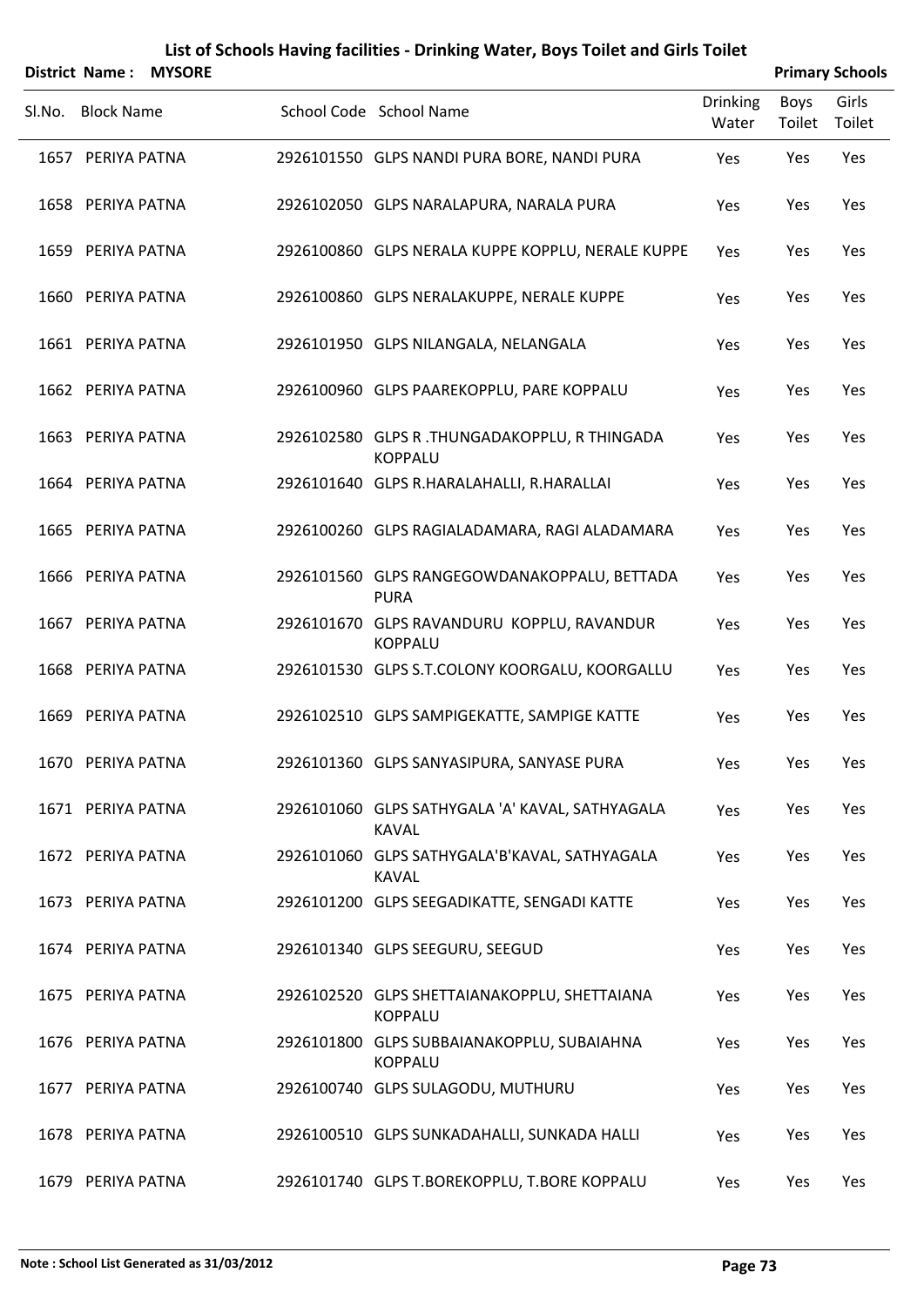# List of Schools Having facilities - Drinking Water, Boys Toilet and Girls Toilet

**District Name : MYSORE** | **Primary Schools**

| Sl.No. | Block Name | School Code | School Name | Drinking Water | Boys Toilet | Girls Toilet |
|---|---|---|---|---|---|---|
| 1657 | PERIYA PATNA | 2926101550 | GLPS NANDI PURA BORE, NANDI PURA | Yes | Yes | Yes |
| 1658 | PERIYA PATNA | 2926102050 | GLPS NARALAPURA, NARALA PURA | Yes | Yes | Yes |
| 1659 | PERIYA PATNA | 2926100860 | GLPS NERALA KUPPE KOPPLU, NERALE KUPPE | Yes | Yes | Yes |
| 1660 | PERIYA PATNA | 2926100860 | GLPS NERALAKUPPE, NERALE KUPPE | Yes | Yes | Yes |
| 1661 | PERIYA PATNA | 2926101950 | GLPS NILANGALA, NELANGALA | Yes | Yes | Yes |
| 1662 | PERIYA PATNA | 2926100960 | GLPS PAAREKOPPLU, PARE KOPPALU | Yes | Yes | Yes |
| 1663 | PERIYA PATNA | 2926102580 | GLPS R .THUNGADAKOPPLU, R THINGADA KOPPALU | Yes | Yes | Yes |
| 1664 | PERIYA PATNA | 2926101640 | GLPS R.HARALAHALLI, R.HARALLAI | Yes | Yes | Yes |
| 1665 | PERIYA PATNA | 2926100260 | GLPS RAGIALADAMARA, RAGI ALADAMARA | Yes | Yes | Yes |
| 1666 | PERIYA PATNA | 2926101560 | GLPS RANGEGOWDANAKOPPALU, BETTADA PURA | Yes | Yes | Yes |
| 1667 | PERIYA PATNA | 2926101670 | GLPS RAVANDURU KOPPLU, RAVANDUR KOPPALU | Yes | Yes | Yes |
| 1668 | PERIYA PATNA | 2926101530 | GLPS S.T.COLONY KOORGALU, KOORGALLU | Yes | Yes | Yes |
| 1669 | PERIYA PATNA | 2926102510 | GLPS SAMPIGEKATTE, SAMPIGE KATTE | Yes | Yes | Yes |
| 1670 | PERIYA PATNA | 2926101360 | GLPS SANYASIPURA, SANYASE PURA | Yes | Yes | Yes |
| 1671 | PERIYA PATNA | 2926101060 | GLPS SATHYGALA 'A' KAVAL, SATHYAGALA KAVAL | Yes | Yes | Yes |
| 1672 | PERIYA PATNA | 2926101060 | GLPS SATHYGALA'B'KAVAL, SATHYAGALA KAVAL | Yes | Yes | Yes |
| 1673 | PERIYA PATNA | 2926101200 | GLPS SEEGADIKATTE, SENGADI KATTE | Yes | Yes | Yes |
| 1674 | PERIYA PATNA | 2926101340 | GLPS SEEGURU, SEEGUD | Yes | Yes | Yes |
| 1675 | PERIYA PATNA | 2926102520 | GLPS SHETTAIANAKOPPLU, SHETTAIANA KOPPALU | Yes | Yes | Yes |
| 1676 | PERIYA PATNA | 2926101800 | GLPS SUBBAIANAKOPPLU, SUBAIAHNA KOPPALU | Yes | Yes | Yes |
| 1677 | PERIYA PATNA | 2926100740 | GLPS SULAGODU, MUTHURU | Yes | Yes | Yes |
| 1678 | PERIYA PATNA | 2926100510 | GLPS SUNKADAHALLI, SUNKADA HALLI | Yes | Yes | Yes |
| 1679 | PERIYA PATNA | 2926101740 | GLPS T.BOREKOPPLU, T.BORE KOPPALU | Yes | Yes | Yes |

Note : School List Generated as 31/03/2012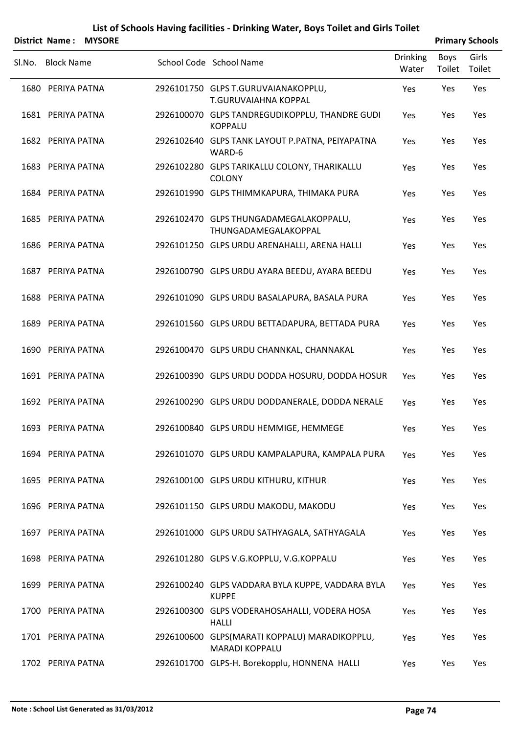# List of Schools Having facilities - Drinking Water, Boys Toilet and Girls Toilet

**District Name : MYSORE** **Primary Schools**

| Sl.No. | Block Name | School Code | School Name | Drinking Water | Boys Toilet | Girls Toilet |
|---|---|---|---|---|---|---|
| 1680 | PERIYA PATNA | 2926101750 | GLPS T.GURUVAIANAKOPPLU, T.GURUVAIAHNA KOPPAL | Yes | Yes | Yes |
| 1681 | PERIYA PATNA | 2926100070 | GLPS TANDREGUDIKOPPLU, THANDRE GUDI KOPPALU | Yes | Yes | Yes |
| 1682 | PERIYA PATNA | 2926102640 | GLPS TANK LAYOUT P.PATNA, PEIYAPATNA WARD-6 | Yes | Yes | Yes |
| 1683 | PERIYA PATNA | 2926102280 | GLPS TARIKALLU COLONY, THARIKALLU COLONY | Yes | Yes | Yes |
| 1684 | PERIYA PATNA | 2926101990 | GLPS THIMMKAPURA, THIMAKA PURA | Yes | Yes | Yes |
| 1685 | PERIYA PATNA | 2926102470 | GLPS THUNGADAMEGALAKOPPALU, THUNGADAMEGALAKOPPAL | Yes | Yes | Yes |
| 1686 | PERIYA PATNA | 2926101250 | GLPS URDU ARENAHALLI, ARENA HALLI | Yes | Yes | Yes |
| 1687 | PERIYA PATNA | 2926100790 | GLPS URDU AYARA BEEDU, AYARA BEEDU | Yes | Yes | Yes |
| 1688 | PERIYA PATNA | 2926101090 | GLPS URDU BASALAPURA, BASALA PURA | Yes | Yes | Yes |
| 1689 | PERIYA PATNA | 2926101560 | GLPS URDU BETTADAPURA, BETTADA PURA | Yes | Yes | Yes |
| 1690 | PERIYA PATNA | 2926100470 | GLPS URDU CHANNKAL, CHANNAKAL | Yes | Yes | Yes |
| 1691 | PERIYA PATNA | 2926100390 | GLPS URDU DODDA HOSURU, DODDA HOSUR | Yes | Yes | Yes |
| 1692 | PERIYA PATNA | 2926100290 | GLPS URDU DODDANERALE, DODDA NERALE | Yes | Yes | Yes |
| 1693 | PERIYA PATNA | 2926100840 | GLPS URDU HEMMIGE, HEMMEGE | Yes | Yes | Yes |
| 1694 | PERIYA PATNA | 2926101070 | GLPS URDU KAMPALAPURA, KAMPALA PURA | Yes | Yes | Yes |
| 1695 | PERIYA PATNA | 2926100100 | GLPS URDU KITHURU, KITHUR | Yes | Yes | Yes |
| 1696 | PERIYA PATNA | 2926101150 | GLPS URDU MAKODU, MAKODU | Yes | Yes | Yes |
| 1697 | PERIYA PATNA | 2926101000 | GLPS URDU SATHYAGALA, SATHYAGALA | Yes | Yes | Yes |
| 1698 | PERIYA PATNA | 2926101280 | GLPS V.G.KOPPLU, V.G.KOPPALU | Yes | Yes | Yes |
| 1699 | PERIYA PATNA | 2926100240 | GLPS VADDARA BYLA KUPPE, VADDARA BYLA KUPPE | Yes | Yes | Yes |
| 1700 | PERIYA PATNA | 2926100300 | GLPS VODERAHOSAHALLI, VODERA HOSA HALLI | Yes | Yes | Yes |
| 1701 | PERIYA PATNA | 2926100600 | GLPS(MARATI KOPPALU) MARADIKOPPLU, MARADI KOPPALU | Yes | Yes | Yes |
| 1702 | PERIYA PATNA | 2926101700 | GLPS-H. Borekopplu, HONNENA HALLI | Yes | Yes | Yes |

**Note : School List Generated as 31/03/2012**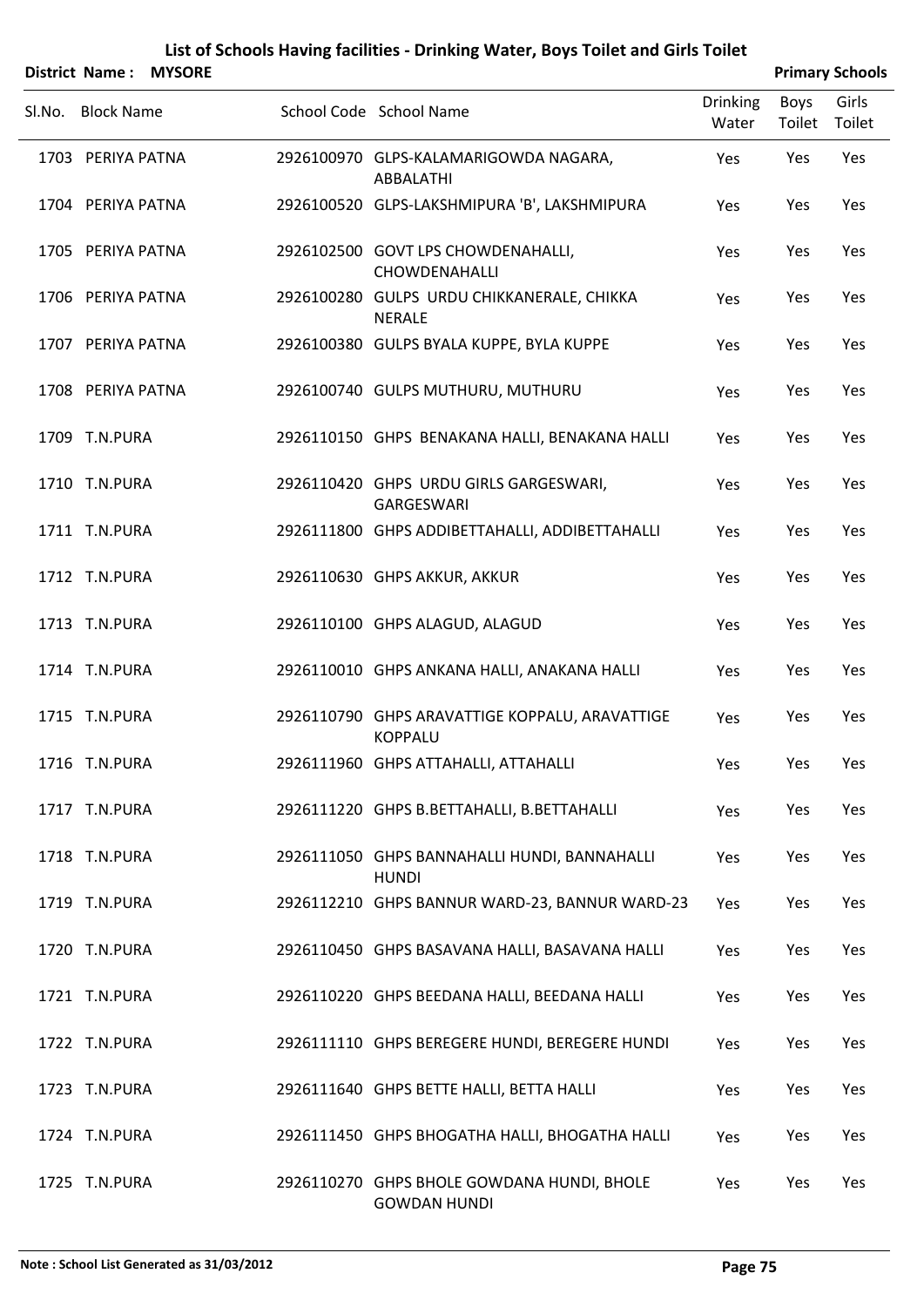# List of Schools Having facilities - Drinking Water, Boys Toilet and Girls Toilet

**District Name : MYSORE** **Primary Schools**

| Sl.No. | Block Name | School Code | School Name | Drinking Water | Boys Toilet | Girls Toilet |
|---|---|---|---|---|---|---|
| 1703 | PERIYA PATNA | 2926100970 | GLPS-KALAMARIGOWDA NAGARA, ABBALATHI | Yes | Yes | Yes |
| 1704 | PERIYA PATNA | 2926100520 | GLPS-LAKSHMIPURA 'B', LAKSHMIPURA | Yes | Yes | Yes |
| 1705 | PERIYA PATNA | 2926102500 | GOVT LPS CHOWDENAHALLI, CHOWDENAHALLI | Yes | Yes | Yes |
| 1706 | PERIYA PATNA | 2926100280 | GULPS URDU CHIKKANERALE, CHIKKA NERALE | Yes | Yes | Yes |
| 1707 | PERIYA PATNA | 2926100380 | GULPS BYALA KUPPE, BYLA KUPPE | Yes | Yes | Yes |
| 1708 | PERIYA PATNA | 2926100740 | GULPS MUTHURU, MUTHURU | Yes | Yes | Yes |
| 1709 | T.N.PURA | 2926110150 | GHPS BENAKANA HALLI, BENAKANA HALLI | Yes | Yes | Yes |
| 1710 | T.N.PURA | 2926110420 | GHPS URDU GIRLS GARGESWARI, GARGESWARI | Yes | Yes | Yes |
| 1711 | T.N.PURA | 2926111800 | GHPS ADDIBETTAHALLI, ADDIBETTAHALLI | Yes | Yes | Yes |
| 1712 | T.N.PURA | 2926110630 | GHPS AKKUR, AKKUR | Yes | Yes | Yes |
| 1713 | T.N.PURA | 2926110100 | GHPS ALAGUD, ALAGUD | Yes | Yes | Yes |
| 1714 | T.N.PURA | 2926110010 | GHPS ANKANA HALLI, ANAKANA HALLI | Yes | Yes | Yes |
| 1715 | T.N.PURA | 2926110790 | GHPS ARAVATTIGE KOPPALU, ARAVATTIGE KOPPALU | Yes | Yes | Yes |
| 1716 | T.N.PURA | 2926111960 | GHPS ATTAHALLI, ATTAHALLI | Yes | Yes | Yes |
| 1717 | T.N.PURA | 2926111220 | GHPS B.BETTAHALLI, B.BETTAHALLI | Yes | Yes | Yes |
| 1718 | T.N.PURA | 2926111050 | GHPS BANNAHALLI HUNDI, BANNAHALLI HUNDI | Yes | Yes | Yes |
| 1719 | T.N.PURA | 2926112210 | GHPS BANNUR WARD-23, BANNUR WARD-23 | Yes | Yes | Yes |
| 1720 | T.N.PURA | 2926110450 | GHPS BASAVANA HALLI, BASAVANA HALLI | Yes | Yes | Yes |
| 1721 | T.N.PURA | 2926110220 | GHPS BEEDANA HALLI, BEEDANA HALLI | Yes | Yes | Yes |
| 1722 | T.N.PURA | 2926111110 | GHPS BEREGERE HUNDI, BEREGERE HUNDI | Yes | Yes | Yes |
| 1723 | T.N.PURA | 2926111640 | GHPS BETTE HALLI, BETTA HALLI | Yes | Yes | Yes |
| 1724 | T.N.PURA | 2926111450 | GHPS BHOGATHA HALLI, BHOGATHA HALLI | Yes | Yes | Yes |
| 1725 | T.N.PURA | 2926110270 | GHPS BHOLE GOWDANA HUNDI, BHOLE GOWDAN HUNDI | Yes | Yes | Yes |

Note : School List Generated as 31/03/2012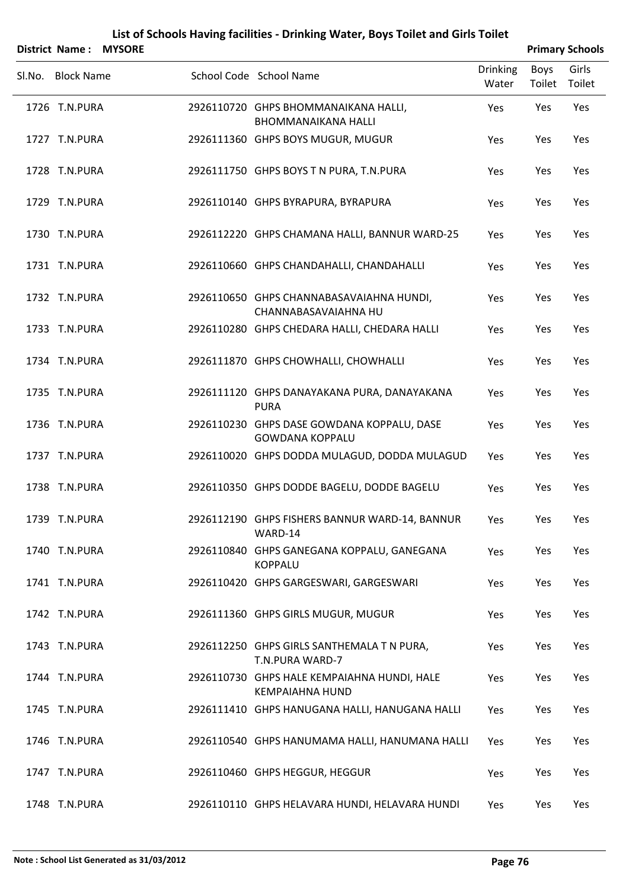# List of Schools Having facilities - Drinking Water, Boys Toilet and Girls Toilet

**District Name : MYSORE** **Primary Schools**

| Sl.No. | Block Name | School Code | School Name | Drinking Water | Boys Toilet | Girls Toilet |
|---|---|---|---|---|---|---|
| 1726 | T.N.PURA | 2926110720 | GHPS BHOMMANAIKANA HALLI, BHOMMANAIKANA HALLI | Yes | Yes | Yes |
| 1727 | T.N.PURA | 2926111360 | GHPS BOYS MUGUR, MUGUR | Yes | Yes | Yes |
| 1728 | T.N.PURA | 2926111750 | GHPS BOYS T N PURA, T.N.PURA | Yes | Yes | Yes |
| 1729 | T.N.PURA | 2926110140 | GHPS BYRAPURA, BYRAPURA | Yes | Yes | Yes |
| 1730 | T.N.PURA | 2926112220 | GHPS CHAMANA HALLI, BANNUR WARD-25 | Yes | Yes | Yes |
| 1731 | T.N.PURA | 2926110660 | GHPS CHANDAHALLI, CHANDAHALLI | Yes | Yes | Yes |
| 1732 | T.N.PURA | 2926110650 | GHPS CHANNABASAVAIAHNA HUNDI, CHANNABASAVAIAHNA HU | Yes | Yes | Yes |
| 1733 | T.N.PURA | 2926110280 | GHPS CHEDARA HALLI, CHEDARA HALLI | Yes | Yes | Yes |
| 1734 | T.N.PURA | 2926111870 | GHPS CHOWHALLI, CHOWHALLI | Yes | Yes | Yes |
| 1735 | T.N.PURA | 2926111120 | GHPS DANAYAKANA PURA, DANAYAKANA PURA | Yes | Yes | Yes |
| 1736 | T.N.PURA | 2926110230 | GHPS DASE GOWDANA KOPPALU, DASE GOWDANA KOPPALU | Yes | Yes | Yes |
| 1737 | T.N.PURA | 2926110020 | GHPS DODDA MULAGUD, DODDA MULAGUD | Yes | Yes | Yes |
| 1738 | T.N.PURA | 2926110350 | GHPS DODDE BAGELU, DODDE BAGELU | Yes | Yes | Yes |
| 1739 | T.N.PURA | 2926112190 | GHPS FISHERS BANNUR WARD-14, BANNUR WARD-14 | Yes | Yes | Yes |
| 1740 | T.N.PURA | 2926110840 | GHPS GANEGANA KOPPALU, GANEGANA KOPPALU | Yes | Yes | Yes |
| 1741 | T.N.PURA | 2926110420 | GHPS GARGESWARI, GARGESWARI | Yes | Yes | Yes |
| 1742 | T.N.PURA | 2926111360 | GHPS GIRLS MUGUR, MUGUR | Yes | Yes | Yes |
| 1743 | T.N.PURA | 2926112250 | GHPS GIRLS SANTHEMALA T N PURA, T.N.PURA WARD-7 | Yes | Yes | Yes |
| 1744 | T.N.PURA | 2926110730 | GHPS HALE KEMPAIAHNA HUNDI, HALE KEMPAIAHNA HUND | Yes | Yes | Yes |
| 1745 | T.N.PURA | 2926111410 | GHPS HANUGANA HALLI, HANUGANA HALLI | Yes | Yes | Yes |
| 1746 | T.N.PURA | 2926110540 | GHPS HANUMAMA HALLI, HANUMANA HALLI | Yes | Yes | Yes |
| 1747 | T.N.PURA | 2926110460 | GHPS HEGGUR, HEGGUR | Yes | Yes | Yes |
| 1748 | T.N.PURA | 2926110110 | GHPS HELAVARA HUNDI, HELAVARA HUNDI | Yes | Yes | Yes |

**Note : School List Generated as 31/03/2012**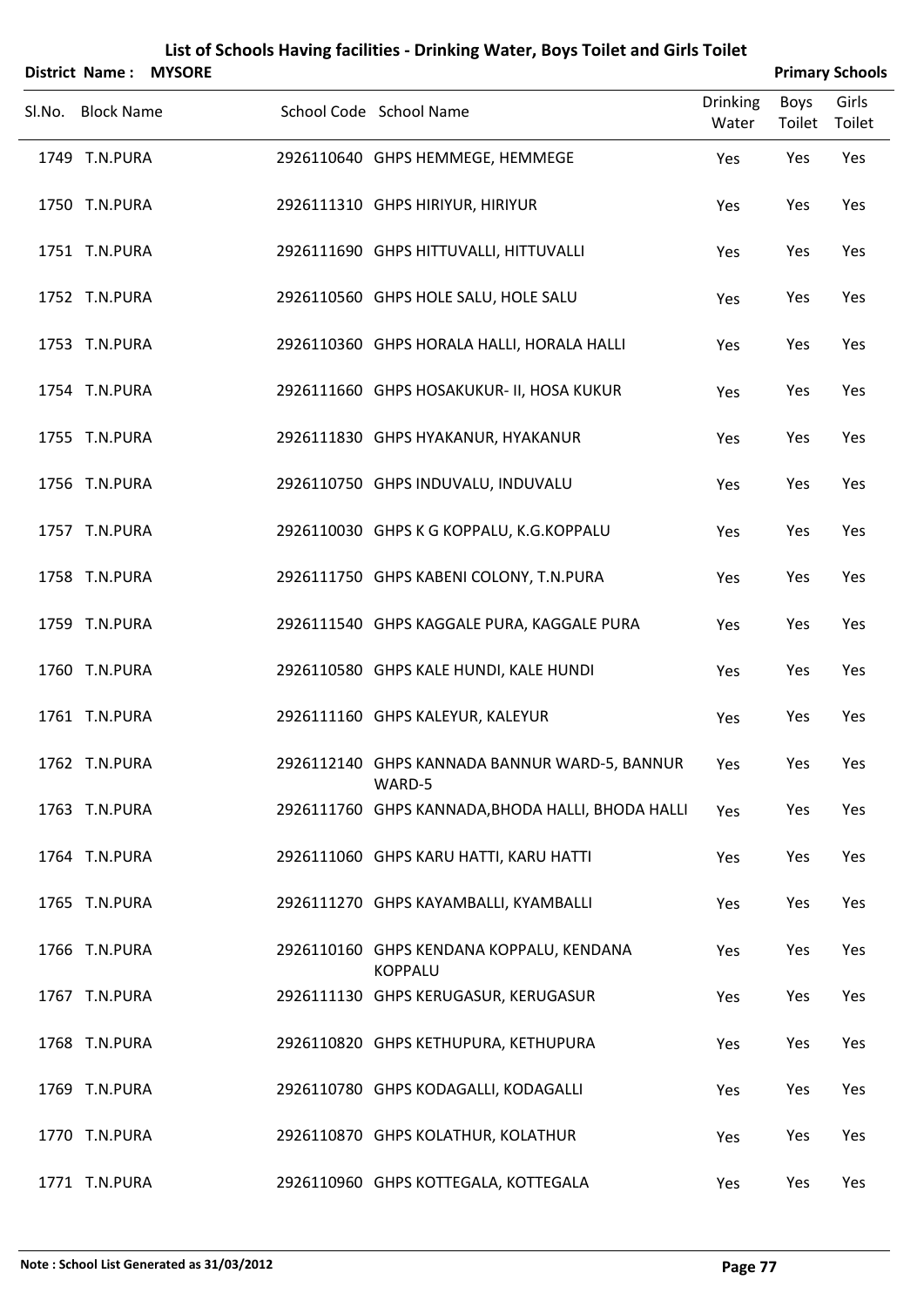# List of Schools Having facilities - Drinking Water, Boys Toilet and Girls Toilet

**District Name : MYSORE** **Primary Schools**

| Sl.No. | Block Name | School Code | School Name | Drinking Water | Boys Toilet | Girls Toilet |
|---|---|---|---|---|---|---|
| 1749 | T.N.PURA | 2926110640 | GHPS HEMMEGE, HEMMEGE | Yes | Yes | Yes |
| 1750 | T.N.PURA | 2926111310 | GHPS HIRIYUR, HIRIYUR | Yes | Yes | Yes |
| 1751 | T.N.PURA | 2926111690 | GHPS HITTUVALLI, HITTUVALLI | Yes | Yes | Yes |
| 1752 | T.N.PURA | 2926110560 | GHPS HOLE SALU, HOLE SALU | Yes | Yes | Yes |
| 1753 | T.N.PURA | 2926110360 | GHPS HORALA HALLI, HORALA HALLI | Yes | Yes | Yes |
| 1754 | T.N.PURA | 2926111660 | GHPS HOSAKUKUR- II, HOSA KUKUR | Yes | Yes | Yes |
| 1755 | T.N.PURA | 2926111830 | GHPS HYAKANUR, HYAKANUR | Yes | Yes | Yes |
| 1756 | T.N.PURA | 2926110750 | GHPS INDUVALU, INDUVALU | Yes | Yes | Yes |
| 1757 | T.N.PURA | 2926110030 | GHPS K G KOPPALU, K.G.KOPPALU | Yes | Yes | Yes |
| 1758 | T.N.PURA | 2926111750 | GHPS KABENI COLONY, T.N.PURA | Yes | Yes | Yes |
| 1759 | T.N.PURA | 2926111540 | GHPS KAGGALE PURA, KAGGALE PURA | Yes | Yes | Yes |
| 1760 | T.N.PURA | 2926110580 | GHPS KALE HUNDI, KALE HUNDI | Yes | Yes | Yes |
| 1761 | T.N.PURA | 2926111160 | GHPS KALEYUR, KALEYUR | Yes | Yes | Yes |
| 1762 | T.N.PURA | 2926112140 | GHPS KANNADA BANNUR WARD-5, BANNUR WARD-5 | Yes | Yes | Yes |
| 1763 | T.N.PURA | 2926111760 | GHPS KANNADA,BHODA HALLI, BHODA HALLI | Yes | Yes | Yes |
| 1764 | T.N.PURA | 2926111060 | GHPS KARU HATTI, KARU HATTI | Yes | Yes | Yes |
| 1765 | T.N.PURA | 2926111270 | GHPS KAYAMBALLI, KYAMBALLI | Yes | Yes | Yes |
| 1766 | T.N.PURA | 2926110160 | GHPS KENDANA KOPPALU, KENDANA KOPPALU | Yes | Yes | Yes |
| 1767 | T.N.PURA | 2926111130 | GHPS KERUGASUR, KERUGASUR | Yes | Yes | Yes |
| 1768 | T.N.PURA | 2926110820 | GHPS KETHUPURA, KETHUPURA | Yes | Yes | Yes |
| 1769 | T.N.PURA | 2926110780 | GHPS KODAGALLI, KODAGALLI | Yes | Yes | Yes |
| 1770 | T.N.PURA | 2926110870 | GHPS KOLATHUR, KOLATHUR | Yes | Yes | Yes |
| 1771 | T.N.PURA | 2926110960 | GHPS KOTTEGALA, KOTTEGALA | Yes | Yes | Yes |

**Note : School List Generated as 31/03/2012**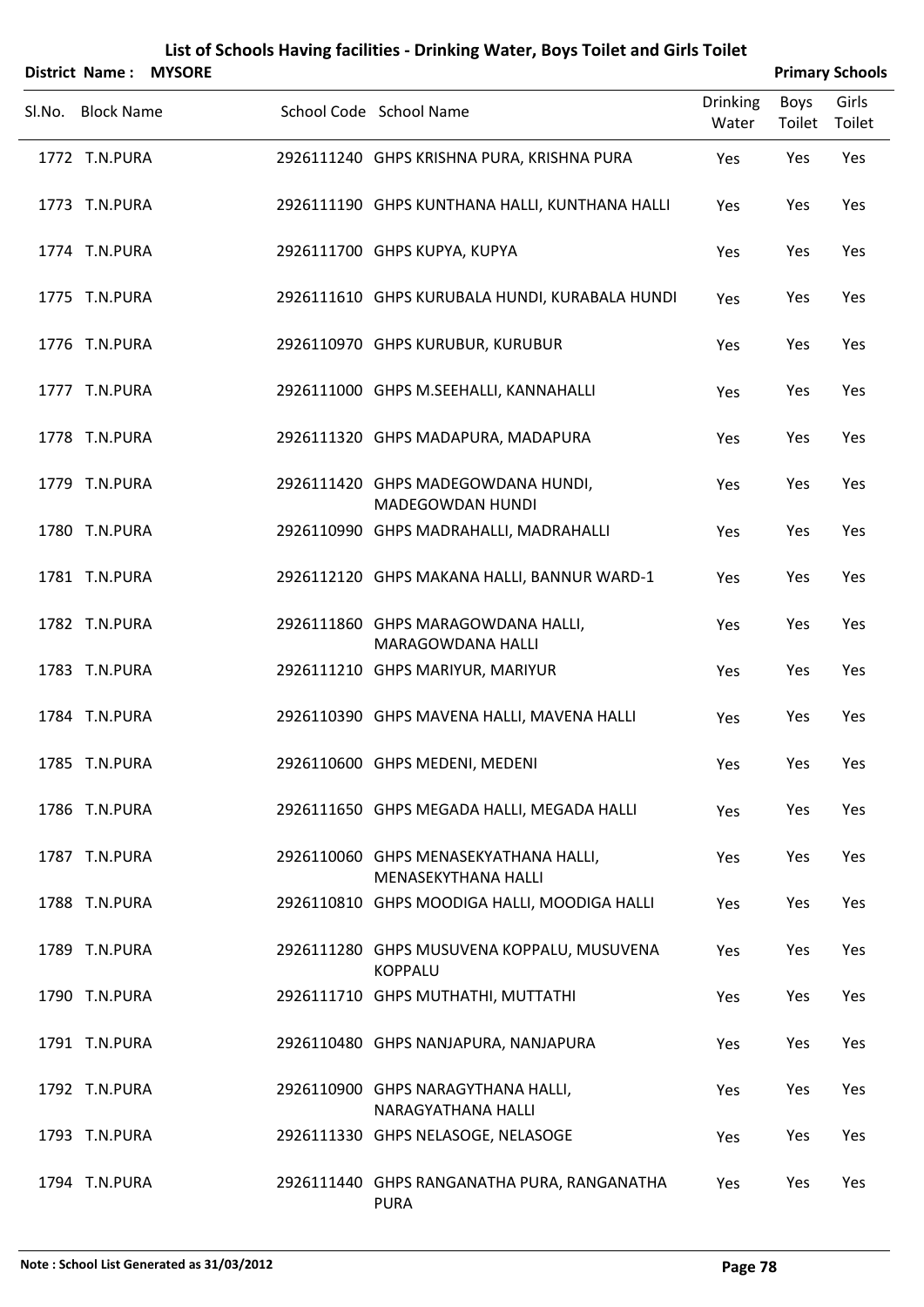# List of Schools Having facilities - Drinking Water, Boys Toilet and Girls Toilet

**District Name : MYSORE** **Primary Schools**

| Sl.No. | Block Name | School Code | School Name | Drinking Water | Boys Toilet | Girls Toilet |
|---|---|---|---|---|---|---|
| 1772 | T.N.PURA | 2926111240 | GHPS KRISHNA PURA, KRISHNA PURA | Yes | Yes | Yes |
| 1773 | T.N.PURA | 2926111190 | GHPS KUNTHANA HALLI, KUNTHANA HALLI | Yes | Yes | Yes |
| 1774 | T.N.PURA | 2926111700 | GHPS KUPYA, KUPYA | Yes | Yes | Yes |
| 1775 | T.N.PURA | 2926111610 | GHPS KURUBALA HUNDI, KURABALA HUNDI | Yes | Yes | Yes |
| 1776 | T.N.PURA | 2926110970 | GHPS KURUBUR, KURUBUR | Yes | Yes | Yes |
| 1777 | T.N.PURA | 2926111000 | GHPS M.SEEHALLI, KANNAHALLI | Yes | Yes | Yes |
| 1778 | T.N.PURA | 2926111320 | GHPS MADAPURA, MADAPURA | Yes | Yes | Yes |
| 1779 | T.N.PURA | 2926111420 | GHPS MADEGOWDANA HUNDI, MADEGOWDAN HUNDI | Yes | Yes | Yes |
| 1780 | T.N.PURA | 2926110990 | GHPS MADRAHALLI, MADRAHALLI | Yes | Yes | Yes |
| 1781 | T.N.PURA | 2926112120 | GHPS MAKANA HALLI, BANNUR WARD-1 | Yes | Yes | Yes |
| 1782 | T.N.PURA | 2926111860 | GHPS MARAGOWDANA HALLI, MARAGOWDANA HALLI | Yes | Yes | Yes |
| 1783 | T.N.PURA | 2926111210 | GHPS MARIYUR, MARIYUR | Yes | Yes | Yes |
| 1784 | T.N.PURA | 2926110390 | GHPS MAVENA HALLI, MAVENA HALLI | Yes | Yes | Yes |
| 1785 | T.N.PURA | 2926110600 | GHPS MEDENI, MEDENI | Yes | Yes | Yes |
| 1786 | T.N.PURA | 2926111650 | GHPS MEGADA HALLI, MEGADA HALLI | Yes | Yes | Yes |
| 1787 | T.N.PURA | 2926110060 | GHPS MENASEKYATHANA HALLI, MENASEKYATHANA HALLI | Yes | Yes | Yes |
| 1788 | T.N.PURA | 2926110810 | GHPS MOODIGA HALLI, MOODIGA HALLI | Yes | Yes | Yes |
| 1789 | T.N.PURA | 2926111280 | GHPS MUSUVENA KOPPALU, MUSUVENA KOPPALU | Yes | Yes | Yes |
| 1790 | T.N.PURA | 2926111710 | GHPS MUTHATHI, MUTTATHI | Yes | Yes | Yes |
| 1791 | T.N.PURA | 2926110480 | GHPS NANJAPURA, NANJAPURA | Yes | Yes | Yes |
| 1792 | T.N.PURA | 2926110900 | GHPS NARAGYTHANA HALLI, NARAGYATHANA HALLI | Yes | Yes | Yes |
| 1793 | T.N.PURA | 2926111330 | GHPS NELASOGE, NELASOGE | Yes | Yes | Yes |
| 1794 | T.N.PURA | 2926111440 | GHPS RANGANATHA PURA, RANGANATHA PURA | Yes | Yes | Yes |

**Note : School List Generated as 31/03/2012**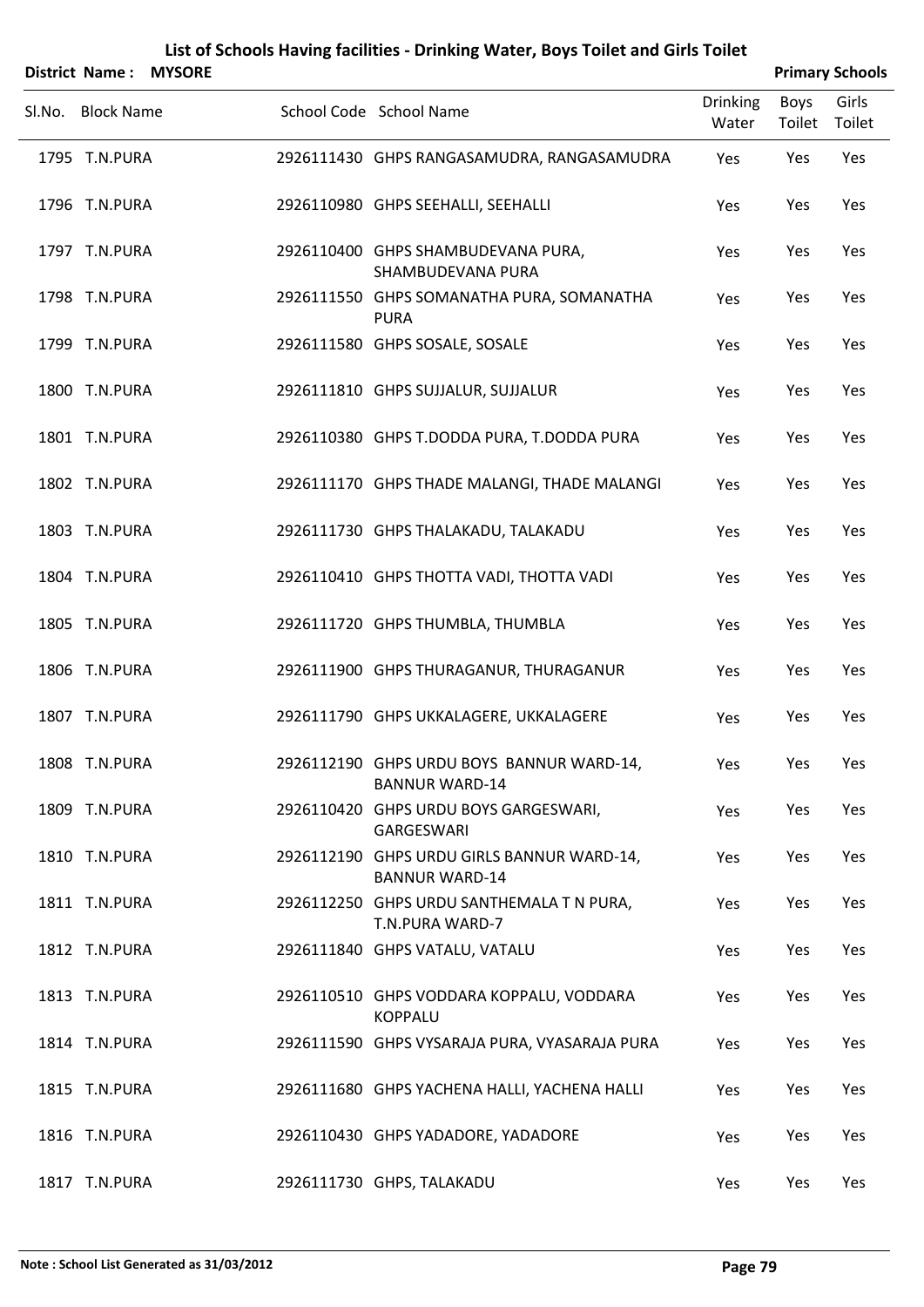# List of Schools Having facilities - Drinking Water, Boys Toilet and Girls Toilet

**District Name : MYSORE** **Primary Schools**

| Sl.No. | Block Name | School Code | School Name | Drinking Water | Boys Toilet | Girls Toilet |
|---|---|---|---|---|---|---|
| 1795 | T.N.PURA | 2926111430 | GHPS RANGASAMUDRA, RANGASAMUDRA | Yes | Yes | Yes |
| 1796 | T.N.PURA | 2926110980 | GHPS SEEHALLI, SEEHALLI | Yes | Yes | Yes |
| 1797 | T.N.PURA | 2926110400 | GHPS SHAMBUDEVANA PURA, SHAMBUDEVANA PURA | Yes | Yes | Yes |
| 1798 | T.N.PURA | 2926111550 | GHPS SOMANATHA PURA, SOMANATHA PURA | Yes | Yes | Yes |
| 1799 | T.N.PURA | 2926111580 | GHPS SOSALE, SOSALE | Yes | Yes | Yes |
| 1800 | T.N.PURA | 2926111810 | GHPS SUJJALUR, SUJJALUR | Yes | Yes | Yes |
| 1801 | T.N.PURA | 2926110380 | GHPS T.DODDA PURA, T.DODDA PURA | Yes | Yes | Yes |
| 1802 | T.N.PURA | 2926111170 | GHPS THADE MALANGI, THADE MALANGI | Yes | Yes | Yes |
| 1803 | T.N.PURA | 2926111730 | GHPS THALAKADU, TALAKADU | Yes | Yes | Yes |
| 1804 | T.N.PURA | 2926110410 | GHPS THOTTA VADI, THOTTA VADI | Yes | Yes | Yes |
| 1805 | T.N.PURA | 2926111720 | GHPS THUMBLA, THUMBLA | Yes | Yes | Yes |
| 1806 | T.N.PURA | 2926111900 | GHPS THURAGANUR, THURAGANUR | Yes | Yes | Yes |
| 1807 | T.N.PURA | 2926111790 | GHPS UKKALAGERE, UKKALAGERE | Yes | Yes | Yes |
| 1808 | T.N.PURA | 2926112190 | GHPS URDU BOYS BANNUR WARD-14, BANNUR WARD-14 | Yes | Yes | Yes |
| 1809 | T.N.PURA | 2926110420 | GHPS URDU BOYS GARGESWARI, GARGESWARI | Yes | Yes | Yes |
| 1810 | T.N.PURA | 2926112190 | GHPS URDU GIRLS BANNUR WARD-14, BANNUR WARD-14 | Yes | Yes | Yes |
| 1811 | T.N.PURA | 2926112250 | GHPS URDU SANTHEMALA T N PURA, T.N.PURA WARD-7 | Yes | Yes | Yes |
| 1812 | T.N.PURA | 2926111840 | GHPS VATALU, VATALU | Yes | Yes | Yes |
| 1813 | T.N.PURA | 2926110510 | GHPS VODDARA KOPPALU, VODDARA KOPPALU | Yes | Yes | Yes |
| 1814 | T.N.PURA | 2926111590 | GHPS VYSARAJA PURA, VYASARAJA PURA | Yes | Yes | Yes |
| 1815 | T.N.PURA | 2926111680 | GHPS YACHENA HALLI, YACHENA HALLI | Yes | Yes | Yes |
| 1816 | T.N.PURA | 2926110430 | GHPS YADADORE, YADADORE | Yes | Yes | Yes |
| 1817 | T.N.PURA | 2926111730 | GHPS, TALAKADU | Yes | Yes | Yes |

**Note : School List Generated as 31/03/2012**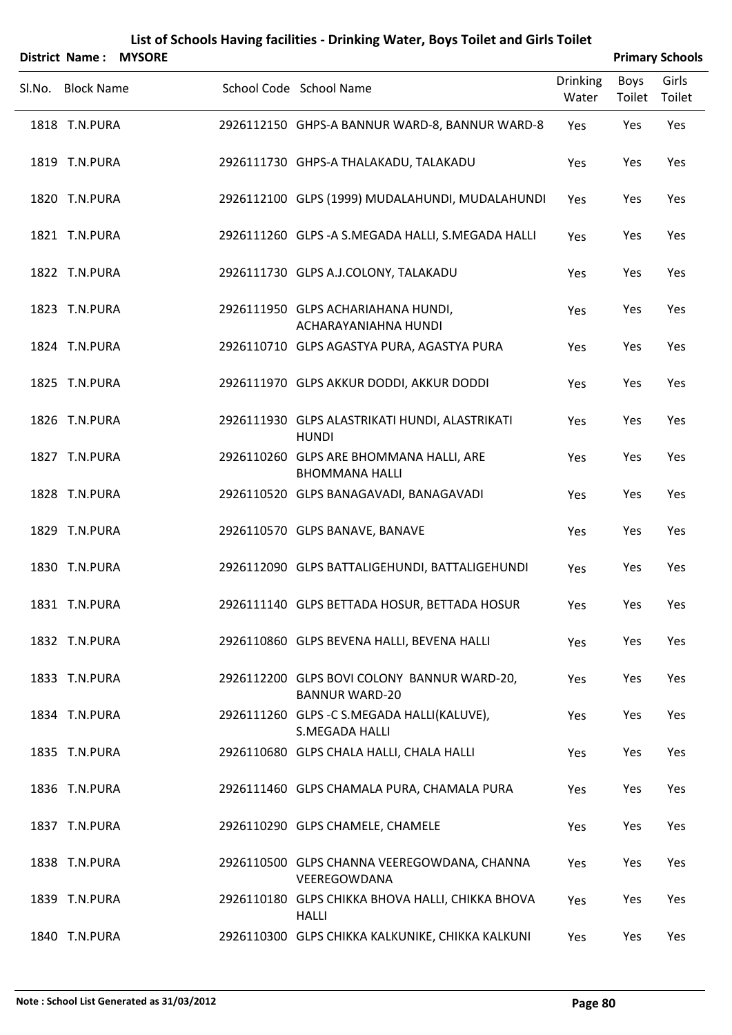# List of Schools Having facilities - Drinking Water, Boys Toilet and Girls Toilet

**District Name : MYSORE** **Primary Schools**

| Sl.No. | Block Name | School Code | School Name | Drinking Water | Boys Toilet | Girls Toilet |
|---|---|---|---|---|---|---|
| 1818 | T.N.PURA | 2926112150 | GHPS-A BANNUR WARD-8, BANNUR WARD-8 | Yes | Yes | Yes |
| 1819 | T.N.PURA | 2926111730 | GHPS-A THALAKADU, TALAKADU | Yes | Yes | Yes |
| 1820 | T.N.PURA | 2926112100 | GLPS (1999) MUDALAHUNDI, MUDALAHUNDI | Yes | Yes | Yes |
| 1821 | T.N.PURA | 2926111260 | GLPS -A S.MEGADA HALLI, S.MEGADA HALLI | Yes | Yes | Yes |
| 1822 | T.N.PURA | 2926111730 | GLPS A.J.COLONY, TALAKADU | Yes | Yes | Yes |
| 1823 | T.N.PURA | 2926111950 | GLPS ACHARIAHANA HUNDI, ACHARAYANIAHNA HUNDI | Yes | Yes | Yes |
| 1824 | T.N.PURA | 2926110710 | GLPS AGASTYA PURA, AGASTYA PURA | Yes | Yes | Yes |
| 1825 | T.N.PURA | 2926111970 | GLPS AKKUR DODDI, AKKUR DODDI | Yes | Yes | Yes |
| 1826 | T.N.PURA | 2926111930 | GLPS ALASTRIKATI HUNDI, ALASTRIKATI HUNDI | Yes | Yes | Yes |
| 1827 | T.N.PURA | 2926110260 | GLPS ARE BHOMMANA HALLI, ARE BHOMMANA HALLI | Yes | Yes | Yes |
| 1828 | T.N.PURA | 2926110520 | GLPS BANAGAVADI, BANAGAVADI | Yes | Yes | Yes |
| 1829 | T.N.PURA | 2926110570 | GLPS BANAVE, BANAVE | Yes | Yes | Yes |
| 1830 | T.N.PURA | 2926112090 | GLPS BATTALIGEHUNDI, BATTALIGEHUNDI | Yes | Yes | Yes |
| 1831 | T.N.PURA | 2926111140 | GLPS BETTADA HOSUR, BETTADA HOSUR | Yes | Yes | Yes |
| 1832 | T.N.PURA | 2926110860 | GLPS BEVENA HALLI, BEVENA HALLI | Yes | Yes | Yes |
| 1833 | T.N.PURA | 2926112200 | GLPS BOVI COLONY BANNUR WARD-20, BANNUR WARD-20 | Yes | Yes | Yes |
| 1834 | T.N.PURA | 2926111260 | GLPS -C S.MEGADA HALLI(KALUVE), S.MEGADA HALLI | Yes | Yes | Yes |
| 1835 | T.N.PURA | 2926110680 | GLPS CHALA HALLI, CHALA HALLI | Yes | Yes | Yes |
| 1836 | T.N.PURA | 2926111460 | GLPS CHAMALA PURA, CHAMALA PURA | Yes | Yes | Yes |
| 1837 | T.N.PURA | 2926110290 | GLPS CHAMELE, CHAMELE | Yes | Yes | Yes |
| 1838 | T.N.PURA | 2926110500 | GLPS CHANNA VEEREGOWDANA, CHANNA VEEREGOWDANA | Yes | Yes | Yes |
| 1839 | T.N.PURA | 2926110180 | GLPS CHIKKA BHOVA HALLI, CHIKKA BHOVA HALLI | Yes | Yes | Yes |
| 1840 | T.N.PURA | 2926110300 | GLPS CHIKKA KALKUNIKE, CHIKKA KALKUNI | Yes | Yes | Yes |

**Note : School List Generated as 31/03/2012**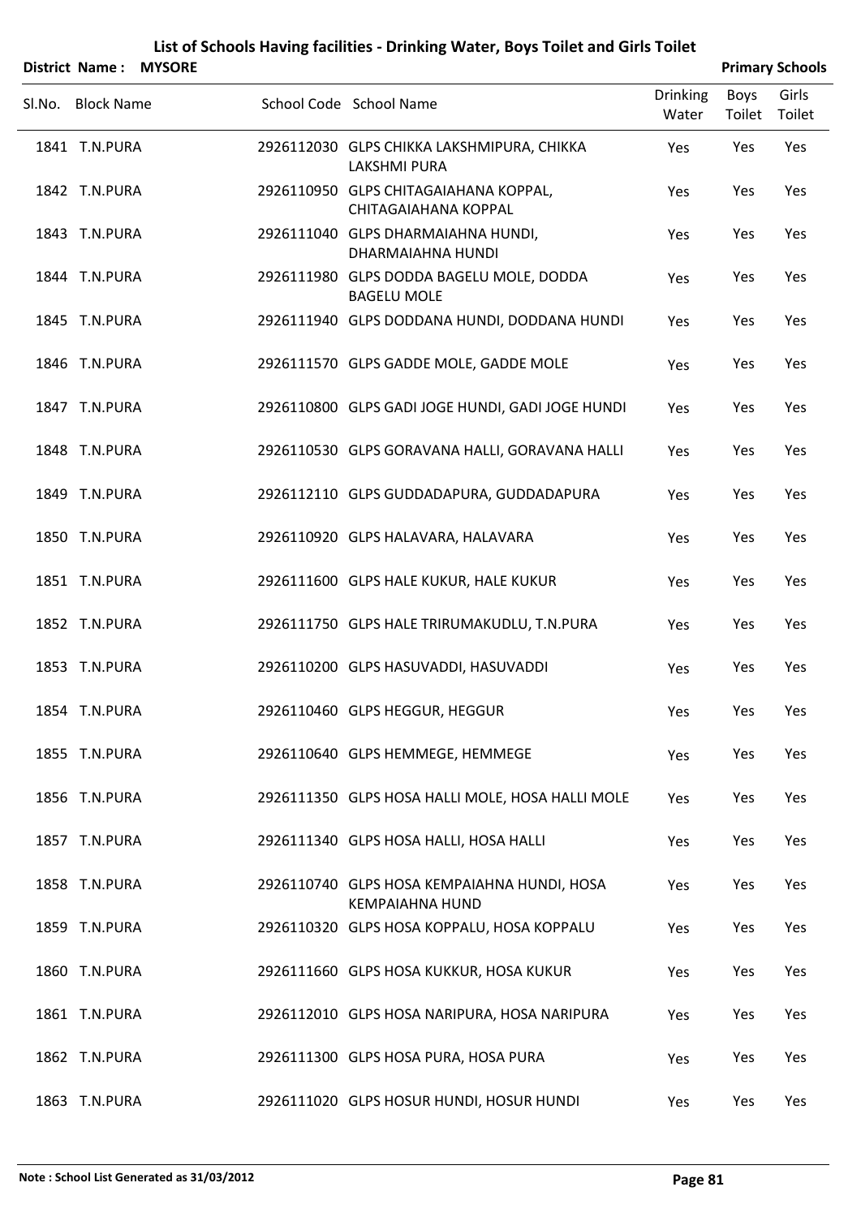# List of Schools Having facilities - Drinking Water, Boys Toilet and Girls Toilet

**District Name : MYSORE** **Primary Schools**

| Sl.No. | Block Name | School Code | School Name | Drinking Water | Boys Toilet | Girls Toilet |
|---|---|---|---|---|---|---|
| 1841 | T.N.PURA | 2926112030 | GLPS CHIKKA LAKSHMIPURA, CHIKKA LAKSHMI PURA | Yes | Yes | Yes |
| 1842 | T.N.PURA | 2926110950 | GLPS CHITAGAIAHANA KOPPAL, CHITAGAIAHANA KOPPAL | Yes | Yes | Yes |
| 1843 | T.N.PURA | 2926111040 | GLPS DHARMAIAHNA HUNDI, DHARMAIAHNA HUNDI | Yes | Yes | Yes |
| 1844 | T.N.PURA | 2926111980 | GLPS DODDA BAGELU MOLE, DODDA BAGELU MOLE | Yes | Yes | Yes |
| 1845 | T.N.PURA | 2926111940 | GLPS DODDANA HUNDI, DODDANA HUNDI | Yes | Yes | Yes |
| 1846 | T.N.PURA | 2926111570 | GLPS GADDE MOLE, GADDE MOLE | Yes | Yes | Yes |
| 1847 | T.N.PURA | 2926110800 | GLPS GADI JOGE HUNDI, GADI JOGE HUNDI | Yes | Yes | Yes |
| 1848 | T.N.PURA | 2926110530 | GLPS GORAVANA HALLI, GORAVANA HALLI | Yes | Yes | Yes |
| 1849 | T.N.PURA | 2926112110 | GLPS GUDDADAPURA, GUDDADAPURA | Yes | Yes | Yes |
| 1850 | T.N.PURA | 2926110920 | GLPS HALAVARA, HALAVARA | Yes | Yes | Yes |
| 1851 | T.N.PURA | 2926111600 | GLPS HALE KUKUR, HALE KUKUR | Yes | Yes | Yes |
| 1852 | T.N.PURA | 2926111750 | GLPS HALE TRIRUMAKUDLU, T.N.PURA | Yes | Yes | Yes |
| 1853 | T.N.PURA | 2926110200 | GLPS HASUVADDI, HASUVADDI | Yes | Yes | Yes |
| 1854 | T.N.PURA | 2926110460 | GLPS HEGGUR, HEGGUR | Yes | Yes | Yes |
| 1855 | T.N.PURA | 2926110640 | GLPS HEMMEGE, HEMMEGE | Yes | Yes | Yes |
| 1856 | T.N.PURA | 2926111350 | GLPS HOSA HALLI MOLE, HOSA HALLI MOLE | Yes | Yes | Yes |
| 1857 | T.N.PURA | 2926111340 | GLPS HOSA HALLI, HOSA HALLI | Yes | Yes | Yes |
| 1858 | T.N.PURA | 2926110740 | GLPS HOSA KEMPAIAHNA HUNDI, HOSA KEMPAIAHNA HUND | Yes | Yes | Yes |
| 1859 | T.N.PURA | 2926110320 | GLPS HOSA KOPPALU, HOSA KOPPALU | Yes | Yes | Yes |
| 1860 | T.N.PURA | 2926111660 | GLPS HOSA KUKKUR, HOSA KUKUR | Yes | Yes | Yes |
| 1861 | T.N.PURA | 2926112010 | GLPS HOSA NARIPURA, HOSA NARIPURA | Yes | Yes | Yes |
| 1862 | T.N.PURA | 2926111300 | GLPS HOSA PURA, HOSA PURA | Yes | Yes | Yes |
| 1863 | T.N.PURA | 2926111020 | GLPS HOSUR HUNDI, HOSUR HUNDI | Yes | Yes | Yes |

**Note : School List Generated as 31/03/2012**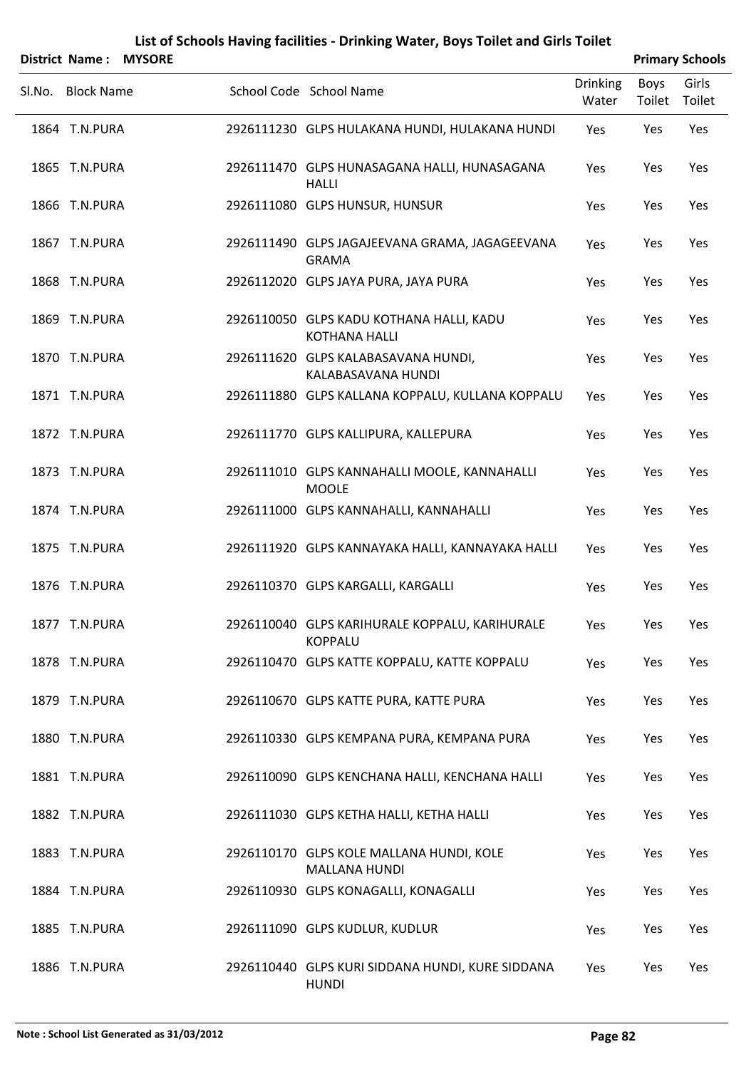# List of Schools Having facilities - Drinking Water, Boys Toilet and Girls Toilet

**District Name : MYSORE** **Primary Schools**

| Sl.No. | Block Name | School Code | School Name | Drinking Water | Boys Toilet | Girls Toilet |
|---|---|---|---|---|---|---|
| 1864 | T.N.PURA | 2926111230 | GLPS HULAKANA HUNDI, HULAKANA HUNDI | Yes | Yes | Yes |
| 1865 | T.N.PURA | 2926111470 | GLPS HUNASAGANA HALLI, HUNASAGANA HALLI | Yes | Yes | Yes |
| 1866 | T.N.PURA | 2926111080 | GLPS HUNSUR, HUNSUR | Yes | Yes | Yes |
| 1867 | T.N.PURA | 2926111490 | GLPS JAGAJEEVANA GRAMA, JAGAGEEVANA GRAMA | Yes | Yes | Yes |
| 1868 | T.N.PURA | 2926112020 | GLPS JAYA PURA, JAYA PURA | Yes | Yes | Yes |
| 1869 | T.N.PURA | 2926110050 | GLPS KADU KOTHANA HALLI, KADU KOTHANA HALLI | Yes | Yes | Yes |
| 1870 | T.N.PURA | 2926111620 | GLPS KALABASAVANA HUNDI, KALABASAVANA HUNDI | Yes | Yes | Yes |
| 1871 | T.N.PURA | 2926111880 | GLPS KALLANA KOPPALU, KULLANA KOPPALU | Yes | Yes | Yes |
| 1872 | T.N.PURA | 2926111770 | GLPS KALLIPURA, KALLEPURA | Yes | Yes | Yes |
| 1873 | T.N.PURA | 2926111010 | GLPS KANNAHALLI MOOLE, KANNAHALLI MOOLE | Yes | Yes | Yes |
| 1874 | T.N.PURA | 2926111000 | GLPS KANNAHALLI, KANNAHALLI | Yes | Yes | Yes |
| 1875 | T.N.PURA | 2926111920 | GLPS KANNAYAKA HALLI, KANNAYAKA HALLI | Yes | Yes | Yes |
| 1876 | T.N.PURA | 2926110370 | GLPS KARGALLI, KARGALLI | Yes | Yes | Yes |
| 1877 | T.N.PURA | 2926110040 | GLPS KARIHURALE KOPPALU, KARIHURALE KOPPALU | Yes | Yes | Yes |
| 1878 | T.N.PURA | 2926110470 | GLPS KATTE KOPPALU, KATTE KOPPALU | Yes | Yes | Yes |
| 1879 | T.N.PURA | 2926110670 | GLPS KATTE PURA, KATTE PURA | Yes | Yes | Yes |
| 1880 | T.N.PURA | 2926110330 | GLPS KEMPANA PURA, KEMPANA PURA | Yes | Yes | Yes |
| 1881 | T.N.PURA | 2926110090 | GLPS KENCHANA HALLI, KENCHANA HALLI | Yes | Yes | Yes |
| 1882 | T.N.PURA | 2926111030 | GLPS KETHA HALLI, KETHA HALLI | Yes | Yes | Yes |
| 1883 | T.N.PURA | 2926110170 | GLPS KOLE MALLANA HUNDI, KOLE MALLANA HUNDI | Yes | Yes | Yes |
| 1884 | T.N.PURA | 2926110930 | GLPS KONAGALLI, KONAGALLI | Yes | Yes | Yes |
| 1885 | T.N.PURA | 2926111090 | GLPS KUDLUR, KUDLUR | Yes | Yes | Yes |
| 1886 | T.N.PURA | 2926110440 | GLPS KURI SIDDANA HUNDI, KURE SIDDANA HUNDI | Yes | Yes | Yes |

Note : School List Generated as 31/03/2012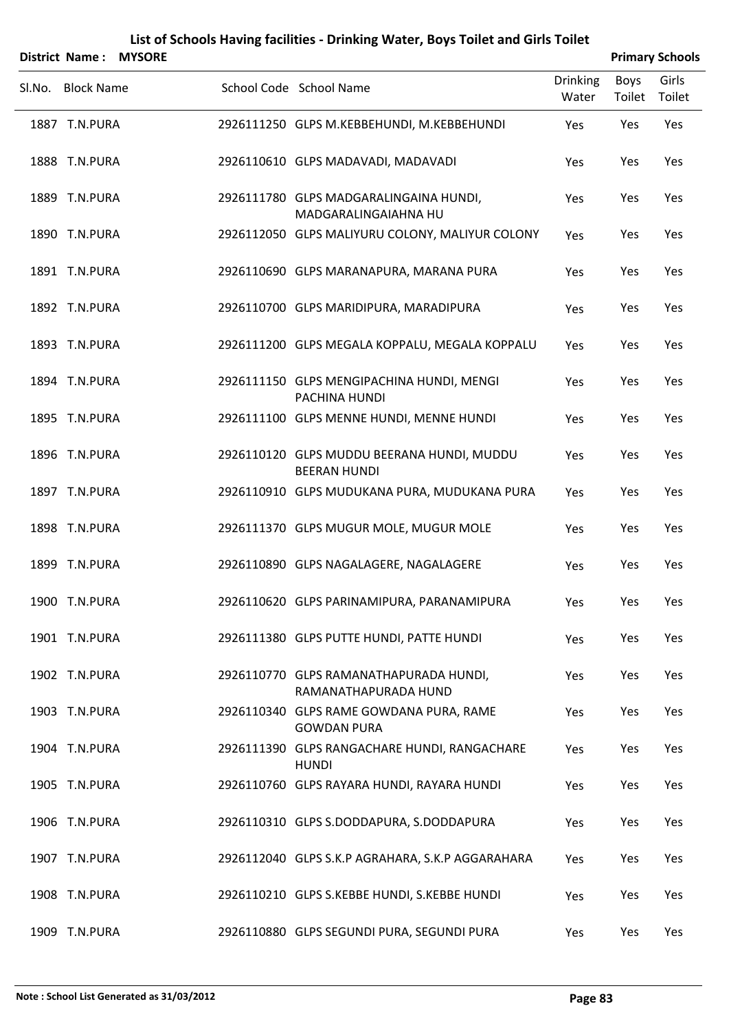# List of Schools Having facilities - Drinking Water, Boys Toilet and Girls Toilet

**District Name : MYSORE** **Primary Schools**

| Sl.No. | Block Name | School Code | School Name | Drinking Water | Boys Toilet | Girls Toilet |
|---|---|---|---|---|---|---|
| 1887 | T.N.PURA | 2926111250 | GLPS M.KEBBEHUNDI, M.KEBBEHUNDI | Yes | Yes | Yes |
| 1888 | T.N.PURA | 2926110610 | GLPS MADAVADI, MADAVADI | Yes | Yes | Yes |
| 1889 | T.N.PURA | 2926111780 | GLPS MADGARALINGAINA HUNDI, MADGARALINGAIAHNA HU | Yes | Yes | Yes |
| 1890 | T.N.PURA | 2926112050 | GLPS MALIYURU COLONY, MALIYUR COLONY | Yes | Yes | Yes |
| 1891 | T.N.PURA | 2926110690 | GLPS MARANAPURA, MARANA PURA | Yes | Yes | Yes |
| 1892 | T.N.PURA | 2926110700 | GLPS MARIDIPURA, MARADIPURA | Yes | Yes | Yes |
| 1893 | T.N.PURA | 2926111200 | GLPS MEGALA KOPPALU, MEGALA KOPPALU | Yes | Yes | Yes |
| 1894 | T.N.PURA | 2926111150 | GLPS MENGIPACHINA HUNDI, MENGI PACHINA HUNDI | Yes | Yes | Yes |
| 1895 | T.N.PURA | 2926111100 | GLPS MENNE HUNDI, MENNE HUNDI | Yes | Yes | Yes |
| 1896 | T.N.PURA | 2926110120 | GLPS MUDDU BEERANA HUNDI, MUDDU BEERAN HUNDI | Yes | Yes | Yes |
| 1897 | T.N.PURA | 2926110910 | GLPS MUDUKANA PURA, MUDUKANA PURA | Yes | Yes | Yes |
| 1898 | T.N.PURA | 2926111370 | GLPS MUGUR MOLE, MUGUR MOLE | Yes | Yes | Yes |
| 1899 | T.N.PURA | 2926110890 | GLPS NAGALAGERE, NAGALAGERE | Yes | Yes | Yes |
| 1900 | T.N.PURA | 2926110620 | GLPS PARINAMIPURA, PARANAMIPURA | Yes | Yes | Yes |
| 1901 | T.N.PURA | 2926111380 | GLPS PUTTE HUNDI, PATTE HUNDI | Yes | Yes | Yes |
| 1902 | T.N.PURA | 2926110770 | GLPS RAMANATHAPURADA HUNDI, RAMANATHAPURADA HUND | Yes | Yes | Yes |
| 1903 | T.N.PURA | 2926110340 | GLPS RAME GOWDANA PURA, RAME GOWDAN PURA | Yes | Yes | Yes |
| 1904 | T.N.PURA | 2926111390 | GLPS RANGACHARE HUNDI, RANGACHARE HUNDI | Yes | Yes | Yes |
| 1905 | T.N.PURA | 2926110760 | GLPS RAYARA HUNDI, RAYARA HUNDI | Yes | Yes | Yes |
| 1906 | T.N.PURA | 2926110310 | GLPS S.DODDAPURA, S.DODDAPURA | Yes | Yes | Yes |
| 1907 | T.N.PURA | 2926112040 | GLPS S.K.P AGRAHARA, S.K.P AGGARAHARA | Yes | Yes | Yes |
| 1908 | T.N.PURA | 2926110210 | GLPS S.KEBBE HUNDI, S.KEBBE HUNDI | Yes | Yes | Yes |
| 1909 | T.N.PURA | 2926110880 | GLPS SEGUNDI PURA, SEGUNDI PURA | Yes | Yes | Yes |

**Note : School List Generated as 31/03/2012**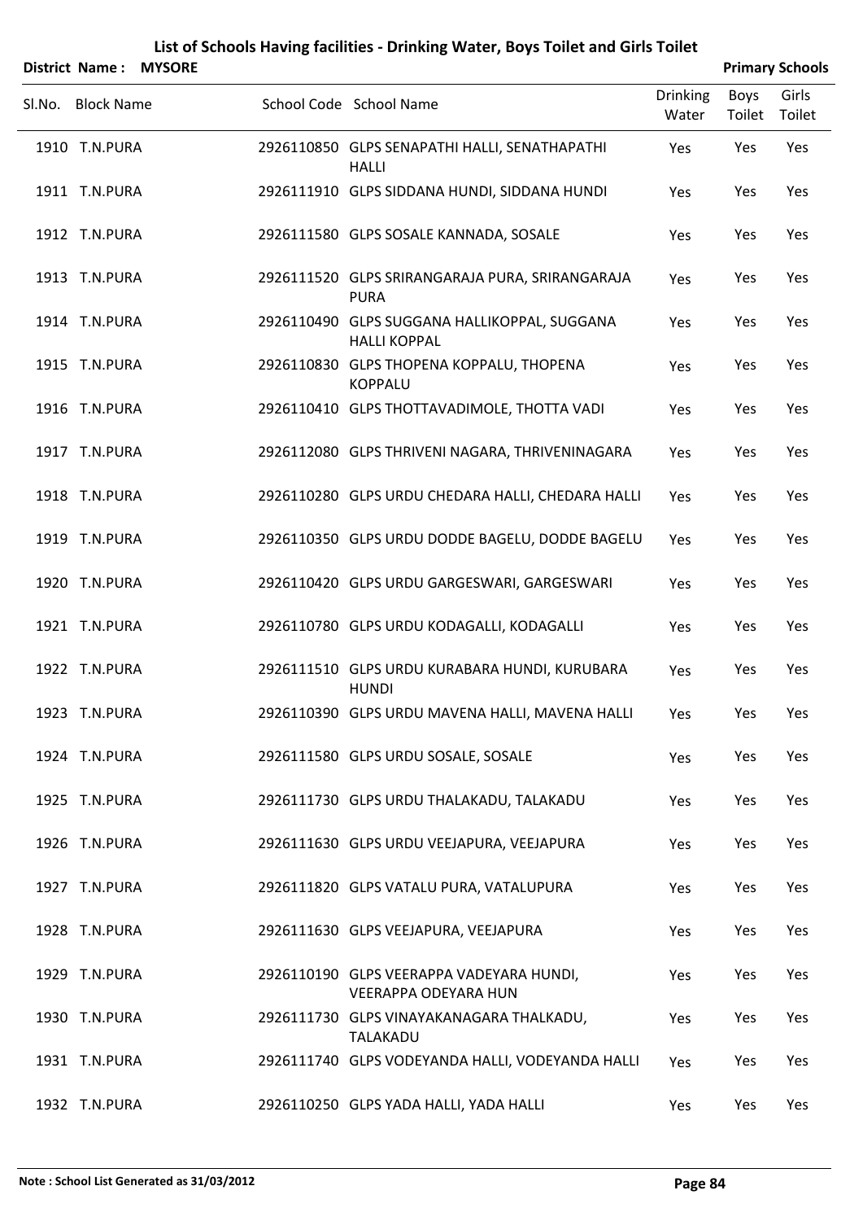# List of Schools Having facilities - Drinking Water, Boys Toilet and Girls Toilet

**District Name : MYSORE** **Primary Schools**

| Sl.No. | Block Name | School Code | School Name | Drinking Water | Boys Toilet | Girls Toilet |
|---|---|---|---|---|---|---|
| 1910 | T.N.PURA | 2926110850 | GLPS SENAPATHI HALLI, SENATHAPATHI HALLI | Yes | Yes | Yes |
| 1911 | T.N.PURA | 2926111910 | GLPS SIDDANA HUNDI, SIDDANA HUNDI | Yes | Yes | Yes |
| 1912 | T.N.PURA | 2926111580 | GLPS SOSALE KANNADA, SOSALE | Yes | Yes | Yes |
| 1913 | T.N.PURA | 2926111520 | GLPS SRIRANGARAJA PURA, SRIRANGARAJA PURA | Yes | Yes | Yes |
| 1914 | T.N.PURA | 2926110490 | GLPS SUGGANA HALLIKOPPAL, SUGGANA HALLI KOPPAL | Yes | Yes | Yes |
| 1915 | T.N.PURA | 2926110830 | GLPS THOPENA KOPPALU, THOPENA KOPPALU | Yes | Yes | Yes |
| 1916 | T.N.PURA | 2926110410 | GLPS THOTTAVADIMOLE, THOTTA VADI | Yes | Yes | Yes |
| 1917 | T.N.PURA | 2926112080 | GLPS THRIVENI NAGARA, THRIVENINAGARA | Yes | Yes | Yes |
| 1918 | T.N.PURA | 2926110280 | GLPS URDU CHEDARA HALLI, CHEDARA HALLI | Yes | Yes | Yes |
| 1919 | T.N.PURA | 2926110350 | GLPS URDU DODDE BAGELU, DODDE BAGELU | Yes | Yes | Yes |
| 1920 | T.N.PURA | 2926110420 | GLPS URDU GARGESWARI, GARGESWARI | Yes | Yes | Yes |
| 1921 | T.N.PURA | 2926110780 | GLPS URDU KODAGALLI, KODAGALLI | Yes | Yes | Yes |
| 1922 | T.N.PURA | 2926111510 | GLPS URDU KURABARA HUNDI, KURUBARA HUNDI | Yes | Yes | Yes |
| 1923 | T.N.PURA | 2926110390 | GLPS URDU MAVENA HALLI, MAVENA HALLI | Yes | Yes | Yes |
| 1924 | T.N.PURA | 2926111580 | GLPS URDU SOSALE, SOSALE | Yes | Yes | Yes |
| 1925 | T.N.PURA | 2926111730 | GLPS URDU THALAKADU, TALAKADU | Yes | Yes | Yes |
| 1926 | T.N.PURA | 2926111630 | GLPS URDU VEEJAPURA, VEEJAPURA | Yes | Yes | Yes |
| 1927 | T.N.PURA | 2926111820 | GLPS VATALU PURA, VATALUPURA | Yes | Yes | Yes |
| 1928 | T.N.PURA | 2926111630 | GLPS VEEJAPURA, VEEJAPURA | Yes | Yes | Yes |
| 1929 | T.N.PURA | 2926110190 | GLPS VEERAPPA VADEYARA HUNDI, VEERAPPA ODEYARA HUN | Yes | Yes | Yes |
| 1930 | T.N.PURA | 2926111730 | GLPS VINAYAKANAGARA THALKADU, TALAKADU | Yes | Yes | Yes |
| 1931 | T.N.PURA | 2926111740 | GLPS VODEYANDA HALLI, VODEYANDA HALLI | Yes | Yes | Yes |
| 1932 | T.N.PURA | 2926110250 | GLPS YADA HALLI, YADA HALLI | Yes | Yes | Yes |

**Note : School List Generated as 31/03/2012**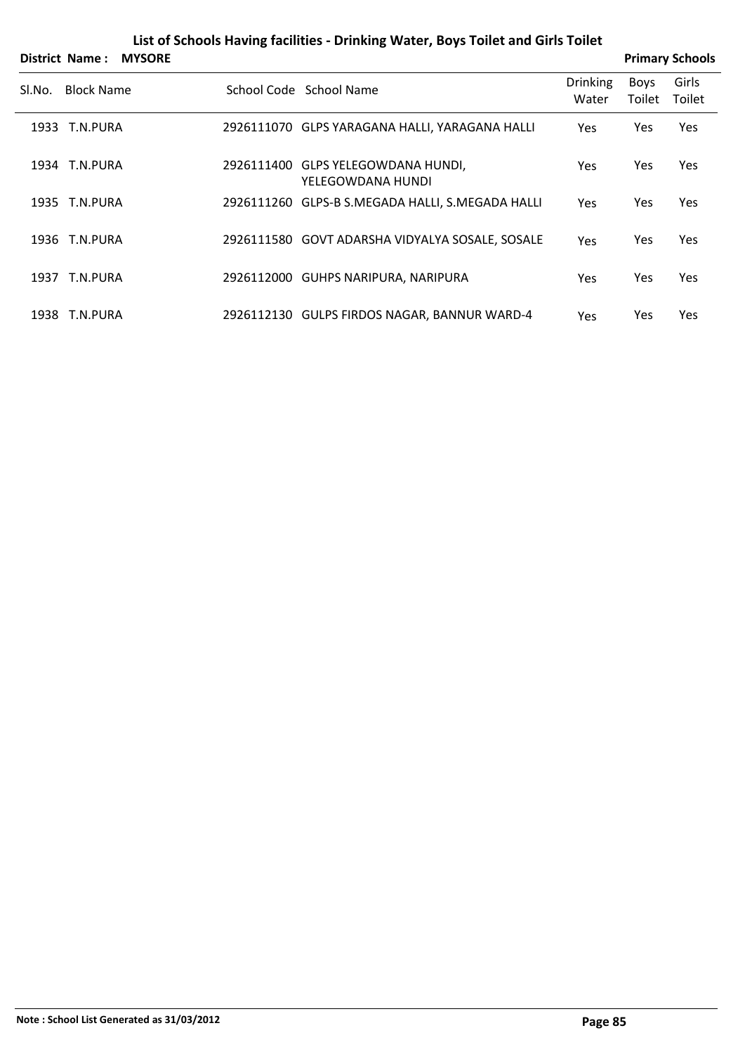# List of Schools Having facilities - Drinking Water, Boys Toilet and Girls Toilet

**District Name : MYSORE** **Primary Schools**

| Sl.No. | Block Name | School Code | School Name | Drinking Water | Boys Toilet | Girls Toilet |
|---|---|---|---|---|---|---|
| 1933 | T.N.PURA | 2926111070 | GLPS YARAGANA HALLI, YARAGANA HALLI | Yes | Yes | Yes |
| 1934 | T.N.PURA | 2926111400 | GLPS YELEGOWDANA HUNDI, YELEGOWDANA HUNDI | Yes | Yes | Yes |
| 1935 | T.N.PURA | 2926111260 | GLPS-B S.MEGADA HALLI, S.MEGADA HALLI | Yes | Yes | Yes |
| 1936 | T.N.PURA | 2926111580 | GOVT ADARSHA VIDYALYA SOSALE, SOSALE | Yes | Yes | Yes |
| 1937 | T.N.PURA | 2926112000 | GUHPS NARIPURA, NARIPURA | Yes | Yes | Yes |
| 1938 | T.N.PURA | 2926112130 | GULPS FIRDOS NAGAR, BANNUR WARD-4 | Yes | Yes | Yes |

**Note : School List Generated as 31/03/2012**